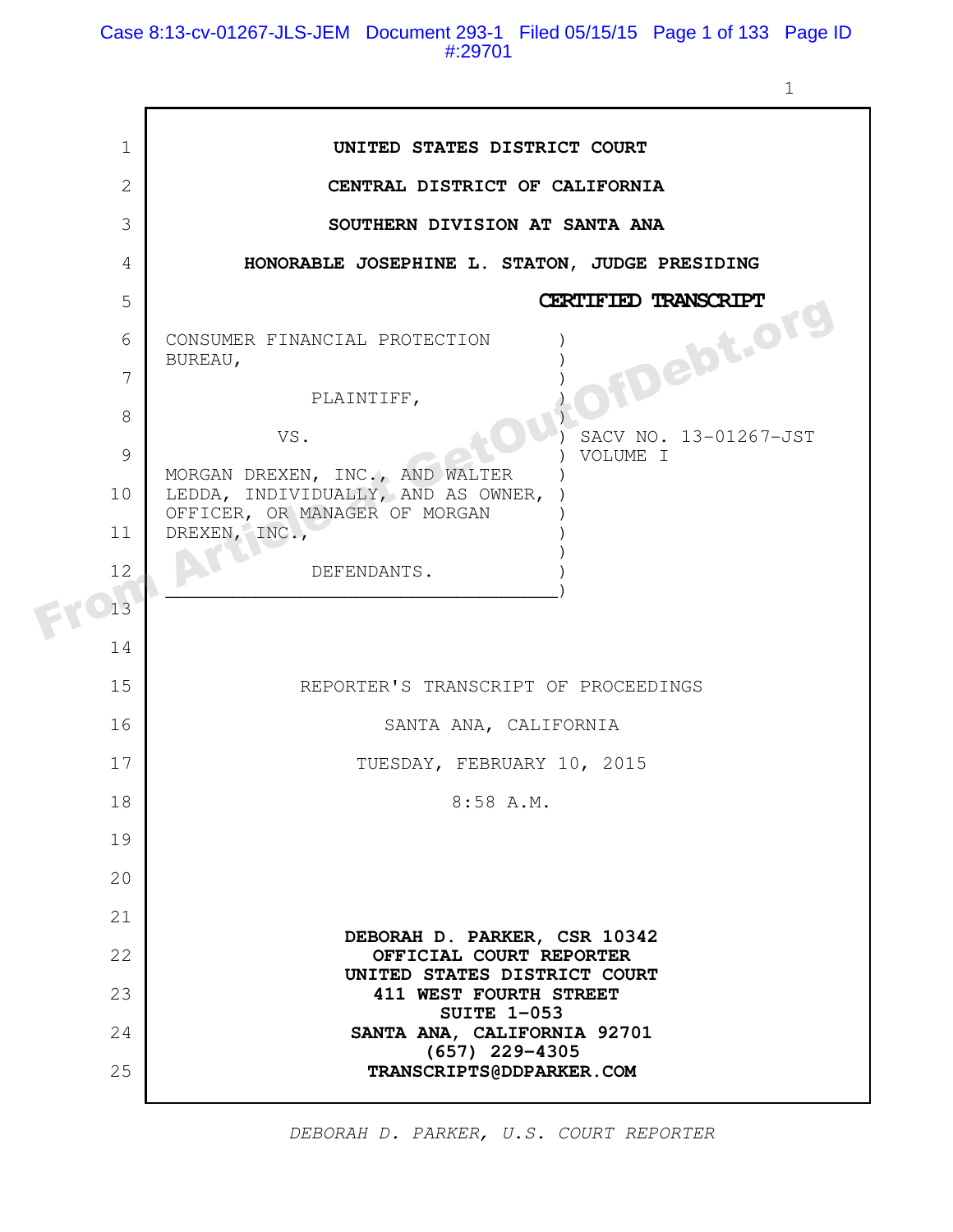**UNITED STATES DISTRICT COURT**

**CENTRAL DISTRICT OF CALIFORNIA**

**SOUTHERN DIVISION AT SANTA ANA**

**HONORABLE JOSEPHINE L. STATON, JUDGE PRESIDING**

**CERTIFIED TRANSCRIPT**

CONSUMER FINANCIAL PROTECTION BUREAU,

PLAINTIFF,

VS.

MORGAN DREXEN, INC., AND WALTER LEDDA, INDIVIDUALLY, AND AS OWNER, OFFICER, OR MANAGER OF MORGAN DREXEN, INC.,

DEFENDANTS.

SACV NO. 13-01267-JST
VOLUME I

REPORTER'S TRANSCRIPT OF PROCEEDINGS

SANTA ANA, CALIFORNIA

TUESDAY, FEBRUARY 10, 2015

8:58 A.M.

**DEBORAH D. PARKER, CSR 10342**
**OFFICIAL COURT REPORTER**
**UNITED STATES DISTRICT COURT**
**411 WEST FOURTH STREET**
**SUITE 1-053**
**SANTA ANA, CALIFORNIA 92701**
**(657) 229-4305**
**TRANSCRIPTS@DDPARKER.COM**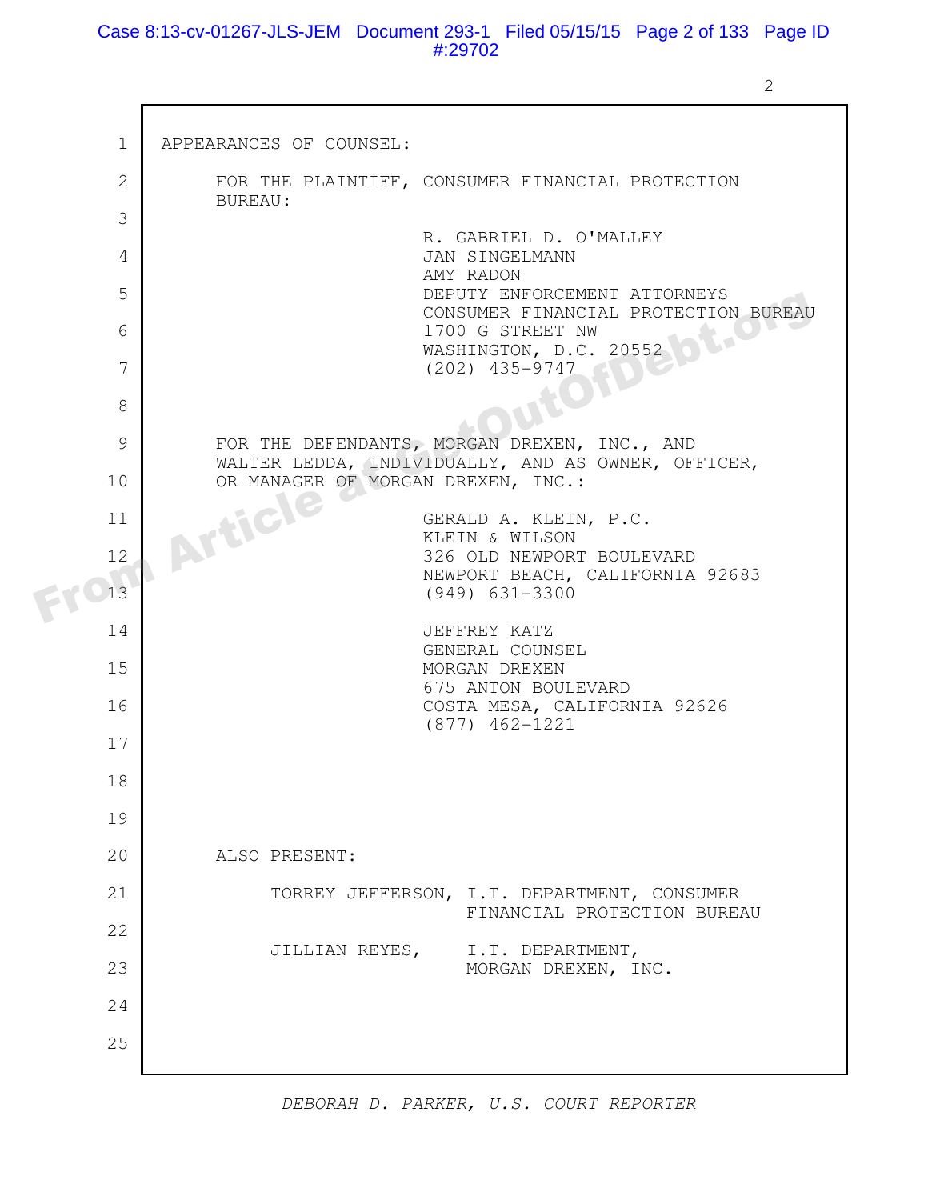APPEARANCES OF COUNSEL:

FOR THE PLAINTIFF, CONSUMER FINANCIAL PROTECTION BUREAU:

R. GABRIEL D. O'MALLEY
JAN SINGELMANN
AMY RADON
DEPUTY ENFORCEMENT ATTORNEYS
CONSUMER FINANCIAL PROTECTION BUREAU
1700 G STREET NW
WASHINGTON, D.C. 20552
(202) 435-9747

FOR THE DEFENDANTS, MORGAN DREXEN, INC., AND WALTER LEDDA, INDIVIDUALLY, AND AS OWNER, OFFICER, OR MANAGER OF MORGAN DREXEN, INC.:

GERALD A. KLEIN, P.C.
KLEIN & WILSON
326 OLD NEWPORT BOULEVARD
NEWPORT BEACH, CALIFORNIA 92683
(949) 631-3300

JEFFREY KATZ
GENERAL COUNSEL
MORGAN DREXEN
675 ANTON BOULEVARD
COSTA MESA, CALIFORNIA 92626
(877) 462-1221

ALSO PRESENT:

TORREY JEFFERSON, I.T. DEPARTMENT, CONSUMER FINANCIAL PROTECTION BUREAU

JILLIAN REYES, I.T. DEPARTMENT, MORGAN DREXEN, INC.

*DEBORAH D. PARKER, U.S. COURT REPORTER*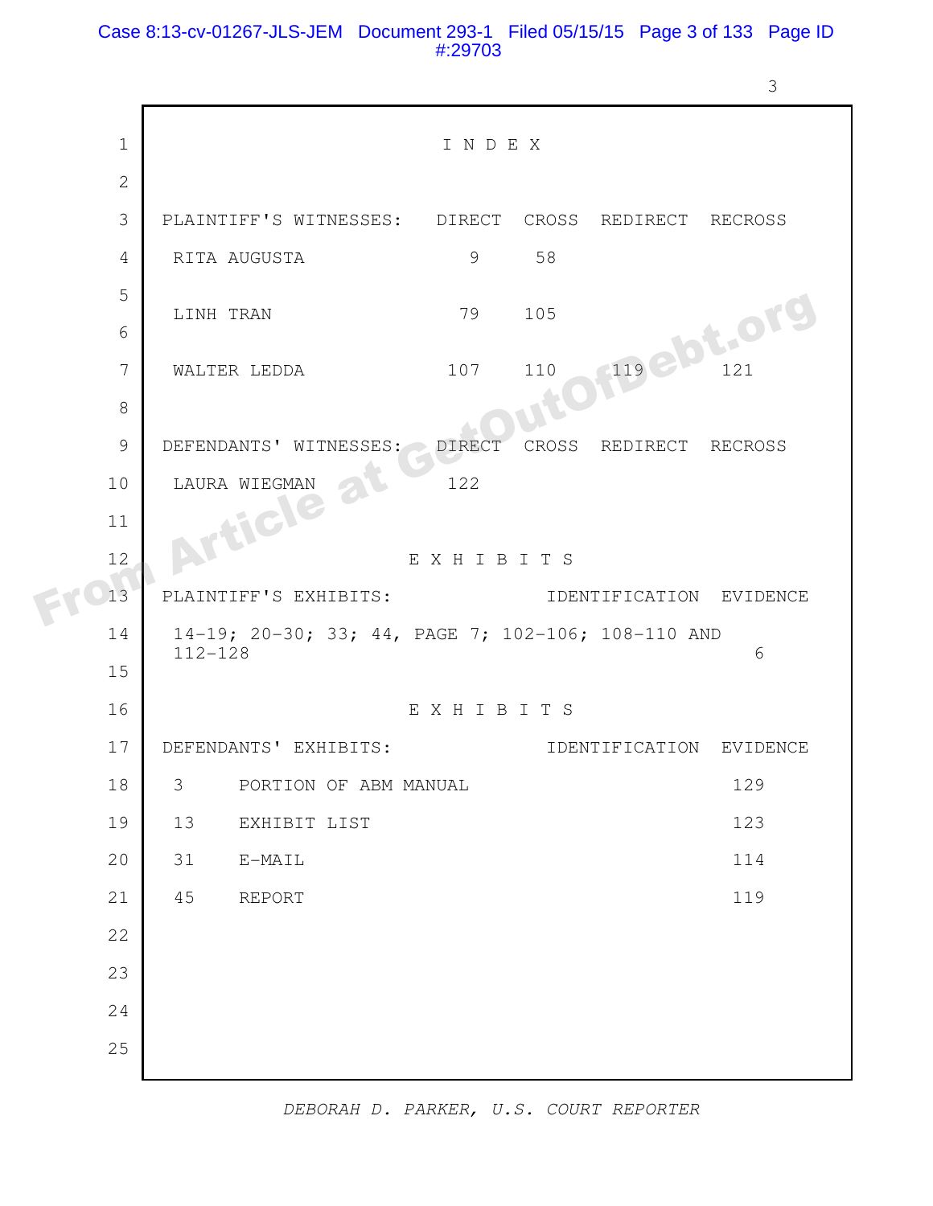# INDEX

| PLAINTIFF'S WITNESSES: | DIRECT | CROSS | REDIRECT | RECROSS |
|---|---|---|---|---|
| RITA AUGUSTA | 9 | 58 | | |
| LINH TRAN | 79 | 105 | | |
| WALTER LEDDA | 107 | 110 | 119 | 121 |

| DEFENDANTS' WITNESSES: | DIRECT | CROSS | REDIRECT | RECROSS |
|---|---|---|---|---|
| LAURA WIEGMAN | 122 | | | |

## EXHIBITS

| PLAINTIFF'S EXHIBITS: | IDENTIFICATION | EVIDENCE |
|---|---|---|
| 14-19; 20-30; 33; 44, PAGE 7; 102-106; 108-110 AND 112-128 | | 6 |

## EXHIBITS

| DEFENDANTS' EXHIBITS: | | IDENTIFICATION | EVIDENCE |
|---|---|---|---|
| 3 | PORTION OF ABM MANUAL | | 129 |
| 13 | EXHIBIT LIST | | 123 |
| 31 | E-MAIL | | 114 |
| 45 | REPORT | | 119 |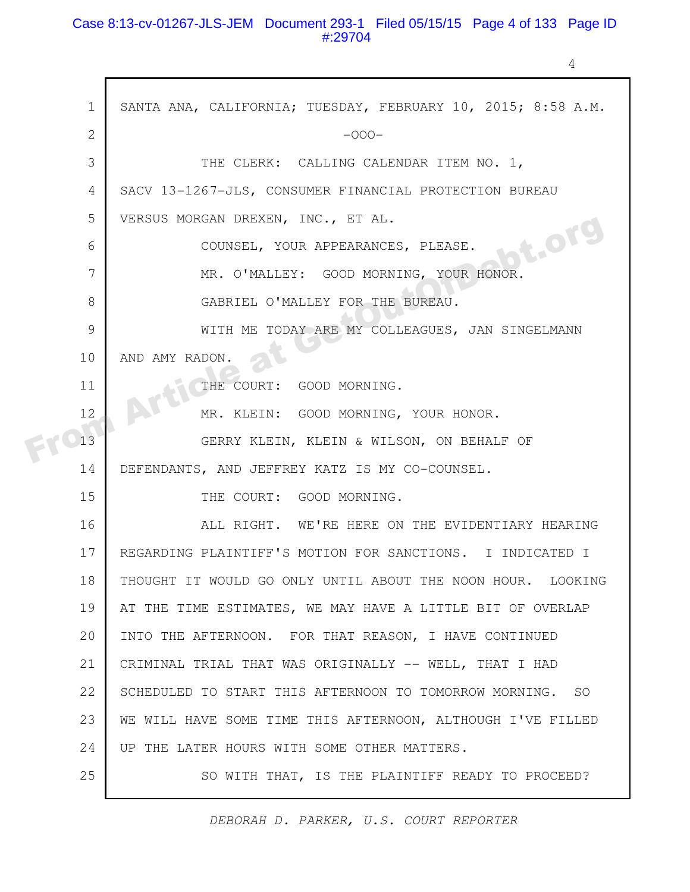SANTA ANA, CALIFORNIA; TUESDAY, FEBRUARY 10, 2015; 8:58 A.M.

-OOO-

THE CLERK: CALLING CALENDAR ITEM NO. 1, SACV 13-1267-JLS, CONSUMER FINANCIAL PROTECTION BUREAU VERSUS MORGAN DREXEN, INC., ET AL.

COUNSEL, YOUR APPEARANCES, PLEASE.

MR. O'MALLEY: GOOD MORNING, YOUR HONOR.

GABRIEL O'MALLEY FOR THE BUREAU.

WITH ME TODAY ARE MY COLLEAGUES, JAN SINGELMANN AND AMY RADON.

THE COURT: GOOD MORNING.

MR. KLEIN: GOOD MORNING, YOUR HONOR.

GERRY KLEIN, KLEIN & WILSON, ON BEHALF OF DEFENDANTS, AND JEFFREY KATZ IS MY CO-COUNSEL.

THE COURT: GOOD MORNING.

ALL RIGHT. WE'RE HERE ON THE EVIDENTIARY HEARING REGARDING PLAINTIFF'S MOTION FOR SANCTIONS. I INDICATED I THOUGHT IT WOULD GO ONLY UNTIL ABOUT THE NOON HOUR. LOOKING AT THE TIME ESTIMATES, WE MAY HAVE A LITTLE BIT OF OVERLAP INTO THE AFTERNOON. FOR THAT REASON, I HAVE CONTINUED CRIMINAL TRIAL THAT WAS ORIGINALLY -- WELL, THAT I HAD SCHEDULED TO START THIS AFTERNOON TO TOMORROW MORNING. SO WE WILL HAVE SOME TIME THIS AFTERNOON, ALTHOUGH I'VE FILLED UP THE LATER HOURS WITH SOME OTHER MATTERS.

SO WITH THAT, IS THE PLAINTIFF READY TO PROCEED?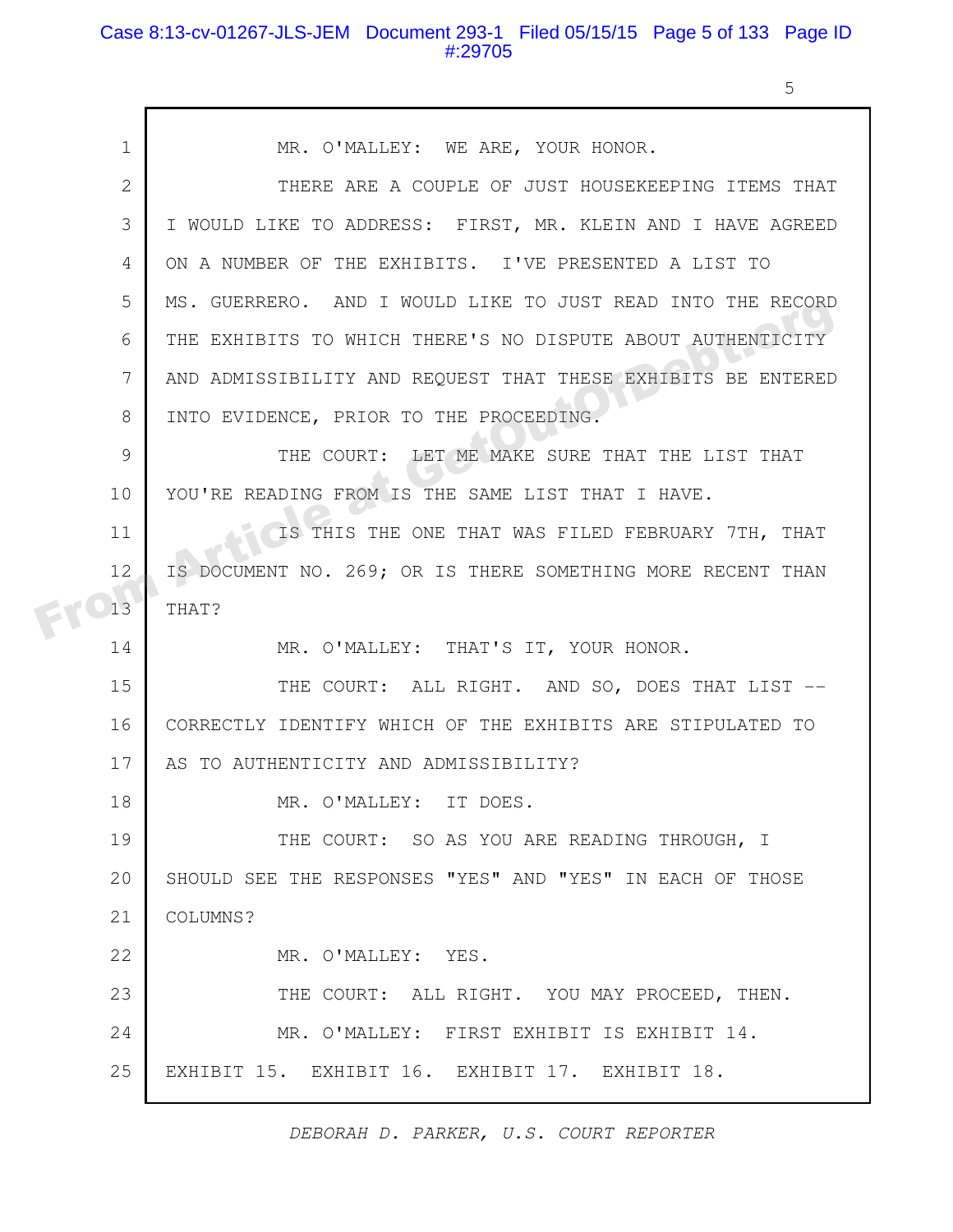MR. O'MALLEY: WE ARE, YOUR HONOR.

THERE ARE A COUPLE OF JUST HOUSEKEEPING ITEMS THAT I WOULD LIKE TO ADDRESS: FIRST, MR. KLEIN AND I HAVE AGREED ON A NUMBER OF THE EXHIBITS. I'VE PRESENTED A LIST TO MS. GUERRERO. AND I WOULD LIKE TO JUST READ INTO THE RECORD THE EXHIBITS TO WHICH THERE'S NO DISPUTE ABOUT AUTHENTICITY AND ADMISSIBILITY AND REQUEST THAT THESE EXHIBITS BE ENTERED INTO EVIDENCE, PRIOR TO THE PROCEEDING.

THE COURT: LET ME MAKE SURE THAT THE LIST THAT YOU'RE READING FROM IS THE SAME LIST THAT I HAVE.

IS THIS THE ONE THAT WAS FILED FEBRUARY 7TH, THAT IS DOCUMENT NO. 269; OR IS THERE SOMETHING MORE RECENT THAN THAT?

MR. O'MALLEY: THAT'S IT, YOUR HONOR.

THE COURT: ALL RIGHT. AND SO, DOES THAT LIST -- CORRECTLY IDENTIFY WHICH OF THE EXHIBITS ARE STIPULATED TO AS TO AUTHENTICITY AND ADMISSIBILITY?

MR. O'MALLEY: IT DOES.

THE COURT: SO AS YOU ARE READING THROUGH, I SHOULD SEE THE RESPONSES "YES" AND "YES" IN EACH OF THOSE COLUMNS?

MR. O'MALLEY: YES.

THE COURT: ALL RIGHT. YOU MAY PROCEED, THEN.

MR. O'MALLEY: FIRST EXHIBIT IS EXHIBIT 14. EXHIBIT 15. EXHIBIT 16. EXHIBIT 17. EXHIBIT 18.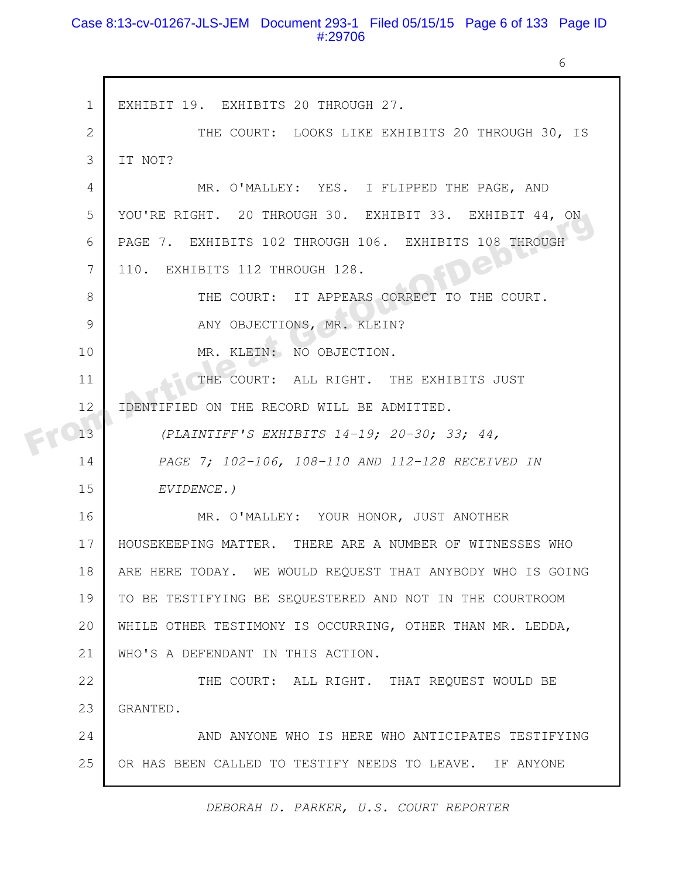EXHIBIT 19. EXHIBITS 20 THROUGH 27.

THE COURT: LOOKS LIKE EXHIBITS 20 THROUGH 30, IS IT NOT?

MR. O'MALLEY: YES. I FLIPPED THE PAGE, AND YOU'RE RIGHT. 20 THROUGH 30. EXHIBIT 33. EXHIBIT 44, ON PAGE 7. EXHIBITS 102 THROUGH 106. EXHIBITS 108 THROUGH 110. EXHIBITS 112 THROUGH 128.

THE COURT: IT APPEARS CORRECT TO THE COURT.

ANY OBJECTIONS, MR. KLEIN?

MR. KLEIN: NO OBJECTION.

THE COURT: ALL RIGHT. THE EXHIBITS JUST IDENTIFIED ON THE RECORD WILL BE ADMITTED.

*(PLAINTIFF'S EXHIBITS 14-19; 20-30; 33; 44, PAGE 7; 102-106, 108-110 AND 112-128 RECEIVED IN EVIDENCE.)*

MR. O'MALLEY: YOUR HONOR, JUST ANOTHER HOUSEKEEPING MATTER. THERE ARE A NUMBER OF WITNESSES WHO ARE HERE TODAY. WE WOULD REQUEST THAT ANYBODY WHO IS GOING TO BE TESTIFYING BE SEQUESTERED AND NOT IN THE COURTROOM WHILE OTHER TESTIMONY IS OCCURRING, OTHER THAN MR. LEDDA, WHO'S A DEFENDANT IN THIS ACTION.

THE COURT: ALL RIGHT. THAT REQUEST WOULD BE GRANTED.

AND ANYONE WHO IS HERE WHO ANTICIPATES TESTIFYING OR HAS BEEN CALLED TO TESTIFY NEEDS TO LEAVE. IF ANYONE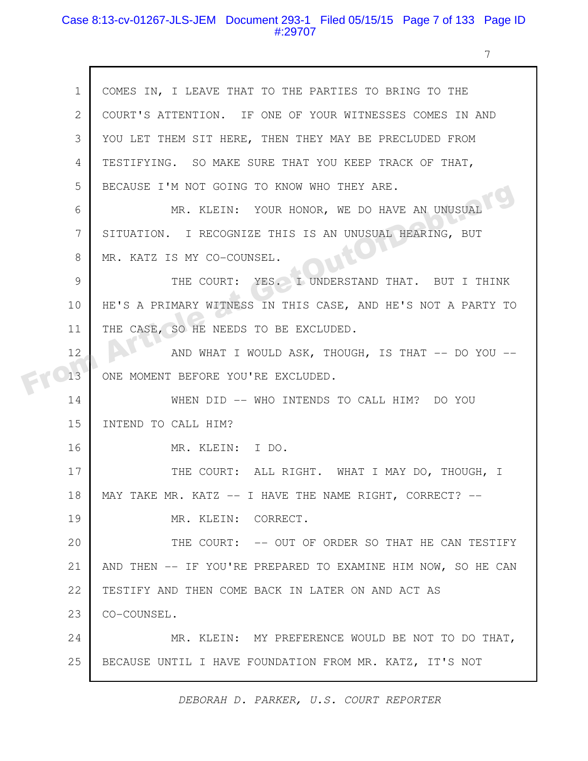COMES IN, I LEAVE THAT TO THE PARTIES TO BRING TO THE COURT'S ATTENTION. IF ONE OF YOUR WITNESSES COMES IN AND YOU LET THEM SIT HERE, THEN THEY MAY BE PRECLUDED FROM TESTIFYING. SO MAKE SURE THAT YOU KEEP TRACK OF THAT, BECAUSE I'M NOT GOING TO KNOW WHO THEY ARE.

MR. KLEIN: YOUR HONOR, WE DO HAVE AN UNUSUAL SITUATION. I RECOGNIZE THIS IS AN UNUSUAL HEARING, BUT MR. KATZ IS MY CO-COUNSEL.

THE COURT: YES. I UNDERSTAND THAT. BUT I THINK HE'S A PRIMARY WITNESS IN THIS CASE, AND HE'S NOT A PARTY TO THE CASE, SO HE NEEDS TO BE EXCLUDED.

AND WHAT I WOULD ASK, THOUGH, IS THAT -- DO YOU -- ONE MOMENT BEFORE YOU'RE EXCLUDED.

WHEN DID -- WHO INTENDS TO CALL HIM? DO YOU INTEND TO CALL HIM?

MR. KLEIN: I DO.

THE COURT: ALL RIGHT. WHAT I MAY DO, THOUGH, I MAY TAKE MR. KATZ -- I HAVE THE NAME RIGHT, CORRECT? --

MR. KLEIN: CORRECT.

THE COURT: -- OUT OF ORDER SO THAT HE CAN TESTIFY AND THEN -- IF YOU'RE PREPARED TO EXAMINE HIM NOW, SO HE CAN TESTIFY AND THEN COME BACK IN LATER ON AND ACT AS CO-COUNSEL.

MR. KLEIN: MY PREFERENCE WOULD BE NOT TO DO THAT, BECAUSE UNTIL I HAVE FOUNDATION FROM MR. KATZ, IT'S NOT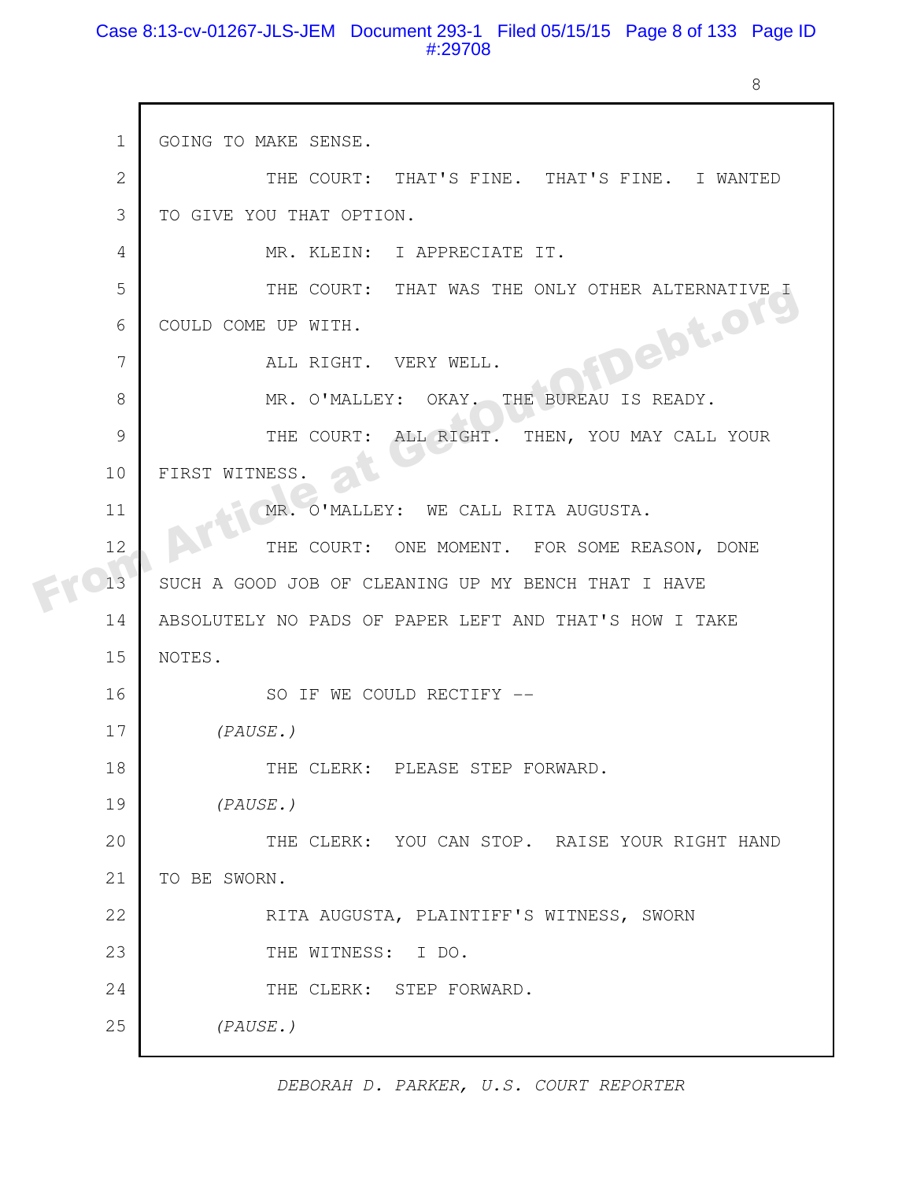GOING TO MAKE SENSE.

THE COURT: THAT'S FINE. THAT'S FINE. I WANTED TO GIVE YOU THAT OPTION.

MR. KLEIN: I APPRECIATE IT.

THE COURT: THAT WAS THE ONLY OTHER ALTERNATIVE I COULD COME UP WITH.

ALL RIGHT. VERY WELL.

MR. O'MALLEY: OKAY. THE BUREAU IS READY.

THE COURT: ALL RIGHT. THEN, YOU MAY CALL YOUR FIRST WITNESS.

MR. O'MALLEY: WE CALL RITA AUGUSTA.

THE COURT: ONE MOMENT. FOR SOME REASON, DONE SUCH A GOOD JOB OF CLEANING UP MY BENCH THAT I HAVE ABSOLUTELY NO PADS OF PAPER LEFT AND THAT'S HOW I TAKE NOTES.

SO IF WE COULD RECTIFY --

*(PAUSE.)*

THE CLERK: PLEASE STEP FORWARD.

*(PAUSE.)*

THE CLERK: YOU CAN STOP. RAISE YOUR RIGHT HAND TO BE SWORN.

RITA AUGUSTA, PLAINTIFF'S WITNESS, SWORN

THE WITNESS: I DO.

THE CLERK: STEP FORWARD.

*(PAUSE.)*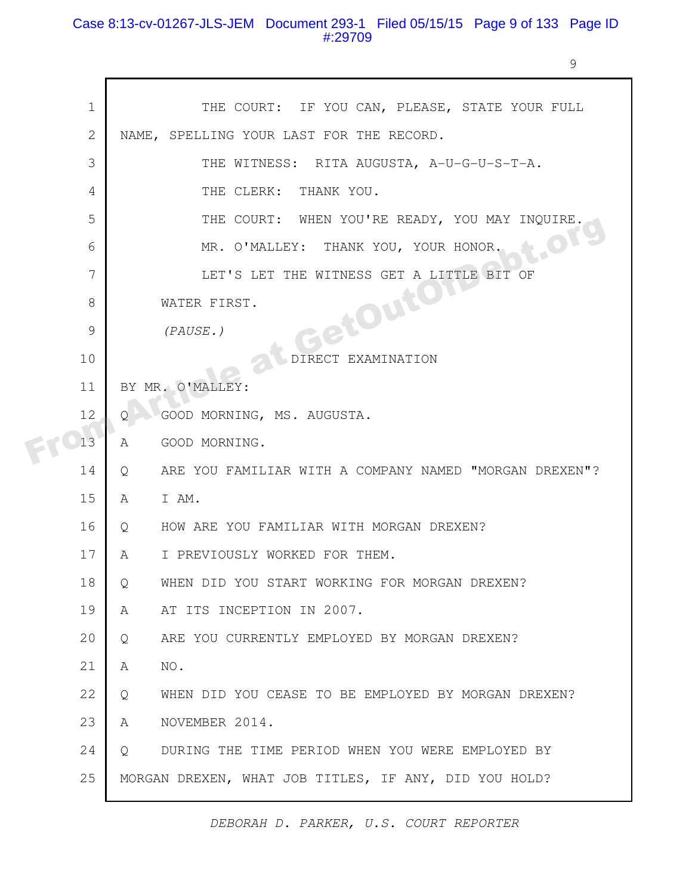THE COURT: IF YOU CAN, PLEASE, STATE YOUR FULL NAME, SPELLING YOUR LAST FOR THE RECORD.

THE WITNESS: RITA AUGUSTA, A-U-G-U-S-T-A.

THE CLERK: THANK YOU.

THE COURT: WHEN YOU'RE READY, YOU MAY INQUIRE.

MR. O'MALLEY: THANK YOU, YOUR HONOR.

LET'S LET THE WITNESS GET A LITTLE BIT OF WATER FIRST.

*(PAUSE.)*

DIRECT EXAMINATION

BY MR. O'MALLEY:

Q GOOD MORNING, MS. AUGUSTA.

A GOOD MORNING.

Q ARE YOU FAMILIAR WITH A COMPANY NAMED "MORGAN DREXEN"?

A I AM.

Q HOW ARE YOU FAMILIAR WITH MORGAN DREXEN?

A I PREVIOUSLY WORKED FOR THEM.

Q WHEN DID YOU START WORKING FOR MORGAN DREXEN?

A AT ITS INCEPTION IN 2007.

Q ARE YOU CURRENTLY EMPLOYED BY MORGAN DREXEN?

A NO.

Q WHEN DID YOU CEASE TO BE EMPLOYED BY MORGAN DREXEN?

A NOVEMBER 2014.

Q DURING THE TIME PERIOD WHEN YOU WERE EMPLOYED BY MORGAN DREXEN, WHAT JOB TITLES, IF ANY, DID YOU HOLD?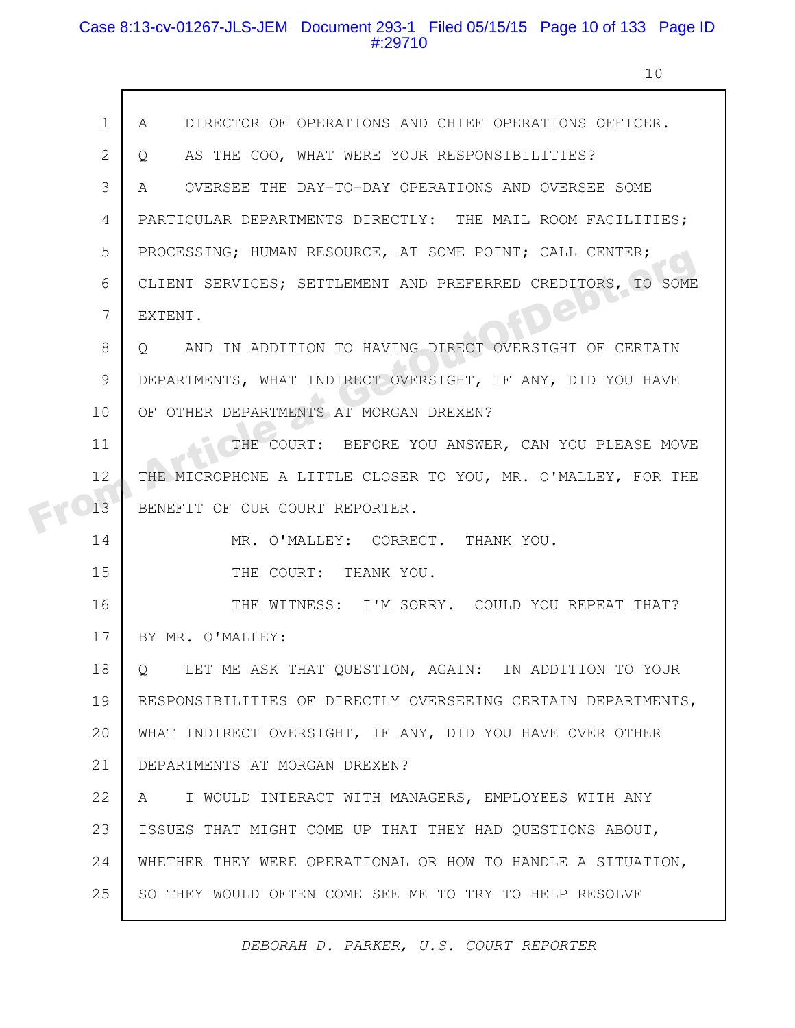1 A DIRECTOR OF OPERATIONS AND CHIEF OPERATIONS OFFICER.

2 Q AS THE COO, WHAT WERE YOUR RESPONSIBILITIES?

3 A OVERSEE THE DAY-TO-DAY OPERATIONS AND OVERSEE SOME

4 PARTICULAR DEPARTMENTS DIRECTLY: THE MAIL ROOM FACILITIES;

5 PROCESSING; HUMAN RESOURCE, AT SOME POINT; CALL CENTER;

6 CLIENT SERVICES; SETTLEMENT AND PREFERRED CREDITORS, TO SOME

7 EXTENT.

8 Q AND IN ADDITION TO HAVING DIRECT OVERSIGHT OF CERTAIN

9 DEPARTMENTS, WHAT INDIRECT OVERSIGHT, IF ANY, DID YOU HAVE

10 OF OTHER DEPARTMENTS AT MORGAN DREXEN?

11 THE COURT: BEFORE YOU ANSWER, CAN YOU PLEASE MOVE

12 THE MICROPHONE A LITTLE CLOSER TO YOU, MR. O'MALLEY, FOR THE

13 BENEFIT OF OUR COURT REPORTER.

14 MR. O'MALLEY: CORRECT. THANK YOU.

15 THE COURT: THANK YOU.

16 THE WITNESS: I'M SORRY. COULD YOU REPEAT THAT?

17 BY MR. O'MALLEY:

18 Q LET ME ASK THAT QUESTION, AGAIN: IN ADDITION TO YOUR

19 RESPONSIBILITIES OF DIRECTLY OVERSEEING CERTAIN DEPARTMENTS,

20 WHAT INDIRECT OVERSIGHT, IF ANY, DID YOU HAVE OVER OTHER

21 DEPARTMENTS AT MORGAN DREXEN?

22 A I WOULD INTERACT WITH MANAGERS, EMPLOYEES WITH ANY

23 ISSUES THAT MIGHT COME UP THAT THEY HAD QUESTIONS ABOUT,

24 WHETHER THEY WERE OPERATIONAL OR HOW TO HANDLE A SITUATION,

25 SO THEY WOULD OFTEN COME SEE ME TO TRY TO HELP RESOLVE

*DEBORAH D. PARKER, U.S. COURT REPORTER*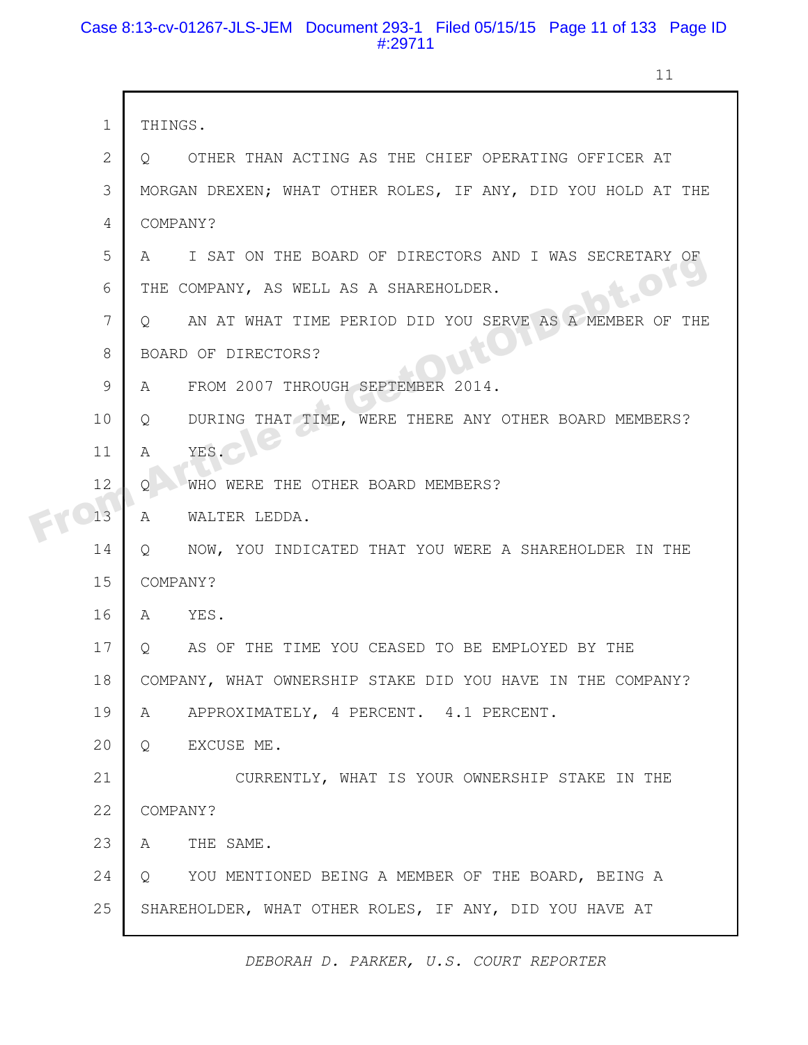1 THINGS.

2 Q OTHER THAN ACTING AS THE CHIEF OPERATING OFFICER AT

3 MORGAN DREXEN; WHAT OTHER ROLES, IF ANY, DID YOU HOLD AT THE

4 COMPANY?

5 A I SAT ON THE BOARD OF DIRECTORS AND I WAS SECRETARY OF

6 THE COMPANY, AS WELL AS A SHAREHOLDER.

7 Q AN AT WHAT TIME PERIOD DID YOU SERVE AS A MEMBER OF THE

8 BOARD OF DIRECTORS?

9 A FROM 2007 THROUGH SEPTEMBER 2014.

10 Q DURING THAT TIME, WERE THERE ANY OTHER BOARD MEMBERS?

11 A YES.

12 Q WHO WERE THE OTHER BOARD MEMBERS?

13 A WALTER LEDDA.

14 Q NOW, YOU INDICATED THAT YOU WERE A SHAREHOLDER IN THE

15 COMPANY?

16 A YES.

17 Q AS OF THE TIME YOU CEASED TO BE EMPLOYED BY THE

18 COMPANY, WHAT OWNERSHIP STAKE DID YOU HAVE IN THE COMPANY?

19 A APPROXIMATELY, 4 PERCENT. 4.1 PERCENT.

20 Q EXCUSE ME.

21 CURRENTLY, WHAT IS YOUR OWNERSHIP STAKE IN THE

22 COMPANY?

23 A THE SAME.

24 Q YOU MENTIONED BEING A MEMBER OF THE BOARD, BEING A

25 SHAREHOLDER, WHAT OTHER ROLES, IF ANY, DID YOU HAVE AT

*DEBORAH D. PARKER, U.S. COURT REPORTER*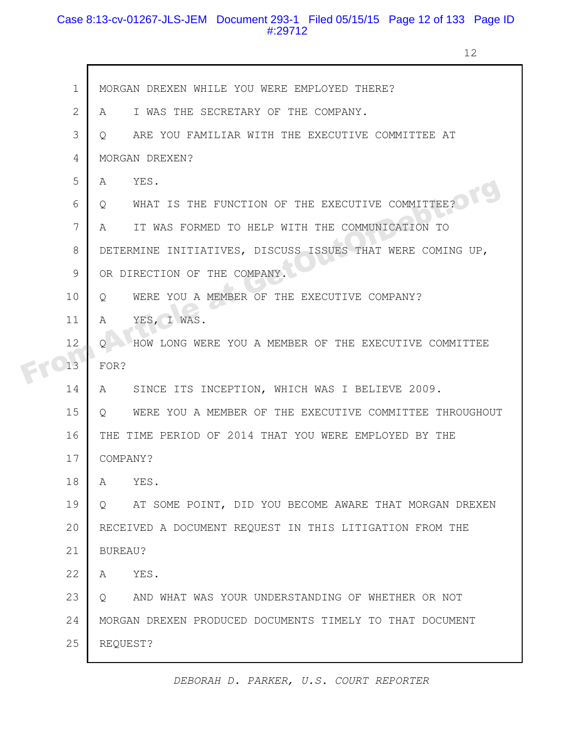1 MORGAN DREXEN WHILE YOU WERE EMPLOYED THERE?

2 A I WAS THE SECRETARY OF THE COMPANY.

3 Q ARE YOU FAMILIAR WITH THE EXECUTIVE COMMITTEE AT

4 MORGAN DREXEN?

5 A YES.

6 Q WHAT IS THE FUNCTION OF THE EXECUTIVE COMMITTEE?

7 A IT WAS FORMED TO HELP WITH THE COMMUNICATION TO

8 DETERMINE INITIATIVES, DISCUSS ISSUES THAT WERE COMING UP,

9 OR DIRECTION OF THE COMPANY.

10 Q WERE YOU A MEMBER OF THE EXECUTIVE COMPANY?

11 A YES, I WAS.

12 Q HOW LONG WERE YOU A MEMBER OF THE EXECUTIVE COMMITTEE

13 FOR?

14 A SINCE ITS INCEPTION, WHICH WAS I BELIEVE 2009.

15 Q WERE YOU A MEMBER OF THE EXECUTIVE COMMITTEE THROUGHOUT

16 THE TIME PERIOD OF 2014 THAT YOU WERE EMPLOYED BY THE

17 COMPANY?

18 A YES.

19 Q AT SOME POINT, DID YOU BECOME AWARE THAT MORGAN DREXEN

20 RECEIVED A DOCUMENT REQUEST IN THIS LITIGATION FROM THE

21 BUREAU?

22 A YES.

23 Q AND WHAT WAS YOUR UNDERSTANDING OF WHETHER OR NOT

24 MORGAN DREXEN PRODUCED DOCUMENTS TIMELY TO THAT DOCUMENT

25 REQUEST?

*DEBORAH D. PARKER, U.S. COURT REPORTER*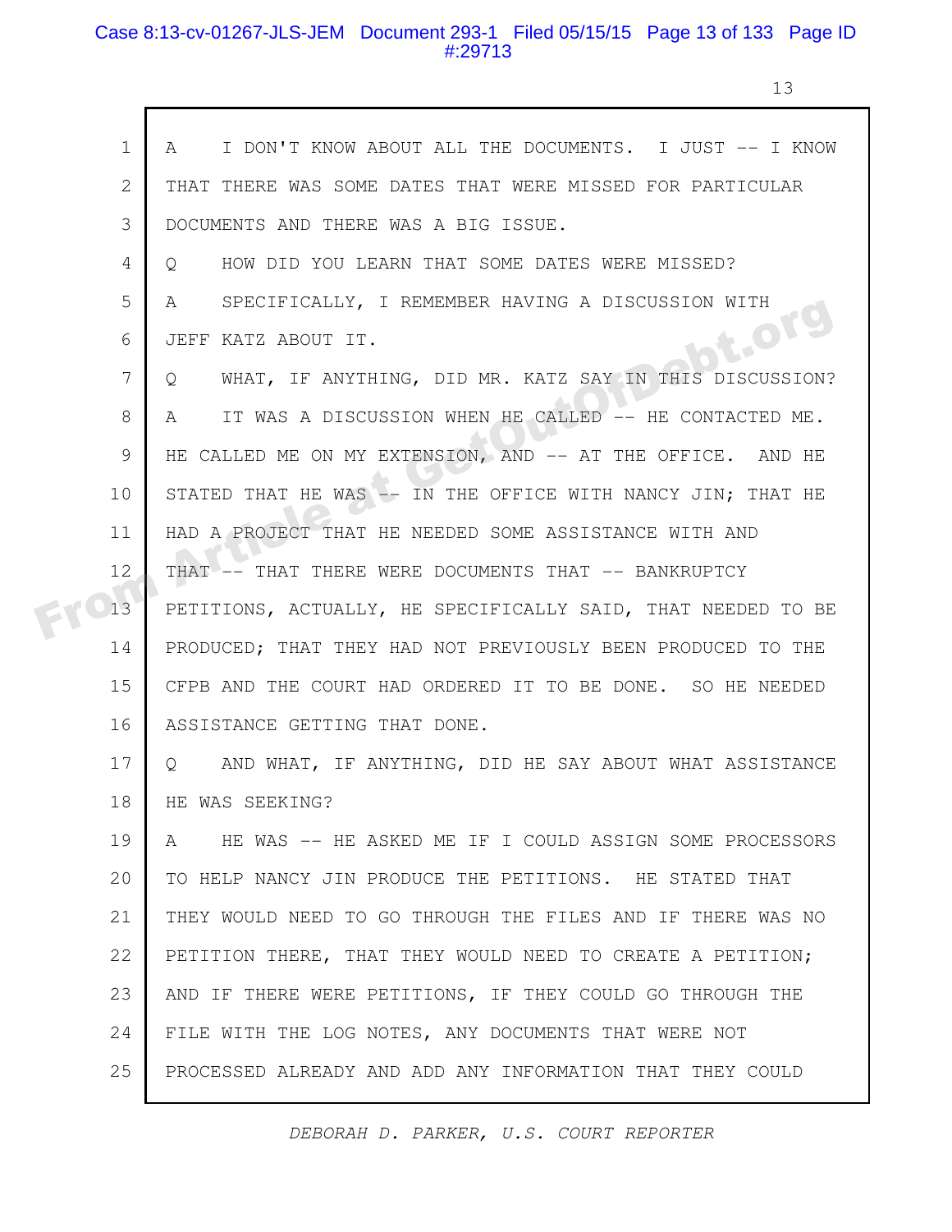1 A I DON'T KNOW ABOUT ALL THE DOCUMENTS. I JUST -- I KNOW
2 THAT THERE WAS SOME DATES THAT WERE MISSED FOR PARTICULAR
3 DOCUMENTS AND THERE WAS A BIG ISSUE.
4 Q HOW DID YOU LEARN THAT SOME DATES WERE MISSED?
5 A SPECIFICALLY, I REMEMBER HAVING A DISCUSSION WITH
6 JEFF KATZ ABOUT IT.
7 Q WHAT, IF ANYTHING, DID MR. KATZ SAY IN THIS DISCUSSION?
8 A IT WAS A DISCUSSION WHEN HE CALLED -- HE CONTACTED ME.
9 HE CALLED ME ON MY EXTENSION, AND -- AT THE OFFICE. AND HE
10 STATED THAT HE WAS -- IN THE OFFICE WITH NANCY JIN; THAT HE
11 HAD A PROJECT THAT HE NEEDED SOME ASSISTANCE WITH AND
12 THAT -- THAT THERE WERE DOCUMENTS THAT -- BANKRUPTCY
13 PETITIONS, ACTUALLY, HE SPECIFICALLY SAID, THAT NEEDED TO BE
14 PRODUCED; THAT THEY HAD NOT PREVIOUSLY BEEN PRODUCED TO THE
15 CFPB AND THE COURT HAD ORDERED IT TO BE DONE. SO HE NEEDED
16 ASSISTANCE GETTING THAT DONE.
17 Q AND WHAT, IF ANYTHING, DID HE SAY ABOUT WHAT ASSISTANCE
18 HE WAS SEEKING?
19 A HE WAS -- HE ASKED ME IF I COULD ASSIGN SOME PROCESSORS
20 TO HELP NANCY JIN PRODUCE THE PETITIONS. HE STATED THAT
21 THEY WOULD NEED TO GO THROUGH THE FILES AND IF THERE WAS NO
22 PETITION THERE, THAT THEY WOULD NEED TO CREATE A PETITION;
23 AND IF THERE WERE PETITIONS, IF THEY COULD GO THROUGH THE
24 FILE WITH THE LOG NOTES, ANY DOCUMENTS THAT WERE NOT
25 PROCESSED ALREADY AND ADD ANY INFORMATION THAT THEY COULD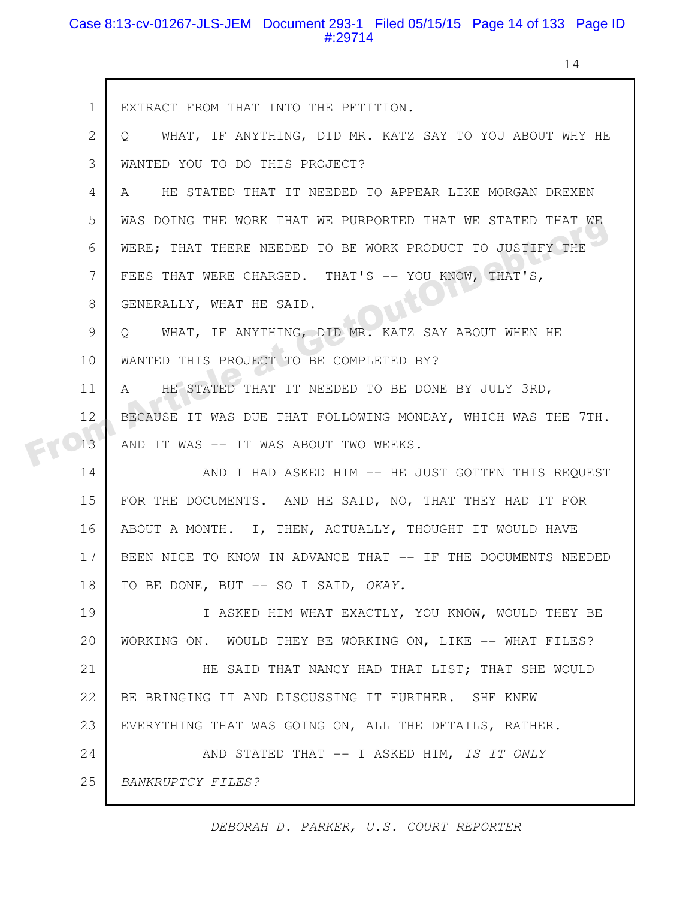EXTRACT FROM THAT INTO THE PETITION.

Q WHAT, IF ANYTHING, DID MR. KATZ SAY TO YOU ABOUT WHY HE WANTED YOU TO DO THIS PROJECT?

A HE STATED THAT IT NEEDED TO APPEAR LIKE MORGAN DREXEN WAS DOING THE WORK THAT WE PURPORTED THAT WE STATED THAT WE WERE; THAT THERE NEEDED TO BE WORK PRODUCT TO JUSTIFY THE FEES THAT WERE CHARGED. THAT'S -- YOU KNOW, THAT'S, GENERALLY, WHAT HE SAID.

Q WHAT, IF ANYTHING, DID MR. KATZ SAY ABOUT WHEN HE WANTED THIS PROJECT TO BE COMPLETED BY?

A HE STATED THAT IT NEEDED TO BE DONE BY JULY 3RD, BECAUSE IT WAS DUE THAT FOLLOWING MONDAY, WHICH WAS THE 7TH. AND IT WAS -- IT WAS ABOUT TWO WEEKS.

AND I HAD ASKED HIM -- HE JUST GOTTEN THIS REQUEST FOR THE DOCUMENTS. AND HE SAID, NO, THAT THEY HAD IT FOR ABOUT A MONTH. I, THEN, ACTUALLY, THOUGHT IT WOULD HAVE BEEN NICE TO KNOW IN ADVANCE THAT -- IF THE DOCUMENTS NEEDED TO BE DONE, BUT -- SO I SAID, *OKAY.*

I ASKED HIM WHAT EXACTLY, YOU KNOW, WOULD THEY BE WORKING ON. WOULD THEY BE WORKING ON, LIKE -- WHAT FILES?

HE SAID THAT NANCY HAD THAT LIST; THAT SHE WOULD BE BRINGING IT AND DISCUSSING IT FURTHER. SHE KNEW EVERYTHING THAT WAS GOING ON, ALL THE DETAILS, RATHER.

AND STATED THAT -- I ASKED HIM, *IS IT ONLY BANKRUPTCY FILES?*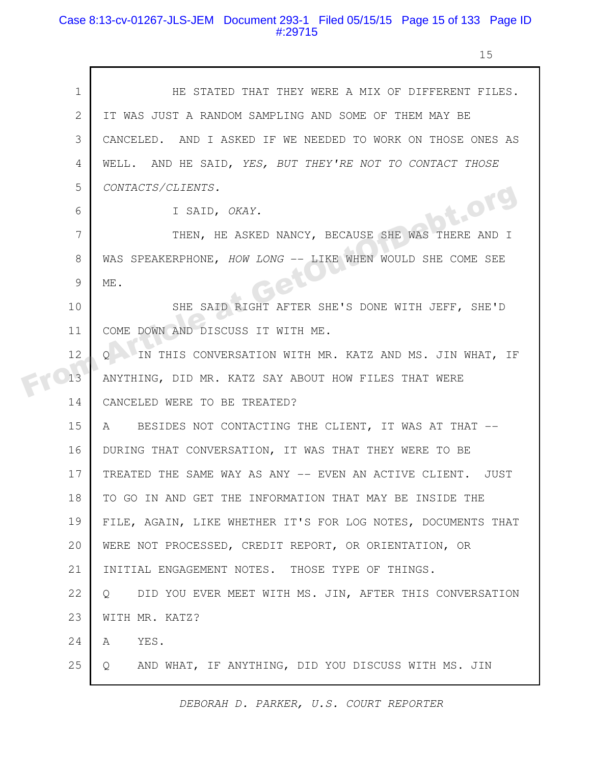HE STATED THAT THEY WERE A MIX OF DIFFERENT FILES. IT WAS JUST A RANDOM SAMPLING AND SOME OF THEM MAY BE CANCELED. AND I ASKED IF WE NEEDED TO WORK ON THOSE ONES AS WELL. AND HE SAID, *YES, BUT THEY'RE NOT TO CONTACT THOSE CONTACTS/CLIENTS.*

I SAID, *OKAY.*

THEN, HE ASKED NANCY, BECAUSE SHE WAS THERE AND I WAS SPEAKERPHONE, *HOW LONG* -- LIKE WHEN WOULD SHE COME SEE ME.

SHE SAID RIGHT AFTER SHE'S DONE WITH JEFF, SHE'D COME DOWN AND DISCUSS IT WITH ME.

Q IN THIS CONVERSATION WITH MR. KATZ AND MS. JIN WHAT, IF ANYTHING, DID MR. KATZ SAY ABOUT HOW FILES THAT WERE CANCELED WERE TO BE TREATED?

A BESIDES NOT CONTACTING THE CLIENT, IT WAS AT THAT -- DURING THAT CONVERSATION, IT WAS THAT THEY WERE TO BE TREATED THE SAME WAY AS ANY -- EVEN AN ACTIVE CLIENT. JUST TO GO IN AND GET THE INFORMATION THAT MAY BE INSIDE THE FILE, AGAIN, LIKE WHETHER IT'S FOR LOG NOTES, DOCUMENTS THAT WERE NOT PROCESSED, CREDIT REPORT, OR ORIENTATION, OR INITIAL ENGAGEMENT NOTES. THOSE TYPE OF THINGS.

Q DID YOU EVER MEET WITH MS. JIN, AFTER THIS CONVERSATION WITH MR. KATZ?

A YES.

Q AND WHAT, IF ANYTHING, DID YOU DISCUSS WITH MS. JIN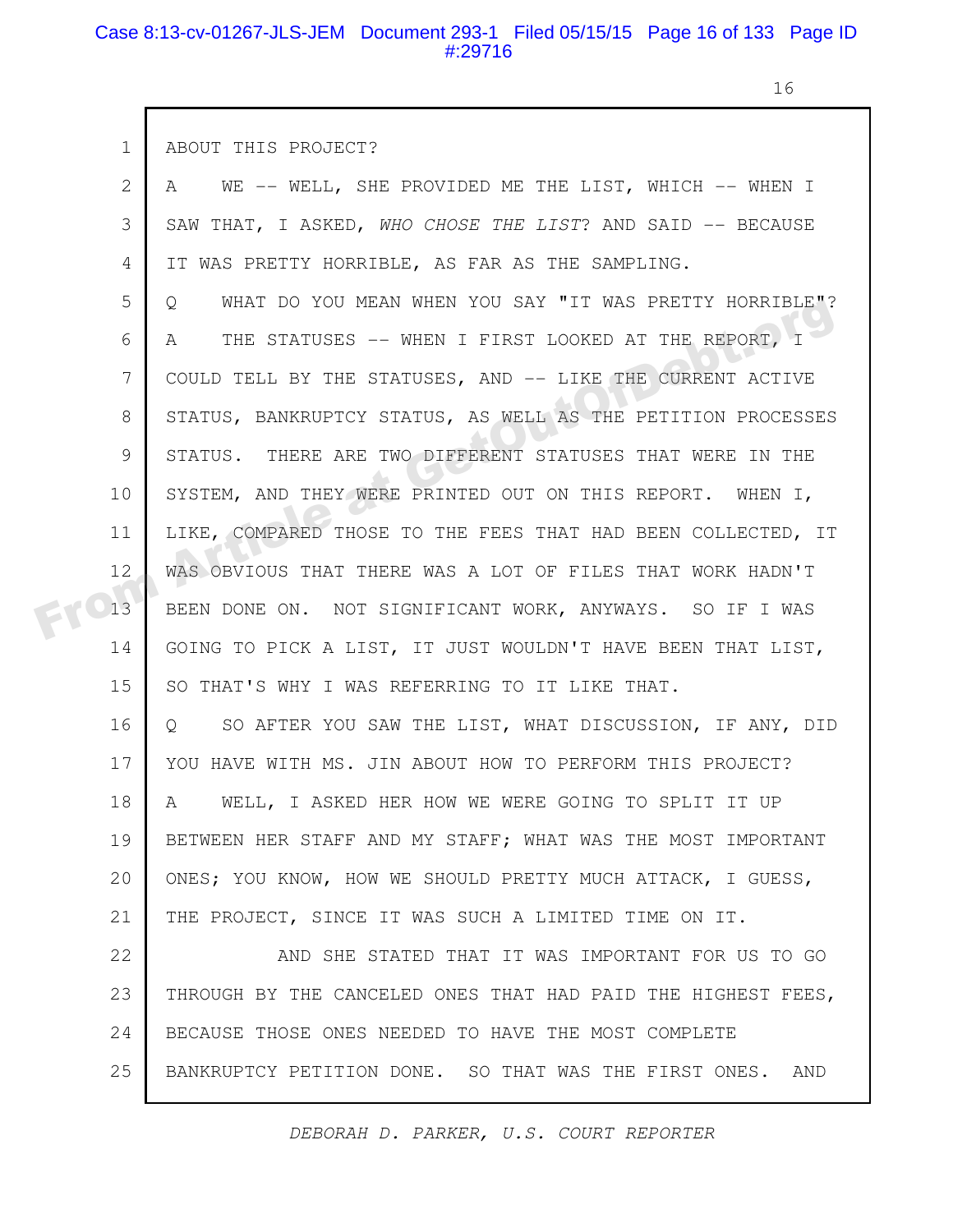1 ABOUT THIS PROJECT?

2 A WE -- WELL, SHE PROVIDED ME THE LIST, WHICH -- WHEN I

3 SAW THAT, I ASKED, *WHO CHOSE THE LIST*? AND SAID -- BECAUSE

4 IT WAS PRETTY HORRIBLE, AS FAR AS THE SAMPLING.

5 Q WHAT DO YOU MEAN WHEN YOU SAY "IT WAS PRETTY HORRIBLE"?

6 A THE STATUSES -- WHEN I FIRST LOOKED AT THE REPORT, I

7 COULD TELL BY THE STATUSES, AND -- LIKE THE CURRENT ACTIVE

8 STATUS, BANKRUPTCY STATUS, AS WELL AS THE PETITION PROCESSES

9 STATUS. THERE ARE TWO DIFFERENT STATUSES THAT WERE IN THE

10 SYSTEM, AND THEY WERE PRINTED OUT ON THIS REPORT. WHEN I,

11 LIKE, COMPARED THOSE TO THE FEES THAT HAD BEEN COLLECTED, IT

12 WAS OBVIOUS THAT THERE WAS A LOT OF FILES THAT WORK HADN'T

13 BEEN DONE ON. NOT SIGNIFICANT WORK, ANYWAYS. SO IF I WAS

14 GOING TO PICK A LIST, IT JUST WOULDN'T HAVE BEEN THAT LIST,

15 SO THAT'S WHY I WAS REFERRING TO IT LIKE THAT.

16 Q SO AFTER YOU SAW THE LIST, WHAT DISCUSSION, IF ANY, DID

17 YOU HAVE WITH MS. JIN ABOUT HOW TO PERFORM THIS PROJECT?

18 A WELL, I ASKED HER HOW WE WERE GOING TO SPLIT IT UP

19 BETWEEN HER STAFF AND MY STAFF; WHAT WAS THE MOST IMPORTANT

20 ONES; YOU KNOW, HOW WE SHOULD PRETTY MUCH ATTACK, I GUESS,

21 THE PROJECT, SINCE IT WAS SUCH A LIMITED TIME ON IT.

22 AND SHE STATED THAT IT WAS IMPORTANT FOR US TO GO

23 THROUGH BY THE CANCELED ONES THAT HAD PAID THE HIGHEST FEES,

24 BECAUSE THOSE ONES NEEDED TO HAVE THE MOST COMPLETE

25 BANKRUPTCY PETITION DONE. SO THAT WAS THE FIRST ONES. AND

DEBORAH D. PARKER, U.S. COURT REPORTER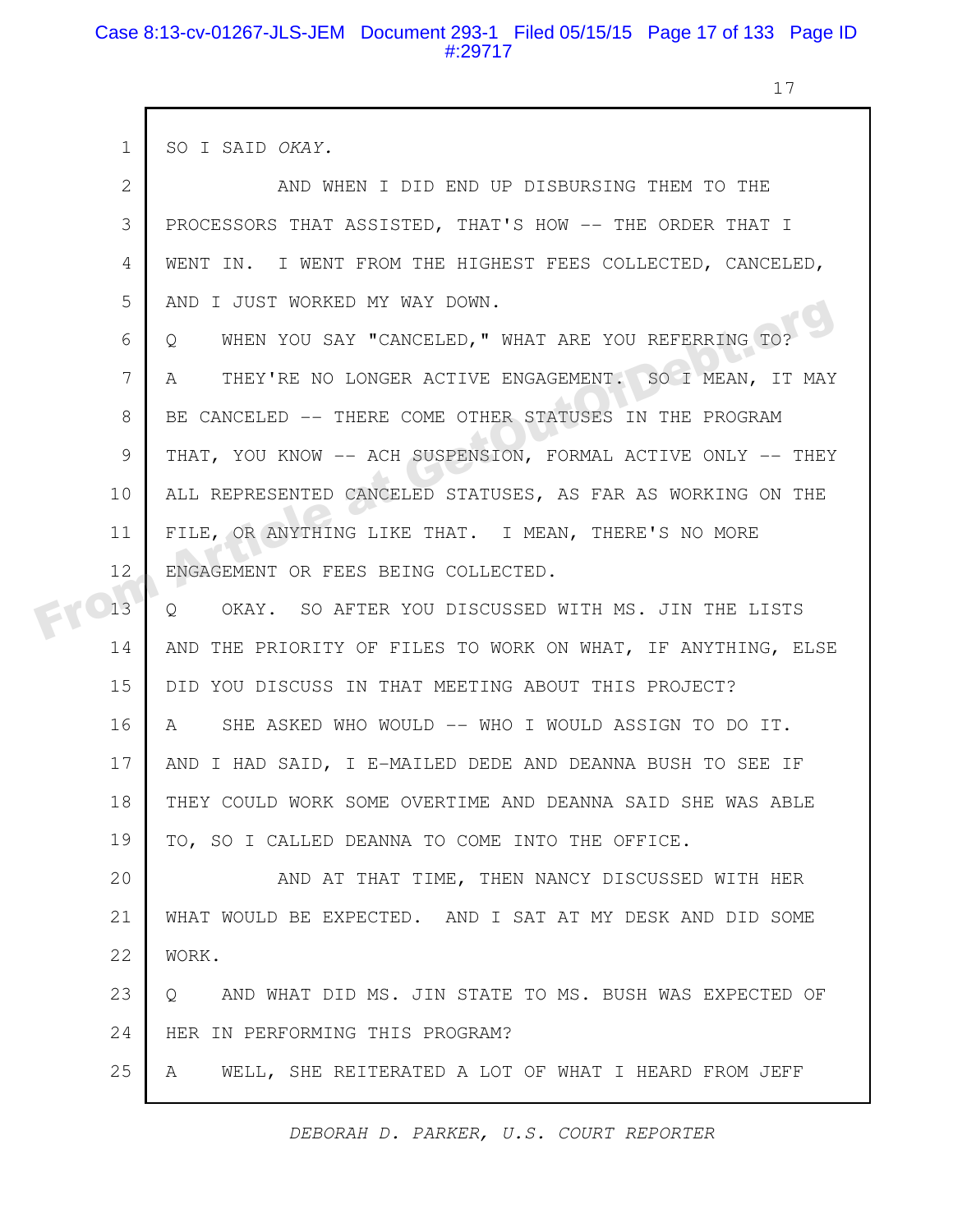1 SO I SAID *OKAY.*

2 AND WHEN I DID END UP DISBURSING THEM TO THE
3 PROCESSORS THAT ASSISTED, THAT'S HOW -- THE ORDER THAT I
4 WENT IN. I WENT FROM THE HIGHEST FEES COLLECTED, CANCELED,
5 AND I JUST WORKED MY WAY DOWN.

6 Q WHEN YOU SAY "CANCELED," WHAT ARE YOU REFERRING TO?

7 A THEY'RE NO LONGER ACTIVE ENGAGEMENT. SO I MEAN, IT MAY
8 BE CANCELED -- THERE COME OTHER STATUSES IN THE PROGRAM
9 THAT, YOU KNOW -- ACH SUSPENSION, FORMAL ACTIVE ONLY -- THEY
10 ALL REPRESENTED CANCELED STATUSES, AS FAR AS WORKING ON THE
11 FILE, OR ANYTHING LIKE THAT. I MEAN, THERE'S NO MORE
12 ENGAGEMENT OR FEES BEING COLLECTED.

13 Q OKAY. SO AFTER YOU DISCUSSED WITH MS. JIN THE LISTS
14 AND THE PRIORITY OF FILES TO WORK ON WHAT, IF ANYTHING, ELSE
15 DID YOU DISCUSS IN THAT MEETING ABOUT THIS PROJECT?

16 A SHE ASKED WHO WOULD -- WHO I WOULD ASSIGN TO DO IT.
17 AND I HAD SAID, I E-MAILED DEDE AND DEANNA BUSH TO SEE IF
18 THEY COULD WORK SOME OVERTIME AND DEANNA SAID SHE WAS ABLE
19 TO, SO I CALLED DEANNA TO COME INTO THE OFFICE.

20 AND AT THAT TIME, THEN NANCY DISCUSSED WITH HER
21 WHAT WOULD BE EXPECTED. AND I SAT AT MY DESK AND DID SOME
22 WORK.

23 Q AND WHAT DID MS. JIN STATE TO MS. BUSH WAS EXPECTED OF
24 HER IN PERFORMING THIS PROGRAM?

25 A WELL, SHE REITERATED A LOT OF WHAT I HEARD FROM JEFF

*DEBORAH D. PARKER, U.S. COURT REPORTER*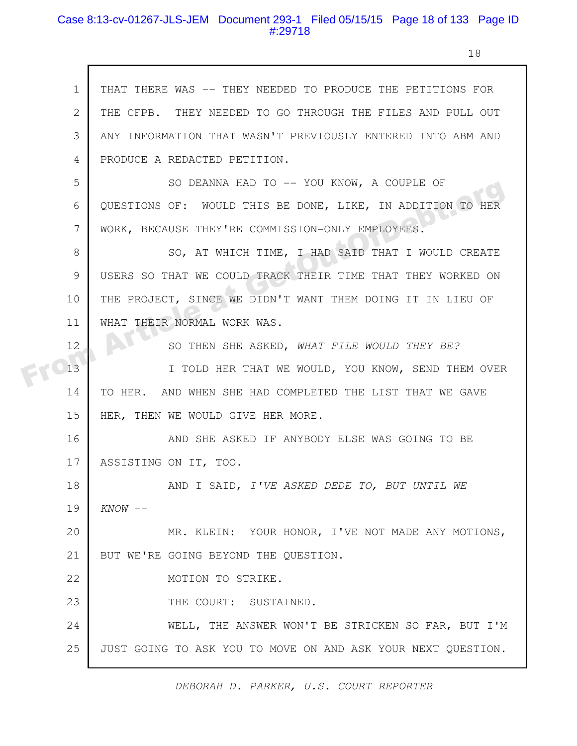1 THAT THERE WAS -- THEY NEEDED TO PRODUCE THE PETITIONS FOR
2 THE CFPB. THEY NEEDED TO GO THROUGH THE FILES AND PULL OUT
3 ANY INFORMATION THAT WASN'T PREVIOUSLY ENTERED INTO ABM AND
4 PRODUCE A REDACTED PETITION.

5 SO DEANNA HAD TO -- YOU KNOW, A COUPLE OF
6 QUESTIONS OF: WOULD THIS BE DONE, LIKE, IN ADDITION TO HER
7 WORK, BECAUSE THEY'RE COMMISSION-ONLY EMPLOYEES.

8 SO, AT WHICH TIME, I HAD SAID THAT I WOULD CREATE
9 USERS SO THAT WE COULD TRACK THEIR TIME THAT THEY WORKED ON
10 THE PROJECT, SINCE WE DIDN'T WANT THEM DOING IT IN LIEU OF
11 WHAT THEIR NORMAL WORK WAS.

12 SO THEN SHE ASKED, *WHAT FILE WOULD THEY BE?*

13 I TOLD HER THAT WE WOULD, YOU KNOW, SEND THEM OVER
14 TO HER. AND WHEN SHE HAD COMPLETED THE LIST THAT WE GAVE
15 HER, THEN WE WOULD GIVE HER MORE.

16 AND SHE ASKED IF ANYBODY ELSE WAS GOING TO BE
17 ASSISTING ON IT, TOO.

18 AND I SAID, *I'VE ASKED DEDE TO, BUT UNTIL WE*
19 *KNOW* --

20 MR. KLEIN: YOUR HONOR, I'VE NOT MADE ANY MOTIONS,
21 BUT WE'RE GOING BEYOND THE QUESTION.

22 MOTION TO STRIKE.

23 THE COURT: SUSTAINED.

24 WELL, THE ANSWER WON'T BE STRICKEN SO FAR, BUT I'M
25 JUST GOING TO ASK YOU TO MOVE ON AND ASK YOUR NEXT QUESTION.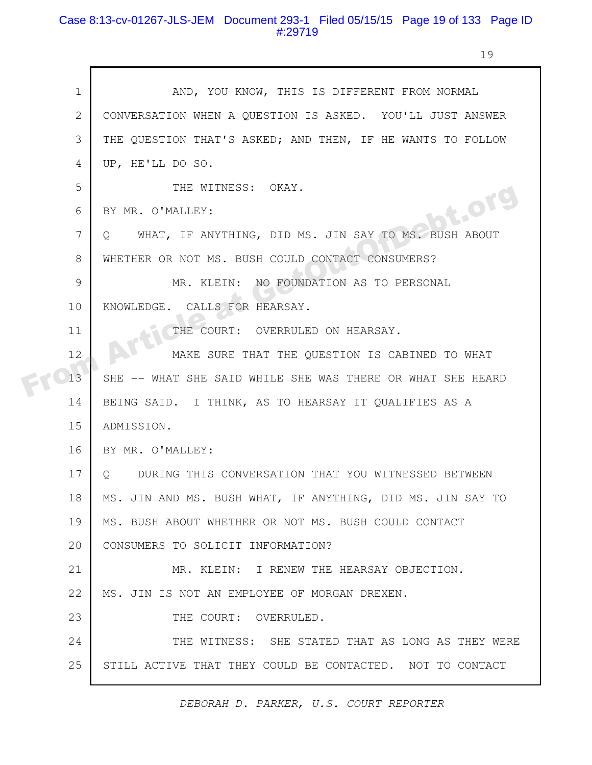AND, YOU KNOW, THIS IS DIFFERENT FROM NORMAL CONVERSATION WHEN A QUESTION IS ASKED. YOU'LL JUST ANSWER THE QUESTION THAT'S ASKED; AND THEN, IF HE WANTS TO FOLLOW UP, HE'LL DO SO.

THE WITNESS: OKAY.

BY MR. O'MALLEY:

Q WHAT, IF ANYTHING, DID MS. JIN SAY TO MS. BUSH ABOUT WHETHER OR NOT MS. BUSH COULD CONTACT CONSUMERS?

MR. KLEIN: NO FOUNDATION AS TO PERSONAL KNOWLEDGE. CALLS FOR HEARSAY.

THE COURT: OVERRULED ON HEARSAY.

MAKE SURE THAT THE QUESTION IS CABINED TO WHAT SHE -- WHAT SHE SAID WHILE SHE WAS THERE OR WHAT SHE HEARD BEING SAID. I THINK, AS TO HEARSAY IT QUALIFIES AS A ADMISSION.

BY MR. O'MALLEY:

Q DURING THIS CONVERSATION THAT YOU WITNESSED BETWEEN MS. JIN AND MS. BUSH WHAT, IF ANYTHING, DID MS. JIN SAY TO MS. BUSH ABOUT WHETHER OR NOT MS. BUSH COULD CONTACT CONSUMERS TO SOLICIT INFORMATION?

MR. KLEIN: I RENEW THE HEARSAY OBJECTION. MS. JIN IS NOT AN EMPLOYEE OF MORGAN DREXEN.

THE COURT: OVERRULED.

THE WITNESS: SHE STATED THAT AS LONG AS THEY WERE STILL ACTIVE THAT THEY COULD BE CONTACTED. NOT TO CONTACT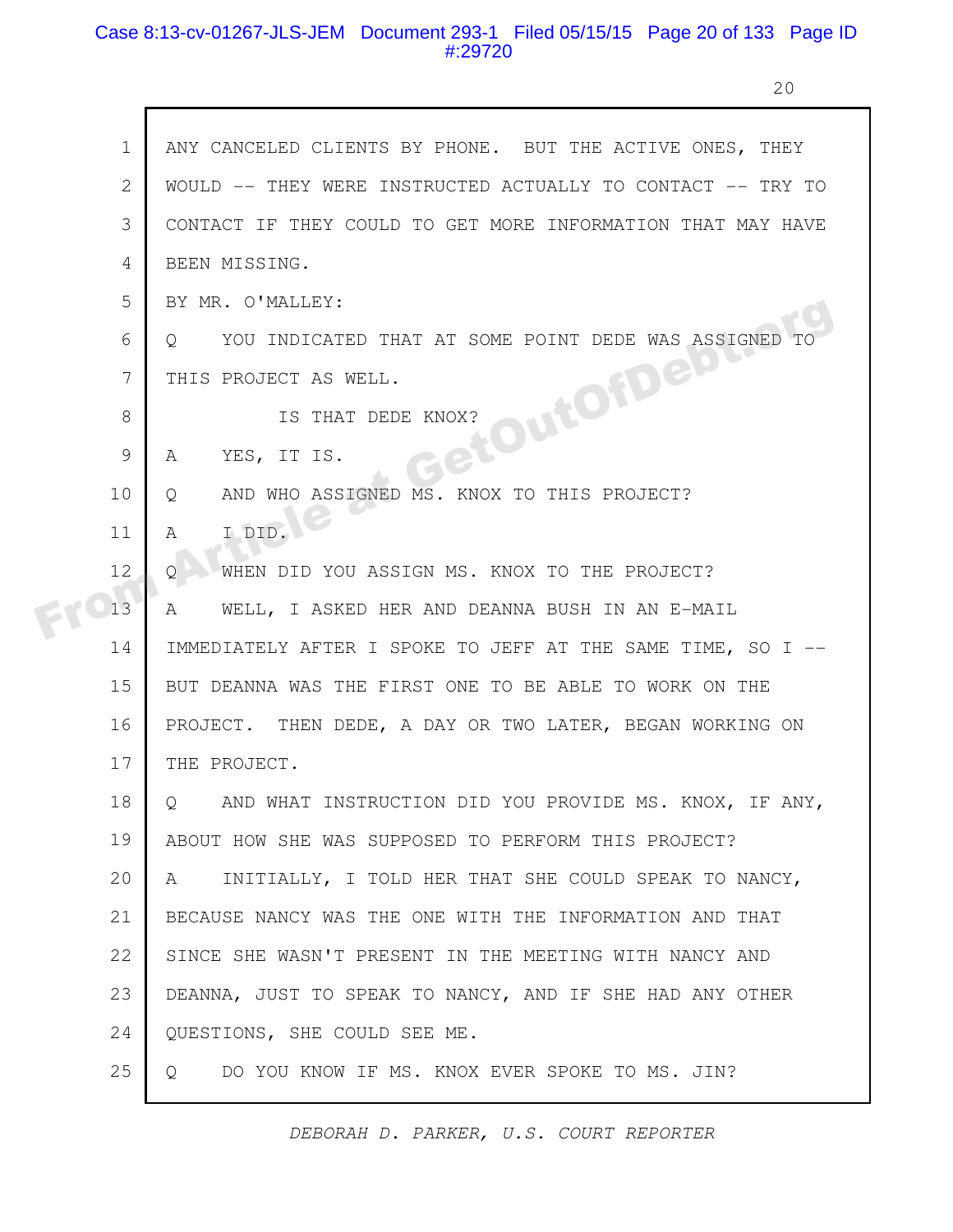ANY CANCELED CLIENTS BY PHONE. BUT THE ACTIVE ONES, THEY WOULD -- THEY WERE INSTRUCTED ACTUALLY TO CONTACT -- TRY TO CONTACT IF THEY COULD TO GET MORE INFORMATION THAT MAY HAVE BEEN MISSING.

BY MR. O'MALLEY:

Q YOU INDICATED THAT AT SOME POINT DEDE WAS ASSIGNED TO THIS PROJECT AS WELL.

IS THAT DEDE KNOX?

A YES, IT IS.

Q AND WHO ASSIGNED MS. KNOX TO THIS PROJECT?

A I DID.

Q WHEN DID YOU ASSIGN MS. KNOX TO THE PROJECT?

A WELL, I ASKED HER AND DEANNA BUSH IN AN E-MAIL IMMEDIATELY AFTER I SPOKE TO JEFF AT THE SAME TIME, SO I -- BUT DEANNA WAS THE FIRST ONE TO BE ABLE TO WORK ON THE PROJECT. THEN DEDE, A DAY OR TWO LATER, BEGAN WORKING ON THE PROJECT.

Q AND WHAT INSTRUCTION DID YOU PROVIDE MS. KNOX, IF ANY, ABOUT HOW SHE WAS SUPPOSED TO PERFORM THIS PROJECT?

A INITIALLY, I TOLD HER THAT SHE COULD SPEAK TO NANCY, BECAUSE NANCY WAS THE ONE WITH THE INFORMATION AND THAT SINCE SHE WASN'T PRESENT IN THE MEETING WITH NANCY AND DEANNA, JUST TO SPEAK TO NANCY, AND IF SHE HAD ANY OTHER QUESTIONS, SHE COULD SEE ME.

Q DO YOU KNOW IF MS. KNOX EVER SPOKE TO MS. JIN?

*DEBORAH D. PARKER, U.S. COURT REPORTER*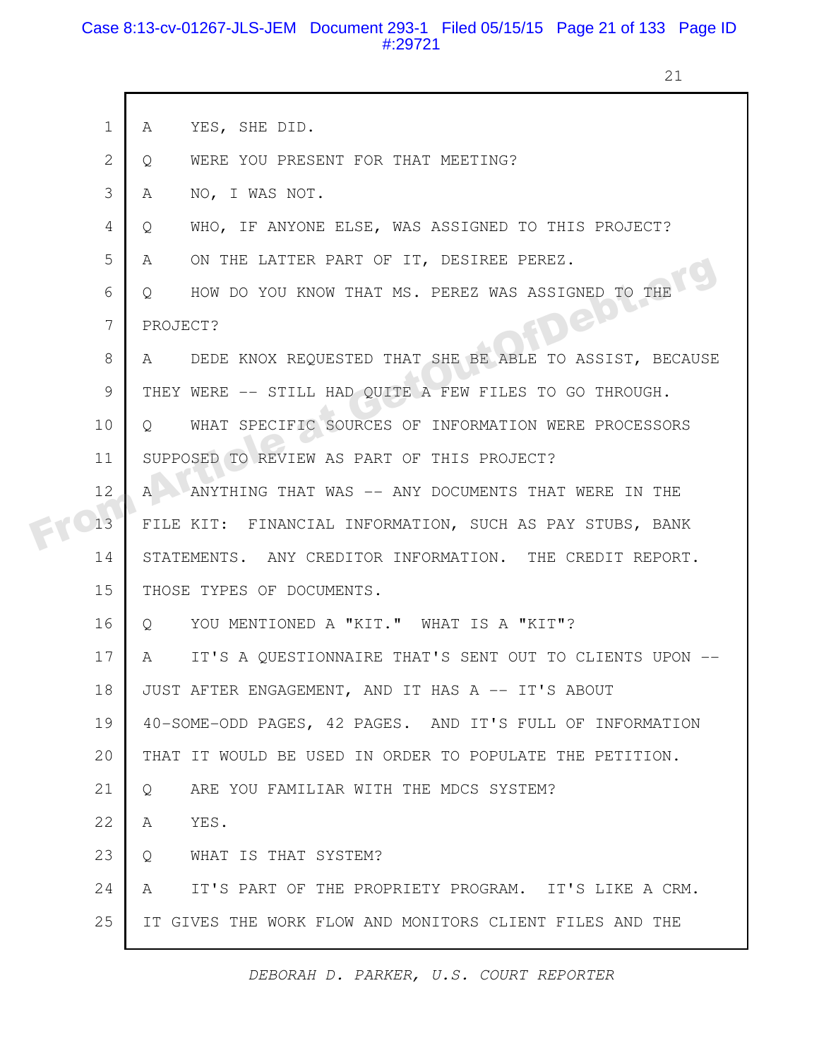1 A YES, SHE DID.

2 Q WERE YOU PRESENT FOR THAT MEETING?

3 A NO, I WAS NOT.

4 Q WHO, IF ANYONE ELSE, WAS ASSIGNED TO THIS PROJECT?

5 A ON THE LATTER PART OF IT, DESIREE PEREZ.

6 Q HOW DO YOU KNOW THAT MS. PEREZ WAS ASSIGNED TO THE

7 PROJECT?

8 A DEDE KNOX REQUESTED THAT SHE BE ABLE TO ASSIST, BECAUSE

9 THEY WERE -- STILL HAD QUITE A FEW FILES TO GO THROUGH.

10 Q WHAT SPECIFIC SOURCES OF INFORMATION WERE PROCESSORS

11 SUPPOSED TO REVIEW AS PART OF THIS PROJECT?

12 A ANYTHING THAT WAS -- ANY DOCUMENTS THAT WERE IN THE

13 FILE KIT: FINANCIAL INFORMATION, SUCH AS PAY STUBS, BANK

14 STATEMENTS. ANY CREDITOR INFORMATION. THE CREDIT REPORT.

15 THOSE TYPES OF DOCUMENTS.

16 Q YOU MENTIONED A "KIT." WHAT IS A "KIT"?

17 A IT'S A QUESTIONNAIRE THAT'S SENT OUT TO CLIENTS UPON --

18 JUST AFTER ENGAGEMENT, AND IT HAS A -- IT'S ABOUT

19 40-SOME-ODD PAGES, 42 PAGES. AND IT'S FULL OF INFORMATION

20 THAT IT WOULD BE USED IN ORDER TO POPULATE THE PETITION.

21 Q ARE YOU FAMILIAR WITH THE MDCS SYSTEM?

22 A YES.

23 Q WHAT IS THAT SYSTEM?

24 A IT'S PART OF THE PROPRIETY PROGRAM. IT'S LIKE A CRM.

25 IT GIVES THE WORK FLOW AND MONITORS CLIENT FILES AND THE

*DEBORAH D. PARKER, U.S. COURT REPORTER*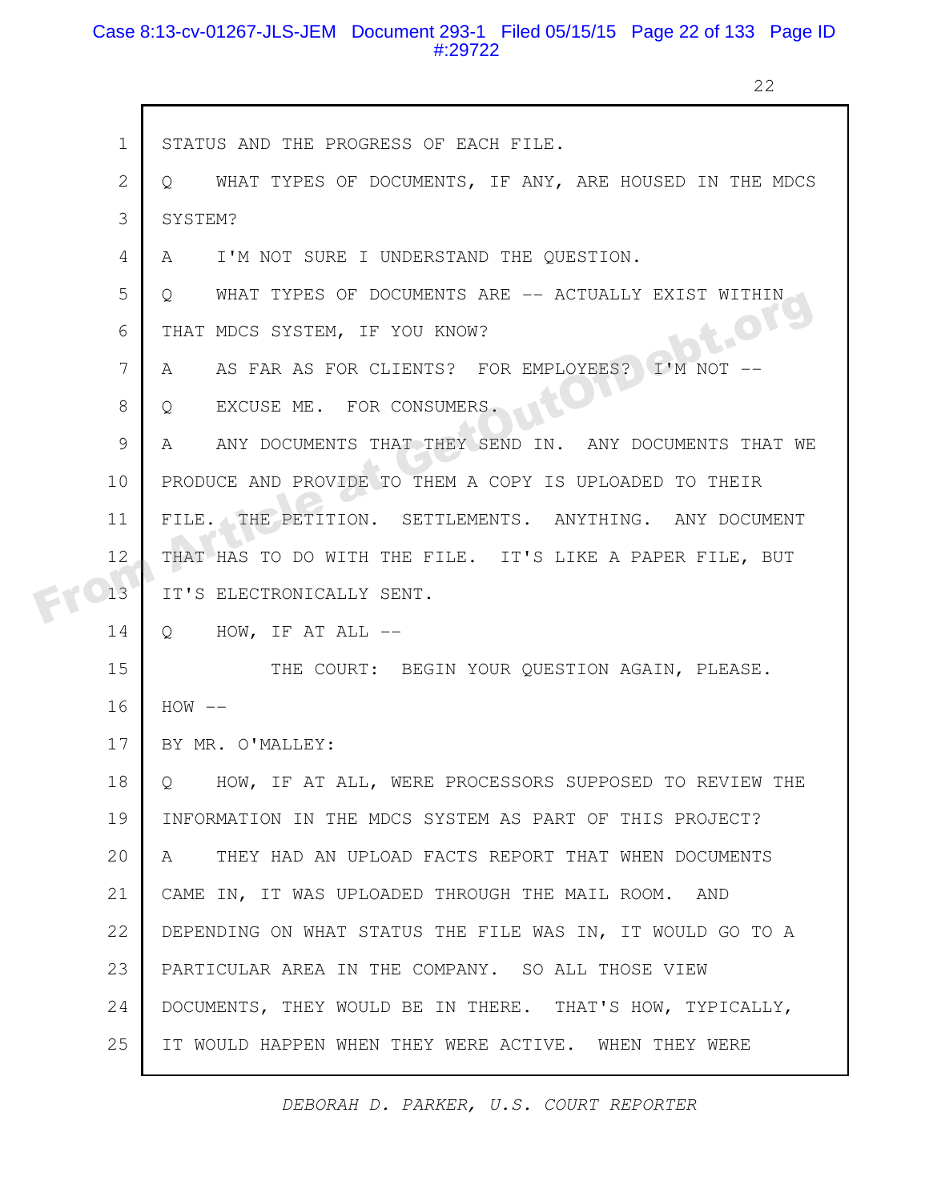1 STATUS AND THE PROGRESS OF EACH FILE.

2 Q WHAT TYPES OF DOCUMENTS, IF ANY, ARE HOUSED IN THE MDCS

3 SYSTEM?

4 A I'M NOT SURE I UNDERSTAND THE QUESTION.

5 Q WHAT TYPES OF DOCUMENTS ARE -- ACTUALLY EXIST WITHIN

6 THAT MDCS SYSTEM, IF YOU KNOW?

7 A AS FAR AS FOR CLIENTS? FOR EMPLOYEES? I'M NOT --

8 Q EXCUSE ME. FOR CONSUMERS.

9 A ANY DOCUMENTS THAT THEY SEND IN. ANY DOCUMENTS THAT WE

10 PRODUCE AND PROVIDE TO THEM A COPY IS UPLOADED TO THEIR

11 FILE. THE PETITION. SETTLEMENTS. ANYTHING. ANY DOCUMENT

12 THAT HAS TO DO WITH THE FILE. IT'S LIKE A PAPER FILE, BUT

13 IT'S ELECTRONICALLY SENT.

14 Q HOW, IF AT ALL --

15 THE COURT: BEGIN YOUR QUESTION AGAIN, PLEASE.

16 HOW --

17 BY MR. O'MALLEY:

18 Q HOW, IF AT ALL, WERE PROCESSORS SUPPOSED TO REVIEW THE

19 INFORMATION IN THE MDCS SYSTEM AS PART OF THIS PROJECT?

20 A THEY HAD AN UPLOAD FACTS REPORT THAT WHEN DOCUMENTS

21 CAME IN, IT WAS UPLOADED THROUGH THE MAIL ROOM. AND

22 DEPENDING ON WHAT STATUS THE FILE WAS IN, IT WOULD GO TO A

23 PARTICULAR AREA IN THE COMPANY. SO ALL THOSE VIEW

24 DOCUMENTS, THEY WOULD BE IN THERE. THAT'S HOW, TYPICALLY,

25 IT WOULD HAPPEN WHEN THEY WERE ACTIVE. WHEN THEY WERE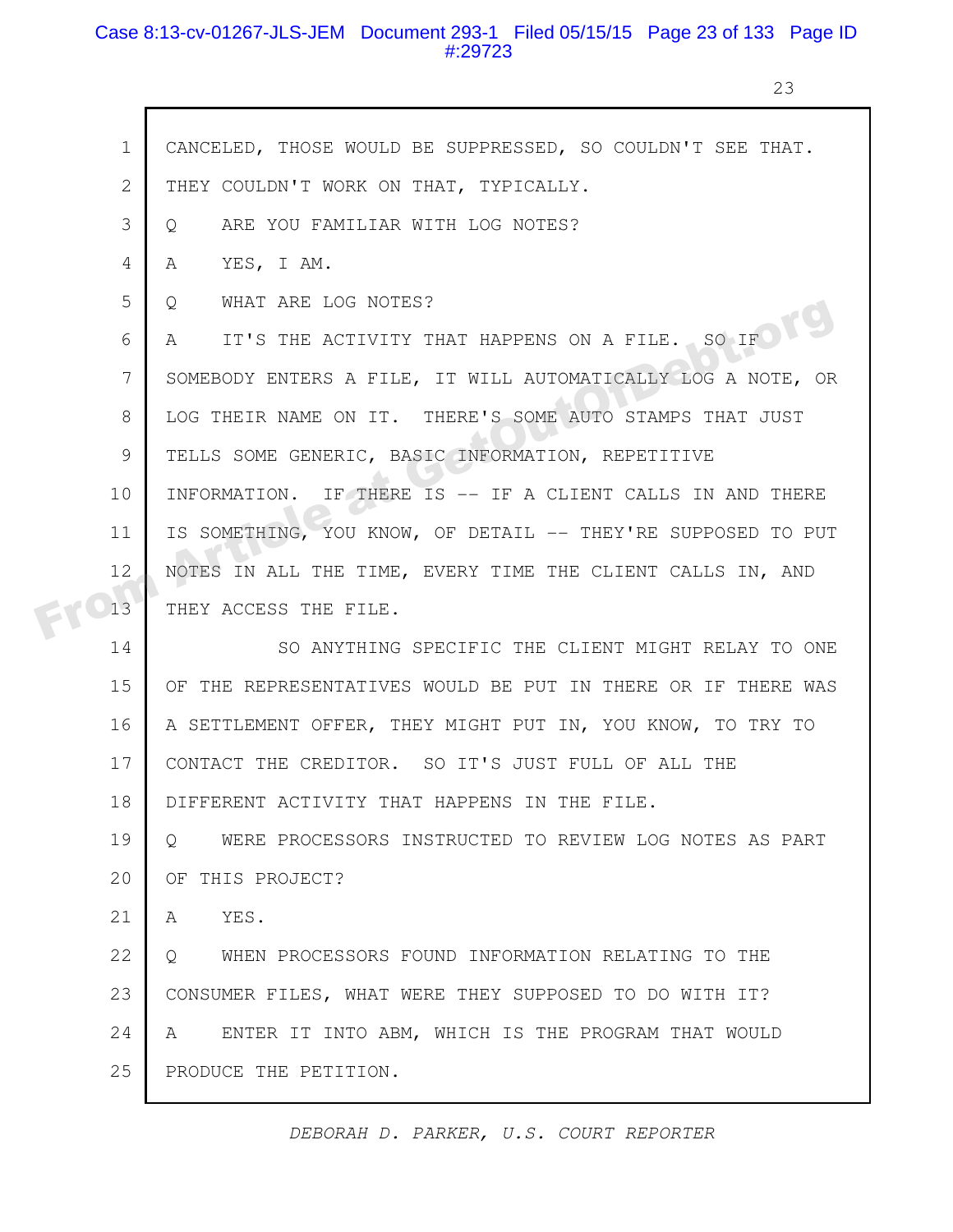CANCELED, THOSE WOULD BE SUPPRESSED, SO COULDN'T SEE THAT. THEY COULDN'T WORK ON THAT, TYPICALLY.

Q ARE YOU FAMILIAR WITH LOG NOTES?

A YES, I AM.

Q WHAT ARE LOG NOTES?

A IT'S THE ACTIVITY THAT HAPPENS ON A FILE. SO IF SOMEBODY ENTERS A FILE, IT WILL AUTOMATICALLY LOG A NOTE, OR LOG THEIR NAME ON IT. THERE'S SOME AUTO STAMPS THAT JUST TELLS SOME GENERIC, BASIC INFORMATION, REPETITIVE INFORMATION. IF THERE IS -- IF A CLIENT CALLS IN AND THERE IS SOMETHING, YOU KNOW, OF DETAIL -- THEY'RE SUPPOSED TO PUT NOTES IN ALL THE TIME, EVERY TIME THE CLIENT CALLS IN, AND THEY ACCESS THE FILE.

SO ANYTHING SPECIFIC THE CLIENT MIGHT RELAY TO ONE OF THE REPRESENTATIVES WOULD BE PUT IN THERE OR IF THERE WAS A SETTLEMENT OFFER, THEY MIGHT PUT IN, YOU KNOW, TO TRY TO CONTACT THE CREDITOR. SO IT'S JUST FULL OF ALL THE DIFFERENT ACTIVITY THAT HAPPENS IN THE FILE.

Q WERE PROCESSORS INSTRUCTED TO REVIEW LOG NOTES AS PART OF THIS PROJECT?

A YES.

Q WHEN PROCESSORS FOUND INFORMATION RELATING TO THE CONSUMER FILES, WHAT WERE THEY SUPPOSED TO DO WITH IT?

A ENTER IT INTO ABM, WHICH IS THE PROGRAM THAT WOULD PRODUCE THE PETITION.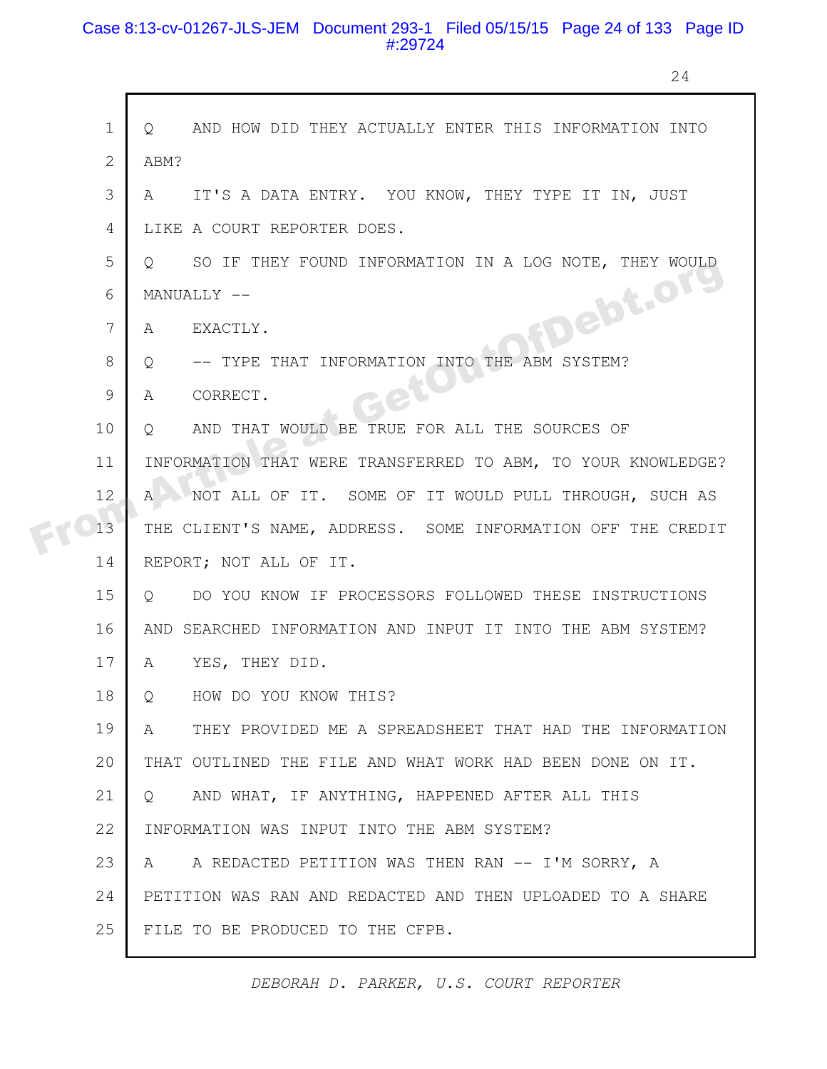1 Q AND HOW DID THEY ACTUALLY ENTER THIS INFORMATION INTO
2 ABM?
3 A IT'S A DATA ENTRY. YOU KNOW, THEY TYPE IT IN, JUST
4 LIKE A COURT REPORTER DOES.
5 Q SO IF THEY FOUND INFORMATION IN A LOG NOTE, THEY WOULD
6 MANUALLY --
7 A EXACTLY.
8 Q -- TYPE THAT INFORMATION INTO THE ABM SYSTEM?
9 A CORRECT.
10 Q AND THAT WOULD BE TRUE FOR ALL THE SOURCES OF
11 INFORMATION THAT WERE TRANSFERRED TO ABM, TO YOUR KNOWLEDGE?
12 A NOT ALL OF IT. SOME OF IT WOULD PULL THROUGH, SUCH AS
13 THE CLIENT'S NAME, ADDRESS. SOME INFORMATION OFF THE CREDIT
14 REPORT; NOT ALL OF IT.
15 Q DO YOU KNOW IF PROCESSORS FOLLOWED THESE INSTRUCTIONS
16 AND SEARCHED INFORMATION AND INPUT IT INTO THE ABM SYSTEM?
17 A YES, THEY DID.
18 Q HOW DO YOU KNOW THIS?
19 A THEY PROVIDED ME A SPREADSHEET THAT HAD THE INFORMATION
20 THAT OUTLINED THE FILE AND WHAT WORK HAD BEEN DONE ON IT.
21 Q AND WHAT, IF ANYTHING, HAPPENED AFTER ALL THIS
22 INFORMATION WAS INPUT INTO THE ABM SYSTEM?
23 A A REDACTED PETITION WAS THEN RAN -- I'M SORRY, A
24 PETITION WAS RAN AND REDACTED AND THEN UPLOADED TO A SHARE
25 FILE TO BE PRODUCED TO THE CFPB.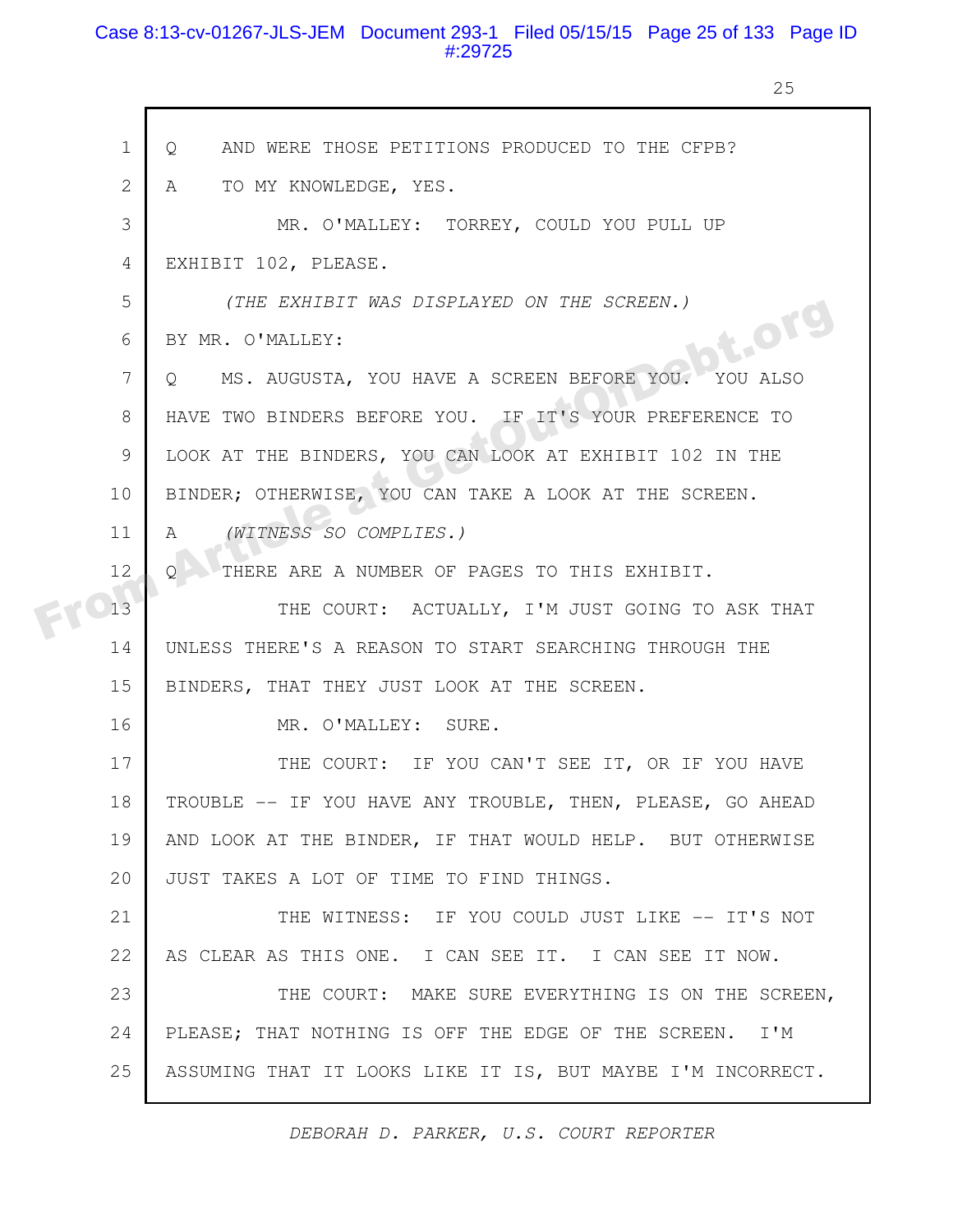1 Q AND WERE THOSE PETITIONS PRODUCED TO THE CFPB?

2 A TO MY KNOWLEDGE, YES.

3 MR. O'MALLEY: TORREY, COULD YOU PULL UP

4 EXHIBIT 102, PLEASE.

5 *(THE EXHIBIT WAS DISPLAYED ON THE SCREEN.)*

6 BY MR. O'MALLEY:

7 Q MS. AUGUSTA, YOU HAVE A SCREEN BEFORE YOU. YOU ALSO

8 HAVE TWO BINDERS BEFORE YOU. IF IT'S YOUR PREFERENCE TO

9 LOOK AT THE BINDERS, YOU CAN LOOK AT EXHIBIT 102 IN THE

10 BINDER; OTHERWISE, YOU CAN TAKE A LOOK AT THE SCREEN.

11 A *(WITNESS SO COMPLIES.)*

12 Q THERE ARE A NUMBER OF PAGES TO THIS EXHIBIT.

13 THE COURT: ACTUALLY, I'M JUST GOING TO ASK THAT

14 UNLESS THERE'S A REASON TO START SEARCHING THROUGH THE

15 BINDERS, THAT THEY JUST LOOK AT THE SCREEN.

16 MR. O'MALLEY: SURE.

17 THE COURT: IF YOU CAN'T SEE IT, OR IF YOU HAVE

18 TROUBLE -- IF YOU HAVE ANY TROUBLE, THEN, PLEASE, GO AHEAD

19 AND LOOK AT THE BINDER, IF THAT WOULD HELP. BUT OTHERWISE

20 JUST TAKES A LOT OF TIME TO FIND THINGS.

21 THE WITNESS: IF YOU COULD JUST LIKE -- IT'S NOT

22 AS CLEAR AS THIS ONE. I CAN SEE IT. I CAN SEE IT NOW.

23 THE COURT: MAKE SURE EVERYTHING IS ON THE SCREEN,

24 PLEASE; THAT NOTHING IS OFF THE EDGE OF THE SCREEN. I'M

25 ASSUMING THAT IT LOOKS LIKE IT IS, BUT MAYBE I'M INCORRECT.

*DEBORAH D. PARKER, U.S. COURT REPORTER*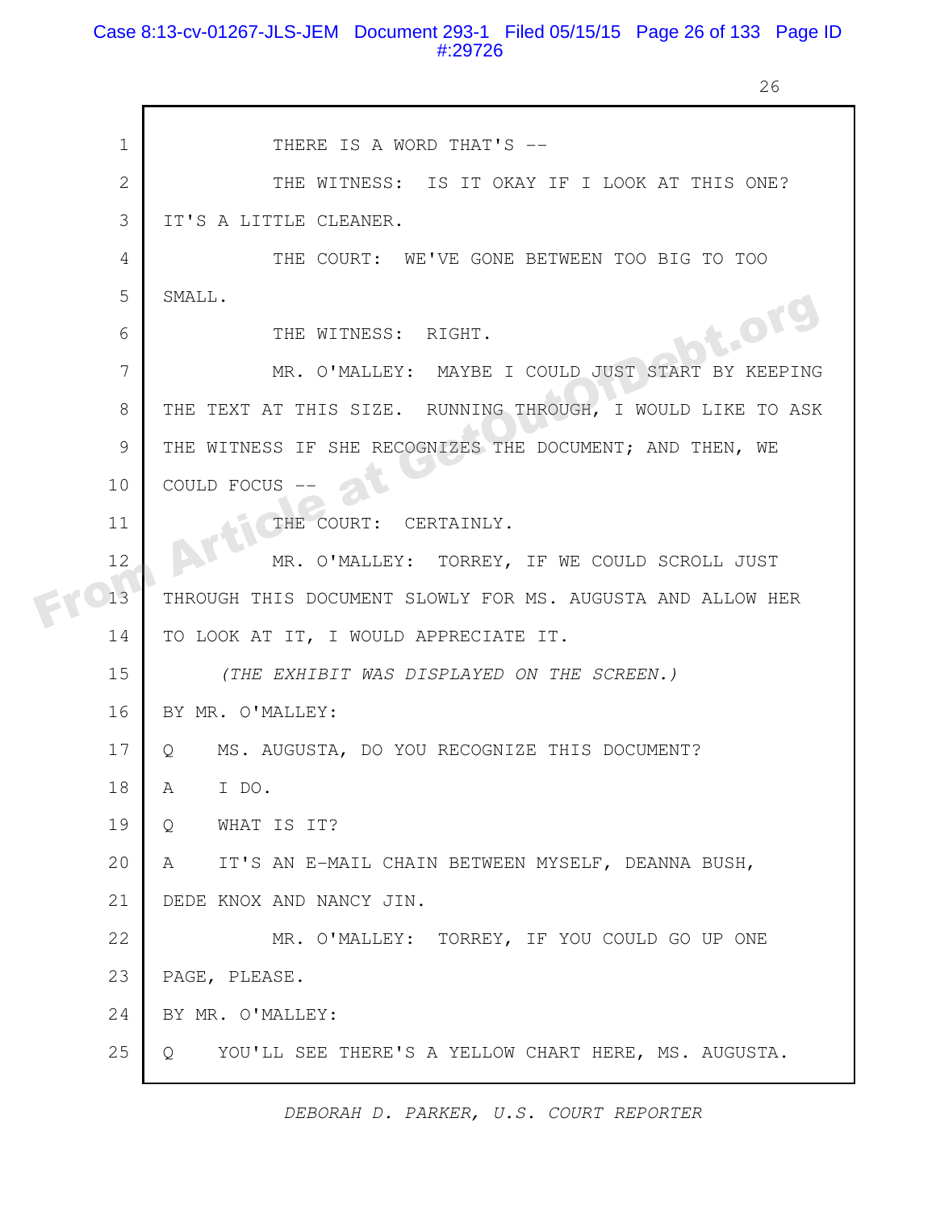THERE IS A WORD THAT'S --

THE WITNESS: IS IT OKAY IF I LOOK AT THIS ONE? IT'S A LITTLE CLEANER.

THE COURT: WE'VE GONE BETWEEN TOO BIG TO TOO SMALL.

THE WITNESS: RIGHT.

MR. O'MALLEY: MAYBE I COULD JUST START BY KEEPING THE TEXT AT THIS SIZE. RUNNING THROUGH, I WOULD LIKE TO ASK THE WITNESS IF SHE RECOGNIZES THE DOCUMENT; AND THEN, WE COULD FOCUS --

THE COURT: CERTAINLY.

MR. O'MALLEY: TORREY, IF WE COULD SCROLL JUST THROUGH THIS DOCUMENT SLOWLY FOR MS. AUGUSTA AND ALLOW HER TO LOOK AT IT, I WOULD APPRECIATE IT.

*(THE EXHIBIT WAS DISPLAYED ON THE SCREEN.)*

BY MR. O'MALLEY:

Q MS. AUGUSTA, DO YOU RECOGNIZE THIS DOCUMENT?

A I DO.

Q WHAT IS IT?

A IT'S AN E-MAIL CHAIN BETWEEN MYSELF, DEANNA BUSH, DEDE KNOX AND NANCY JIN.

MR. O'MALLEY: TORREY, IF YOU COULD GO UP ONE PAGE, PLEASE.

BY MR. O'MALLEY:

Q YOU'LL SEE THERE'S A YELLOW CHART HERE, MS. AUGUSTA.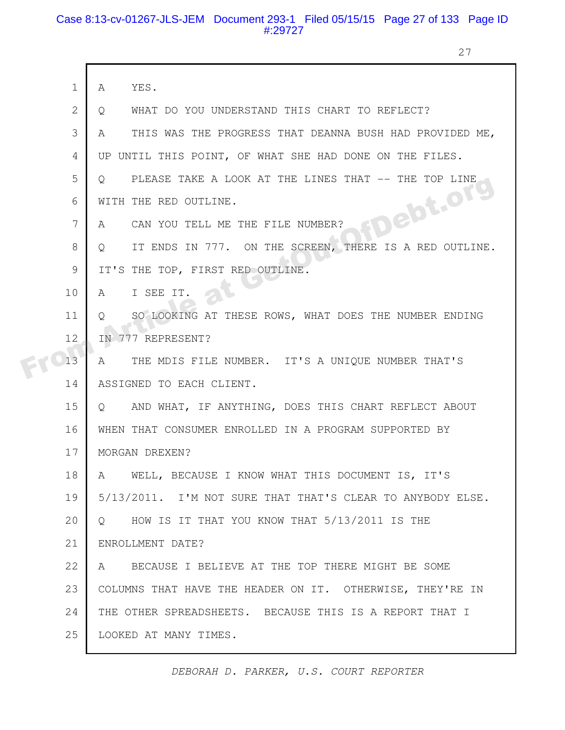1 A YES.

2 Q WHAT DO YOU UNDERSTAND THIS CHART TO REFLECT?

3 A THIS WAS THE PROGRESS THAT DEANNA BUSH HAD PROVIDED ME,

4 UP UNTIL THIS POINT, OF WHAT SHE HAD DONE ON THE FILES.

5 Q PLEASE TAKE A LOOK AT THE LINES THAT -- THE TOP LINE

6 WITH THE RED OUTLINE.

7 A CAN YOU TELL ME THE FILE NUMBER?

8 Q IT ENDS IN 777. ON THE SCREEN, THERE IS A RED OUTLINE.

9 IT'S THE TOP, FIRST RED OUTLINE.

10 A I SEE IT.

11 Q SO LOOKING AT THESE ROWS, WHAT DOES THE NUMBER ENDING

12 IN 777 REPRESENT?

13 A THE MDIS FILE NUMBER. IT'S A UNIQUE NUMBER THAT'S

14 ASSIGNED TO EACH CLIENT.

15 Q AND WHAT, IF ANYTHING, DOES THIS CHART REFLECT ABOUT

16 WHEN THAT CONSUMER ENROLLED IN A PROGRAM SUPPORTED BY

17 MORGAN DREXEN?

18 A WELL, BECAUSE I KNOW WHAT THIS DOCUMENT IS, IT'S

19 5/13/2011. I'M NOT SURE THAT THAT'S CLEAR TO ANYBODY ELSE.

20 Q HOW IS IT THAT YOU KNOW THAT 5/13/2011 IS THE

21 ENROLLMENT DATE?

22 A BECAUSE I BELIEVE AT THE TOP THERE MIGHT BE SOME

23 COLUMNS THAT HAVE THE HEADER ON IT. OTHERWISE, THEY'RE IN

24 THE OTHER SPREADSHEETS. BECAUSE THIS IS A REPORT THAT I

25 LOOKED AT MANY TIMES.

*DEBORAH D. PARKER, U.S. COURT REPORTER*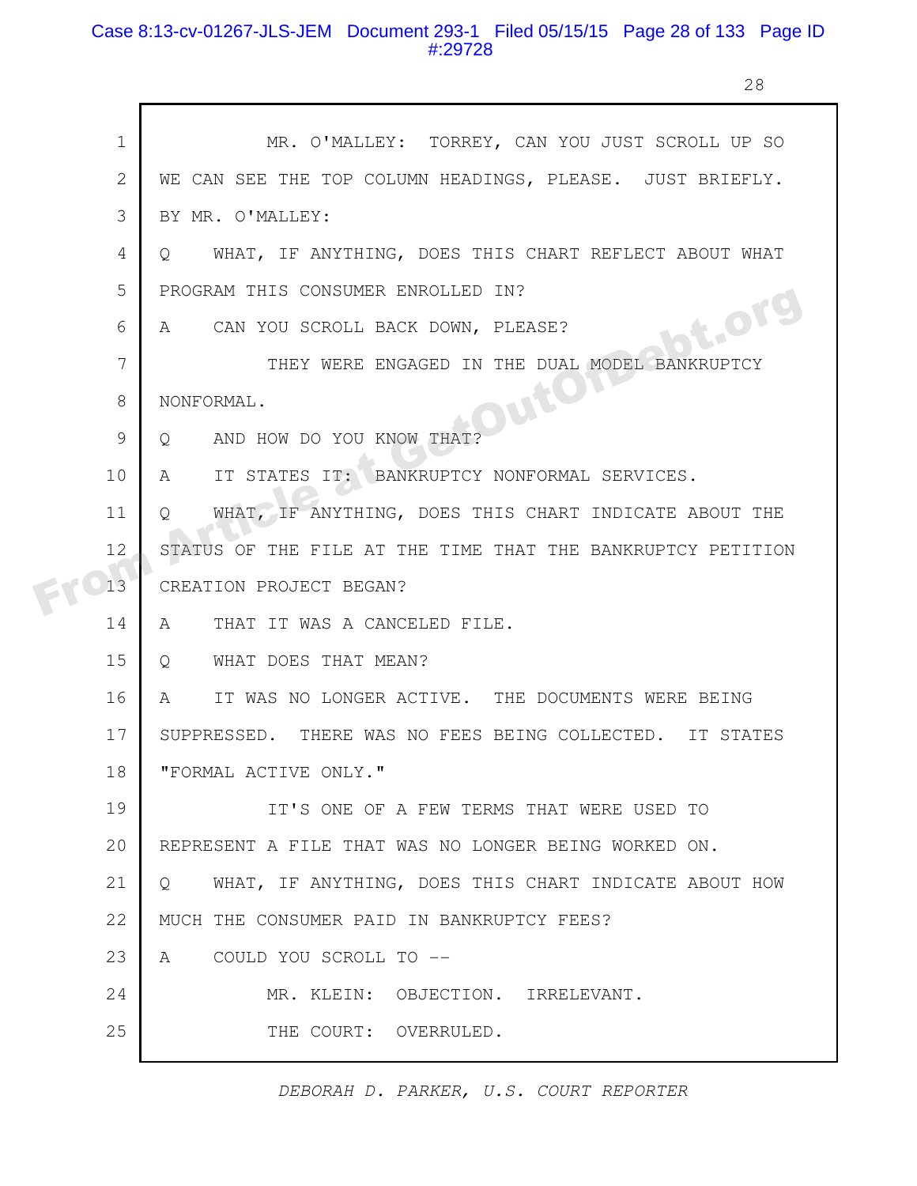MR. O'MALLEY: TORREY, CAN YOU JUST SCROLL UP SO WE CAN SEE THE TOP COLUMN HEADINGS, PLEASE. JUST BRIEFLY.

BY MR. O'MALLEY:

Q WHAT, IF ANYTHING, DOES THIS CHART REFLECT ABOUT WHAT PROGRAM THIS CONSUMER ENROLLED IN?

A CAN YOU SCROLL BACK DOWN, PLEASE?

THEY WERE ENGAGED IN THE DUAL MODEL BANKRUPTCY NONFORMAL.

Q AND HOW DO YOU KNOW THAT?

A IT STATES IT: BANKRUPTCY NONFORMAL SERVICES.

Q WHAT, IF ANYTHING, DOES THIS CHART INDICATE ABOUT THE STATUS OF THE FILE AT THE TIME THAT THE BANKRUPTCY PETITION CREATION PROJECT BEGAN?

A THAT IT WAS A CANCELED FILE.

Q WHAT DOES THAT MEAN?

A IT WAS NO LONGER ACTIVE. THE DOCUMENTS WERE BEING SUPPRESSED. THERE WAS NO FEES BEING COLLECTED. IT STATES "FORMAL ACTIVE ONLY."

IT'S ONE OF A FEW TERMS THAT WERE USED TO REPRESENT A FILE THAT WAS NO LONGER BEING WORKED ON.

Q WHAT, IF ANYTHING, DOES THIS CHART INDICATE ABOUT HOW MUCH THE CONSUMER PAID IN BANKRUPTCY FEES?

A COULD YOU SCROLL TO --

MR. KLEIN: OBJECTION. IRRELEVANT.

THE COURT: OVERRULED.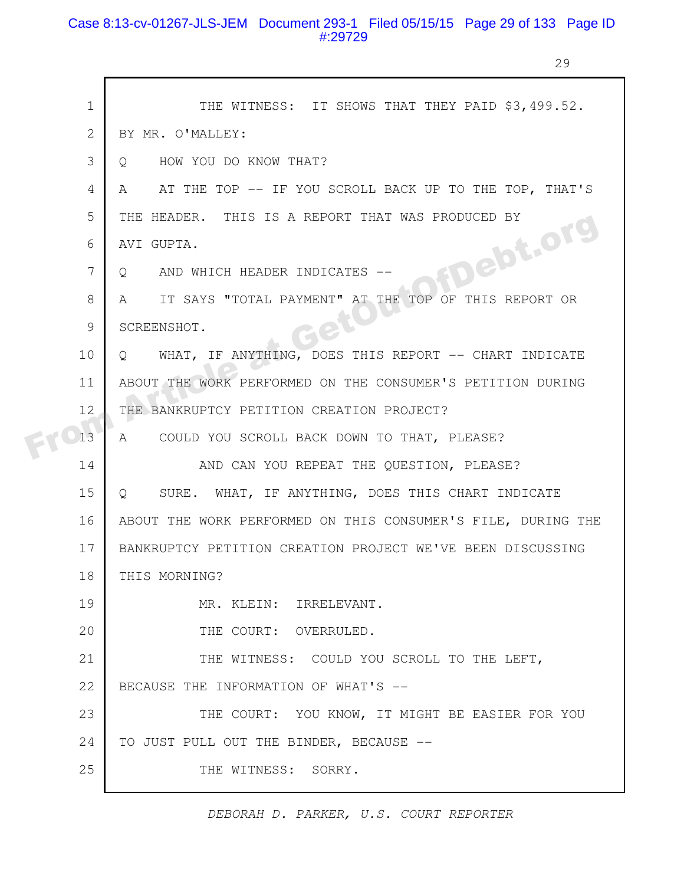1 THE WITNESS: IT SHOWS THAT THEY PAID $3,499.52.

2 BY MR. O'MALLEY:

3 Q HOW YOU DO KNOW THAT?

4 A AT THE TOP -- IF YOU SCROLL BACK UP TO THE TOP, THAT'S

5 THE HEADER. THIS IS A REPORT THAT WAS PRODUCED BY

6 AVI GUPTA.

7 Q AND WHICH HEADER INDICATES --

8 A IT SAYS "TOTAL PAYMENT" AT THE TOP OF THIS REPORT OR

9 SCREENSHOT.

10 Q WHAT, IF ANYTHING, DOES THIS REPORT -- CHART INDICATE

11 ABOUT THE WORK PERFORMED ON THE CONSUMER'S PETITION DURING

12 THE BANKRUPTCY PETITION CREATION PROJECT?

13 A COULD YOU SCROLL BACK DOWN TO THAT, PLEASE?

14 AND CAN YOU REPEAT THE QUESTION, PLEASE?

15 Q SURE. WHAT, IF ANYTHING, DOES THIS CHART INDICATE

16 ABOUT THE WORK PERFORMED ON THIS CONSUMER'S FILE, DURING THE

17 BANKRUPTCY PETITION CREATION PROJECT WE'VE BEEN DISCUSSING

18 THIS MORNING?

19 MR. KLEIN: IRRELEVANT.

20 THE COURT: OVERRULED.

21 THE WITNESS: COULD YOU SCROLL TO THE LEFT,

22 BECAUSE THE INFORMATION OF WHAT'S --

23 THE COURT: YOU KNOW, IT MIGHT BE EASIER FOR YOU

24 TO JUST PULL OUT THE BINDER, BECAUSE --

25 THE WITNESS: SORRY.

*DEBORAH D. PARKER, U.S. COURT REPORTER*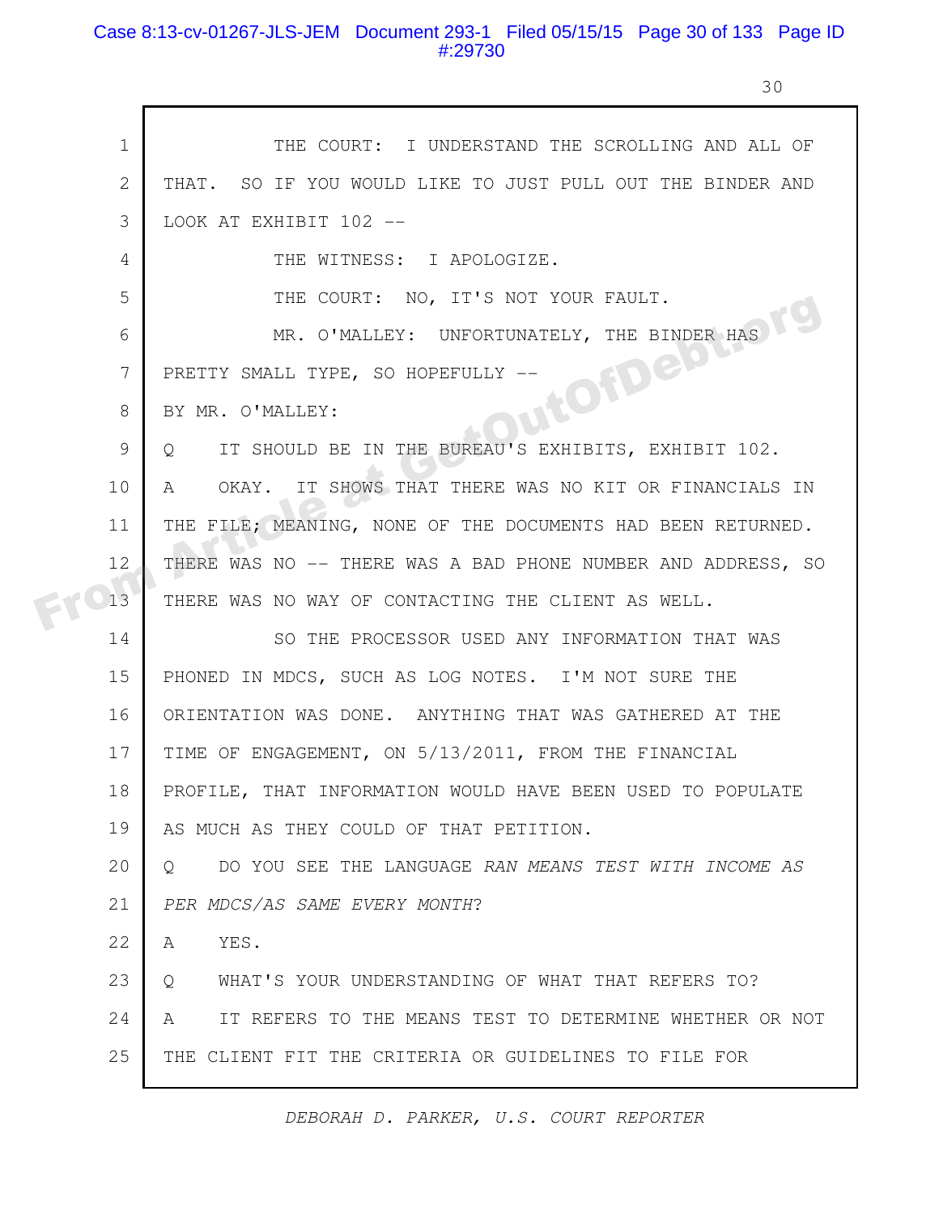THE COURT: I UNDERSTAND THE SCROLLING AND ALL OF THAT. SO IF YOU WOULD LIKE TO JUST PULL OUT THE BINDER AND LOOK AT EXHIBIT 102 --

THE WITNESS: I APOLOGIZE.

THE COURT: NO, IT'S NOT YOUR FAULT.

MR. O'MALLEY: UNFORTUNATELY, THE BINDER HAS PRETTY SMALL TYPE, SO HOPEFULLY --

BY MR. O'MALLEY:

Q IT SHOULD BE IN THE BUREAU'S EXHIBITS, EXHIBIT 102.

A OKAY. IT SHOWS THAT THERE WAS NO KIT OR FINANCIALS IN THE FILE; MEANING, NONE OF THE DOCUMENTS HAD BEEN RETURNED. THERE WAS NO -- THERE WAS A BAD PHONE NUMBER AND ADDRESS, SO THERE WAS NO WAY OF CONTACTING THE CLIENT AS WELL.

SO THE PROCESSOR USED ANY INFORMATION THAT WAS PHONED IN MDCS, SUCH AS LOG NOTES. I'M NOT SURE THE ORIENTATION WAS DONE. ANYTHING THAT WAS GATHERED AT THE TIME OF ENGAGEMENT, ON 5/13/2011, FROM THE FINANCIAL PROFILE, THAT INFORMATION WOULD HAVE BEEN USED TO POPULATE AS MUCH AS THEY COULD OF THAT PETITION.

Q DO YOU SEE THE LANGUAGE *RAN MEANS TEST WITH INCOME AS PER MDCS/AS SAME EVERY MONTH*?

A YES.

Q WHAT'S YOUR UNDERSTANDING OF WHAT THAT REFERS TO?

A IT REFERS TO THE MEANS TEST TO DETERMINE WHETHER OR NOT THE CLIENT FIT THE CRITERIA OR GUIDELINES TO FILE FOR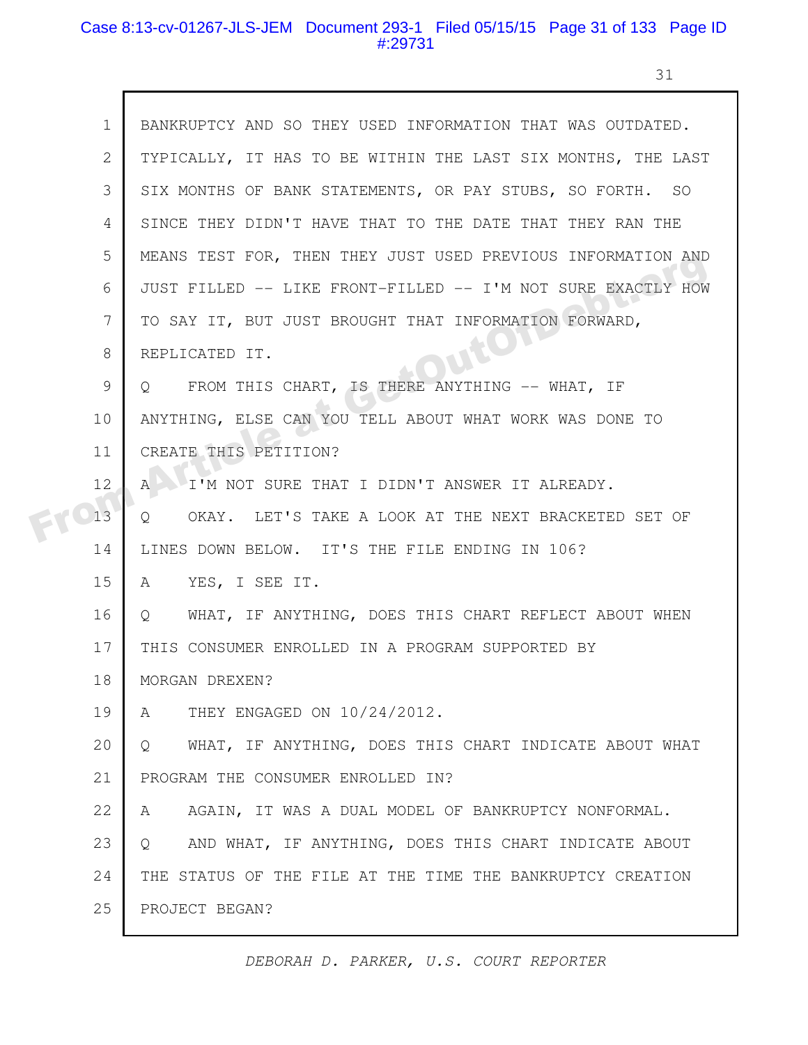1 BANKRUPTCY AND SO THEY USED INFORMATION THAT WAS OUTDATED.
2 TYPICALLY, IT HAS TO BE WITHIN THE LAST SIX MONTHS, THE LAST
3 SIX MONTHS OF BANK STATEMENTS, OR PAY STUBS, SO FORTH. SO
4 SINCE THEY DIDN'T HAVE THAT TO THE DATE THAT THEY RAN THE
5 MEANS TEST FOR, THEN THEY JUST USED PREVIOUS INFORMATION AND
6 JUST FILLED -- LIKE FRONT-FILLED -- I'M NOT SURE EXACTLY HOW
7 TO SAY IT, BUT JUST BROUGHT THAT INFORMATION FORWARD,
8 REPLICATED IT.
9 Q FROM THIS CHART, IS THERE ANYTHING -- WHAT, IF
10 ANYTHING, ELSE CAN YOU TELL ABOUT WHAT WORK WAS DONE TO
11 CREATE THIS PETITION?
12 A I'M NOT SURE THAT I DIDN'T ANSWER IT ALREADY.
13 Q OKAY. LET'S TAKE A LOOK AT THE NEXT BRACKETED SET OF
14 LINES DOWN BELOW. IT'S THE FILE ENDING IN 106?
15 A YES, I SEE IT.
16 Q WHAT, IF ANYTHING, DOES THIS CHART REFLECT ABOUT WHEN
17 THIS CONSUMER ENROLLED IN A PROGRAM SUPPORTED BY
18 MORGAN DREXEN?
19 A THEY ENGAGED ON 10/24/2012.
20 Q WHAT, IF ANYTHING, DOES THIS CHART INDICATE ABOUT WHAT
21 PROGRAM THE CONSUMER ENROLLED IN?
22 A AGAIN, IT WAS A DUAL MODEL OF BANKRUPTCY NONFORMAL.
23 Q AND WHAT, IF ANYTHING, DOES THIS CHART INDICATE ABOUT
24 THE STATUS OF THE FILE AT THE TIME THE BANKRUPTCY CREATION
25 PROJECT BEGAN?

*DEBORAH D. PARKER, U.S. COURT REPORTER*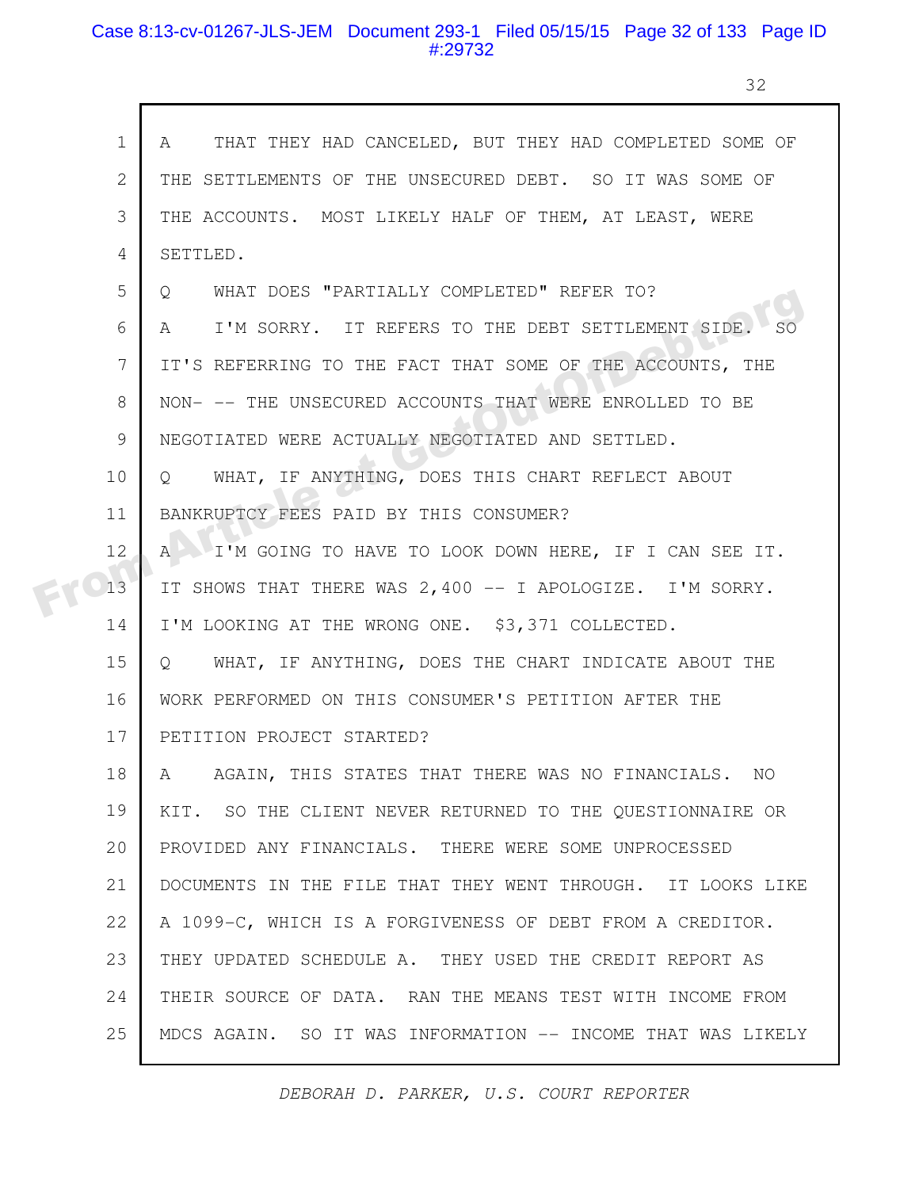1 A THAT THEY HAD CANCELED, BUT THEY HAD COMPLETED SOME OF

2 THE SETTLEMENTS OF THE UNSECURED DEBT. SO IT WAS SOME OF

3 THE ACCOUNTS. MOST LIKELY HALF OF THEM, AT LEAST, WERE

4 SETTLED.

5 Q WHAT DOES "PARTIALLY COMPLETED" REFER TO?

6 A I'M SORRY. IT REFERS TO THE DEBT SETTLEMENT SIDE. SO

7 IT'S REFERRING TO THE FACT THAT SOME OF THE ACCOUNTS, THE

8 NON- -- THE UNSECURED ACCOUNTS THAT WERE ENROLLED TO BE

9 NEGOTIATED WERE ACTUALLY NEGOTIATED AND SETTLED.

10 Q WHAT, IF ANYTHING, DOES THIS CHART REFLECT ABOUT

11 BANKRUPTCY FEES PAID BY THIS CONSUMER?

12 A I'M GOING TO HAVE TO LOOK DOWN HERE, IF I CAN SEE IT.

13 IT SHOWS THAT THERE WAS 2,400 -- I APOLOGIZE. I'M SORRY.

14 I'M LOOKING AT THE WRONG ONE. $3,371 COLLECTED.

15 Q WHAT, IF ANYTHING, DOES THE CHART INDICATE ABOUT THE

16 WORK PERFORMED ON THIS CONSUMER'S PETITION AFTER THE

17 PETITION PROJECT STARTED?

18 A AGAIN, THIS STATES THAT THERE WAS NO FINANCIALS. NO

19 KIT. SO THE CLIENT NEVER RETURNED TO THE QUESTIONNAIRE OR

20 PROVIDED ANY FINANCIALS. THERE WERE SOME UNPROCESSED

21 DOCUMENTS IN THE FILE THAT THEY WENT THROUGH. IT LOOKS LIKE

22 A 1099-C, WHICH IS A FORGIVENESS OF DEBT FROM A CREDITOR.

23 THEY UPDATED SCHEDULE A. THEY USED THE CREDIT REPORT AS

24 THEIR SOURCE OF DATA. RAN THE MEANS TEST WITH INCOME FROM

25 MDCS AGAIN. SO IT WAS INFORMATION -- INCOME THAT WAS LIKELY

*DEBORAH D. PARKER, U.S. COURT REPORTER*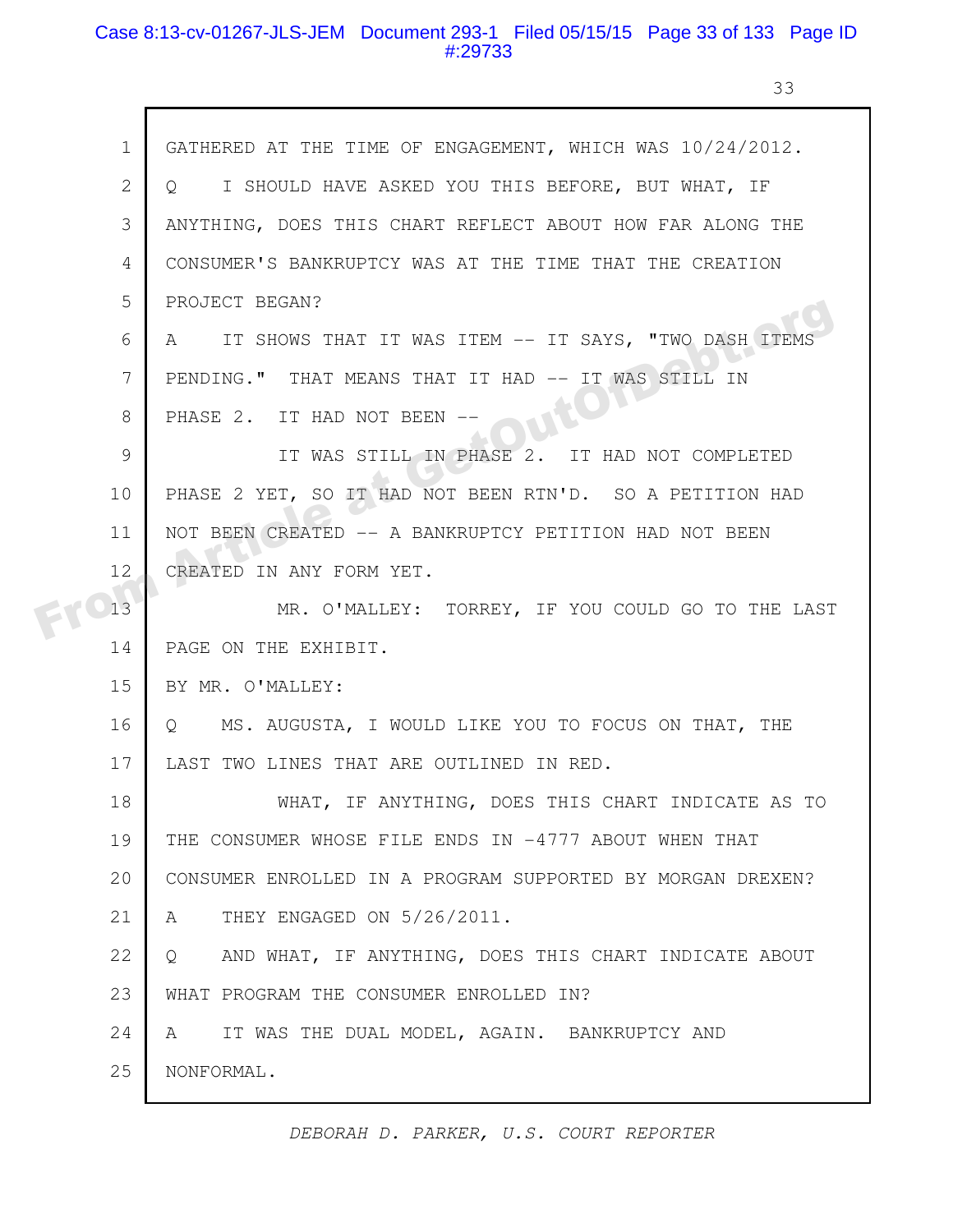1 GATHERED AT THE TIME OF ENGAGEMENT, WHICH WAS 10/24/2012.

2 Q I SHOULD HAVE ASKED YOU THIS BEFORE, BUT WHAT, IF

3 ANYTHING, DOES THIS CHART REFLECT ABOUT HOW FAR ALONG THE

4 CONSUMER'S BANKRUPTCY WAS AT THE TIME THAT THE CREATION

5 PROJECT BEGAN?

6 A IT SHOWS THAT IT WAS ITEM -- IT SAYS, "TWO DASH ITEMS

7 PENDING." THAT MEANS THAT IT HAD -- IT WAS STILL IN

8 PHASE 2. IT HAD NOT BEEN --

9 IT WAS STILL IN PHASE 2. IT HAD NOT COMPLETED

10 PHASE 2 YET, SO IT HAD NOT BEEN RTN'D. SO A PETITION HAD

11 NOT BEEN CREATED -- A BANKRUPTCY PETITION HAD NOT BEEN

12 CREATED IN ANY FORM YET.

13 MR. O'MALLEY: TORREY, IF YOU COULD GO TO THE LAST

14 PAGE ON THE EXHIBIT.

15 BY MR. O'MALLEY:

16 Q MS. AUGUSTA, I WOULD LIKE YOU TO FOCUS ON THAT, THE

17 LAST TWO LINES THAT ARE OUTLINED IN RED.

18 WHAT, IF ANYTHING, DOES THIS CHART INDICATE AS TO

19 THE CONSUMER WHOSE FILE ENDS IN -4777 ABOUT WHEN THAT

20 CONSUMER ENROLLED IN A PROGRAM SUPPORTED BY MORGAN DREXEN?

21 A THEY ENGAGED ON 5/26/2011.

22 Q AND WHAT, IF ANYTHING, DOES THIS CHART INDICATE ABOUT

23 WHAT PROGRAM THE CONSUMER ENROLLED IN?

24 A IT WAS THE DUAL MODEL, AGAIN. BANKRUPTCY AND

25 NONFORMAL.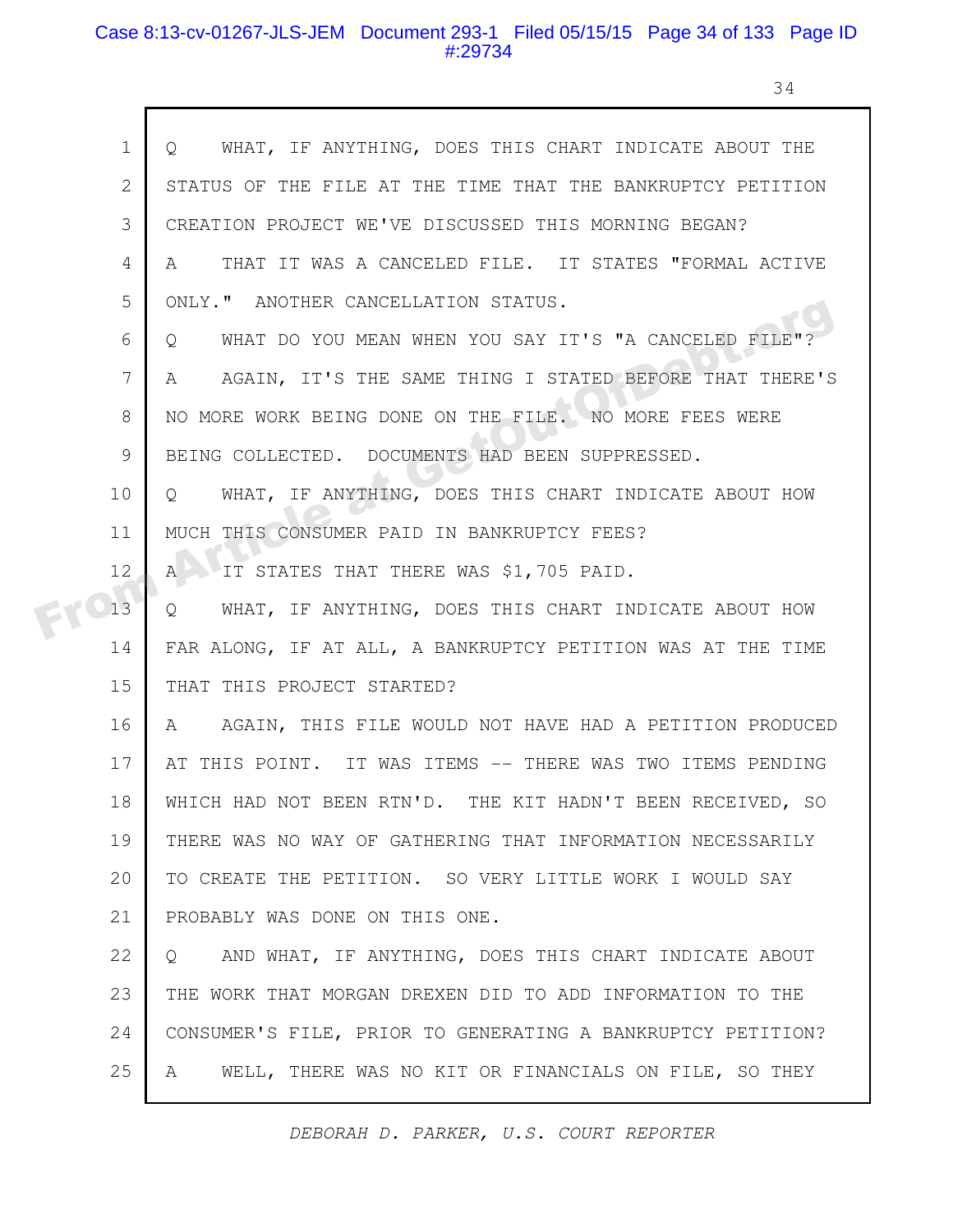1 Q WHAT, IF ANYTHING, DOES THIS CHART INDICATE ABOUT THE
2 STATUS OF THE FILE AT THE TIME THAT THE BANKRUPTCY PETITION
3 CREATION PROJECT WE'VE DISCUSSED THIS MORNING BEGAN?
4 A THAT IT WAS A CANCELED FILE. IT STATES "FORMAL ACTIVE
5 ONLY." ANOTHER CANCELLATION STATUS.
6 Q WHAT DO YOU MEAN WHEN YOU SAY IT'S "A CANCELED FILE"?
7 A AGAIN, IT'S THE SAME THING I STATED BEFORE THAT THERE'S
8 NO MORE WORK BEING DONE ON THE FILE. NO MORE FEES WERE
9 BEING COLLECTED. DOCUMENTS HAD BEEN SUPPRESSED.
10 Q WHAT, IF ANYTHING, DOES THIS CHART INDICATE ABOUT HOW
11 MUCH THIS CONSUMER PAID IN BANKRUPTCY FEES?
12 A IT STATES THAT THERE WAS $1,705 PAID.
13 Q WHAT, IF ANYTHING, DOES THIS CHART INDICATE ABOUT HOW
14 FAR ALONG, IF AT ALL, A BANKRUPTCY PETITION WAS AT THE TIME
15 THAT THIS PROJECT STARTED?
16 A AGAIN, THIS FILE WOULD NOT HAVE HAD A PETITION PRODUCED
17 AT THIS POINT. IT WAS ITEMS -- THERE WAS TWO ITEMS PENDING
18 WHICH HAD NOT BEEN RTN'D. THE KIT HADN'T BEEN RECEIVED, SO
19 THERE WAS NO WAY OF GATHERING THAT INFORMATION NECESSARILY
20 TO CREATE THE PETITION. SO VERY LITTLE WORK I WOULD SAY
21 PROBABLY WAS DONE ON THIS ONE.
22 Q AND WHAT, IF ANYTHING, DOES THIS CHART INDICATE ABOUT
23 THE WORK THAT MORGAN DREXEN DID TO ADD INFORMATION TO THE
24 CONSUMER'S FILE, PRIOR TO GENERATING A BANKRUPTCY PETITION?
25 A WELL, THERE WAS NO KIT OR FINANCIALS ON FILE, SO THEY

*DEBORAH D. PARKER, U.S. COURT REPORTER*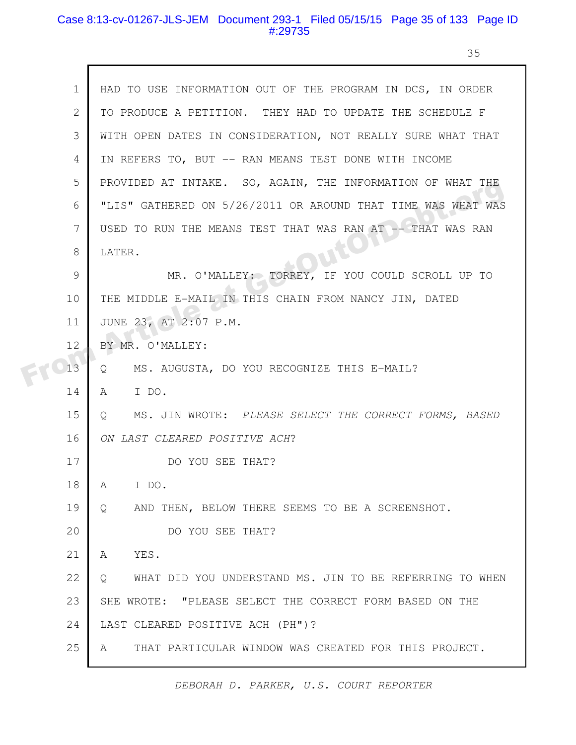1 HAD TO USE INFORMATION OUT OF THE PROGRAM IN DCS, IN ORDER
2 TO PRODUCE A PETITION. THEY HAD TO UPDATE THE SCHEDULE F
3 WITH OPEN DATES IN CONSIDERATION, NOT REALLY SURE WHAT THAT
4 IN REFERS TO, BUT -- RAN MEANS TEST DONE WITH INCOME
5 PROVIDED AT INTAKE. SO, AGAIN, THE INFORMATION OF WHAT THE
6 "LIS" GATHERED ON 5/26/2011 OR AROUND THAT TIME WAS WHAT WAS
7 USED TO RUN THE MEANS TEST THAT WAS RAN AT -- THAT WAS RAN
8 LATER.
9 MR. O'MALLEY: TORREY, IF YOU COULD SCROLL UP TO
10 THE MIDDLE E-MAIL IN THIS CHAIN FROM NANCY JIN, DATED
11 JUNE 23, AT 2:07 P.M.
12 BY MR. O'MALLEY:
13 Q MS. AUGUSTA, DO YOU RECOGNIZE THIS E-MAIL?
14 A I DO.
15 Q MS. JIN WROTE: *PLEASE SELECT THE CORRECT FORMS, BASED*
16 *ON LAST CLEARED POSITIVE ACH*?
17 DO YOU SEE THAT?
18 A I DO.
19 Q AND THEN, BELOW THERE SEEMS TO BE A SCREENSHOT.
20 DO YOU SEE THAT?
21 A YES.
22 Q WHAT DID YOU UNDERSTAND MS. JIN TO BE REFERRING TO WHEN
23 SHE WROTE: "PLEASE SELECT THE CORRECT FORM BASED ON THE
24 LAST CLEARED POSITIVE ACH (PH")?
25 A THAT PARTICULAR WINDOW WAS CREATED FOR THIS PROJECT.

*DEBORAH D. PARKER, U.S. COURT REPORTER*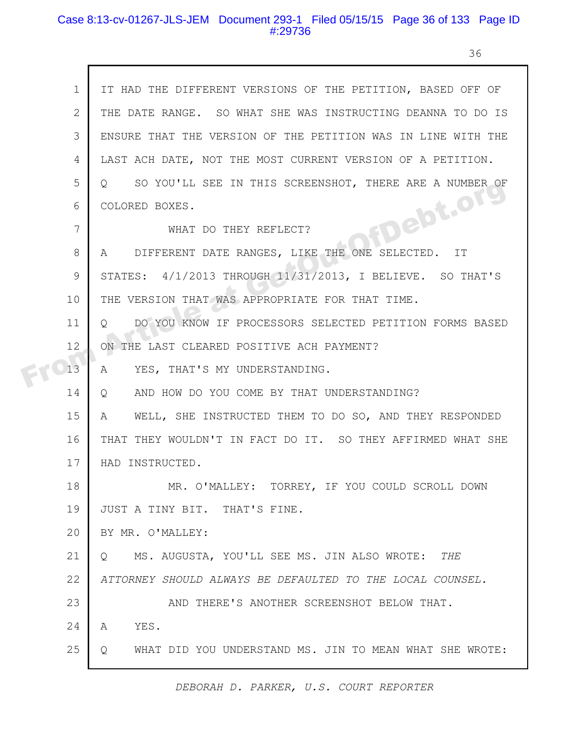1 IT HAD THE DIFFERENT VERSIONS OF THE PETITION, BASED OFF OF
2 THE DATE RANGE. SO WHAT SHE WAS INSTRUCTING DEANNA TO DO IS
3 ENSURE THAT THE VERSION OF THE PETITION WAS IN LINE WITH THE
4 LAST ACH DATE, NOT THE MOST CURRENT VERSION OF A PETITION.
5 Q SO YOU'LL SEE IN THIS SCREENSHOT, THERE ARE A NUMBER OF
6 COLORED BOXES.
7 WHAT DO THEY REFLECT?
8 A DIFFERENT DATE RANGES, LIKE THE ONE SELECTED. IT
9 STATES: 4/1/2013 THROUGH 11/31/2013, I BELIEVE. SO THAT'S
10 THE VERSION THAT WAS APPROPRIATE FOR THAT TIME.
11 Q DO YOU KNOW IF PROCESSORS SELECTED PETITION FORMS BASED
12 ON THE LAST CLEARED POSITIVE ACH PAYMENT?
13 A YES, THAT'S MY UNDERSTANDING.
14 Q AND HOW DO YOU COME BY THAT UNDERSTANDING?
15 A WELL, SHE INSTRUCTED THEM TO DO SO, AND THEY RESPONDED
16 THAT THEY WOULDN'T IN FACT DO IT. SO THEY AFFIRMED WHAT SHE
17 HAD INSTRUCTED.
18 MR. O'MALLEY: TORREY, IF YOU COULD SCROLL DOWN
19 JUST A TINY BIT. THAT'S FINE.
20 BY MR. O'MALLEY:
21 Q MS. AUGUSTA, YOU'LL SEE MS. JIN ALSO WROTE: *THE*
22 *ATTORNEY SHOULD ALWAYS BE DEFAULTED TO THE LOCAL COUNSEL.*
23 AND THERE'S ANOTHER SCREENSHOT BELOW THAT.
24 A YES.
25 Q WHAT DID YOU UNDERSTAND MS. JIN TO MEAN WHAT SHE WROTE:

DEBORAH D. PARKER, U.S. COURT REPORTER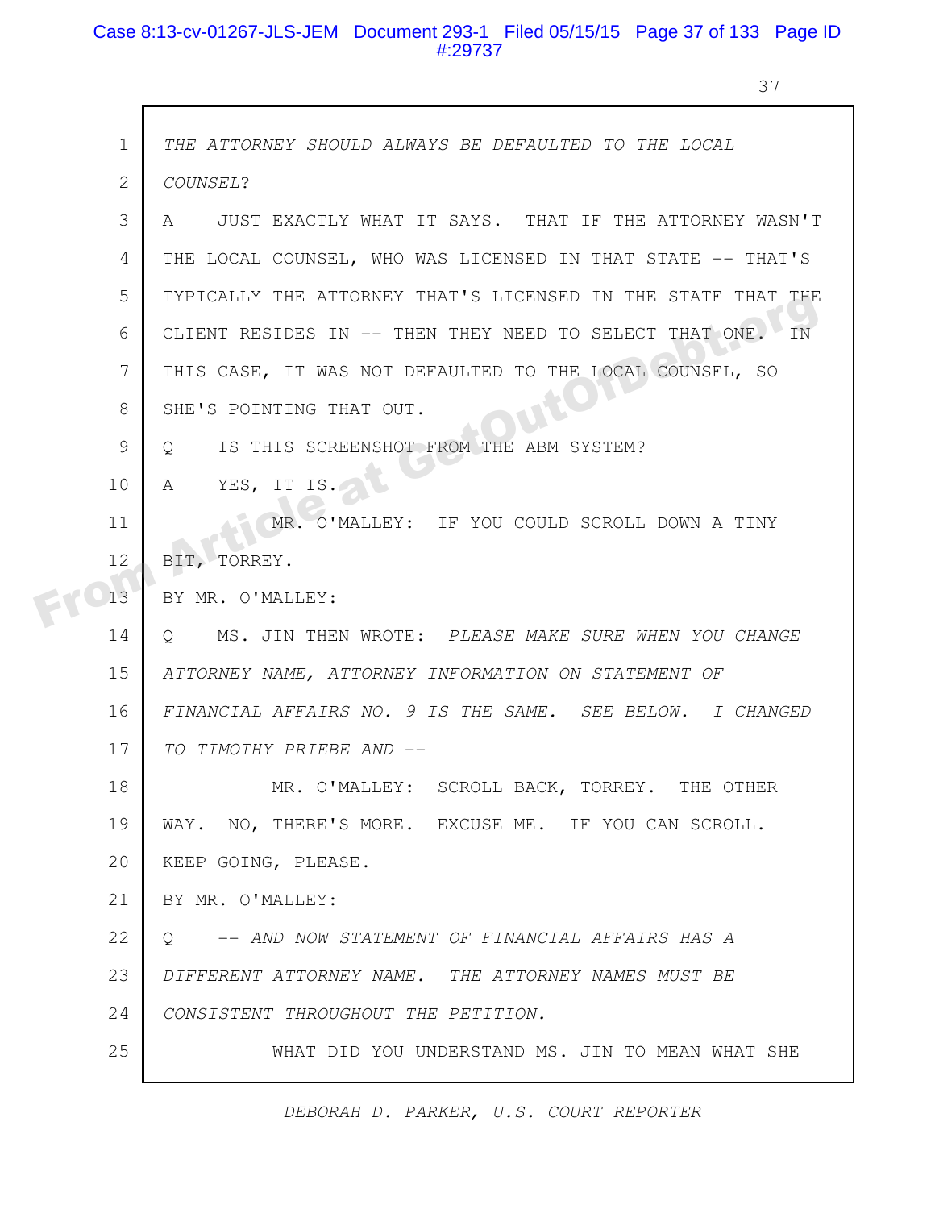1 *THE ATTORNEY SHOULD ALWAYS BE DEFAULTED TO THE LOCAL*

2 *COUNSEL?*

3 A JUST EXACTLY WHAT IT SAYS. THAT IF THE ATTORNEY WASN'T

4 THE LOCAL COUNSEL, WHO WAS LICENSED IN THAT STATE -- THAT'S

5 TYPICALLY THE ATTORNEY THAT'S LICENSED IN THE STATE THAT THE

6 CLIENT RESIDES IN -- THEN THEY NEED TO SELECT THAT ONE. IN

7 THIS CASE, IT WAS NOT DEFAULTED TO THE LOCAL COUNSEL, SO

8 SHE'S POINTING THAT OUT.

9 Q IS THIS SCREENSHOT FROM THE ABM SYSTEM?

10 A YES, IT IS.

11 MR. O'MALLEY: IF YOU COULD SCROLL DOWN A TINY

12 BIT, TORREY.

13 BY MR. O'MALLEY:

14 Q MS. JIN THEN WROTE: *PLEASE MAKE SURE WHEN YOU CHANGE*

15 *ATTORNEY NAME, ATTORNEY INFORMATION ON STATEMENT OF*

16 *FINANCIAL AFFAIRS NO. 9 IS THE SAME. SEE BELOW. I CHANGED*

17 *TO TIMOTHY PRIEBE AND --*

18 MR. O'MALLEY: SCROLL BACK, TORREY. THE OTHER

19 WAY. NO, THERE'S MORE. EXCUSE ME. IF YOU CAN SCROLL.

20 KEEP GOING, PLEASE.

21 BY MR. O'MALLEY:

22 Q *-- AND NOW STATEMENT OF FINANCIAL AFFAIRS HAS A*

23 *DIFFERENT ATTORNEY NAME. THE ATTORNEY NAMES MUST BE*

24 *CONSISTENT THROUGHOUT THE PETITION.*

25 WHAT DID YOU UNDERSTAND MS. JIN TO MEAN WHAT SHE

*DEBORAH D. PARKER, U.S. COURT REPORTER*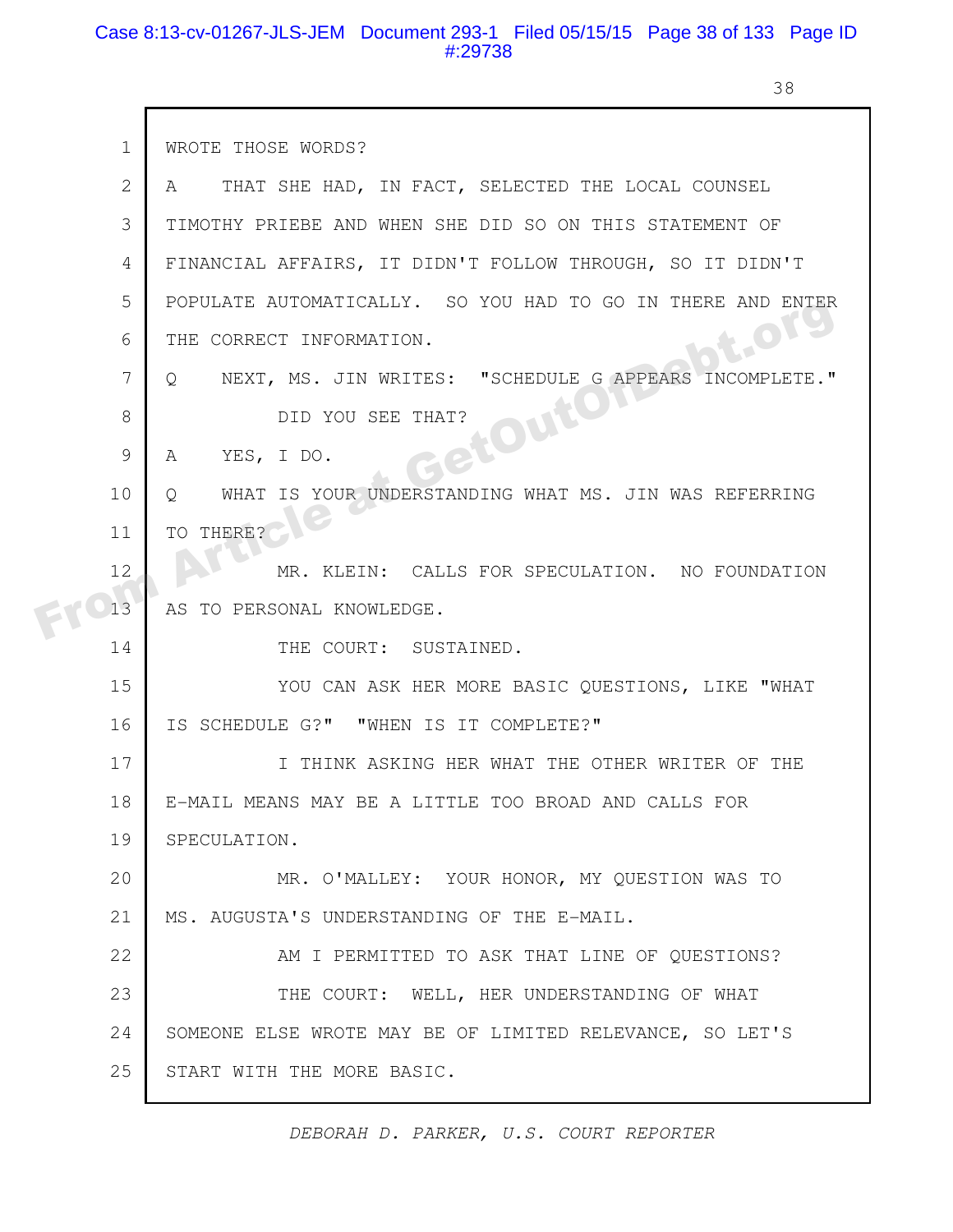1 WROTE THOSE WORDS?

2 A THAT SHE HAD, IN FACT, SELECTED THE LOCAL COUNSEL

3 TIMOTHY PRIEBE AND WHEN SHE DID SO ON THIS STATEMENT OF

4 FINANCIAL AFFAIRS, IT DIDN'T FOLLOW THROUGH, SO IT DIDN'T

5 POPULATE AUTOMATICALLY. SO YOU HAD TO GO IN THERE AND ENTER

6 THE CORRECT INFORMATION.

7 Q NEXT, MS. JIN WRITES: "SCHEDULE G APPEARS INCOMPLETE."

8 DID YOU SEE THAT?

9 A YES, I DO.

10 Q WHAT IS YOUR UNDERSTANDING WHAT MS. JIN WAS REFERRING

11 TO THERE?

12 MR. KLEIN: CALLS FOR SPECULATION. NO FOUNDATION

13 AS TO PERSONAL KNOWLEDGE.

14 THE COURT: SUSTAINED.

15 YOU CAN ASK HER MORE BASIC QUESTIONS, LIKE "WHAT

16 IS SCHEDULE G?" "WHEN IS IT COMPLETE?"

17 I THINK ASKING HER WHAT THE OTHER WRITER OF THE

18 E-MAIL MEANS MAY BE A LITTLE TOO BROAD AND CALLS FOR

19 SPECULATION.

20 MR. O'MALLEY: YOUR HONOR, MY QUESTION WAS TO

21 MS. AUGUSTA'S UNDERSTANDING OF THE E-MAIL.

22 AM I PERMITTED TO ASK THAT LINE OF QUESTIONS?

23 THE COURT: WELL, HER UNDERSTANDING OF WHAT

24 SOMEONE ELSE WROTE MAY BE OF LIMITED RELEVANCE, SO LET'S

25 START WITH THE MORE BASIC.

*DEBORAH D. PARKER, U.S. COURT REPORTER*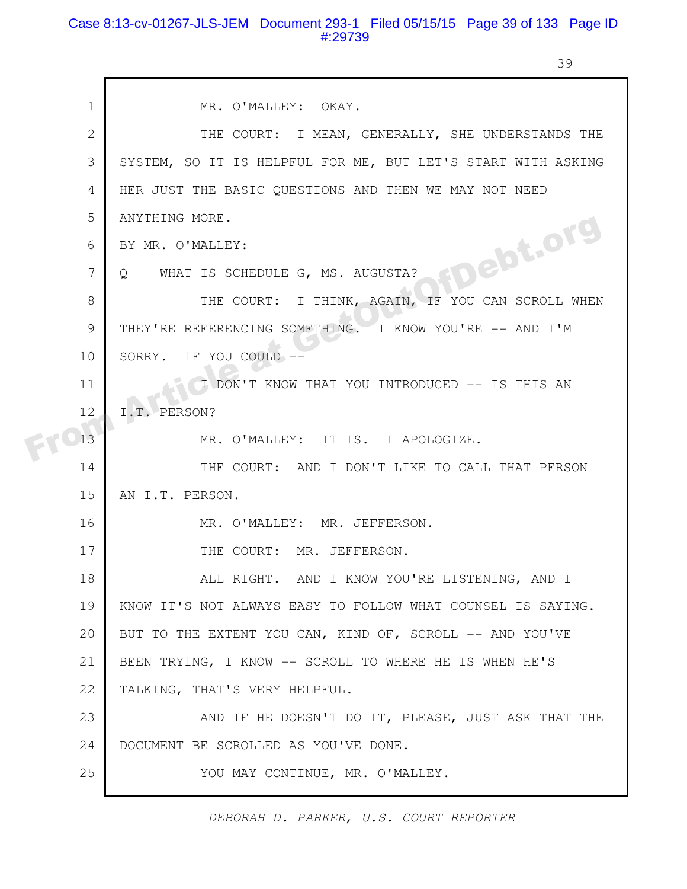MR. O'MALLEY: OKAY.

THE COURT: I MEAN, GENERALLY, SHE UNDERSTANDS THE SYSTEM, SO IT IS HELPFUL FOR ME, BUT LET'S START WITH ASKING HER JUST THE BASIC QUESTIONS AND THEN WE MAY NOT NEED ANYTHING MORE.

BY MR. O'MALLEY:

Q WHAT IS SCHEDULE G, MS. AUGUSTA?

THE COURT: I THINK, AGAIN, IF YOU CAN SCROLL WHEN THEY'RE REFERENCING SOMETHING. I KNOW YOU'RE -- AND I'M SORRY. IF YOU COULD --

I DON'T KNOW THAT YOU INTRODUCED -- IS THIS AN I.T. PERSON?

MR. O'MALLEY: IT IS. I APOLOGIZE.

THE COURT: AND I DON'T LIKE TO CALL THAT PERSON AN I.T. PERSON.

MR. O'MALLEY: MR. JEFFERSON.

THE COURT: MR. JEFFERSON.

ALL RIGHT. AND I KNOW YOU'RE LISTENING, AND I KNOW IT'S NOT ALWAYS EASY TO FOLLOW WHAT COUNSEL IS SAYING. BUT TO THE EXTENT YOU CAN, KIND OF, SCROLL -- AND YOU'VE BEEN TRYING, I KNOW -- SCROLL TO WHERE HE IS WHEN HE'S TALKING, THAT'S VERY HELPFUL.

AND IF HE DOESN'T DO IT, PLEASE, JUST ASK THAT THE DOCUMENT BE SCROLLED AS YOU'VE DONE.

YOU MAY CONTINUE, MR. O'MALLEY.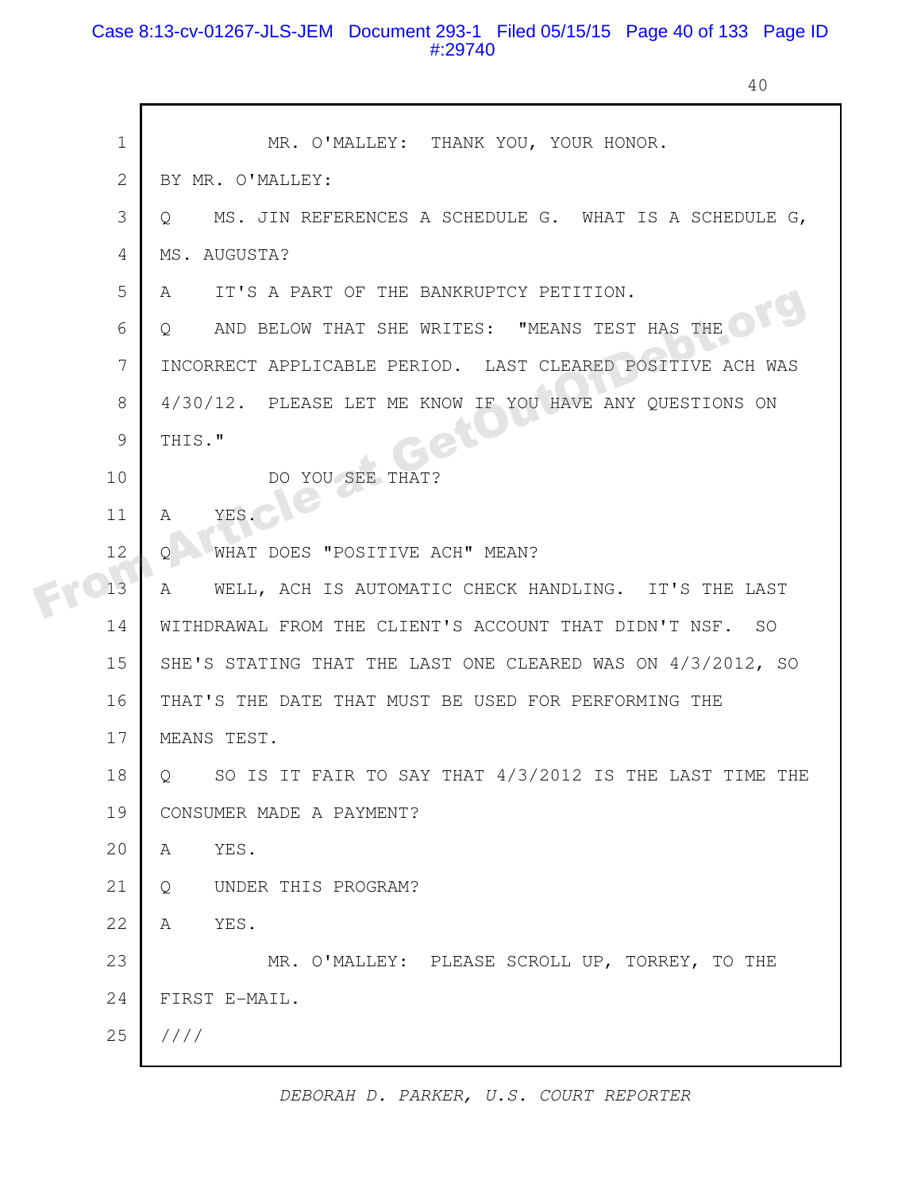1 MR. O'MALLEY: THANK YOU, YOUR HONOR.

2 BY MR. O'MALLEY:

3 Q MS. JIN REFERENCES A SCHEDULE G. WHAT IS A SCHEDULE G,

4 MS. AUGUSTA?

5 A IT'S A PART OF THE BANKRUPTCY PETITION.

6 Q AND BELOW THAT SHE WRITES: "MEANS TEST HAS THE

7 INCORRECT APPLICABLE PERIOD. LAST CLEARED POSITIVE ACH WAS

8 4/30/12. PLEASE LET ME KNOW IF YOU HAVE ANY QUESTIONS ON

9 THIS."

10 DO YOU SEE THAT?

11 A YES.

12 Q WHAT DOES "POSITIVE ACH" MEAN?

13 A WELL, ACH IS AUTOMATIC CHECK HANDLING. IT'S THE LAST

14 WITHDRAWAL FROM THE CLIENT'S ACCOUNT THAT DIDN'T NSF. SO

15 SHE'S STATING THAT THE LAST ONE CLEARED WAS ON 4/3/2012, SO

16 THAT'S THE DATE THAT MUST BE USED FOR PERFORMING THE

17 MEANS TEST.

18 Q SO IS IT FAIR TO SAY THAT 4/3/2012 IS THE LAST TIME THE

19 CONSUMER MADE A PAYMENT?

20 A YES.

21 Q UNDER THIS PROGRAM?

22 A YES.

23 MR. O'MALLEY: PLEASE SCROLL UP, TORREY, TO THE

24 FIRST E-MAIL.

25 ////

*DEBORAH D. PARKER, U.S. COURT REPORTER*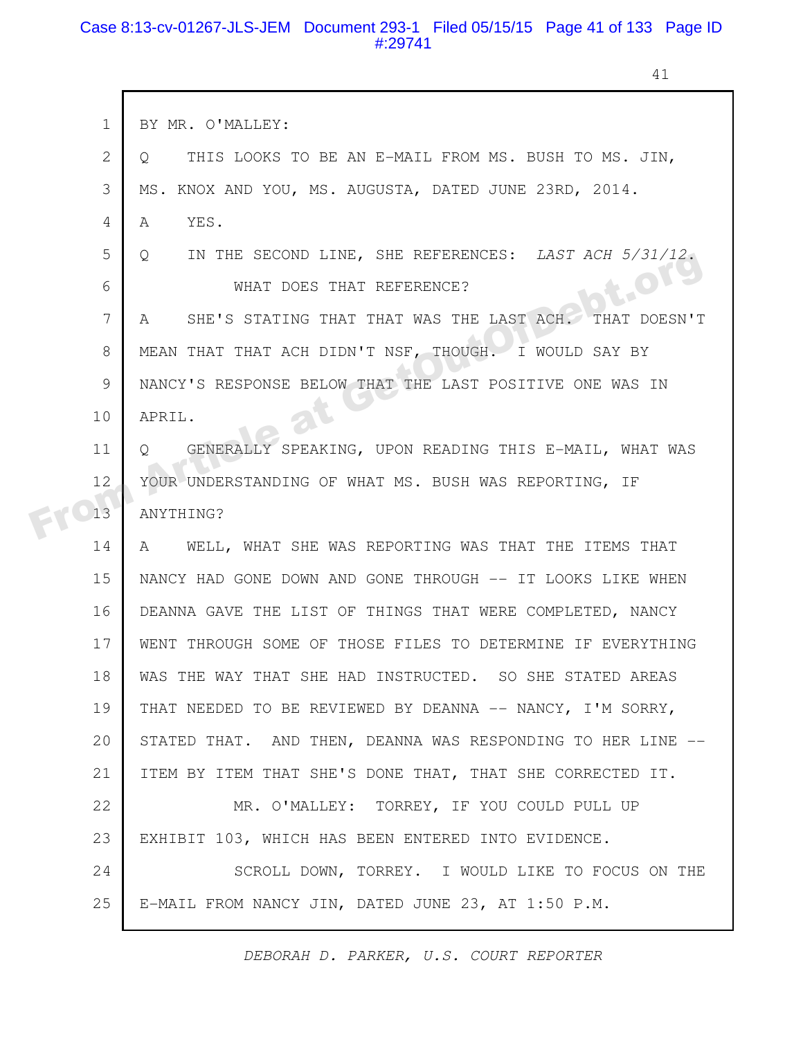BY MR. O'MALLEY:

Q THIS LOOKS TO BE AN E-MAIL FROM MS. BUSH TO MS. JIN, MS. KNOX AND YOU, MS. AUGUSTA, DATED JUNE 23RD, 2014.

A YES.

Q IN THE SECOND LINE, SHE REFERENCES: *LAST ACH 5/31/12.*

WHAT DOES THAT REFERENCE?

A SHE'S STATING THAT THAT WAS THE LAST ACH. THAT DOESN'T MEAN THAT THAT ACH DIDN'T NSF, THOUGH. I WOULD SAY BY NANCY'S RESPONSE BELOW THAT THE LAST POSITIVE ONE WAS IN APRIL.

Q GENERALLY SPEAKING, UPON READING THIS E-MAIL, WHAT WAS YOUR UNDERSTANDING OF WHAT MS. BUSH WAS REPORTING, IF ANYTHING?

A WELL, WHAT SHE WAS REPORTING WAS THAT THE ITEMS THAT NANCY HAD GONE DOWN AND GONE THROUGH -- IT LOOKS LIKE WHEN DEANNA GAVE THE LIST OF THINGS THAT WERE COMPLETED, NANCY WENT THROUGH SOME OF THOSE FILES TO DETERMINE IF EVERYTHING WAS THE WAY THAT SHE HAD INSTRUCTED. SO SHE STATED AREAS THAT NEEDED TO BE REVIEWED BY DEANNA -- NANCY, I'M SORRY, STATED THAT. AND THEN, DEANNA WAS RESPONDING TO HER LINE -- ITEM BY ITEM THAT SHE'S DONE THAT, THAT SHE CORRECTED IT.

MR. O'MALLEY: TORREY, IF YOU COULD PULL UP EXHIBIT 103, WHICH HAS BEEN ENTERED INTO EVIDENCE.

SCROLL DOWN, TORREY. I WOULD LIKE TO FOCUS ON THE E-MAIL FROM NANCY JIN, DATED JUNE 23, AT 1:50 P.M.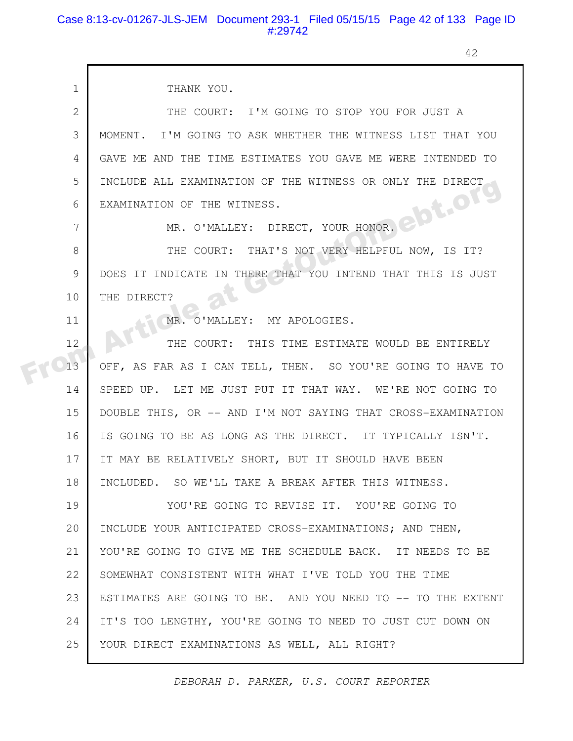THANK YOU.

THE COURT: I'M GOING TO STOP YOU FOR JUST A MOMENT. I'M GOING TO ASK WHETHER THE WITNESS LIST THAT YOU GAVE ME AND THE TIME ESTIMATES YOU GAVE ME WERE INTENDED TO INCLUDE ALL EXAMINATION OF THE WITNESS OR ONLY THE DIRECT EXAMINATION OF THE WITNESS.

MR. O'MALLEY: DIRECT, YOUR HONOR.

THE COURT: THAT'S NOT VERY HELPFUL NOW, IS IT? DOES IT INDICATE IN THERE THAT YOU INTEND THAT THIS IS JUST THE DIRECT?

MR. O'MALLEY: MY APOLOGIES.

THE COURT: THIS TIME ESTIMATE WOULD BE ENTIRELY OFF, AS FAR AS I CAN TELL, THEN. SO YOU'RE GOING TO HAVE TO SPEED UP. LET ME JUST PUT IT THAT WAY. WE'RE NOT GOING TO DOUBLE THIS, OR -- AND I'M NOT SAYING THAT CROSS-EXAMINATION IS GOING TO BE AS LONG AS THE DIRECT. IT TYPICALLY ISN'T. IT MAY BE RELATIVELY SHORT, BUT IT SHOULD HAVE BEEN INCLUDED. SO WE'LL TAKE A BREAK AFTER THIS WITNESS.

YOU'RE GOING TO REVISE IT. YOU'RE GOING TO INCLUDE YOUR ANTICIPATED CROSS-EXAMINATIONS; AND THEN, YOU'RE GOING TO GIVE ME THE SCHEDULE BACK. IT NEEDS TO BE SOMEWHAT CONSISTENT WITH WHAT I'VE TOLD YOU THE TIME ESTIMATES ARE GOING TO BE. AND YOU NEED TO -- TO THE EXTENT IT'S TOO LENGTHY, YOU'RE GOING TO NEED TO JUST CUT DOWN ON YOUR DIRECT EXAMINATIONS AS WELL, ALL RIGHT?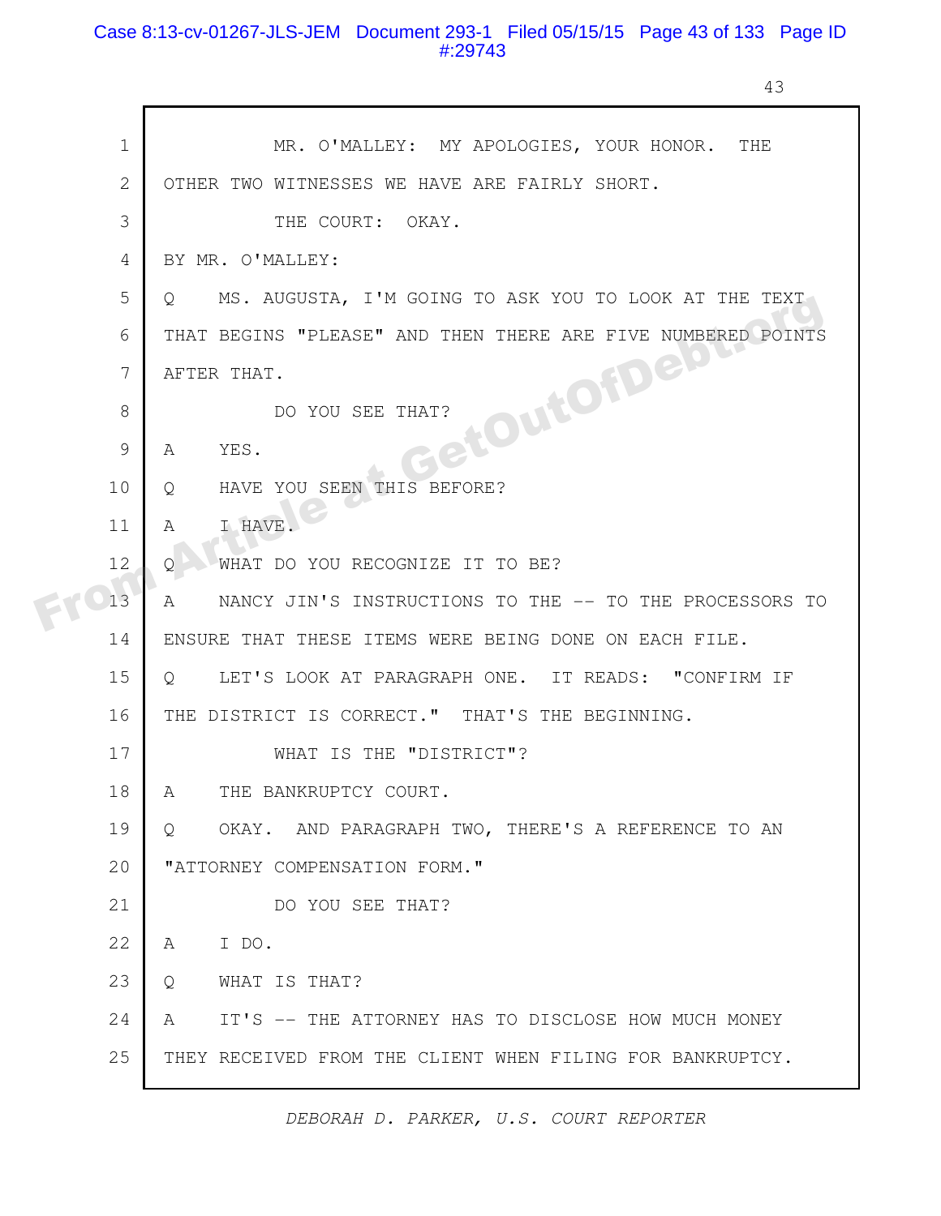MR. O'MALLEY: MY APOLOGIES, YOUR HONOR. THE OTHER TWO WITNESSES WE HAVE ARE FAIRLY SHORT.

THE COURT: OKAY.

BY MR. O'MALLEY:

Q MS. AUGUSTA, I'M GOING TO ASK YOU TO LOOK AT THE TEXT THAT BEGINS "PLEASE" AND THEN THERE ARE FIVE NUMBERED POINTS AFTER THAT.

DO YOU SEE THAT?

A YES.

Q HAVE YOU SEEN THIS BEFORE?

A I HAVE.

Q WHAT DO YOU RECOGNIZE IT TO BE?

A NANCY JIN'S INSTRUCTIONS TO THE -- TO THE PROCESSORS TO ENSURE THAT THESE ITEMS WERE BEING DONE ON EACH FILE.

Q LET'S LOOK AT PARAGRAPH ONE. IT READS: "CONFIRM IF THE DISTRICT IS CORRECT." THAT'S THE BEGINNING.

WHAT IS THE "DISTRICT"?

A THE BANKRUPTCY COURT.

Q OKAY. AND PARAGRAPH TWO, THERE'S A REFERENCE TO AN "ATTORNEY COMPENSATION FORM."

DO YOU SEE THAT?

A I DO.

Q WHAT IS THAT?

A IT'S -- THE ATTORNEY HAS TO DISCLOSE HOW MUCH MONEY THEY RECEIVED FROM THE CLIENT WHEN FILING FOR BANKRUPTCY.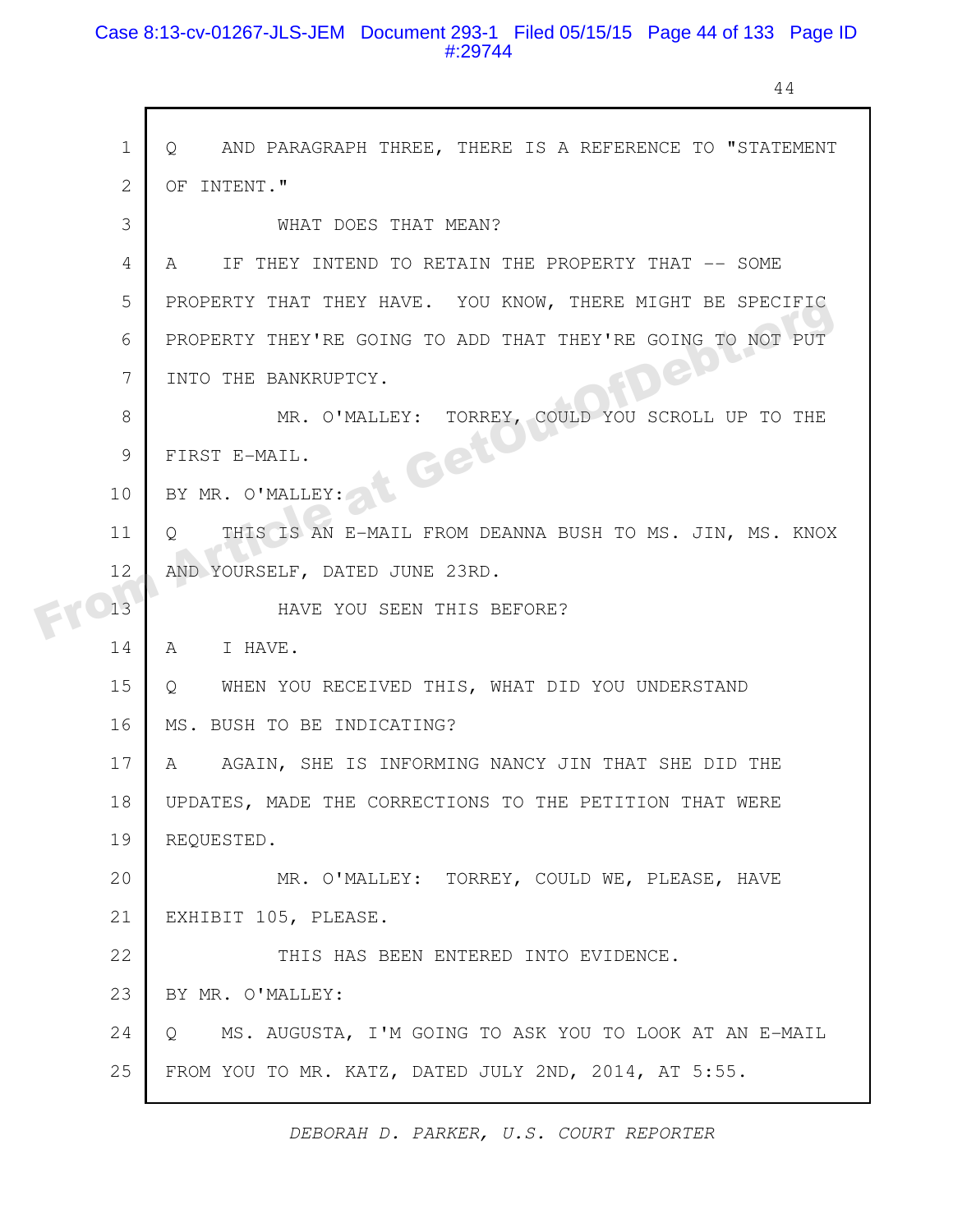Q AND PARAGRAPH THREE, THERE IS A REFERENCE TO "STATEMENT OF INTENT."

WHAT DOES THAT MEAN?

A IF THEY INTEND TO RETAIN THE PROPERTY THAT -- SOME PROPERTY THAT THEY HAVE. YOU KNOW, THERE MIGHT BE SPECIFIC PROPERTY THEY'RE GOING TO ADD THAT THEY'RE GOING TO NOT PUT INTO THE BANKRUPTCY.

MR. O'MALLEY: TORREY, COULD YOU SCROLL UP TO THE FIRST E-MAIL.

BY MR. O'MALLEY:

Q THIS IS AN E-MAIL FROM DEANNA BUSH TO MS. JIN, MS. KNOX AND YOURSELF, DATED JUNE 23RD.

HAVE YOU SEEN THIS BEFORE?

A I HAVE.

Q WHEN YOU RECEIVED THIS, WHAT DID YOU UNDERSTAND MS. BUSH TO BE INDICATING?

A AGAIN, SHE IS INFORMING NANCY JIN THAT SHE DID THE UPDATES, MADE THE CORRECTIONS TO THE PETITION THAT WERE REQUESTED.

MR. O'MALLEY: TORREY, COULD WE, PLEASE, HAVE EXHIBIT 105, PLEASE.

THIS HAS BEEN ENTERED INTO EVIDENCE.

BY MR. O'MALLEY:

Q MS. AUGUSTA, I'M GOING TO ASK YOU TO LOOK AT AN E-MAIL FROM YOU TO MR. KATZ, DATED JULY 2ND, 2014, AT 5:55.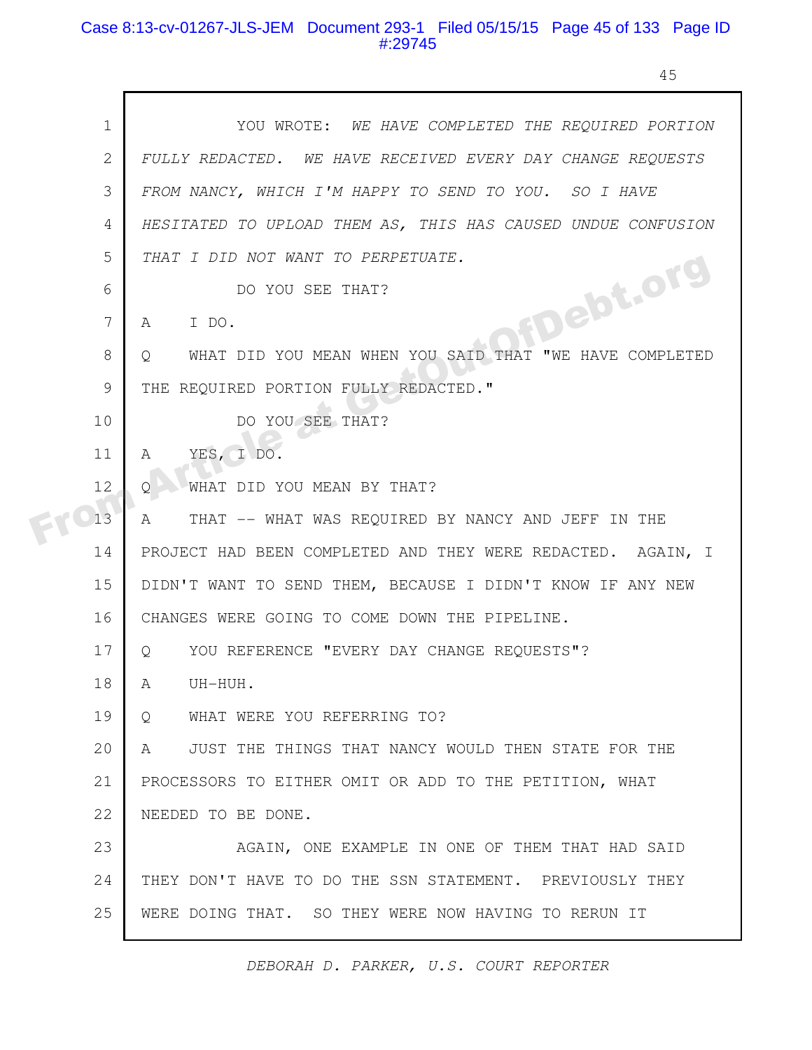YOU WROTE: *WE HAVE COMPLETED THE REQUIRED PORTION FULLY REDACTED. WE HAVE RECEIVED EVERY DAY CHANGE REQUESTS FROM NANCY, WHICH I'M HAPPY TO SEND TO YOU. SO I HAVE HESITATED TO UPLOAD THEM AS, THIS HAS CAUSED UNDUE CONFUSION THAT I DID NOT WANT TO PERPETUATE.*

DO YOU SEE THAT?

A I DO.

Q WHAT DID YOU MEAN WHEN YOU SAID THAT "WE HAVE COMPLETED THE REQUIRED PORTION FULLY REDACTED."

DO YOU SEE THAT?

A YES, I DO.

Q WHAT DID YOU MEAN BY THAT?

A THAT -- WHAT WAS REQUIRED BY NANCY AND JEFF IN THE PROJECT HAD BEEN COMPLETED AND THEY WERE REDACTED. AGAIN, I DIDN'T WANT TO SEND THEM, BECAUSE I DIDN'T KNOW IF ANY NEW CHANGES WERE GOING TO COME DOWN THE PIPELINE.

Q YOU REFERENCE "EVERY DAY CHANGE REQUESTS"?

A UH-HUH.

Q WHAT WERE YOU REFERRING TO?

A JUST THE THINGS THAT NANCY WOULD THEN STATE FOR THE PROCESSORS TO EITHER OMIT OR ADD TO THE PETITION, WHAT NEEDED TO BE DONE.

AGAIN, ONE EXAMPLE IN ONE OF THEM THAT HAD SAID THEY DON'T HAVE TO DO THE SSN STATEMENT. PREVIOUSLY THEY WERE DOING THAT. SO THEY WERE NOW HAVING TO RERUN IT

DEBORAH D. PARKER, U.S. COURT REPORTER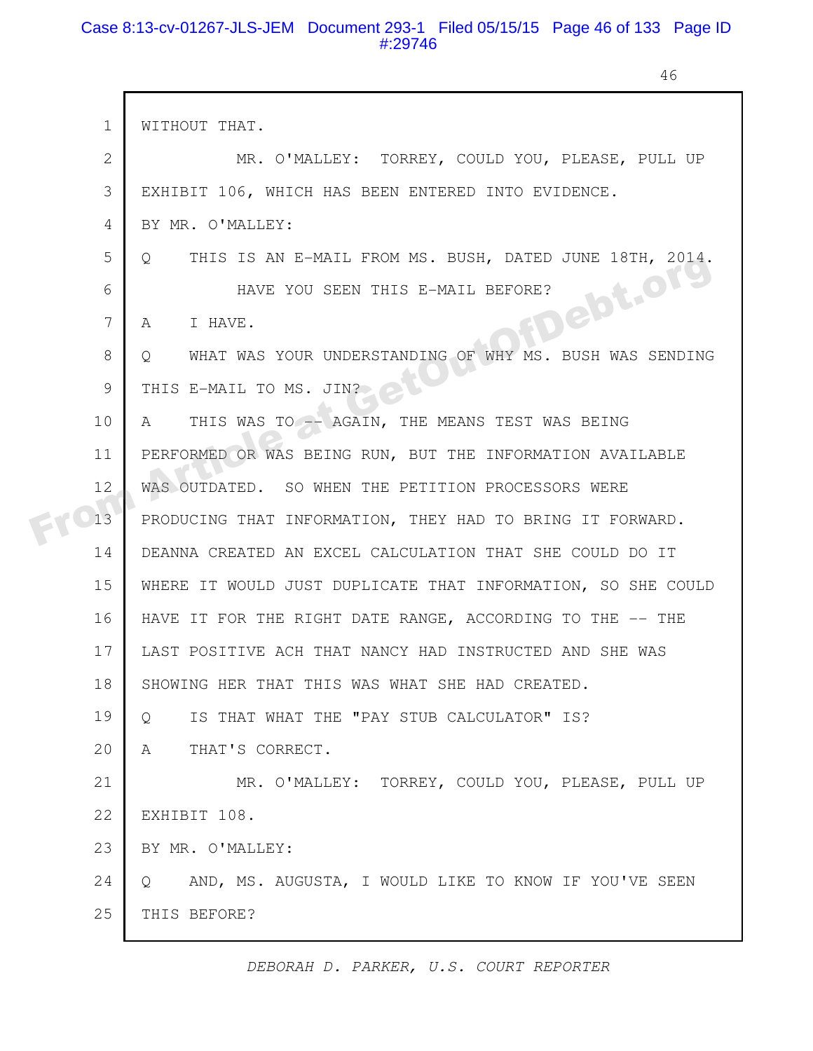1 WITHOUT THAT.

2 MR. O'MALLEY: TORREY, COULD YOU, PLEASE, PULL UP

3 EXHIBIT 106, WHICH HAS BEEN ENTERED INTO EVIDENCE.

4 BY MR. O'MALLEY:

5 Q THIS IS AN E-MAIL FROM MS. BUSH, DATED JUNE 18TH, 2014.

6 HAVE YOU SEEN THIS E-MAIL BEFORE?

7 A I HAVE.

8 Q WHAT WAS YOUR UNDERSTANDING OF WHY MS. BUSH WAS SENDING

9 THIS E-MAIL TO MS. JIN?

10 A THIS WAS TO -- AGAIN, THE MEANS TEST WAS BEING

11 PERFORMED OR WAS BEING RUN, BUT THE INFORMATION AVAILABLE

12 WAS OUTDATED. SO WHEN THE PETITION PROCESSORS WERE

13 PRODUCING THAT INFORMATION, THEY HAD TO BRING IT FORWARD.

14 DEANNA CREATED AN EXCEL CALCULATION THAT SHE COULD DO IT

15 WHERE IT WOULD JUST DUPLICATE THAT INFORMATION, SO SHE COULD

16 HAVE IT FOR THE RIGHT DATE RANGE, ACCORDING TO THE -- THE

17 LAST POSITIVE ACH THAT NANCY HAD INSTRUCTED AND SHE WAS

18 SHOWING HER THAT THIS WAS WHAT SHE HAD CREATED.

19 Q IS THAT WHAT THE "PAY STUB CALCULATOR" IS?

20 A THAT'S CORRECT.

21 MR. O'MALLEY: TORREY, COULD YOU, PLEASE, PULL UP

22 EXHIBIT 108.

23 BY MR. O'MALLEY:

24 Q AND, MS. AUGUSTA, I WOULD LIKE TO KNOW IF YOU'VE SEEN

25 THIS BEFORE?

*DEBORAH D. PARKER, U.S. COURT REPORTER*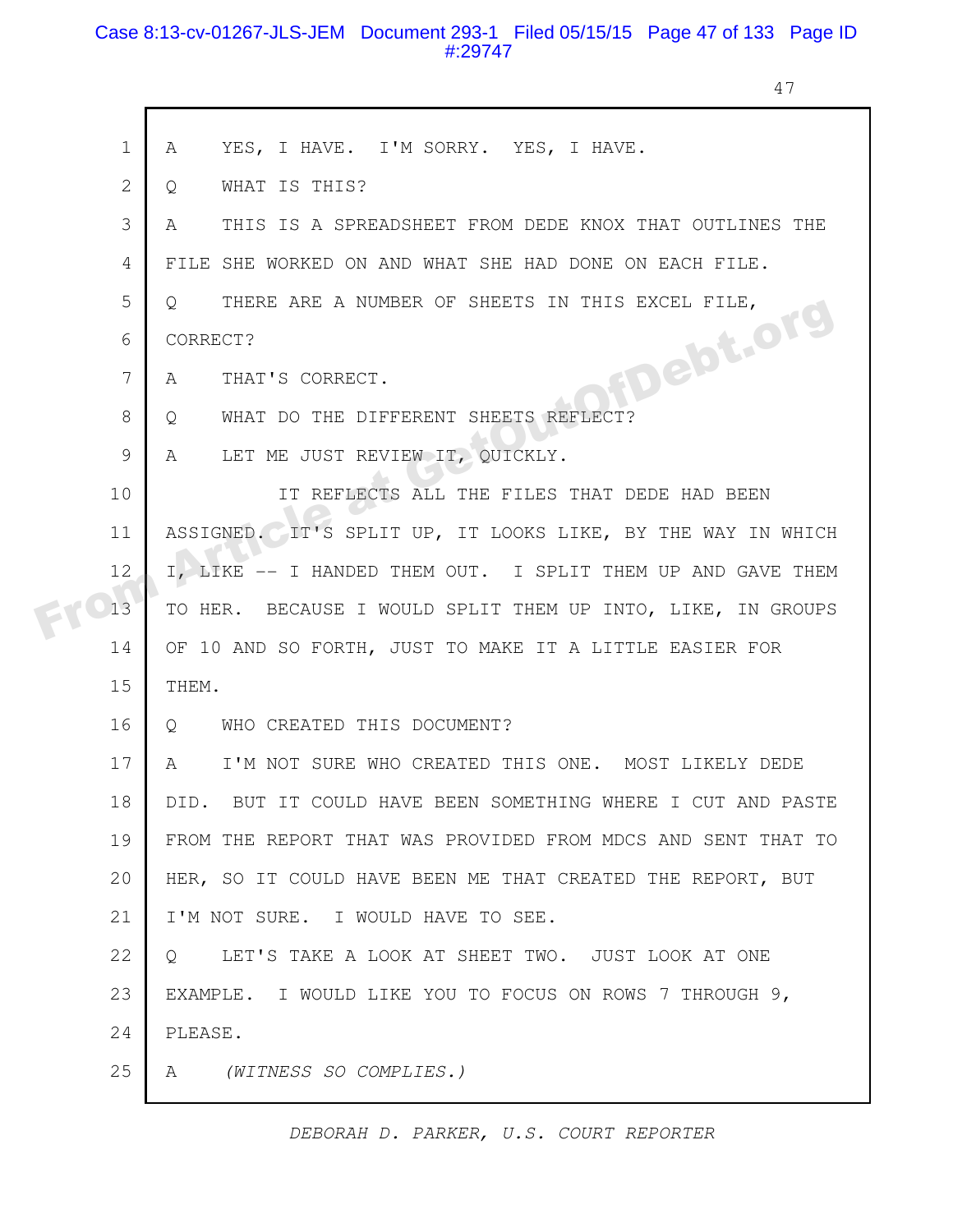1 A YES, I HAVE. I'M SORRY. YES, I HAVE.

2 Q WHAT IS THIS?

3 A THIS IS A SPREADSHEET FROM DEDE KNOX THAT OUTLINES THE

4 FILE SHE WORKED ON AND WHAT SHE HAD DONE ON EACH FILE.

5 Q THERE ARE A NUMBER OF SHEETS IN THIS EXCEL FILE,

6 CORRECT?

7 A THAT'S CORRECT.

8 Q WHAT DO THE DIFFERENT SHEETS REFLECT?

9 A LET ME JUST REVIEW IT, QUICKLY.

10 IT REFLECTS ALL THE FILES THAT DEDE HAD BEEN

11 ASSIGNED. IT'S SPLIT UP, IT LOOKS LIKE, BY THE WAY IN WHICH

12 I, LIKE -- I HANDED THEM OUT. I SPLIT THEM UP AND GAVE THEM

13 TO HER. BECAUSE I WOULD SPLIT THEM UP INTO, LIKE, IN GROUPS

14 OF 10 AND SO FORTH, JUST TO MAKE IT A LITTLE EASIER FOR

15 THEM.

16 Q WHO CREATED THIS DOCUMENT?

17 A I'M NOT SURE WHO CREATED THIS ONE. MOST LIKELY DEDE

18 DID. BUT IT COULD HAVE BEEN SOMETHING WHERE I CUT AND PASTE

19 FROM THE REPORT THAT WAS PROVIDED FROM MDCS AND SENT THAT TO

20 HER, SO IT COULD HAVE BEEN ME THAT CREATED THE REPORT, BUT

21 I'M NOT SURE. I WOULD HAVE TO SEE.

22 Q LET'S TAKE A LOOK AT SHEET TWO. JUST LOOK AT ONE

23 EXAMPLE. I WOULD LIKE YOU TO FOCUS ON ROWS 7 THROUGH 9,

24 PLEASE.

25 A *(WITNESS SO COMPLIES.)*

*DEBORAH D. PARKER, U.S. COURT REPORTER*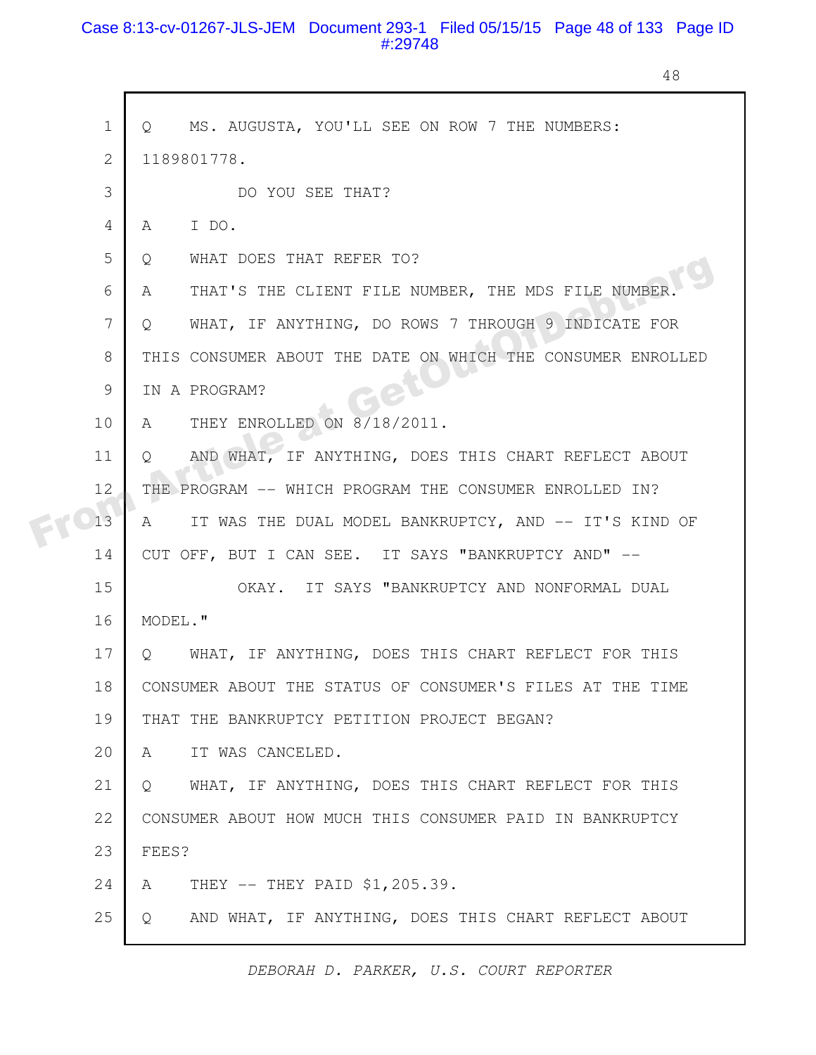Q MS. AUGUSTA, YOU'LL SEE ON ROW 7 THE NUMBERS: 1189801778.

DO YOU SEE THAT?

A I DO.

Q WHAT DOES THAT REFER TO?

A THAT'S THE CLIENT FILE NUMBER, THE MDS FILE NUMBER.

Q WHAT, IF ANYTHING, DO ROWS 7 THROUGH 9 INDICATE FOR THIS CONSUMER ABOUT THE DATE ON WHICH THE CONSUMER ENROLLED IN A PROGRAM?

A THEY ENROLLED ON 8/18/2011.

Q AND WHAT, IF ANYTHING, DOES THIS CHART REFLECT ABOUT THE PROGRAM -- WHICH PROGRAM THE CONSUMER ENROLLED IN?

A IT WAS THE DUAL MODEL BANKRUPTCY, AND -- IT'S KIND OF CUT OFF, BUT I CAN SEE. IT SAYS "BANKRUPTCY AND" --

OKAY. IT SAYS "BANKRUPTCY AND NONFORMAL DUAL MODEL."

Q WHAT, IF ANYTHING, DOES THIS CHART REFLECT FOR THIS CONSUMER ABOUT THE STATUS OF CONSUMER'S FILES AT THE TIME THAT THE BANKRUPTCY PETITION PROJECT BEGAN?

A IT WAS CANCELED.

Q WHAT, IF ANYTHING, DOES THIS CHART REFLECT FOR THIS CONSUMER ABOUT HOW MUCH THIS CONSUMER PAID IN BANKRUPTCY FEES?

A THEY -- THEY PAID $1,205.39.

Q AND WHAT, IF ANYTHING, DOES THIS CHART REFLECT ABOUT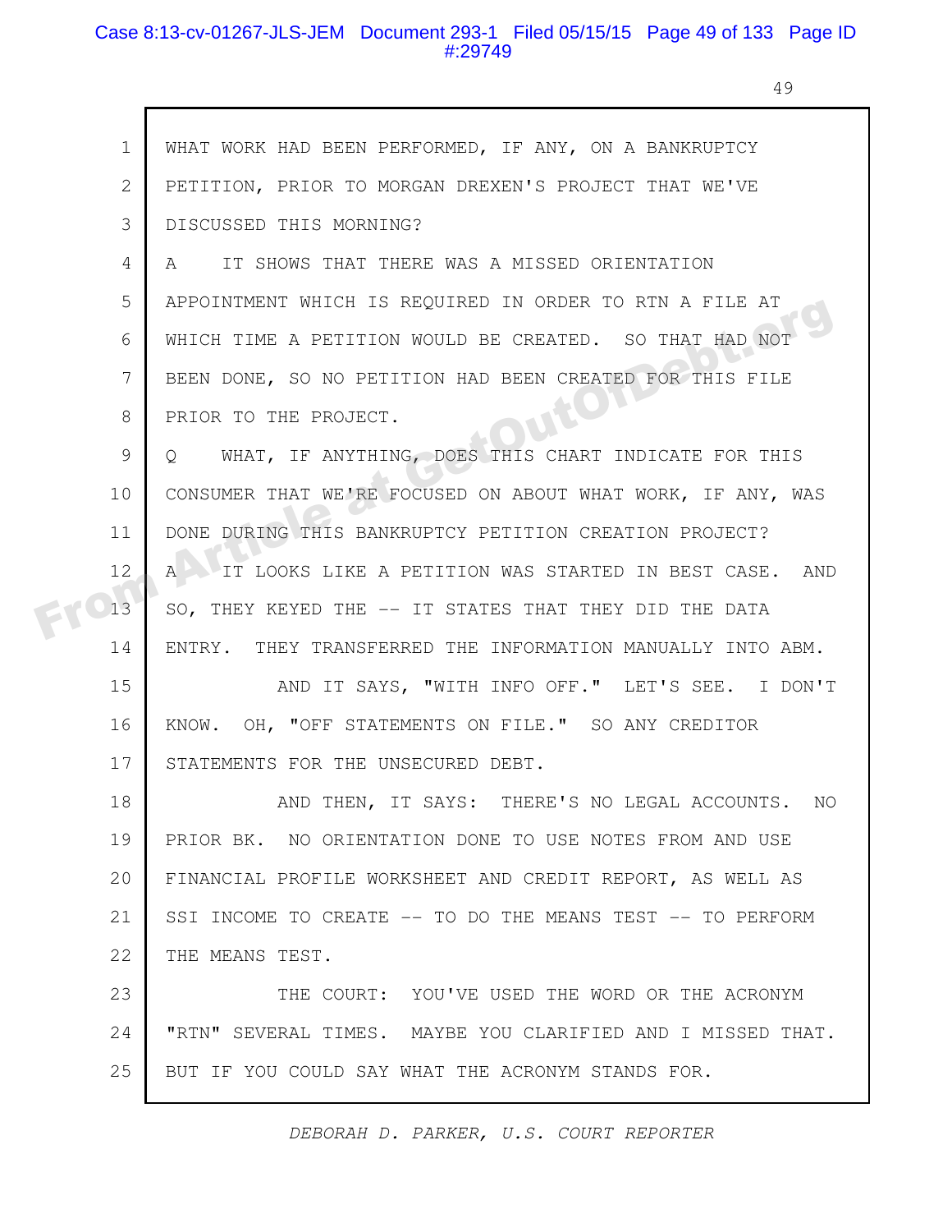1 WHAT WORK HAD BEEN PERFORMED, IF ANY, ON A BANKRUPTCY
2 PETITION, PRIOR TO MORGAN DREXEN'S PROJECT THAT WE'VE
3 DISCUSSED THIS MORNING?
4 A IT SHOWS THAT THERE WAS A MISSED ORIENTATION
5 APPOINTMENT WHICH IS REQUIRED IN ORDER TO RTN A FILE AT
6 WHICH TIME A PETITION WOULD BE CREATED. SO THAT HAD NOT
7 BEEN DONE, SO NO PETITION HAD BEEN CREATED FOR THIS FILE
8 PRIOR TO THE PROJECT.
9 Q WHAT, IF ANYTHING, DOES THIS CHART INDICATE FOR THIS
10 CONSUMER THAT WE'RE FOCUSED ON ABOUT WHAT WORK, IF ANY, WAS
11 DONE DURING THIS BANKRUPTCY PETITION CREATION PROJECT?
12 A IT LOOKS LIKE A PETITION WAS STARTED IN BEST CASE. AND
13 SO, THEY KEYED THE -- IT STATES THAT THEY DID THE DATA
14 ENTRY. THEY TRANSFERRED THE INFORMATION MANUALLY INTO ABM.
15 AND IT SAYS, "WITH INFO OFF." LET'S SEE. I DON'T
16 KNOW. OH, "OFF STATEMENTS ON FILE." SO ANY CREDITOR
17 STATEMENTS FOR THE UNSECURED DEBT.
18 AND THEN, IT SAYS: THERE'S NO LEGAL ACCOUNTS. NO
19 PRIOR BK. NO ORIENTATION DONE TO USE NOTES FROM AND USE
20 FINANCIAL PROFILE WORKSHEET AND CREDIT REPORT, AS WELL AS
21 SSI INCOME TO CREATE -- TO DO THE MEANS TEST -- TO PERFORM
22 THE MEANS TEST.
23 THE COURT: YOU'VE USED THE WORD OR THE ACRONYM
24 "RTN" SEVERAL TIMES. MAYBE YOU CLARIFIED AND I MISSED THAT.
25 BUT IF YOU COULD SAY WHAT THE ACRONYM STANDS FOR.

*DEBORAH D. PARKER, U.S. COURT REPORTER*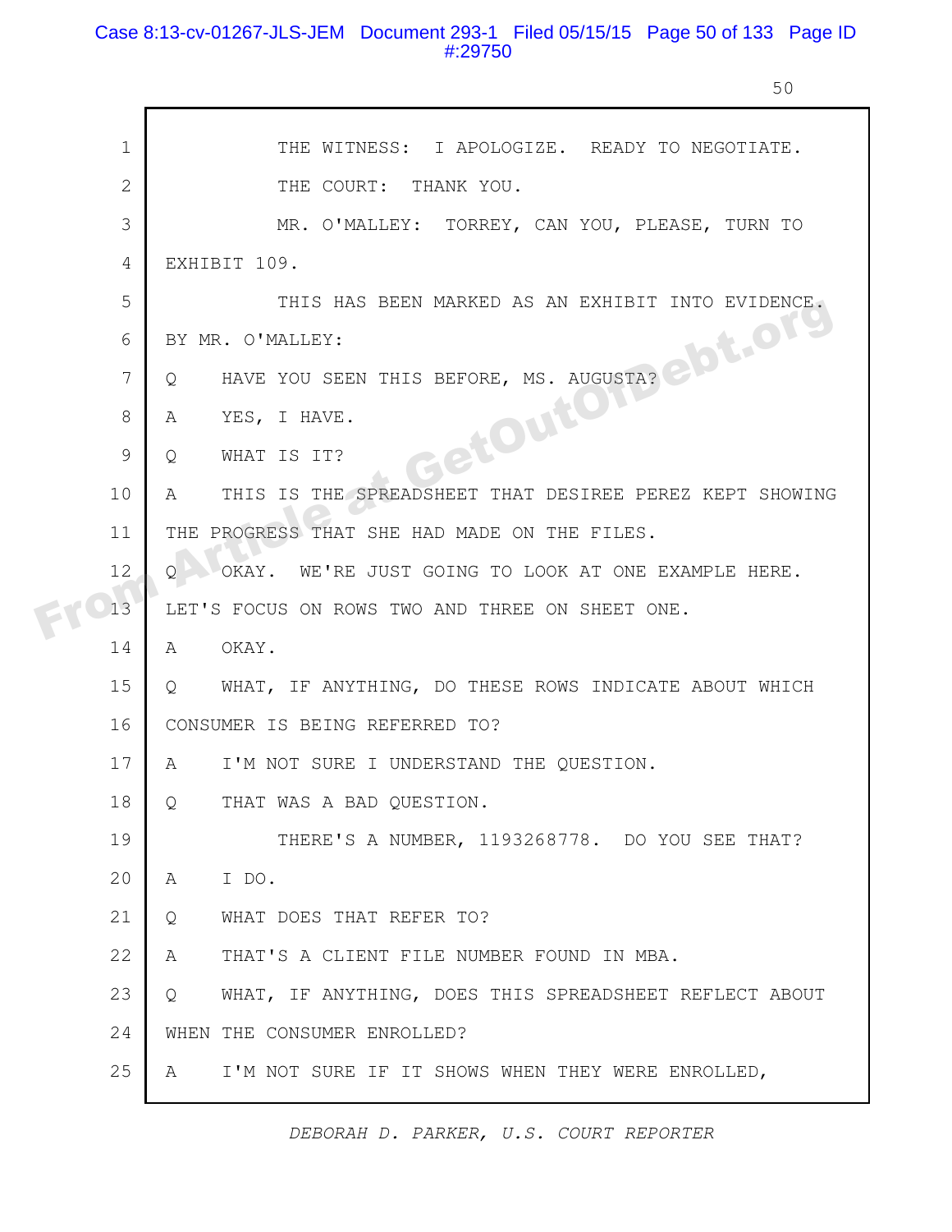1 THE WITNESS: I APOLOGIZE. READY TO NEGOTIATE.

2 THE COURT: THANK YOU.

3 MR. O'MALLEY: TORREY, CAN YOU, PLEASE, TURN TO

4 EXHIBIT 109.

5 THIS HAS BEEN MARKED AS AN EXHIBIT INTO EVIDENCE.

6 BY MR. O'MALLEY:

7 Q HAVE YOU SEEN THIS BEFORE, MS. AUGUSTA?

8 A YES, I HAVE.

9 Q WHAT IS IT?

10 A THIS IS THE SPREADSHEET THAT DESIREE PEREZ KEPT SHOWING

11 THE PROGRESS THAT SHE HAD MADE ON THE FILES.

12 Q OKAY. WE'RE JUST GOING TO LOOK AT ONE EXAMPLE HERE.

13 LET'S FOCUS ON ROWS TWO AND THREE ON SHEET ONE.

14 A OKAY.

15 Q WHAT, IF ANYTHING, DO THESE ROWS INDICATE ABOUT WHICH

16 CONSUMER IS BEING REFERRED TO?

17 A I'M NOT SURE I UNDERSTAND THE QUESTION.

18 Q THAT WAS A BAD QUESTION.

19 THERE'S A NUMBER, 1193268778. DO YOU SEE THAT?

20 A I DO.

21 Q WHAT DOES THAT REFER TO?

22 A THAT'S A CLIENT FILE NUMBER FOUND IN MBA.

23 Q WHAT, IF ANYTHING, DOES THIS SPREADSHEET REFLECT ABOUT

24 WHEN THE CONSUMER ENROLLED?

25 A I'M NOT SURE IF IT SHOWS WHEN THEY WERE ENROLLED,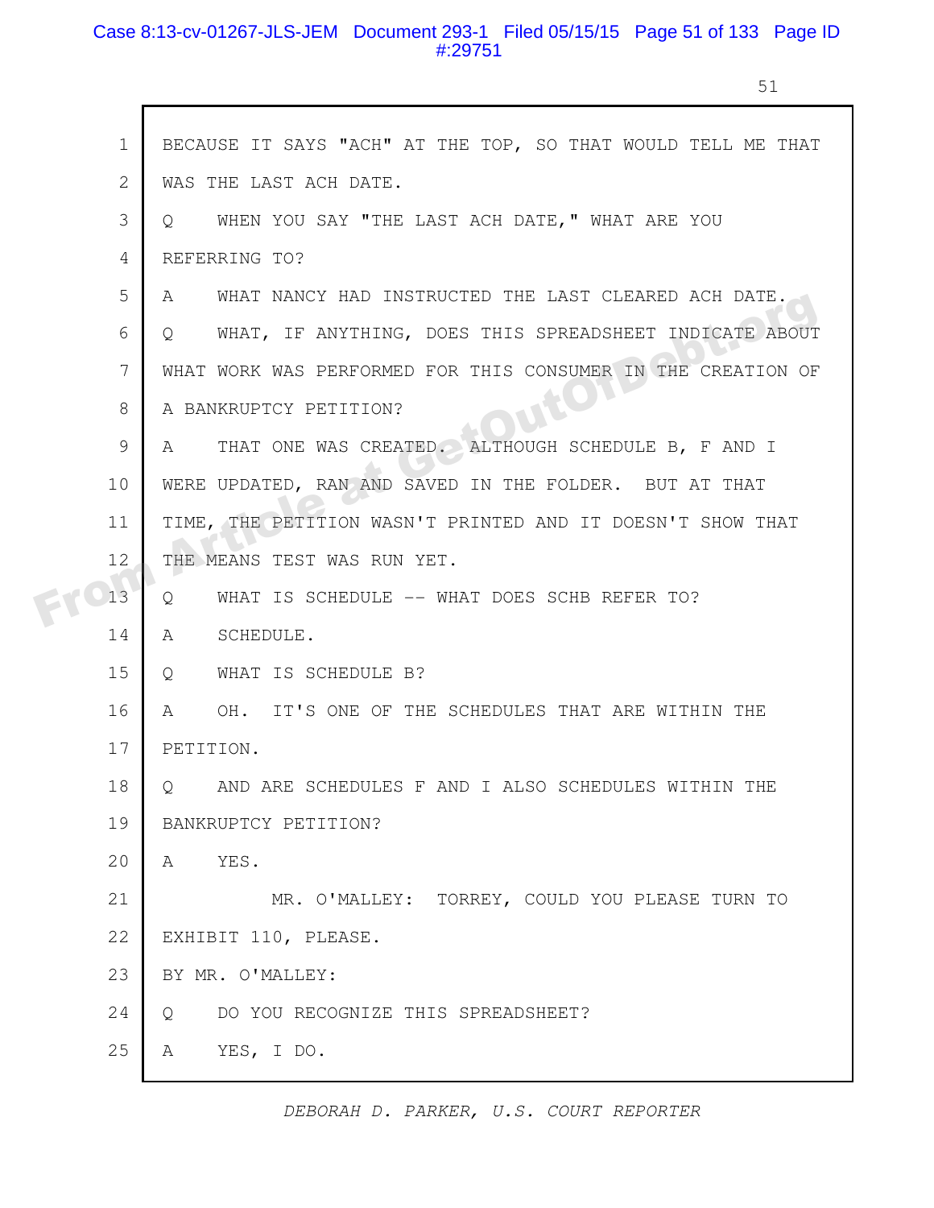1 BECAUSE IT SAYS "ACH" AT THE TOP, SO THAT WOULD TELL ME THAT
2 WAS THE LAST ACH DATE.
3 Q WHEN YOU SAY "THE LAST ACH DATE," WHAT ARE YOU
4 REFERRING TO?
5 A WHAT NANCY HAD INSTRUCTED THE LAST CLEARED ACH DATE.
6 Q WHAT, IF ANYTHING, DOES THIS SPREADSHEET INDICATE ABOUT
7 WHAT WORK WAS PERFORMED FOR THIS CONSUMER IN THE CREATION OF
8 A BANKRUPTCY PETITION?
9 A THAT ONE WAS CREATED. ALTHOUGH SCHEDULE B, F AND I
10 WERE UPDATED, RAN AND SAVED IN THE FOLDER. BUT AT THAT
11 TIME, THE PETITION WASN'T PRINTED AND IT DOESN'T SHOW THAT
12 THE MEANS TEST WAS RUN YET.
13 Q WHAT IS SCHEDULE -- WHAT DOES SCHB REFER TO?
14 A SCHEDULE.
15 Q WHAT IS SCHEDULE B?
16 A OH. IT'S ONE OF THE SCHEDULES THAT ARE WITHIN THE
17 PETITION.
18 Q AND ARE SCHEDULES F AND I ALSO SCHEDULES WITHIN THE
19 BANKRUPTCY PETITION?
20 A YES.
21 MR. O'MALLEY: TORREY, COULD YOU PLEASE TURN TO
22 EXHIBIT 110, PLEASE.
23 BY MR. O'MALLEY:
24 Q DO YOU RECOGNIZE THIS SPREADSHEET?
25 A YES, I DO.

*DEBORAH D. PARKER, U.S. COURT REPORTER*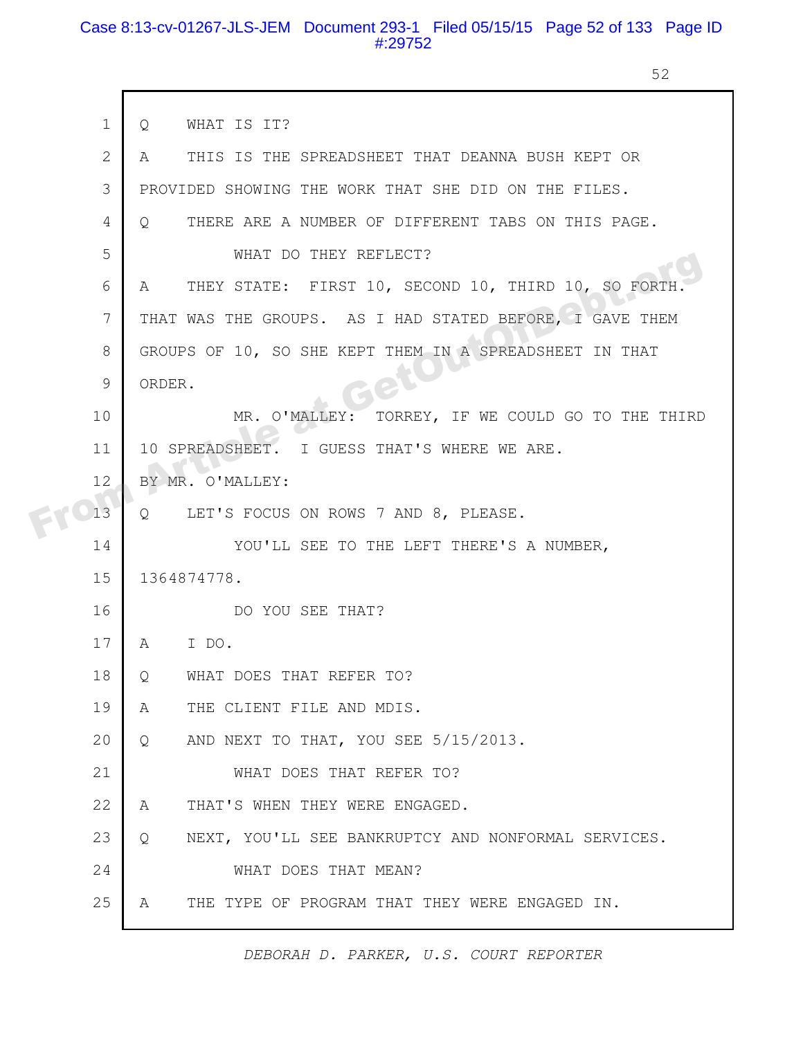1 Q WHAT IS IT?

2 A THIS IS THE SPREADSHEET THAT DEANNA BUSH KEPT OR

3 PROVIDED SHOWING THE WORK THAT SHE DID ON THE FILES.

4 Q THERE ARE A NUMBER OF DIFFERENT TABS ON THIS PAGE.

5 WHAT DO THEY REFLECT?

6 A THEY STATE: FIRST 10, SECOND 10, THIRD 10, SO FORTH.

7 THAT WAS THE GROUPS. AS I HAD STATED BEFORE, I GAVE THEM

8 GROUPS OF 10, SO SHE KEPT THEM IN A SPREADSHEET IN THAT

9 ORDER.

10 MR. O'MALLEY: TORREY, IF WE COULD GO TO THE THIRD

11 10 SPREADSHEET. I GUESS THAT'S WHERE WE ARE.

12 BY MR. O'MALLEY:

13 Q LET'S FOCUS ON ROWS 7 AND 8, PLEASE.

14 YOU'LL SEE TO THE LEFT THERE'S A NUMBER,

15 1364874778.

16 DO YOU SEE THAT?

17 A I DO.

18 Q WHAT DOES THAT REFER TO?

19 A THE CLIENT FILE AND MDIS.

20 Q AND NEXT TO THAT, YOU SEE 5/15/2013.

21 WHAT DOES THAT REFER TO?

22 A THAT'S WHEN THEY WERE ENGAGED.

23 Q NEXT, YOU'LL SEE BANKRUPTCY AND NONFORMAL SERVICES.

24 WHAT DOES THAT MEAN?

25 A THE TYPE OF PROGRAM THAT THEY WERE ENGAGED IN.

*DEBORAH D. PARKER, U.S. COURT REPORTER*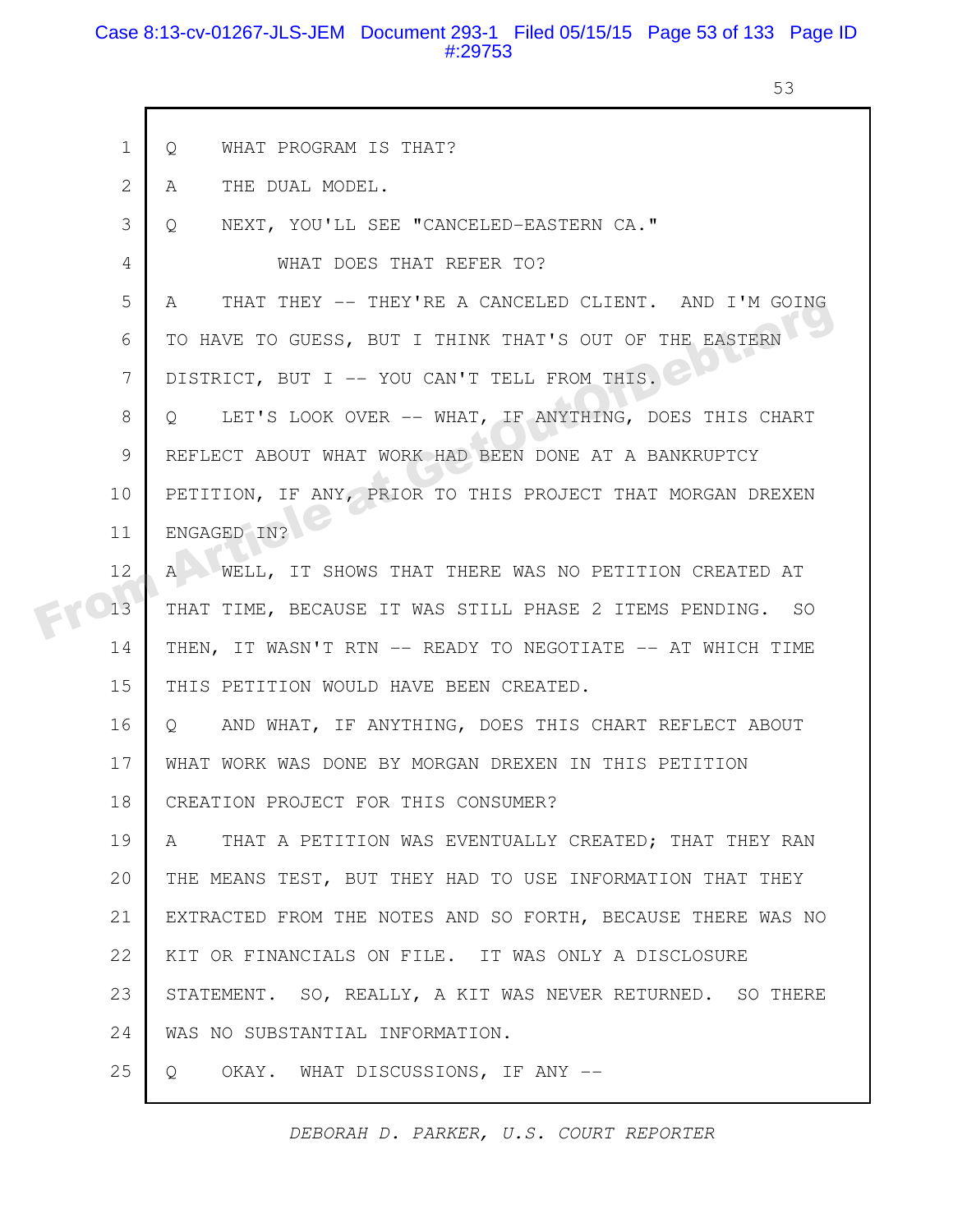1 Q WHAT PROGRAM IS THAT?

2 A THE DUAL MODEL.

3 Q NEXT, YOU'LL SEE "CANCELED-EASTERN CA."

4 WHAT DOES THAT REFER TO?

5 A THAT THEY -- THEY'RE A CANCELED CLIENT. AND I'M GOING

6 TO HAVE TO GUESS, BUT I THINK THAT'S OUT OF THE EASTERN

7 DISTRICT, BUT I -- YOU CAN'T TELL FROM THIS.

8 Q LET'S LOOK OVER -- WHAT, IF ANYTHING, DOES THIS CHART

9 REFLECT ABOUT WHAT WORK HAD BEEN DONE AT A BANKRUPTCY

10 PETITION, IF ANY, PRIOR TO THIS PROJECT THAT MORGAN DREXEN

11 ENGAGED IN?

12 A WELL, IT SHOWS THAT THERE WAS NO PETITION CREATED AT

13 THAT TIME, BECAUSE IT WAS STILL PHASE 2 ITEMS PENDING. SO

14 THEN, IT WASN'T RTN -- READY TO NEGOTIATE -- AT WHICH TIME

15 THIS PETITION WOULD HAVE BEEN CREATED.

16 Q AND WHAT, IF ANYTHING, DOES THIS CHART REFLECT ABOUT

17 WHAT WORK WAS DONE BY MORGAN DREXEN IN THIS PETITION

18 CREATION PROJECT FOR THIS CONSUMER?

19 A THAT A PETITION WAS EVENTUALLY CREATED; THAT THEY RAN

20 THE MEANS TEST, BUT THEY HAD TO USE INFORMATION THAT THEY

21 EXTRACTED FROM THE NOTES AND SO FORTH, BECAUSE THERE WAS NO

22 KIT OR FINANCIALS ON FILE. IT WAS ONLY A DISCLOSURE

23 STATEMENT. SO, REALLY, A KIT WAS NEVER RETURNED. SO THERE

24 WAS NO SUBSTANTIAL INFORMATION.

25 Q OKAY. WHAT DISCUSSIONS, IF ANY --

*DEBORAH D. PARKER, U.S. COURT REPORTER*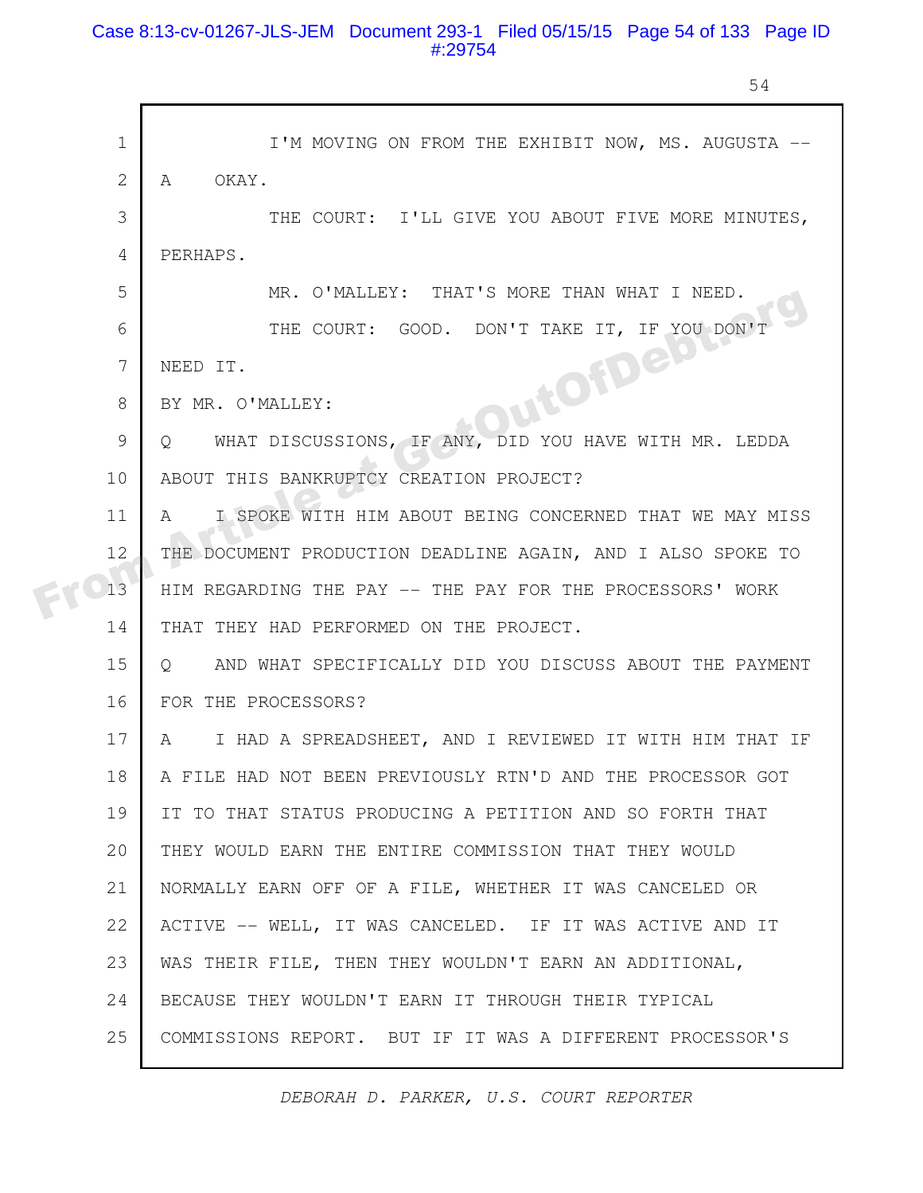1 I'M MOVING ON FROM THE EXHIBIT NOW, MS. AUGUSTA --

2 A OKAY.

3 THE COURT: I'LL GIVE YOU ABOUT FIVE MORE MINUTES,

4 PERHAPS.

5 MR. O'MALLEY: THAT'S MORE THAN WHAT I NEED.

6 THE COURT: GOOD. DON'T TAKE IT, IF YOU DON'T

7 NEED IT.

8 BY MR. O'MALLEY:

9 Q WHAT DISCUSSIONS, IF ANY, DID YOU HAVE WITH MR. LEDDA

10 ABOUT THIS BANKRUPTCY CREATION PROJECT?

11 A I SPOKE WITH HIM ABOUT BEING CONCERNED THAT WE MAY MISS

12 THE DOCUMENT PRODUCTION DEADLINE AGAIN, AND I ALSO SPOKE TO

13 HIM REGARDING THE PAY -- THE PAY FOR THE PROCESSORS' WORK

14 THAT THEY HAD PERFORMED ON THE PROJECT.

15 Q AND WHAT SPECIFICALLY DID YOU DISCUSS ABOUT THE PAYMENT

16 FOR THE PROCESSORS?

17 A I HAD A SPREADSHEET, AND I REVIEWED IT WITH HIM THAT IF

18 A FILE HAD NOT BEEN PREVIOUSLY RTN'D AND THE PROCESSOR GOT

19 IT TO THAT STATUS PRODUCING A PETITION AND SO FORTH THAT

20 THEY WOULD EARN THE ENTIRE COMMISSION THAT THEY WOULD

21 NORMALLY EARN OFF OF A FILE, WHETHER IT WAS CANCELED OR

22 ACTIVE -- WELL, IT WAS CANCELED. IF IT WAS ACTIVE AND IT

23 WAS THEIR FILE, THEN THEY WOULDN'T EARN AN ADDITIONAL,

24 BECAUSE THEY WOULDN'T EARN IT THROUGH THEIR TYPICAL

25 COMMISSIONS REPORT. BUT IF IT WAS A DIFFERENT PROCESSOR'S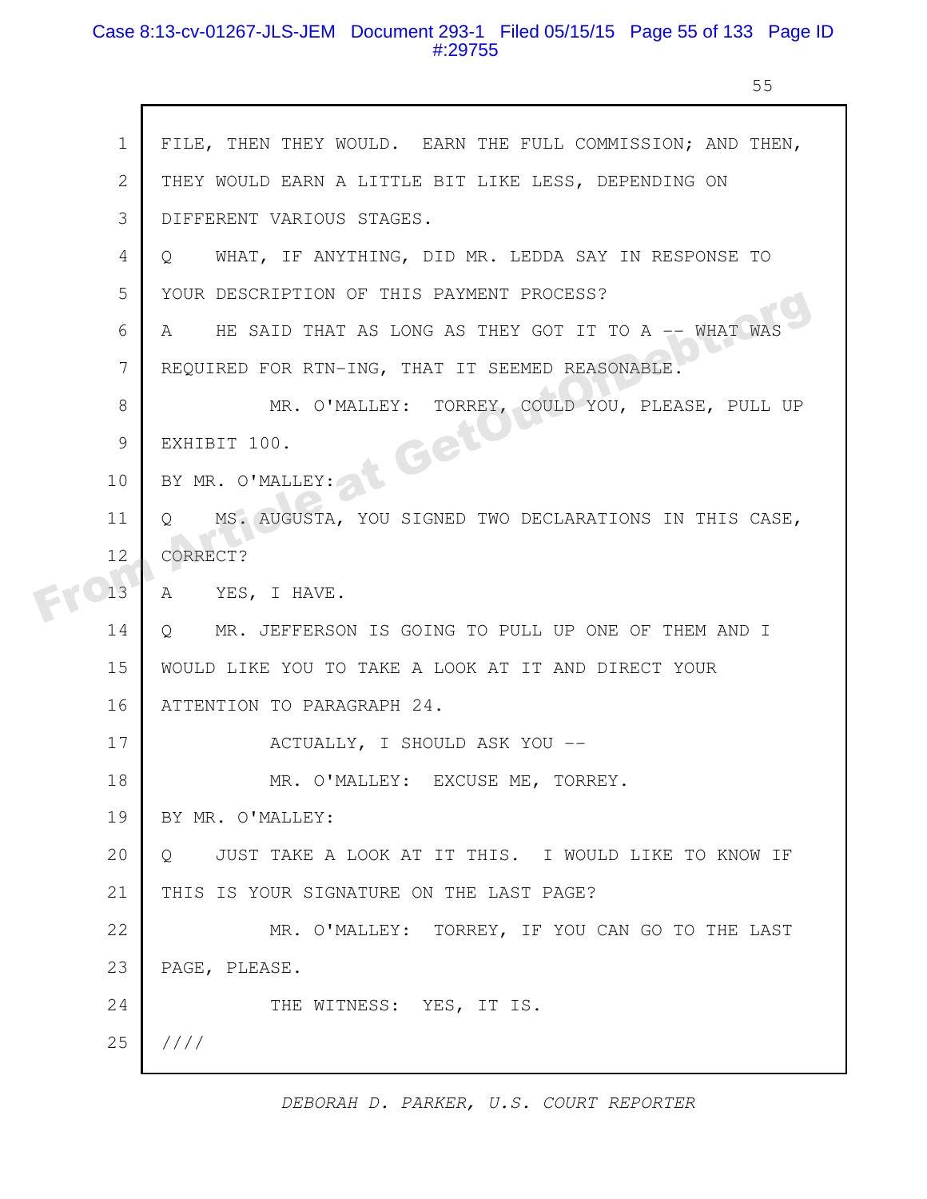FILE, THEN THEY WOULD. EARN THE FULL COMMISSION; AND THEN, THEY WOULD EARN A LITTLE BIT LIKE LESS, DEPENDING ON DIFFERENT VARIOUS STAGES.

Q WHAT, IF ANYTHING, DID MR. LEDDA SAY IN RESPONSE TO YOUR DESCRIPTION OF THIS PAYMENT PROCESS?

A HE SAID THAT AS LONG AS THEY GOT IT TO A -- WHAT WAS REQUIRED FOR RTN-ING, THAT IT SEEMED REASONABLE.

MR. O'MALLEY: TORREY, COULD YOU, PLEASE, PULL UP EXHIBIT 100.

BY MR. O'MALLEY:

Q MS. AUGUSTA, YOU SIGNED TWO DECLARATIONS IN THIS CASE, CORRECT?

A YES, I HAVE.

Q MR. JEFFERSON IS GOING TO PULL UP ONE OF THEM AND I WOULD LIKE YOU TO TAKE A LOOK AT IT AND DIRECT YOUR ATTENTION TO PARAGRAPH 24.

ACTUALLY, I SHOULD ASK YOU --

MR. O'MALLEY: EXCUSE ME, TORREY.

BY MR. O'MALLEY:

Q JUST TAKE A LOOK AT IT THIS. I WOULD LIKE TO KNOW IF THIS IS YOUR SIGNATURE ON THE LAST PAGE?

MR. O'MALLEY: TORREY, IF YOU CAN GO TO THE LAST PAGE, PLEASE.

THE WITNESS: YES, IT IS.

////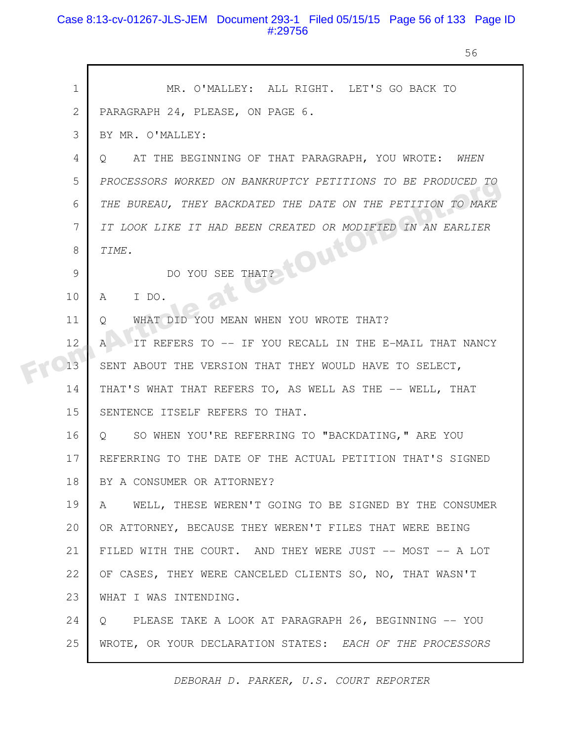1 MR. O'MALLEY: ALL RIGHT. LET'S GO BACK TO
2 PARAGRAPH 24, PLEASE, ON PAGE 6.
3 BY MR. O'MALLEY:
4 Q AT THE BEGINNING OF THAT PARAGRAPH, YOU WROTE: *WHEN*
5 *PROCESSORS WORKED ON BANKRUPTCY PETITIONS TO BE PRODUCED TO*
6 *THE BUREAU, THEY BACKDATED THE DATE ON THE PETITION TO MAKE*
7 *IT LOOK LIKE IT HAD BEEN CREATED OR MODIFIED IN AN EARLIER*
8 *TIME.*
9 DO YOU SEE THAT?
10 A I DO.
11 Q WHAT DID YOU MEAN WHEN YOU WROTE THAT?
12 A IT REFERS TO -- IF YOU RECALL IN THE E-MAIL THAT NANCY
13 SENT ABOUT THE VERSION THAT THEY WOULD HAVE TO SELECT,
14 THAT'S WHAT THAT REFERS TO, AS WELL AS THE -- WELL, THAT
15 SENTENCE ITSELF REFERS TO THAT.
16 Q SO WHEN YOU'RE REFERRING TO "BACKDATING," ARE YOU
17 REFERRING TO THE DATE OF THE ACTUAL PETITION THAT'S SIGNED
18 BY A CONSUMER OR ATTORNEY?
19 A WELL, THESE WEREN'T GOING TO BE SIGNED BY THE CONSUMER
20 OR ATTORNEY, BECAUSE THEY WEREN'T FILES THAT WERE BEING
21 FILED WITH THE COURT. AND THEY WERE JUST -- MOST -- A LOT
22 OF CASES, THEY WERE CANCELED CLIENTS SO, NO, THAT WASN'T
23 WHAT I WAS INTENDING.
24 Q PLEASE TAKE A LOOK AT PARAGRAPH 26, BEGINNING -- YOU
25 WROTE, OR YOUR DECLARATION STATES: *EACH OF THE PROCESSORS*

*DEBORAH D. PARKER, U.S. COURT REPORTER*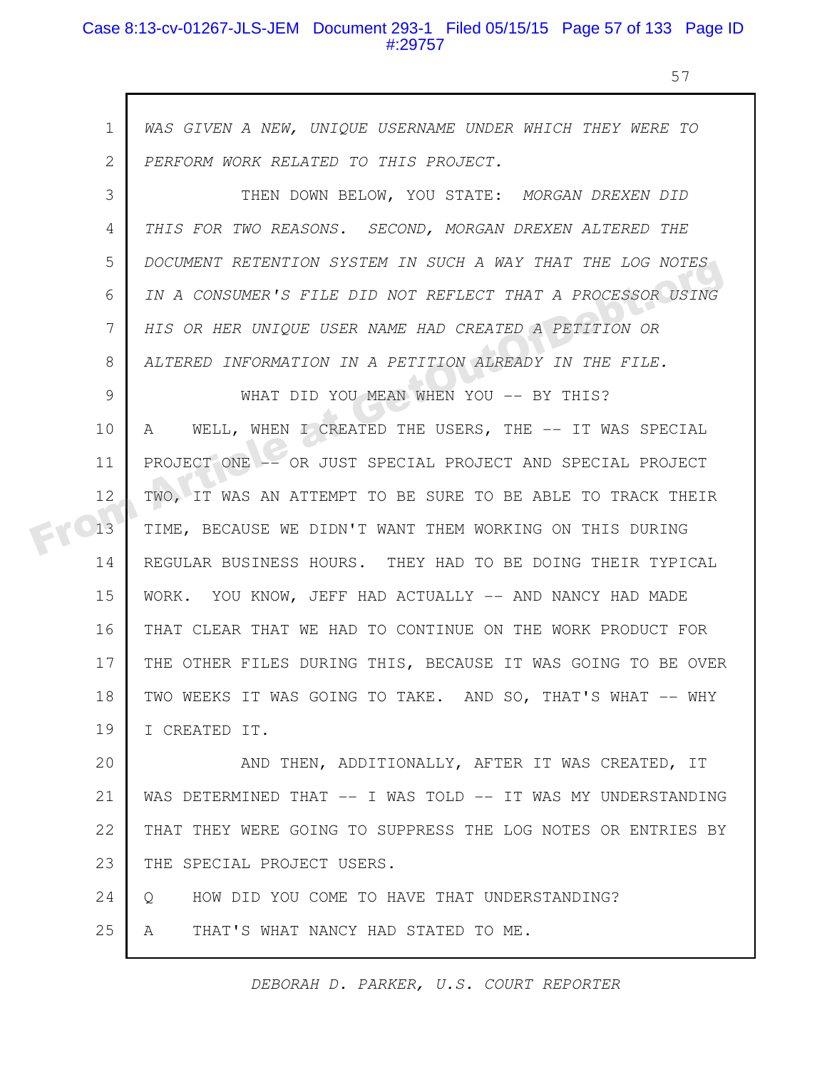*WAS GIVEN A NEW, UNIQUE USERNAME UNDER WHICH THEY WERE TO PERFORM WORK RELATED TO THIS PROJECT.*

THEN DOWN BELOW, YOU STATE: *MORGAN DREXEN DID THIS FOR TWO REASONS. SECOND, MORGAN DREXEN ALTERED THE DOCUMENT RETENTION SYSTEM IN SUCH A WAY THAT THE LOG NOTES IN A CONSUMER'S FILE DID NOT REFLECT THAT A PROCESSOR USING HIS OR HER UNIQUE USER NAME HAD CREATED A PETITION OR ALTERED INFORMATION IN A PETITION ALREADY IN THE FILE.*

WHAT DID YOU MEAN WHEN YOU -- BY THIS?

A WELL, WHEN I CREATED THE USERS, THE -- IT WAS SPECIAL PROJECT ONE -- OR JUST SPECIAL PROJECT AND SPECIAL PROJECT TWO, IT WAS AN ATTEMPT TO BE SURE TO BE ABLE TO TRACK THEIR TIME, BECAUSE WE DIDN'T WANT THEM WORKING ON THIS DURING REGULAR BUSINESS HOURS. THEY HAD TO BE DOING THEIR TYPICAL WORK. YOU KNOW, JEFF HAD ACTUALLY -- AND NANCY HAD MADE THAT CLEAR THAT WE HAD TO CONTINUE ON THE WORK PRODUCT FOR THE OTHER FILES DURING THIS, BECAUSE IT WAS GOING TO BE OVER TWO WEEKS IT WAS GOING TO TAKE. AND SO, THAT'S WHAT -- WHY I CREATED IT.

AND THEN, ADDITIONALLY, AFTER IT WAS CREATED, IT WAS DETERMINED THAT -- I WAS TOLD -- IT WAS MY UNDERSTANDING THAT THEY WERE GOING TO SUPPRESS THE LOG NOTES OR ENTRIES BY THE SPECIAL PROJECT USERS.

Q HOW DID YOU COME TO HAVE THAT UNDERSTANDING?

A THAT'S WHAT NANCY HAD STATED TO ME.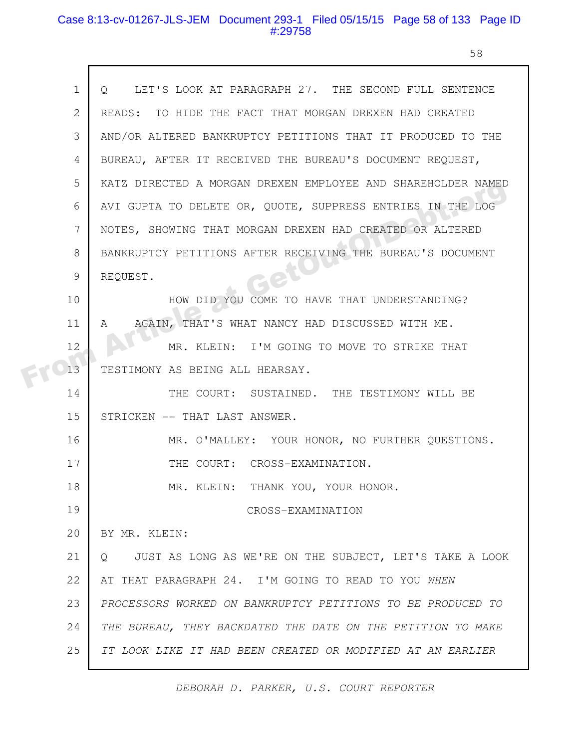Q LET'S LOOK AT PARAGRAPH 27. THE SECOND FULL SENTENCE READS: TO HIDE THE FACT THAT MORGAN DREXEN HAD CREATED AND/OR ALTERED BANKRUPTCY PETITIONS THAT IT PRODUCED TO THE BUREAU, AFTER IT RECEIVED THE BUREAU'S DOCUMENT REQUEST, KATZ DIRECTED A MORGAN DREXEN EMPLOYEE AND SHAREHOLDER NAMED AVI GUPTA TO DELETE OR, QUOTE, SUPPRESS ENTRIES IN THE LOG NOTES, SHOWING THAT MORGAN DREXEN HAD CREATED OR ALTERED BANKRUPTCY PETITIONS AFTER RECEIVING THE BUREAU'S DOCUMENT REQUEST.

HOW DID YOU COME TO HAVE THAT UNDERSTANDING?

A AGAIN, THAT'S WHAT NANCY HAD DISCUSSED WITH ME.

MR. KLEIN: I'M GOING TO MOVE TO STRIKE THAT TESTIMONY AS BEING ALL HEARSAY.

THE COURT: SUSTAINED. THE TESTIMONY WILL BE STRICKEN -- THAT LAST ANSWER.

MR. O'MALLEY: YOUR HONOR, NO FURTHER QUESTIONS.

THE COURT: CROSS-EXAMINATION.

MR. KLEIN: THANK YOU, YOUR HONOR.

CROSS-EXAMINATION

BY MR. KLEIN:

Q JUST AS LONG AS WE'RE ON THE SUBJECT, LET'S TAKE A LOOK AT THAT PARAGRAPH 24. I'M GOING TO READ TO YOU *WHEN PROCESSORS WORKED ON BANKRUPTCY PETITIONS TO BE PRODUCED TO THE BUREAU, THEY BACKDATED THE DATE ON THE PETITION TO MAKE IT LOOK LIKE IT HAD BEEN CREATED OR MODIFIED AT AN EARLIER*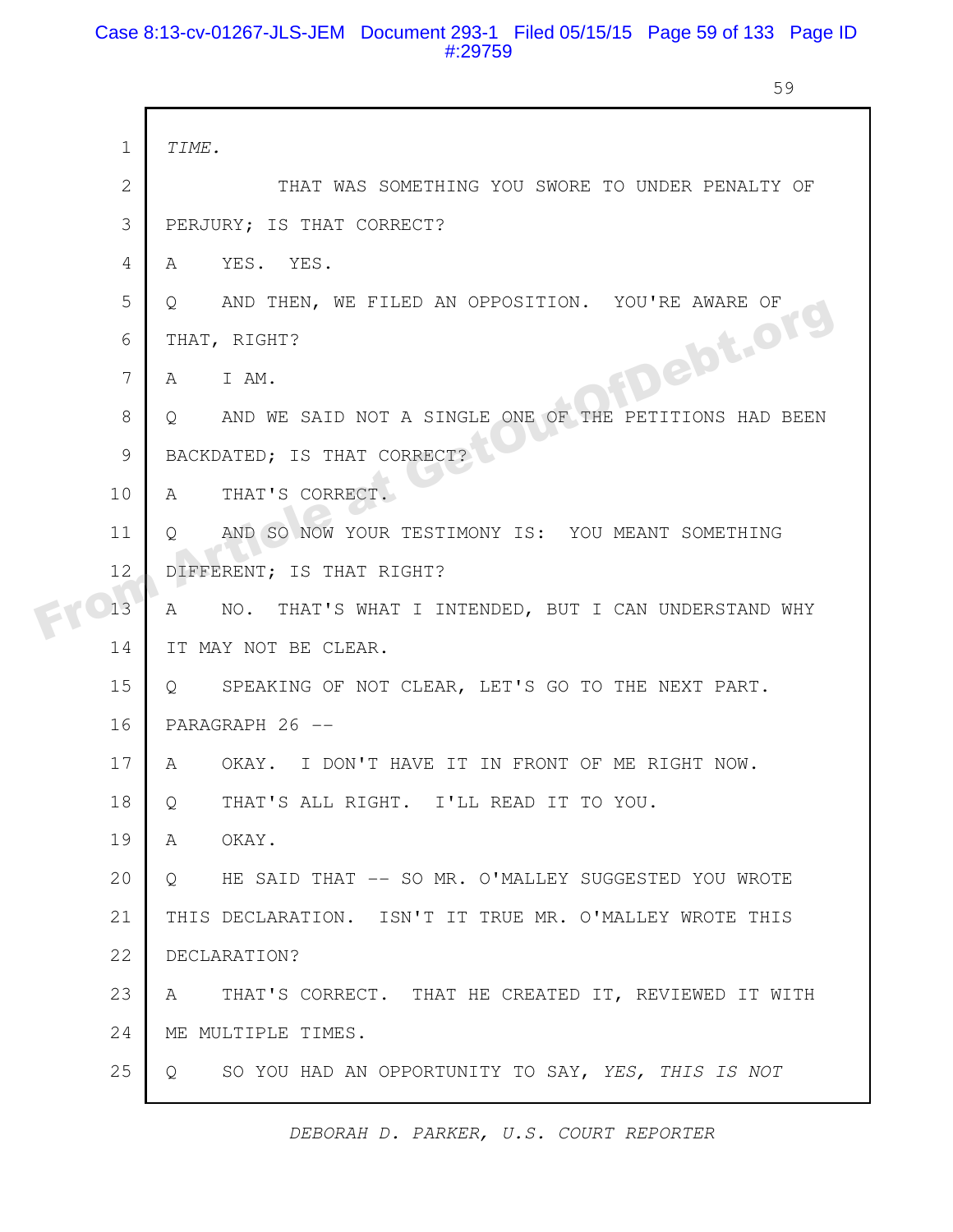1 *TIME.*

2 THAT WAS SOMETHING YOU SWORE TO UNDER PENALTY OF

3 PERJURY; IS THAT CORRECT?

4 A YES. YES.

5 Q AND THEN, WE FILED AN OPPOSITION. YOU'RE AWARE OF

6 THAT, RIGHT?

7 A I AM.

8 Q AND WE SAID NOT A SINGLE ONE OF THE PETITIONS HAD BEEN

9 BACKDATED; IS THAT CORRECT?

10 A THAT'S CORRECT.

11 Q AND SO NOW YOUR TESTIMONY IS: YOU MEANT SOMETHING

12 DIFFERENT; IS THAT RIGHT?

13 A NO. THAT'S WHAT I INTENDED, BUT I CAN UNDERSTAND WHY

14 IT MAY NOT BE CLEAR.

15 Q SPEAKING OF NOT CLEAR, LET'S GO TO THE NEXT PART.

16 PARAGRAPH 26 --

17 A OKAY. I DON'T HAVE IT IN FRONT OF ME RIGHT NOW.

18 Q THAT'S ALL RIGHT. I'LL READ IT TO YOU.

19 A OKAY.

20 Q HE SAID THAT -- SO MR. O'MALLEY SUGGESTED YOU WROTE

21 THIS DECLARATION. ISN'T IT TRUE MR. O'MALLEY WROTE THIS

22 DECLARATION?

23 A THAT'S CORRECT. THAT HE CREATED IT, REVIEWED IT WITH

24 ME MULTIPLE TIMES.

25 Q SO YOU HAD AN OPPORTUNITY TO SAY, *YES, THIS IS NOT*

DEBORAH D. PARKER, U.S. COURT REPORTER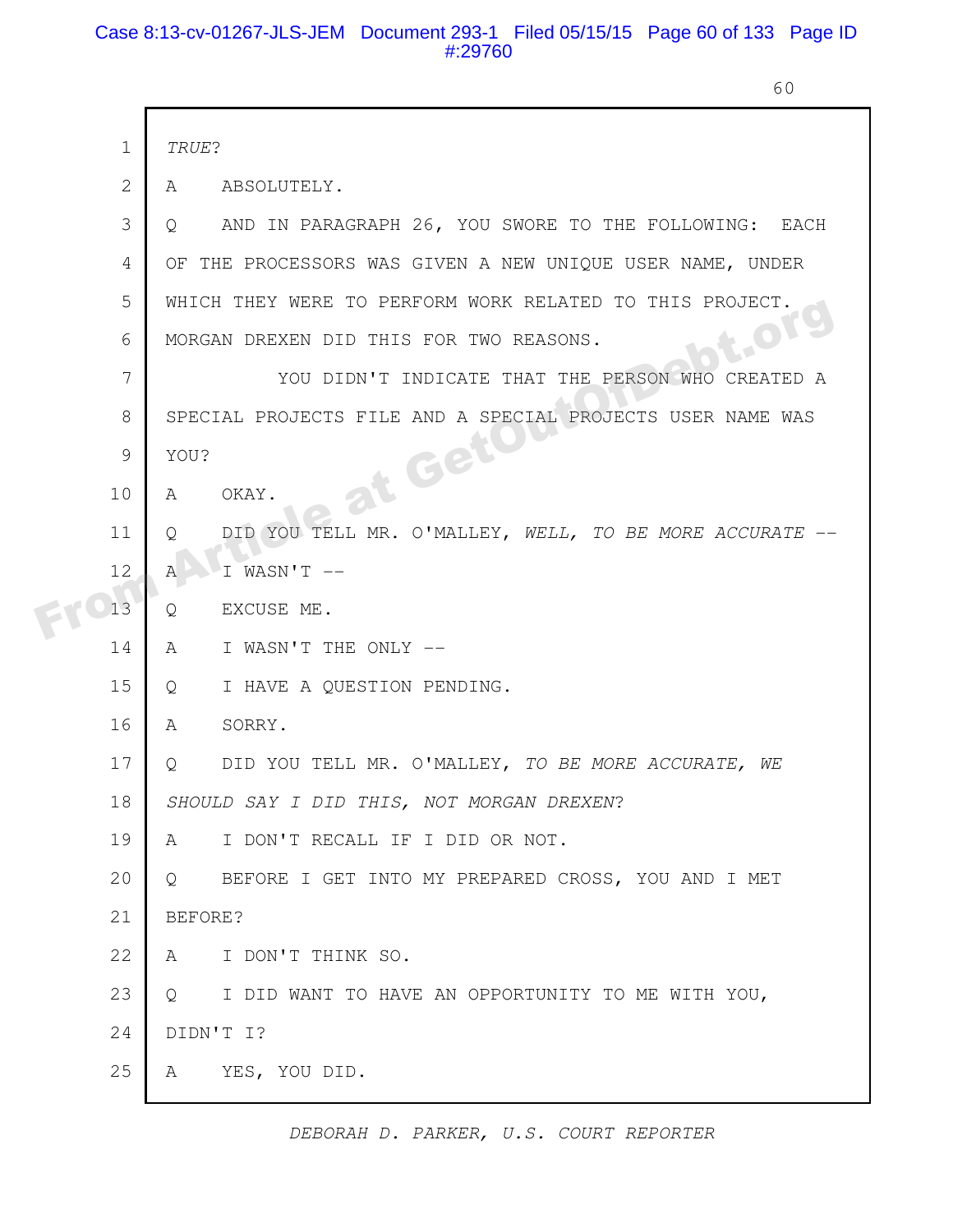1 *TRUE*?

2 A ABSOLUTELY.

3 Q AND IN PARAGRAPH 26, YOU SWORE TO THE FOLLOWING: EACH

4 OF THE PROCESSORS WAS GIVEN A NEW UNIQUE USER NAME, UNDER

5 WHICH THEY WERE TO PERFORM WORK RELATED TO THIS PROJECT.

6 MORGAN DREXEN DID THIS FOR TWO REASONS.

7 YOU DIDN'T INDICATE THAT THE PERSON WHO CREATED A

8 SPECIAL PROJECTS FILE AND A SPECIAL PROJECTS USER NAME WAS

9 YOU?

10 A OKAY.

11 Q DID YOU TELL MR. O'MALLEY, *WELL, TO BE MORE ACCURATE* --

12 A I WASN'T --

13 Q EXCUSE ME.

14 A I WASN'T THE ONLY --

15 Q I HAVE A QUESTION PENDING.

16 A SORRY.

17 Q DID YOU TELL MR. O'MALLEY, *TO BE MORE ACCURATE, WE*

18 *SHOULD SAY I DID THIS, NOT MORGAN DREXEN*?

19 A I DON'T RECALL IF I DID OR NOT.

20 Q BEFORE I GET INTO MY PREPARED CROSS, YOU AND I MET

21 BEFORE?

22 A I DON'T THINK SO.

23 Q I DID WANT TO HAVE AN OPPORTUNITY TO ME WITH YOU,

24 DIDN'T I?

25 A YES, YOU DID.

*DEBORAH D. PARKER, U.S. COURT REPORTER*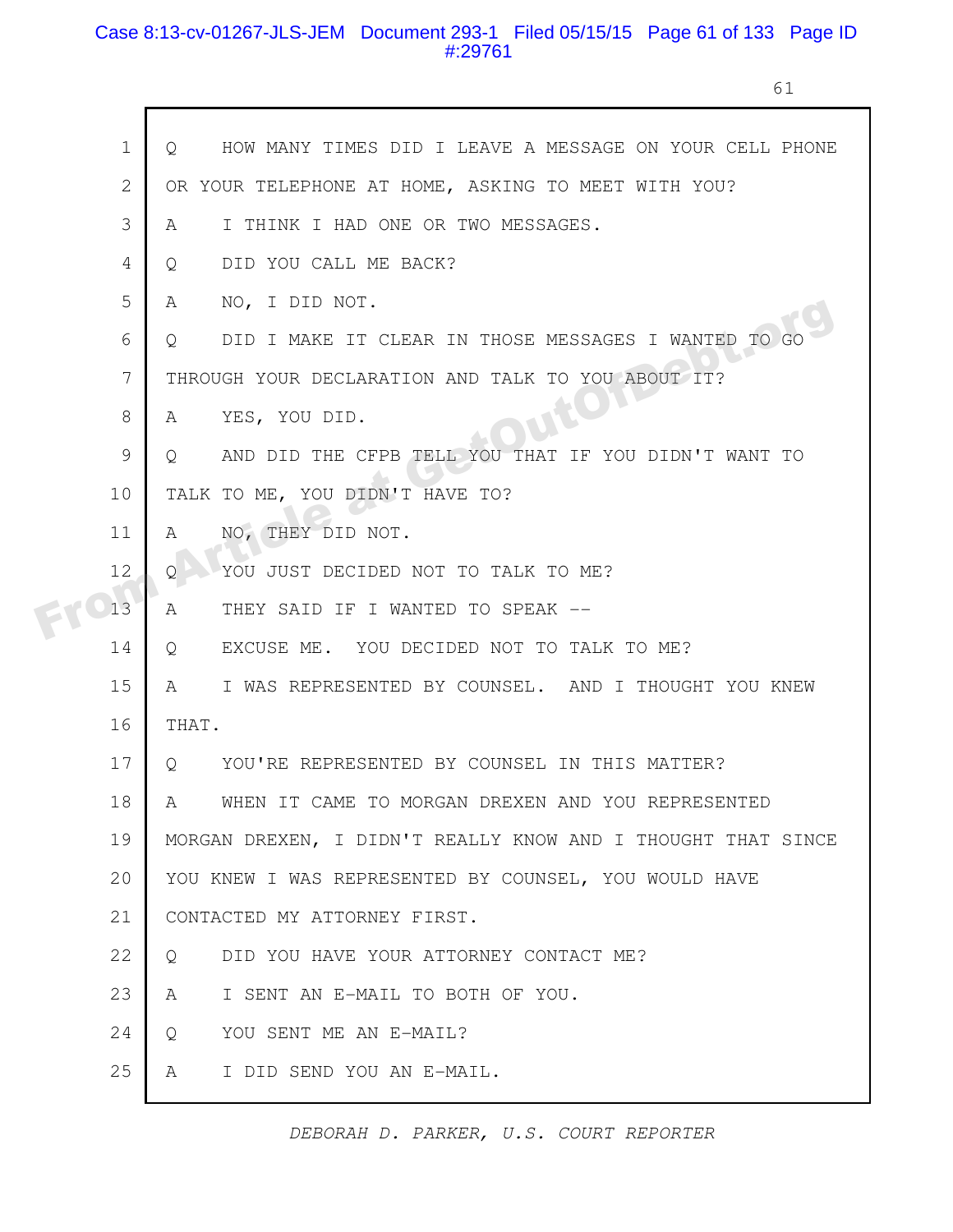1 Q HOW MANY TIMES DID I LEAVE A MESSAGE ON YOUR CELL PHONE
2 OR YOUR TELEPHONE AT HOME, ASKING TO MEET WITH YOU?
3 A I THINK I HAD ONE OR TWO MESSAGES.
4 Q DID YOU CALL ME BACK?
5 A NO, I DID NOT.
6 Q DID I MAKE IT CLEAR IN THOSE MESSAGES I WANTED TO GO
7 THROUGH YOUR DECLARATION AND TALK TO YOU ABOUT IT?
8 A YES, YOU DID.
9 Q AND DID THE CFPB TELL YOU THAT IF YOU DIDN'T WANT TO
10 TALK TO ME, YOU DIDN'T HAVE TO?
11 A NO, THEY DID NOT.
12 Q YOU JUST DECIDED NOT TO TALK TO ME?
13 A THEY SAID IF I WANTED TO SPEAK --
14 Q EXCUSE ME. YOU DECIDED NOT TO TALK TO ME?
15 A I WAS REPRESENTED BY COUNSEL. AND I THOUGHT YOU KNEW
16 THAT.
17 Q YOU'RE REPRESENTED BY COUNSEL IN THIS MATTER?
18 A WHEN IT CAME TO MORGAN DREXEN AND YOU REPRESENTED
19 MORGAN DREXEN, I DIDN'T REALLY KNOW AND I THOUGHT THAT SINCE
20 YOU KNEW I WAS REPRESENTED BY COUNSEL, YOU WOULD HAVE
21 CONTACTED MY ATTORNEY FIRST.
22 Q DID YOU HAVE YOUR ATTORNEY CONTACT ME?
23 A I SENT AN E-MAIL TO BOTH OF YOU.
24 Q YOU SENT ME AN E-MAIL?
25 A I DID SEND YOU AN E-MAIL.

*DEBORAH D. PARKER, U.S. COURT REPORTER*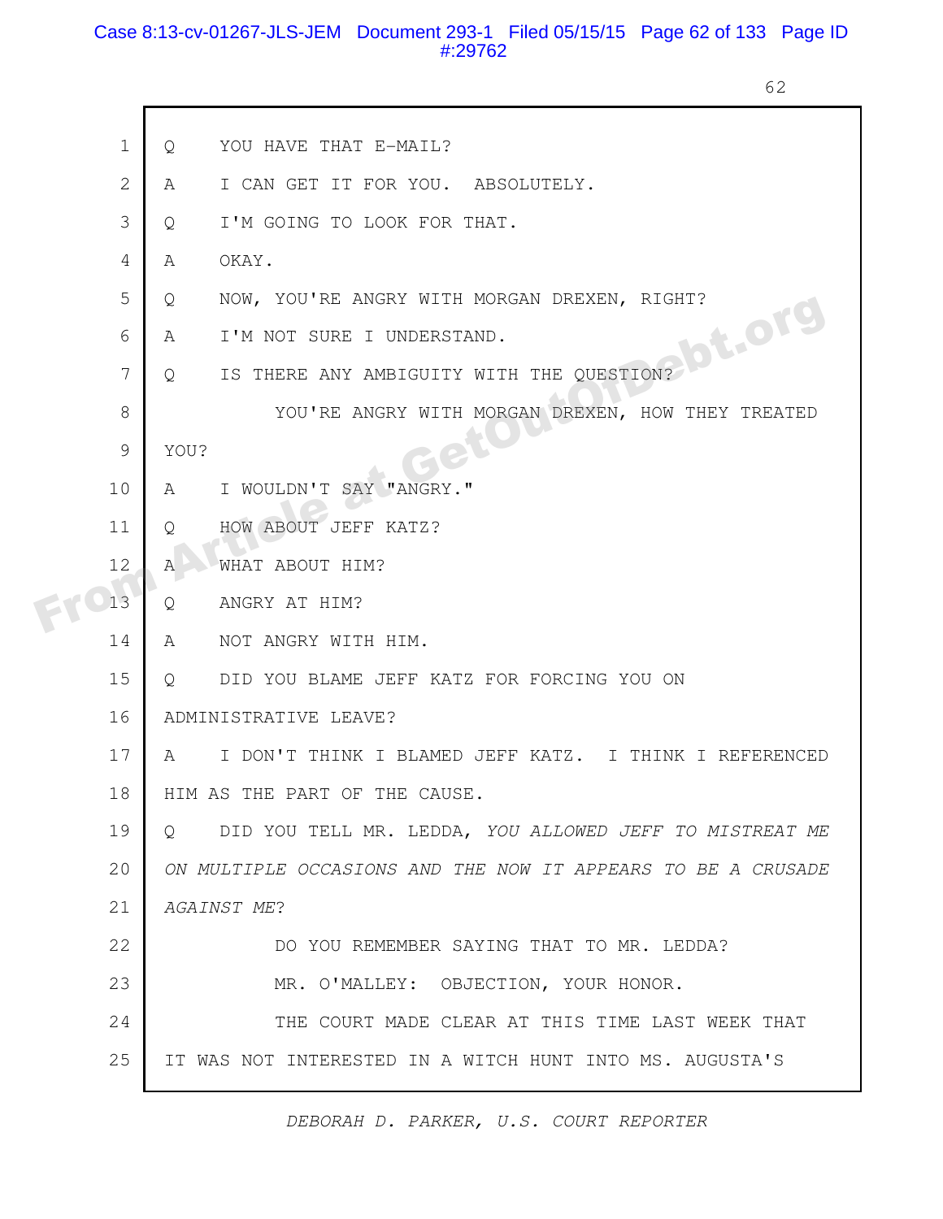1 Q YOU HAVE THAT E-MAIL?

2 A I CAN GET IT FOR YOU. ABSOLUTELY.

3 Q I'M GOING TO LOOK FOR THAT.

4 A OKAY.

5 Q NOW, YOU'RE ANGRY WITH MORGAN DREXEN, RIGHT?

6 A I'M NOT SURE I UNDERSTAND.

7 Q IS THERE ANY AMBIGUITY WITH THE QUESTION?

8 YOU'RE ANGRY WITH MORGAN DREXEN, HOW THEY TREATED

9 YOU?

10 A I WOULDN'T SAY "ANGRY."

11 Q HOW ABOUT JEFF KATZ?

12 A WHAT ABOUT HIM?

13 Q ANGRY AT HIM?

14 A NOT ANGRY WITH HIM.

15 Q DID YOU BLAME JEFF KATZ FOR FORCING YOU ON

16 ADMINISTRATIVE LEAVE?

17 A I DON'T THINK I BLAMED JEFF KATZ. I THINK I REFERENCED

18 HIM AS THE PART OF THE CAUSE.

19 Q DID YOU TELL MR. LEDDA, *YOU ALLOWED JEFF TO MISTREAT ME*

20 *ON MULTIPLE OCCASIONS AND THE NOW IT APPEARS TO BE A CRUSADE*

21 *AGAINST ME*?

22 DO YOU REMEMBER SAYING THAT TO MR. LEDDA?

23 MR. O'MALLEY: OBJECTION, YOUR HONOR.

24 THE COURT MADE CLEAR AT THIS TIME LAST WEEK THAT

25 IT WAS NOT INTERESTED IN A WITCH HUNT INTO MS. AUGUSTA'S

*DEBORAH D. PARKER, U.S. COURT REPORTER*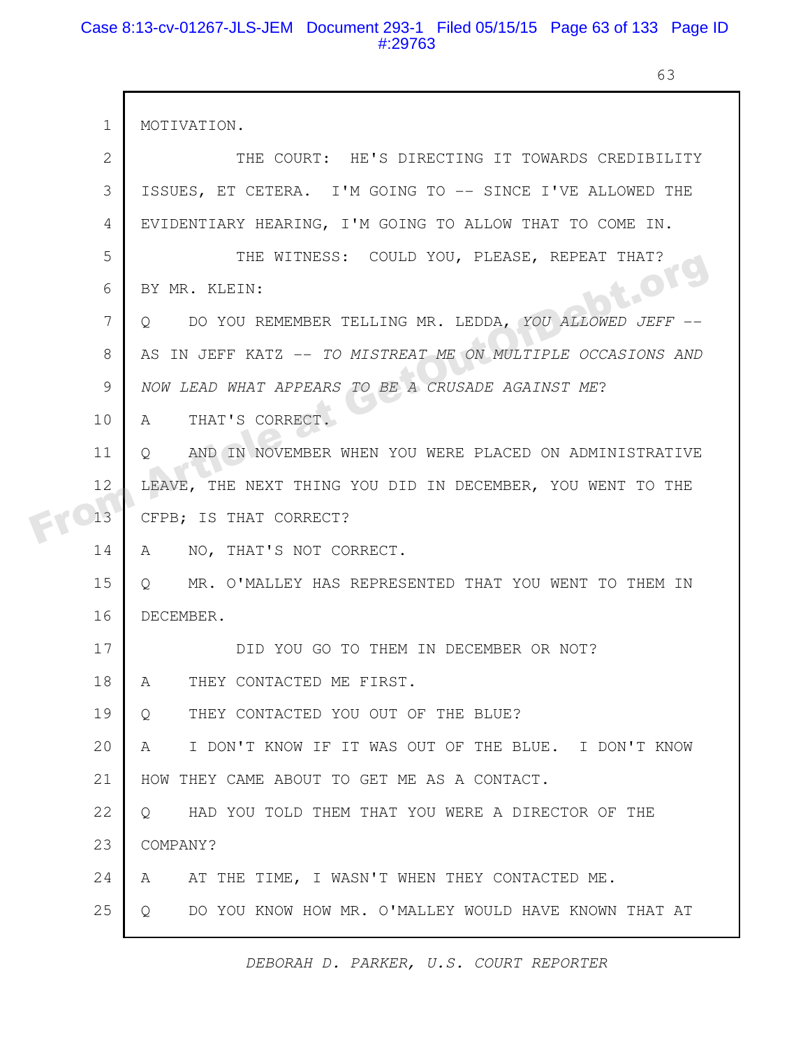1 MOTIVATION.

2 THE COURT: HE'S DIRECTING IT TOWARDS CREDIBILITY

3 ISSUES, ET CETERA. I'M GOING TO -- SINCE I'VE ALLOWED THE

4 EVIDENTIARY HEARING, I'M GOING TO ALLOW THAT TO COME IN.

5 THE WITNESS: COULD YOU, PLEASE, REPEAT THAT?

6 BY MR. KLEIN:

7 Q DO YOU REMEMBER TELLING MR. LEDDA, *YOU ALLOWED JEFF* --

8 AS IN JEFF KATZ -- *TO MISTREAT ME ON MULTIPLE OCCASIONS AND*

9 *NOW LEAD WHAT APPEARS TO BE A CRUSADE AGAINST ME*?

10 A THAT'S CORRECT.

11 Q AND IN NOVEMBER WHEN YOU WERE PLACED ON ADMINISTRATIVE

12 LEAVE, THE NEXT THING YOU DID IN DECEMBER, YOU WENT TO THE

13 CFPB; IS THAT CORRECT?

14 A NO, THAT'S NOT CORRECT.

15 Q MR. O'MALLEY HAS REPRESENTED THAT YOU WENT TO THEM IN

16 DECEMBER.

17 DID YOU GO TO THEM IN DECEMBER OR NOT?

18 A THEY CONTACTED ME FIRST.

19 Q THEY CONTACTED YOU OUT OF THE BLUE?

20 A I DON'T KNOW IF IT WAS OUT OF THE BLUE. I DON'T KNOW

21 HOW THEY CAME ABOUT TO GET ME AS A CONTACT.

22 Q HAD YOU TOLD THEM THAT YOU WERE A DIRECTOR OF THE

23 COMPANY?

24 A AT THE TIME, I WASN'T WHEN THEY CONTACTED ME.

25 Q DO YOU KNOW HOW MR. O'MALLEY WOULD HAVE KNOWN THAT AT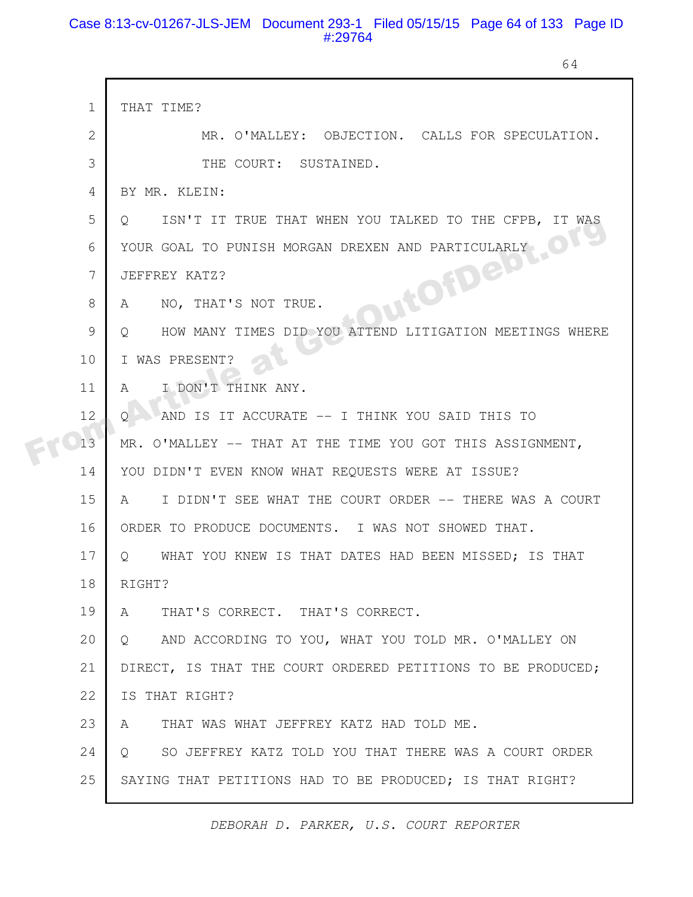1 THAT TIME?

2 MR. O'MALLEY: OBJECTION. CALLS FOR SPECULATION.

3 THE COURT: SUSTAINED.

4 BY MR. KLEIN:

5 Q ISN'T IT TRUE THAT WHEN YOU TALKED TO THE CFPB, IT WAS

6 YOUR GOAL TO PUNISH MORGAN DREXEN AND PARTICULARLY

7 JEFFREY KATZ?

8 A NO, THAT'S NOT TRUE.

9 Q HOW MANY TIMES DID YOU ATTEND LITIGATION MEETINGS WHERE

10 I WAS PRESENT?

11 A I DON'T THINK ANY.

12 Q AND IS IT ACCURATE -- I THINK YOU SAID THIS TO

13 MR. O'MALLEY -- THAT AT THE TIME YOU GOT THIS ASSIGNMENT,

14 YOU DIDN'T EVEN KNOW WHAT REQUESTS WERE AT ISSUE?

15 A I DIDN'T SEE WHAT THE COURT ORDER -- THERE WAS A COURT

16 ORDER TO PRODUCE DOCUMENTS. I WAS NOT SHOWED THAT.

17 Q WHAT YOU KNEW IS THAT DATES HAD BEEN MISSED; IS THAT

18 RIGHT?

19 A THAT'S CORRECT. THAT'S CORRECT.

20 Q AND ACCORDING TO YOU, WHAT YOU TOLD MR. O'MALLEY ON

21 DIRECT, IS THAT THE COURT ORDERED PETITIONS TO BE PRODUCED;

22 IS THAT RIGHT?

23 A THAT WAS WHAT JEFFREY KATZ HAD TOLD ME.

24 Q SO JEFFREY KATZ TOLD YOU THAT THERE WAS A COURT ORDER

25 SAYING THAT PETITIONS HAD TO BE PRODUCED; IS THAT RIGHT?

*DEBORAH D. PARKER, U.S. COURT REPORTER*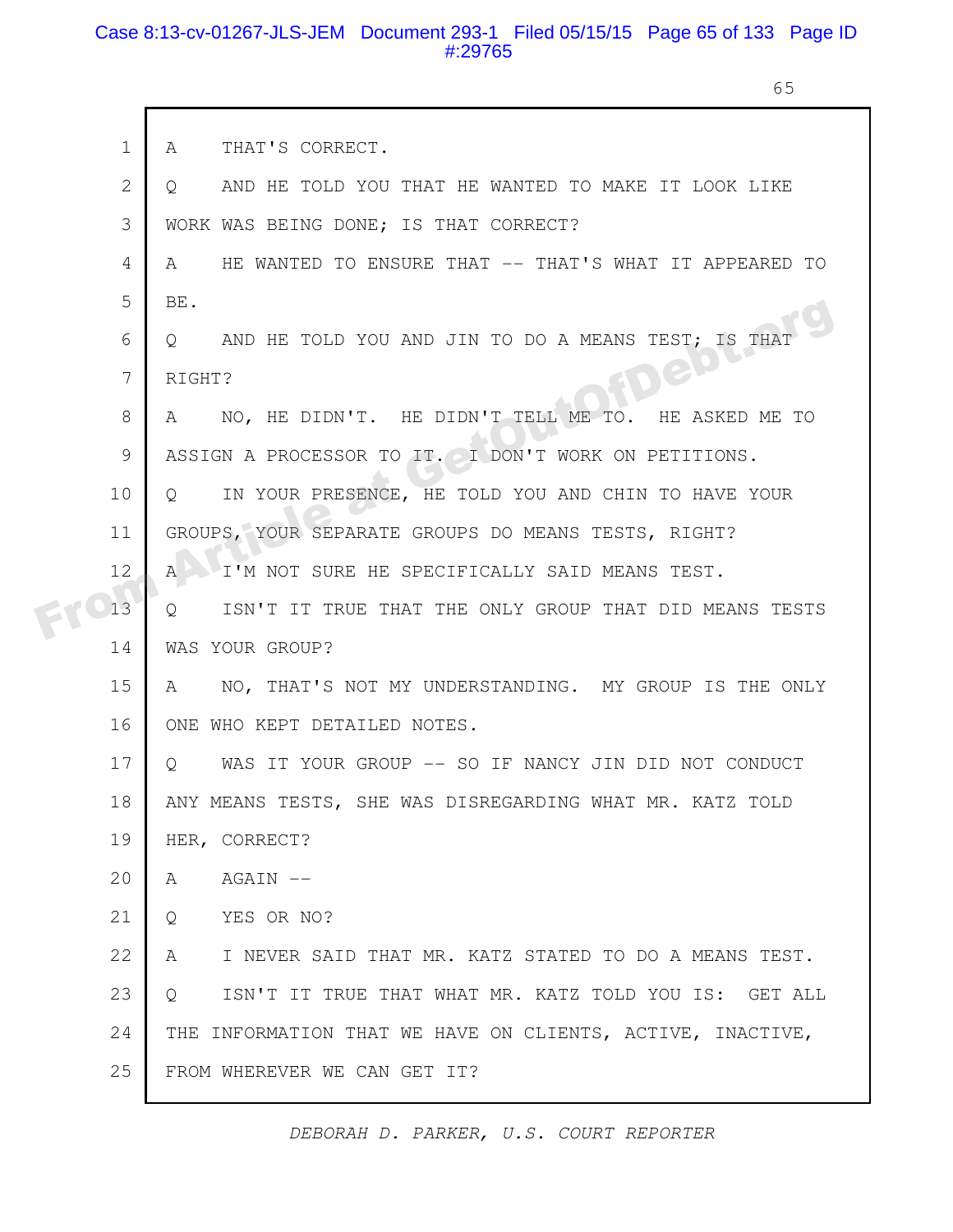1 A THAT'S CORRECT.

2 Q AND HE TOLD YOU THAT HE WANTED TO MAKE IT LOOK LIKE

3 WORK WAS BEING DONE; IS THAT CORRECT?

4 A HE WANTED TO ENSURE THAT -- THAT'S WHAT IT APPEARED TO

5 BE.

6 Q AND HE TOLD YOU AND JIN TO DO A MEANS TEST; IS THAT

7 RIGHT?

8 A NO, HE DIDN'T. HE DIDN'T TELL ME TO. HE ASKED ME TO

9 ASSIGN A PROCESSOR TO IT. I DON'T WORK ON PETITIONS.

10 Q IN YOUR PRESENCE, HE TOLD YOU AND CHIN TO HAVE YOUR

11 GROUPS, YOUR SEPARATE GROUPS DO MEANS TESTS, RIGHT?

12 A I'M NOT SURE HE SPECIFICALLY SAID MEANS TEST.

13 Q ISN'T IT TRUE THAT THE ONLY GROUP THAT DID MEANS TESTS

14 WAS YOUR GROUP?

15 A NO, THAT'S NOT MY UNDERSTANDING. MY GROUP IS THE ONLY

16 ONE WHO KEPT DETAILED NOTES.

17 Q WAS IT YOUR GROUP -- SO IF NANCY JIN DID NOT CONDUCT

18 ANY MEANS TESTS, SHE WAS DISREGARDING WHAT MR. KATZ TOLD

19 HER, CORRECT?

20 A AGAIN --

21 Q YES OR NO?

22 A I NEVER SAID THAT MR. KATZ STATED TO DO A MEANS TEST.

23 Q ISN'T IT TRUE THAT WHAT MR. KATZ TOLD YOU IS: GET ALL

24 THE INFORMATION THAT WE HAVE ON CLIENTS, ACTIVE, INACTIVE,

25 FROM WHEREVER WE CAN GET IT?

*DEBORAH D. PARKER, U.S. COURT REPORTER*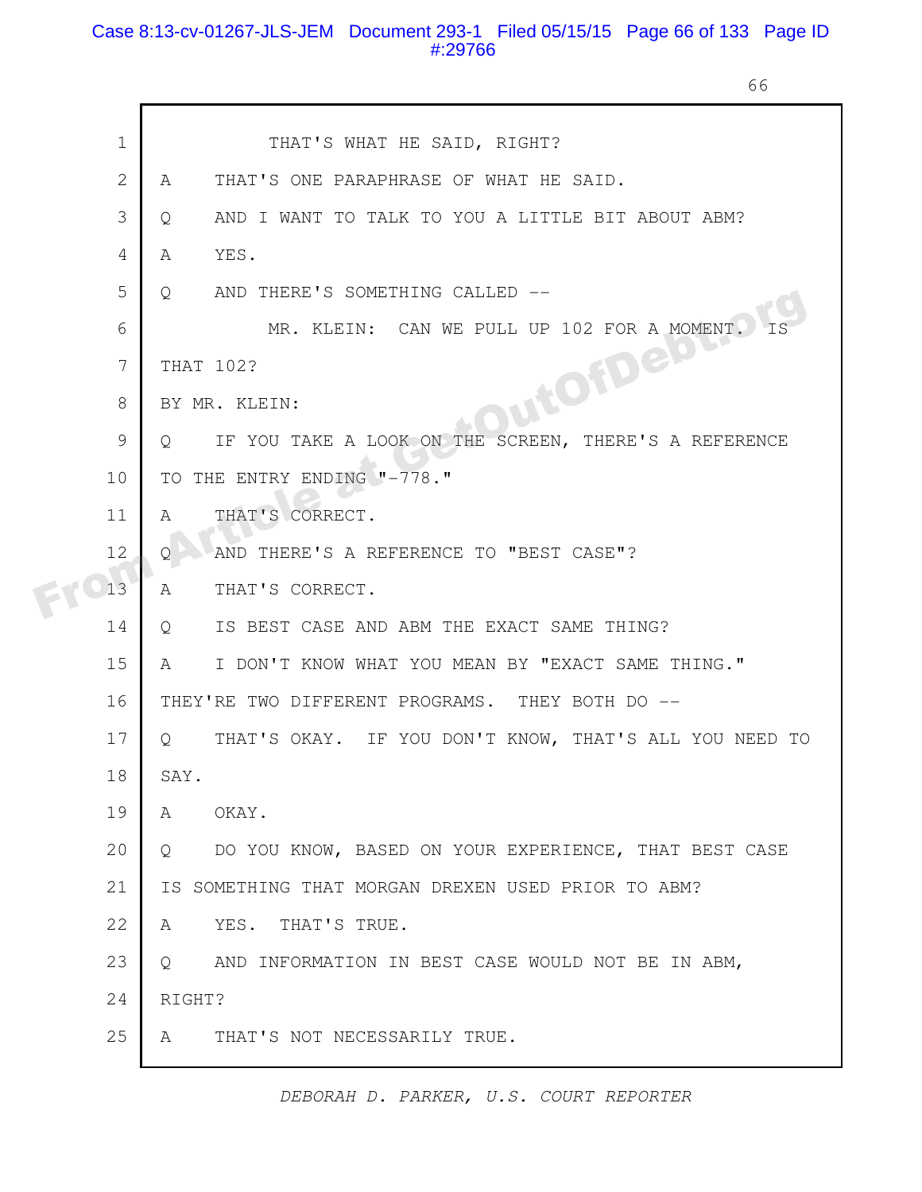THAT'S WHAT HE SAID, RIGHT?

A THAT'S ONE PARAPHRASE OF WHAT HE SAID.

Q AND I WANT TO TALK TO YOU A LITTLE BIT ABOUT ABM?

A YES.

Q AND THERE'S SOMETHING CALLED --

MR. KLEIN: CAN WE PULL UP 102 FOR A MOMENT. IS THAT 102?

BY MR. KLEIN:

Q IF YOU TAKE A LOOK ON THE SCREEN, THERE'S A REFERENCE TO THE ENTRY ENDING "-778."

A THAT'S CORRECT.

Q AND THERE'S A REFERENCE TO "BEST CASE"?

A THAT'S CORRECT.

Q IS BEST CASE AND ABM THE EXACT SAME THING?

A I DON'T KNOW WHAT YOU MEAN BY "EXACT SAME THING." THEY'RE TWO DIFFERENT PROGRAMS. THEY BOTH DO --

Q THAT'S OKAY. IF YOU DON'T KNOW, THAT'S ALL YOU NEED TO SAY.

A OKAY.

Q DO YOU KNOW, BASED ON YOUR EXPERIENCE, THAT BEST CASE IS SOMETHING THAT MORGAN DREXEN USED PRIOR TO ABM?

A YES. THAT'S TRUE.

Q AND INFORMATION IN BEST CASE WOULD NOT BE IN ABM, RIGHT?

A THAT'S NOT NECESSARILY TRUE.

*DEBORAH D. PARKER, U.S. COURT REPORTER*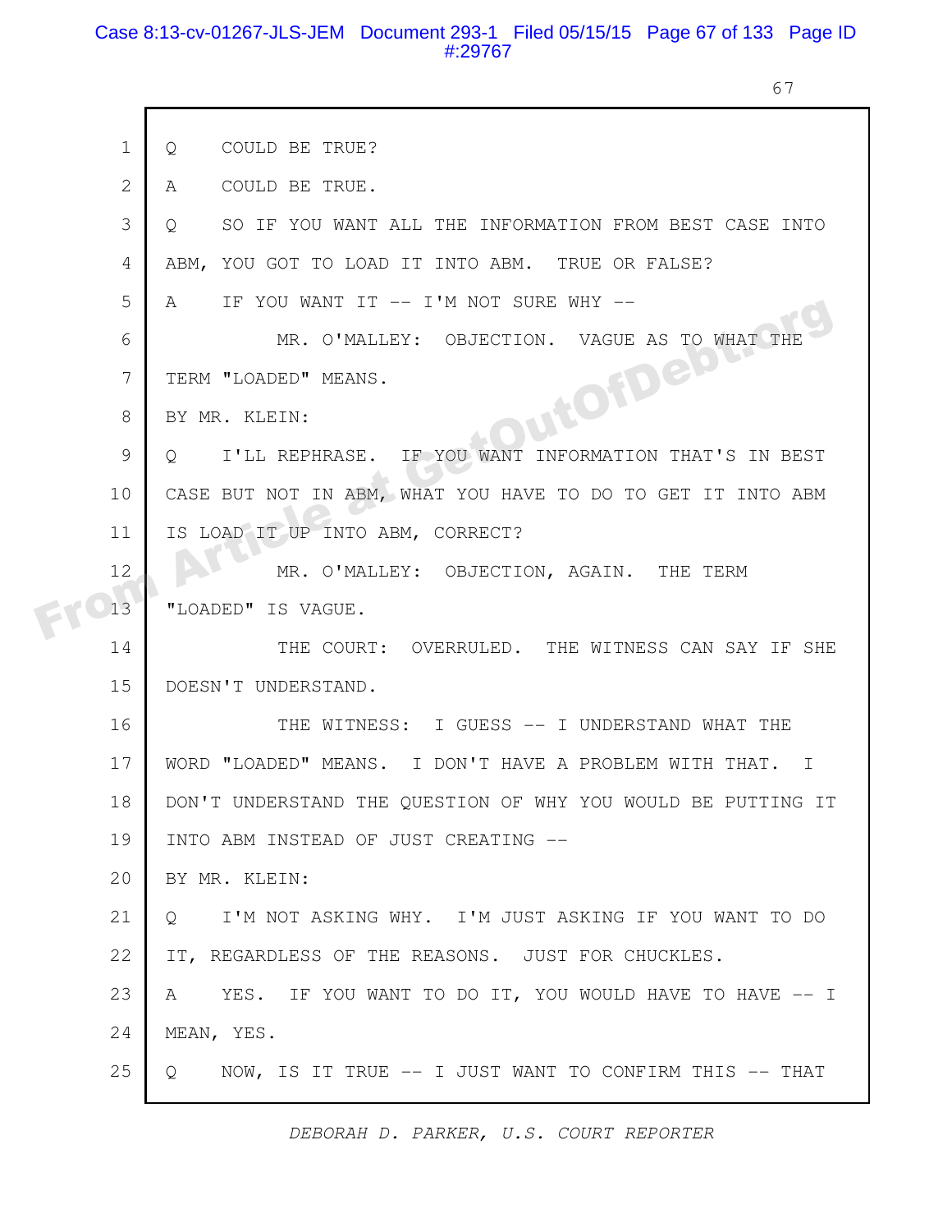1 Q COULD BE TRUE?

2 A COULD BE TRUE.

3 Q SO IF YOU WANT ALL THE INFORMATION FROM BEST CASE INTO

4 ABM, YOU GOT TO LOAD IT INTO ABM. TRUE OR FALSE?

5 A IF YOU WANT IT -- I'M NOT SURE WHY --

6 MR. O'MALLEY: OBJECTION. VAGUE AS TO WHAT THE

7 TERM "LOADED" MEANS.

8 BY MR. KLEIN:

9 Q I'LL REPHRASE. IF YOU WANT INFORMATION THAT'S IN BEST

10 CASE BUT NOT IN ABM, WHAT YOU HAVE TO DO TO GET IT INTO ABM

11 IS LOAD IT UP INTO ABM, CORRECT?

12 MR. O'MALLEY: OBJECTION, AGAIN. THE TERM

13 "LOADED" IS VAGUE.

14 THE COURT: OVERRULED. THE WITNESS CAN SAY IF SHE

15 DOESN'T UNDERSTAND.

16 THE WITNESS: I GUESS -- I UNDERSTAND WHAT THE

17 WORD "LOADED" MEANS. I DON'T HAVE A PROBLEM WITH THAT. I

18 DON'T UNDERSTAND THE QUESTION OF WHY YOU WOULD BE PUTTING IT

19 INTO ABM INSTEAD OF JUST CREATING --

20 BY MR. KLEIN:

21 Q I'M NOT ASKING WHY. I'M JUST ASKING IF YOU WANT TO DO

22 IT, REGARDLESS OF THE REASONS. JUST FOR CHUCKLES.

23 A YES. IF YOU WANT TO DO IT, YOU WOULD HAVE TO HAVE -- I

24 MEAN, YES.

25 Q NOW, IS IT TRUE -- I JUST WANT TO CONFIRM THIS -- THAT

*DEBORAH D. PARKER, U.S. COURT REPORTER*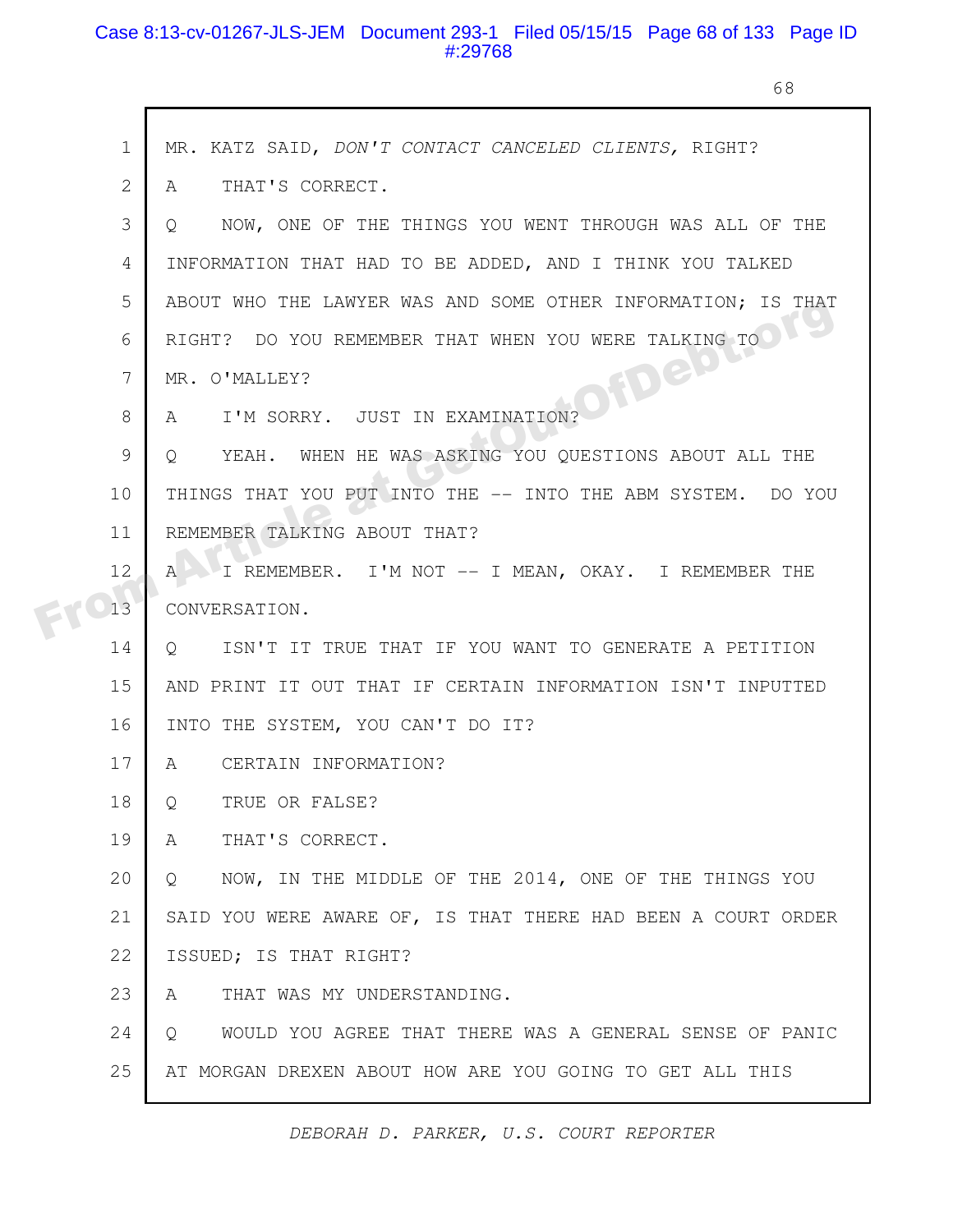1 MR. KATZ SAID, *DON'T CONTACT CANCELED CLIENTS,* RIGHT?

2 A THAT'S CORRECT.

3 Q NOW, ONE OF THE THINGS YOU WENT THROUGH WAS ALL OF THE

4 INFORMATION THAT HAD TO BE ADDED, AND I THINK YOU TALKED

5 ABOUT WHO THE LAWYER WAS AND SOME OTHER INFORMATION; IS THAT

6 RIGHT? DO YOU REMEMBER THAT WHEN YOU WERE TALKING TO

7 MR. O'MALLEY?

8 A I'M SORRY. JUST IN EXAMINATION?

9 Q YEAH. WHEN HE WAS ASKING YOU QUESTIONS ABOUT ALL THE

10 THINGS THAT YOU PUT INTO THE -- INTO THE ABM SYSTEM. DO YOU

11 REMEMBER TALKING ABOUT THAT?

12 A I REMEMBER. I'M NOT -- I MEAN, OKAY. I REMEMBER THE

13 CONVERSATION.

14 Q ISN'T IT TRUE THAT IF YOU WANT TO GENERATE A PETITION

15 AND PRINT IT OUT THAT IF CERTAIN INFORMATION ISN'T INPUTTED

16 INTO THE SYSTEM, YOU CAN'T DO IT?

17 A CERTAIN INFORMATION?

18 Q TRUE OR FALSE?

19 A THAT'S CORRECT.

20 Q NOW, IN THE MIDDLE OF THE 2014, ONE OF THE THINGS YOU

21 SAID YOU WERE AWARE OF, IS THAT THERE HAD BEEN A COURT ORDER

22 ISSUED; IS THAT RIGHT?

23 A THAT WAS MY UNDERSTANDING.

24 Q WOULD YOU AGREE THAT THERE WAS A GENERAL SENSE OF PANIC

25 AT MORGAN DREXEN ABOUT HOW ARE YOU GOING TO GET ALL THIS

*DEBORAH D. PARKER, U.S. COURT REPORTER*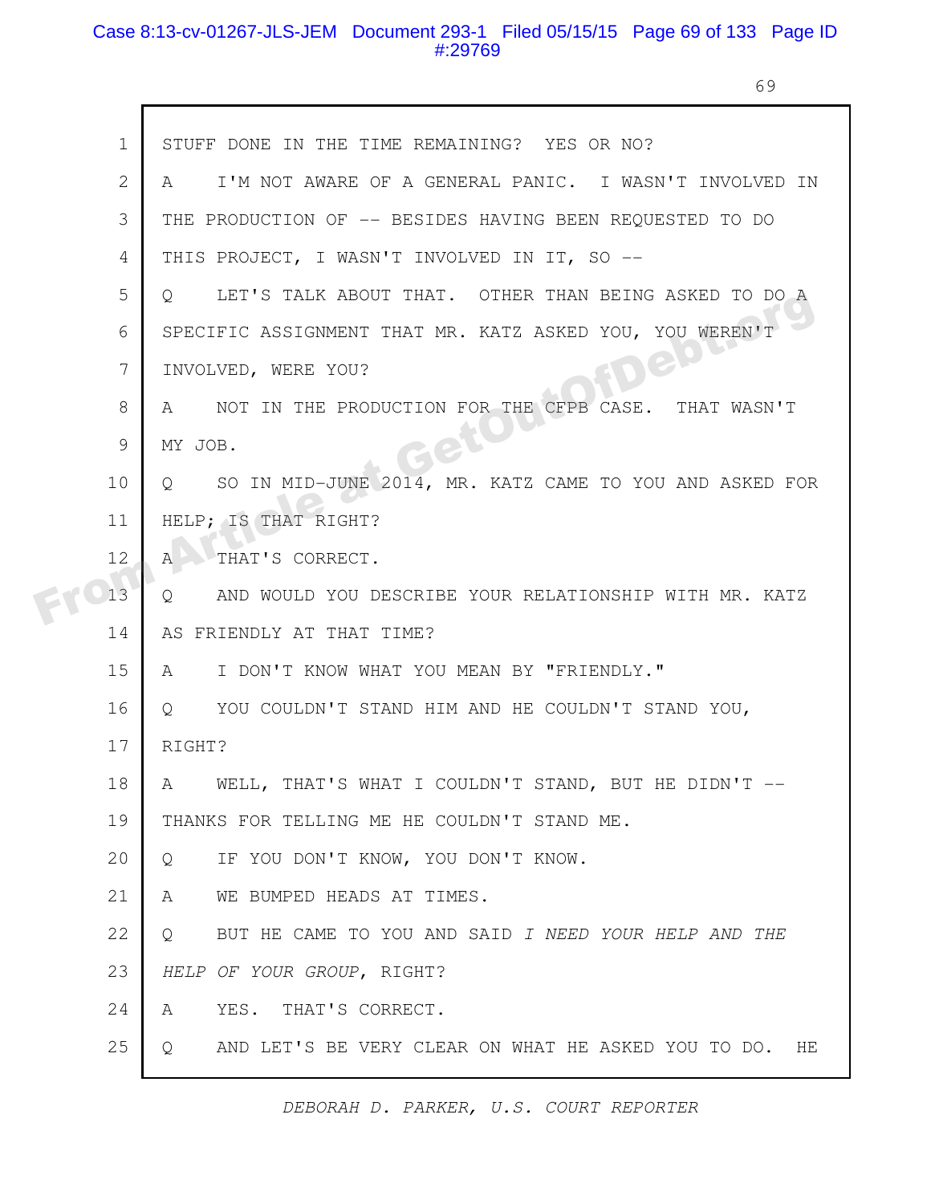1 STUFF DONE IN THE TIME REMAINING? YES OR NO?

2 A I'M NOT AWARE OF A GENERAL PANIC. I WASN'T INVOLVED IN

3 THE PRODUCTION OF -- BESIDES HAVING BEEN REQUESTED TO DO

4 THIS PROJECT, I WASN'T INVOLVED IN IT, SO --

5 Q LET'S TALK ABOUT THAT. OTHER THAN BEING ASKED TO DO A

6 SPECIFIC ASSIGNMENT THAT MR. KATZ ASKED YOU, YOU WEREN'T

7 INVOLVED, WERE YOU?

8 A NOT IN THE PRODUCTION FOR THE CFPB CASE. THAT WASN'T

9 MY JOB.

10 Q SO IN MID-JUNE 2014, MR. KATZ CAME TO YOU AND ASKED FOR

11 HELP; IS THAT RIGHT?

12 A THAT'S CORRECT.

13 Q AND WOULD YOU DESCRIBE YOUR RELATIONSHIP WITH MR. KATZ

14 AS FRIENDLY AT THAT TIME?

15 A I DON'T KNOW WHAT YOU MEAN BY "FRIENDLY."

16 Q YOU COULDN'T STAND HIM AND HE COULDN'T STAND YOU,

17 RIGHT?

18 A WELL, THAT'S WHAT I COULDN'T STAND, BUT HE DIDN'T --

19 THANKS FOR TELLING ME HE COULDN'T STAND ME.

20 Q IF YOU DON'T KNOW, YOU DON'T KNOW.

21 A WE BUMPED HEADS AT TIMES.

22 Q BUT HE CAME TO YOU AND SAID *I NEED YOUR HELP AND THE*

23 *HELP OF YOUR GROUP*, RIGHT?

24 A YES. THAT'S CORRECT.

25 Q AND LET'S BE VERY CLEAR ON WHAT HE ASKED YOU TO DO. HE

*DEBORAH D. PARKER, U.S. COURT REPORTER*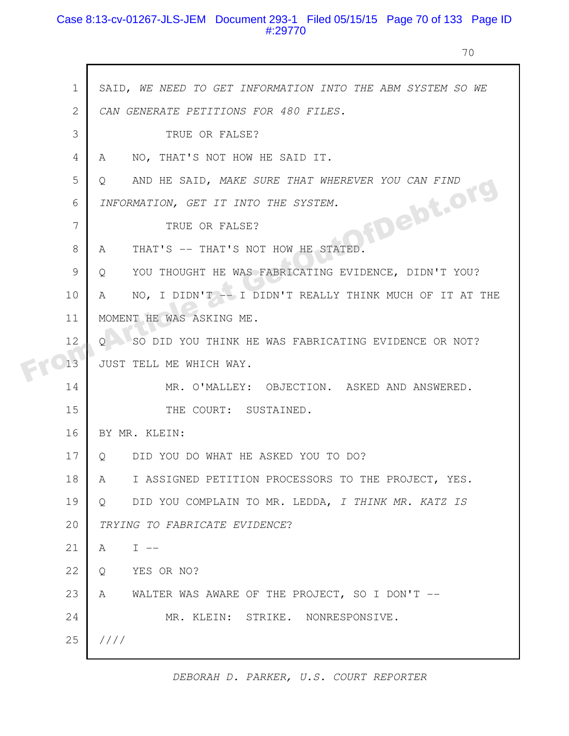SAID, *WE NEED TO GET INFORMATION INTO THE ABM SYSTEM SO WE CAN GENERATE PETITIONS FOR 480 FILES.*

TRUE OR FALSE?

A NO, THAT'S NOT HOW HE SAID IT.

Q AND HE SAID, *MAKE SURE THAT WHEREVER YOU CAN FIND INFORMATION, GET IT INTO THE SYSTEM.*

TRUE OR FALSE?

A THAT'S -- THAT'S NOT HOW HE STATED.

Q YOU THOUGHT HE WAS FABRICATING EVIDENCE, DIDN'T YOU?

A NO, I DIDN'T -- I DIDN'T REALLY THINK MUCH OF IT AT THE MOMENT HE WAS ASKING ME.

Q SO DID YOU THINK HE WAS FABRICATING EVIDENCE OR NOT? JUST TELL ME WHICH WAY.

MR. O'MALLEY: OBJECTION. ASKED AND ANSWERED.

THE COURT: SUSTAINED.

BY MR. KLEIN:

Q DID YOU DO WHAT HE ASKED YOU TO DO?

A I ASSIGNED PETITION PROCESSORS TO THE PROJECT, YES.

Q DID YOU COMPLAIN TO MR. LEDDA, *I THINK MR. KATZ IS TRYING TO FABRICATE EVIDENCE*?

A I --

Q YES OR NO?

A WALTER WAS AWARE OF THE PROJECT, SO I DON'T --

MR. KLEIN: STRIKE. NONRESPONSIVE.

////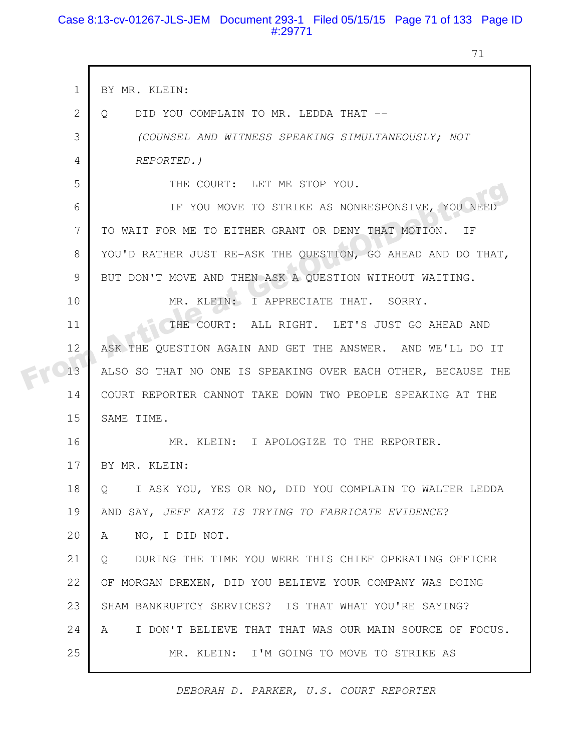BY MR. KLEIN:

Q DID YOU COMPLAIN TO MR. LEDDA THAT --

*(COUNSEL AND WITNESS SPEAKING SIMULTANEOUSLY; NOT REPORTED.)*

THE COURT: LET ME STOP YOU.

IF YOU MOVE TO STRIKE AS NONRESPONSIVE, YOU NEED TO WAIT FOR ME TO EITHER GRANT OR DENY THAT MOTION. IF YOU'D RATHER JUST RE-ASK THE QUESTION, GO AHEAD AND DO THAT, BUT DON'T MOVE AND THEN ASK A QUESTION WITHOUT WAITING.

MR. KLEIN: I APPRECIATE THAT. SORRY.

THE COURT: ALL RIGHT. LET'S JUST GO AHEAD AND ASK THE QUESTION AGAIN AND GET THE ANSWER. AND WE'LL DO IT ALSO SO THAT NO ONE IS SPEAKING OVER EACH OTHER, BECAUSE THE COURT REPORTER CANNOT TAKE DOWN TWO PEOPLE SPEAKING AT THE SAME TIME.

MR. KLEIN: I APOLOGIZE TO THE REPORTER.

BY MR. KLEIN:

Q I ASK YOU, YES OR NO, DID YOU COMPLAIN TO WALTER LEDDA AND SAY, *JEFF KATZ IS TRYING TO FABRICATE EVIDENCE*?

A NO, I DID NOT.

Q DURING THE TIME YOU WERE THIS CHIEF OPERATING OFFICER OF MORGAN DREXEN, DID YOU BELIEVE YOUR COMPANY WAS DOING SHAM BANKRUPTCY SERVICES? IS THAT WHAT YOU'RE SAYING?

A I DON'T BELIEVE THAT THAT WAS OUR MAIN SOURCE OF FOCUS.

MR. KLEIN: I'M GOING TO MOVE TO STRIKE AS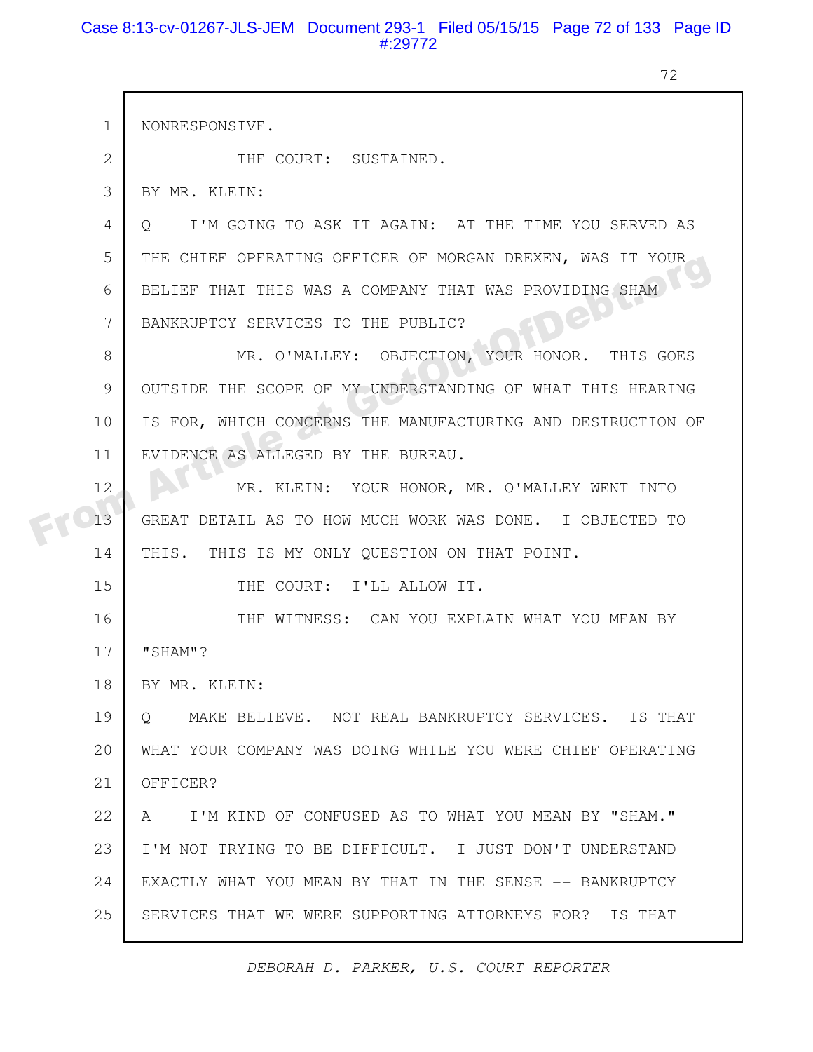1 NONRESPONSIVE.

2 THE COURT: SUSTAINED.

3 BY MR. KLEIN:

4 Q I'M GOING TO ASK IT AGAIN: AT THE TIME YOU SERVED AS

5 THE CHIEF OPERATING OFFICER OF MORGAN DREXEN, WAS IT YOUR

6 BELIEF THAT THIS WAS A COMPANY THAT WAS PROVIDING SHAM

7 BANKRUPTCY SERVICES TO THE PUBLIC?

8 MR. O'MALLEY: OBJECTION, YOUR HONOR. THIS GOES

9 OUTSIDE THE SCOPE OF MY UNDERSTANDING OF WHAT THIS HEARING

10 IS FOR, WHICH CONCERNS THE MANUFACTURING AND DESTRUCTION OF

11 EVIDENCE AS ALLEGED BY THE BUREAU.

12 MR. KLEIN: YOUR HONOR, MR. O'MALLEY WENT INTO

13 GREAT DETAIL AS TO HOW MUCH WORK WAS DONE. I OBJECTED TO

14 THIS. THIS IS MY ONLY QUESTION ON THAT POINT.

15 THE COURT: I'LL ALLOW IT.

16 THE WITNESS: CAN YOU EXPLAIN WHAT YOU MEAN BY

17 "SHAM"?

18 BY MR. KLEIN:

19 Q MAKE BELIEVE. NOT REAL BANKRUPTCY SERVICES. IS THAT

20 WHAT YOUR COMPANY WAS DOING WHILE YOU WERE CHIEF OPERATING

21 OFFICER?

22 A I'M KIND OF CONFUSED AS TO WHAT YOU MEAN BY "SHAM."

23 I'M NOT TRYING TO BE DIFFICULT. I JUST DON'T UNDERSTAND

24 EXACTLY WHAT YOU MEAN BY THAT IN THE SENSE -- BANKRUPTCY

25 SERVICES THAT WE WERE SUPPORTING ATTORNEYS FOR? IS THAT

*DEBORAH D. PARKER, U.S. COURT REPORTER*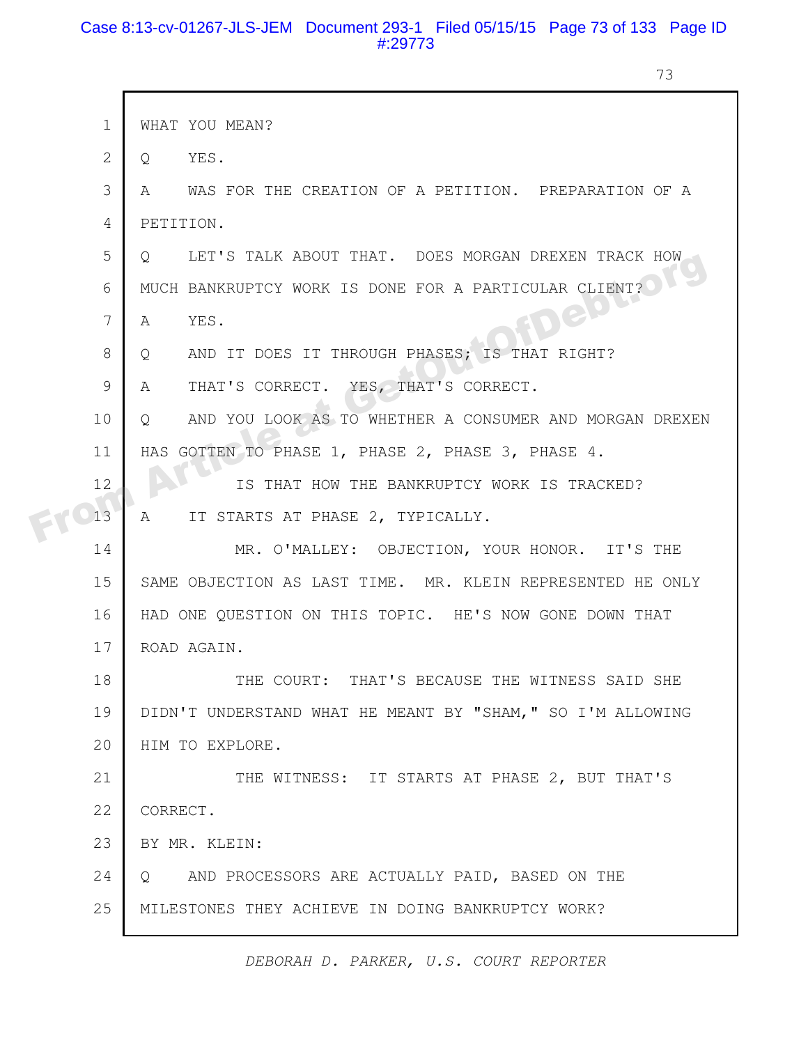1 WHAT YOU MEAN?

2 Q YES.

3 A WAS FOR THE CREATION OF A PETITION. PREPARATION OF A

4 PETITION.

5 Q LET'S TALK ABOUT THAT. DOES MORGAN DREXEN TRACK HOW

6 MUCH BANKRUPTCY WORK IS DONE FOR A PARTICULAR CLIENT?

7 A YES.

8 Q AND IT DOES IT THROUGH PHASES; IS THAT RIGHT?

9 A THAT'S CORRECT. YES, THAT'S CORRECT.

10 Q AND YOU LOOK AS TO WHETHER A CONSUMER AND MORGAN DREXEN

11 HAS GOTTEN TO PHASE 1, PHASE 2, PHASE 3, PHASE 4.

12 IS THAT HOW THE BANKRUPTCY WORK IS TRACKED?

13 A IT STARTS AT PHASE 2, TYPICALLY.

14 MR. O'MALLEY: OBJECTION, YOUR HONOR. IT'S THE

15 SAME OBJECTION AS LAST TIME. MR. KLEIN REPRESENTED HE ONLY

16 HAD ONE QUESTION ON THIS TOPIC. HE'S NOW GONE DOWN THAT

17 ROAD AGAIN.

18 THE COURT: THAT'S BECAUSE THE WITNESS SAID SHE

19 DIDN'T UNDERSTAND WHAT HE MEANT BY "SHAM," SO I'M ALLOWING

20 HIM TO EXPLORE.

21 THE WITNESS: IT STARTS AT PHASE 2, BUT THAT'S

22 CORRECT.

23 BY MR. KLEIN:

24 Q AND PROCESSORS ARE ACTUALLY PAID, BASED ON THE

25 MILESTONES THEY ACHIEVE IN DOING BANKRUPTCY WORK?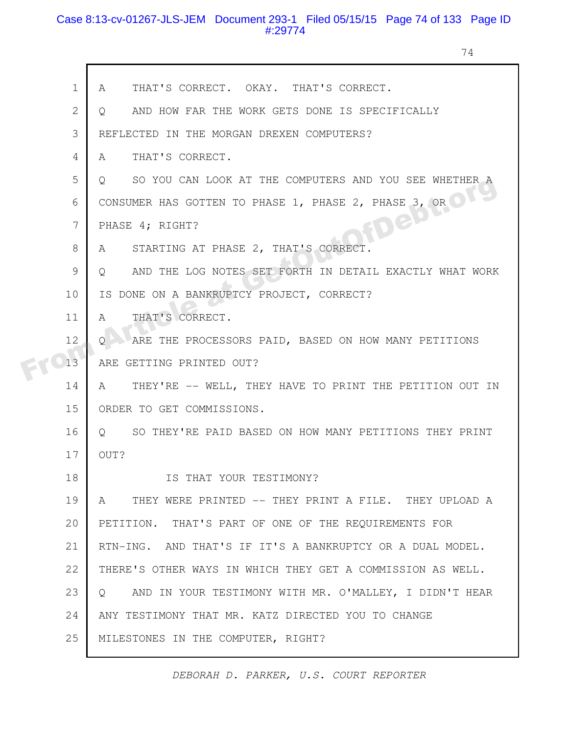1 A THAT'S CORRECT. OKAY. THAT'S CORRECT.

2 Q AND HOW FAR THE WORK GETS DONE IS SPECIFICALLY

3 REFLECTED IN THE MORGAN DREXEN COMPUTERS?

4 A THAT'S CORRECT.

5 Q SO YOU CAN LOOK AT THE COMPUTERS AND YOU SEE WHETHER A

6 CONSUMER HAS GOTTEN TO PHASE 1, PHASE 2, PHASE 3, OR

7 PHASE 4; RIGHT?

8 A STARTING AT PHASE 2, THAT'S CORRECT.

9 Q AND THE LOG NOTES SET FORTH IN DETAIL EXACTLY WHAT WORK

10 IS DONE ON A BANKRUPTCY PROJECT, CORRECT?

11 A THAT'S CORRECT.

12 Q ARE THE PROCESSORS PAID, BASED ON HOW MANY PETITIONS

13 ARE GETTING PRINTED OUT?

14 A THEY'RE -- WELL, THEY HAVE TO PRINT THE PETITION OUT IN

15 ORDER TO GET COMMISSIONS.

16 Q SO THEY'RE PAID BASED ON HOW MANY PETITIONS THEY PRINT

17 OUT?

18 IS THAT YOUR TESTIMONY?

19 A THEY WERE PRINTED -- THEY PRINT A FILE. THEY UPLOAD A

20 PETITION. THAT'S PART OF ONE OF THE REQUIREMENTS FOR

21 RTN-ING. AND THAT'S IF IT'S A BANKRUPTCY OR A DUAL MODEL.

22 THERE'S OTHER WAYS IN WHICH THEY GET A COMMISSION AS WELL.

23 Q AND IN YOUR TESTIMONY WITH MR. O'MALLEY, I DIDN'T HEAR

24 ANY TESTIMONY THAT MR. KATZ DIRECTED YOU TO CHANGE

25 MILESTONES IN THE COMPUTER, RIGHT?

*DEBORAH D. PARKER, U.S. COURT REPORTER*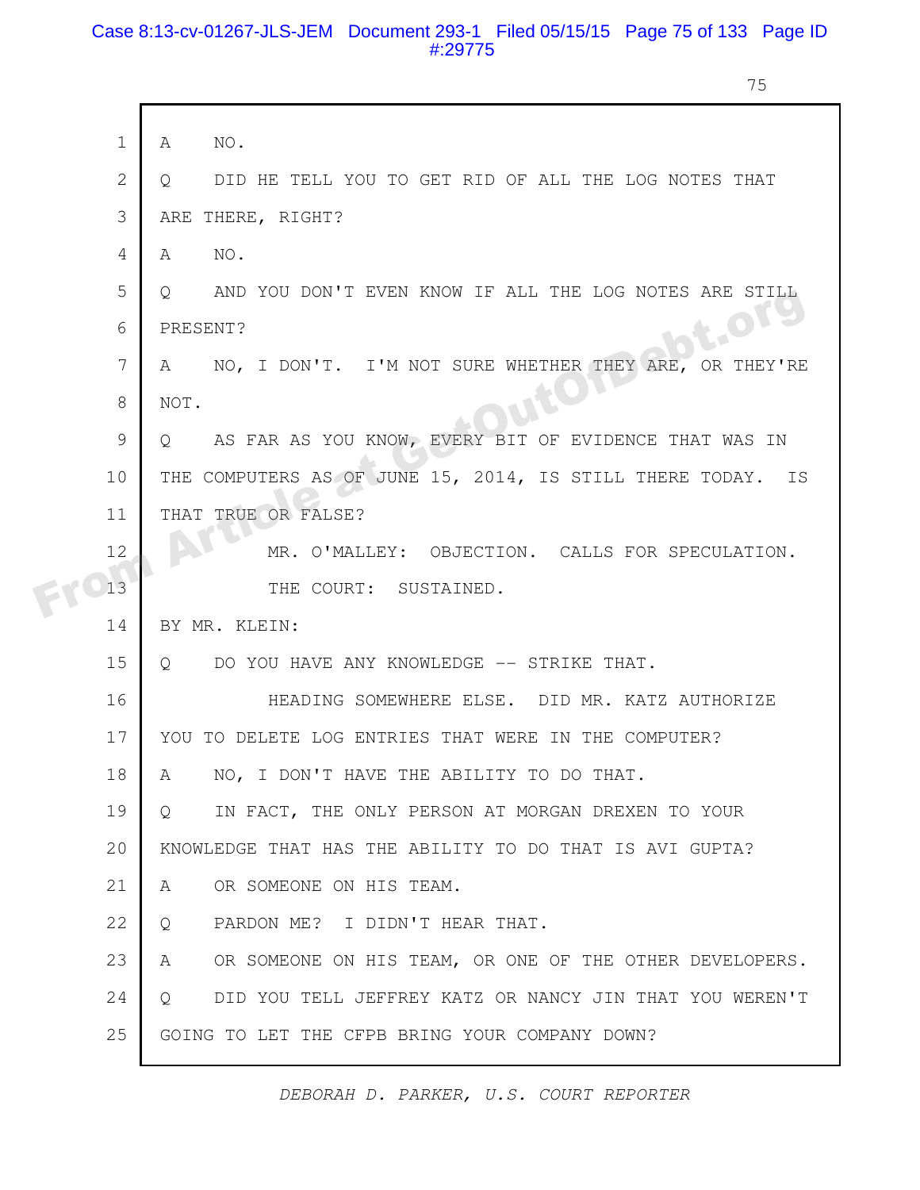1 A NO.

2 Q DID HE TELL YOU TO GET RID OF ALL THE LOG NOTES THAT

3 ARE THERE, RIGHT?

4 A NO.

5 Q AND YOU DON'T EVEN KNOW IF ALL THE LOG NOTES ARE STILL

6 PRESENT?

7 A NO, I DON'T. I'M NOT SURE WHETHER THEY ARE, OR THEY'RE

8 NOT.

9 Q AS FAR AS YOU KNOW, EVERY BIT OF EVIDENCE THAT WAS IN

10 THE COMPUTERS AS OF JUNE 15, 2014, IS STILL THERE TODAY. IS

11 THAT TRUE OR FALSE?

12 MR. O'MALLEY: OBJECTION. CALLS FOR SPECULATION.

13 THE COURT: SUSTAINED.

14 BY MR. KLEIN:

15 Q DO YOU HAVE ANY KNOWLEDGE -- STRIKE THAT.

16 HEADING SOMEWHERE ELSE. DID MR. KATZ AUTHORIZE

17 YOU TO DELETE LOG ENTRIES THAT WERE IN THE COMPUTER?

18 A NO, I DON'T HAVE THE ABILITY TO DO THAT.

19 Q IN FACT, THE ONLY PERSON AT MORGAN DREXEN TO YOUR

20 KNOWLEDGE THAT HAS THE ABILITY TO DO THAT IS AVI GUPTA?

21 A OR SOMEONE ON HIS TEAM.

22 Q PARDON ME? I DIDN'T HEAR THAT.

23 A OR SOMEONE ON HIS TEAM, OR ONE OF THE OTHER DEVELOPERS.

24 Q DID YOU TELL JEFFREY KATZ OR NANCY JIN THAT YOU WEREN'T

25 GOING TO LET THE CFPB BRING YOUR COMPANY DOWN?

*DEBORAH D. PARKER, U.S. COURT REPORTER*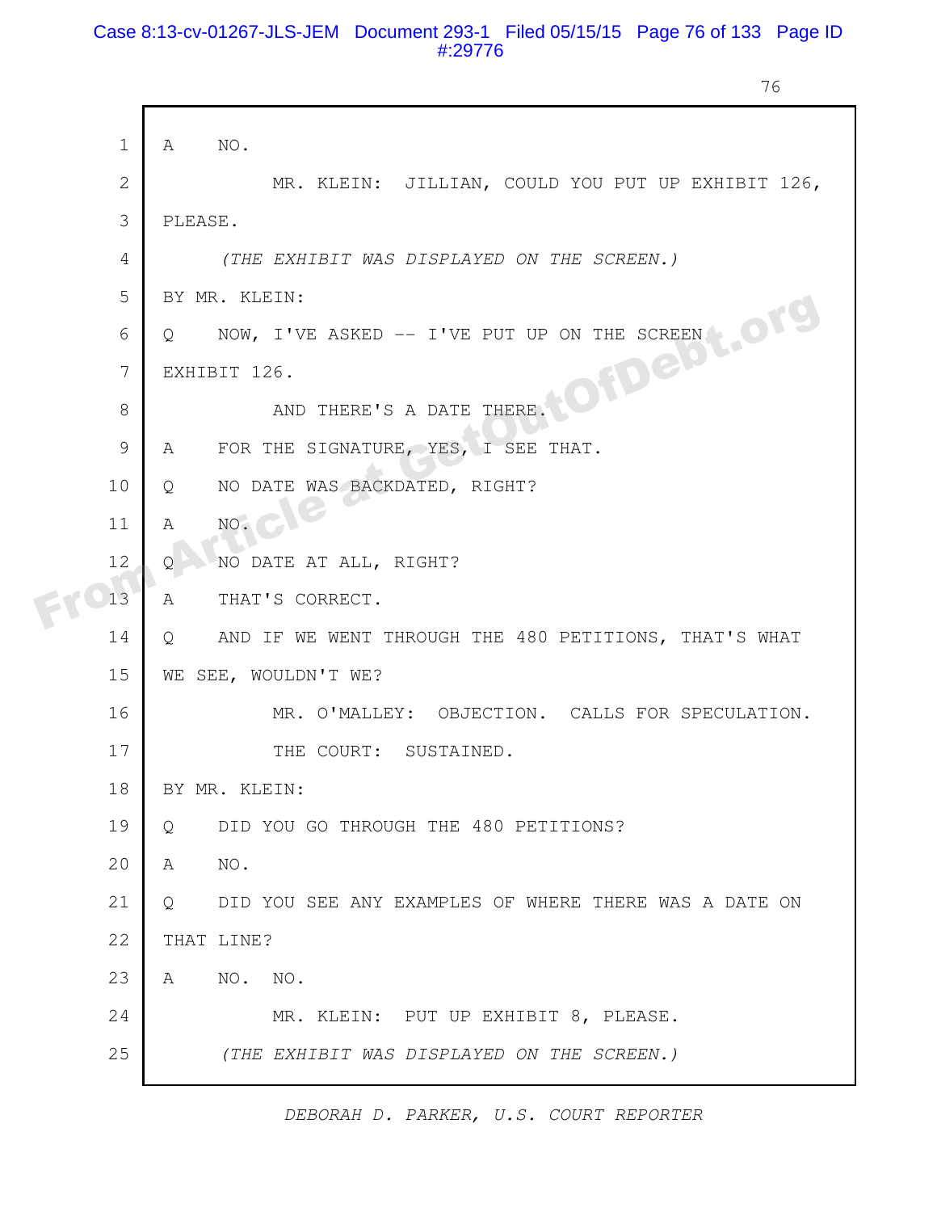1 A NO.

2 MR. KLEIN: JILLIAN, COULD YOU PUT UP EXHIBIT 126,

3 PLEASE.

4 *(THE EXHIBIT WAS DISPLAYED ON THE SCREEN.)*

5 BY MR. KLEIN:

6 Q NOW, I'VE ASKED -- I'VE PUT UP ON THE SCREEN

7 EXHIBIT 126.

8 AND THERE'S A DATE THERE.

9 A FOR THE SIGNATURE, YES, I SEE THAT.

10 Q NO DATE WAS BACKDATED, RIGHT?

11 A NO.

12 Q NO DATE AT ALL, RIGHT?

13 A THAT'S CORRECT.

14 Q AND IF WE WENT THROUGH THE 480 PETITIONS, THAT'S WHAT

15 WE SEE, WOULDN'T WE?

16 MR. O'MALLEY: OBJECTION. CALLS FOR SPECULATION.

17 THE COURT: SUSTAINED.

18 BY MR. KLEIN:

19 Q DID YOU GO THROUGH THE 480 PETITIONS?

20 A NO.

21 Q DID YOU SEE ANY EXAMPLES OF WHERE THERE WAS A DATE ON

22 THAT LINE?

23 A NO. NO.

24 MR. KLEIN: PUT UP EXHIBIT 8, PLEASE.

25 *(THE EXHIBIT WAS DISPLAYED ON THE SCREEN.)*

*DEBORAH D. PARKER, U.S. COURT REPORTER*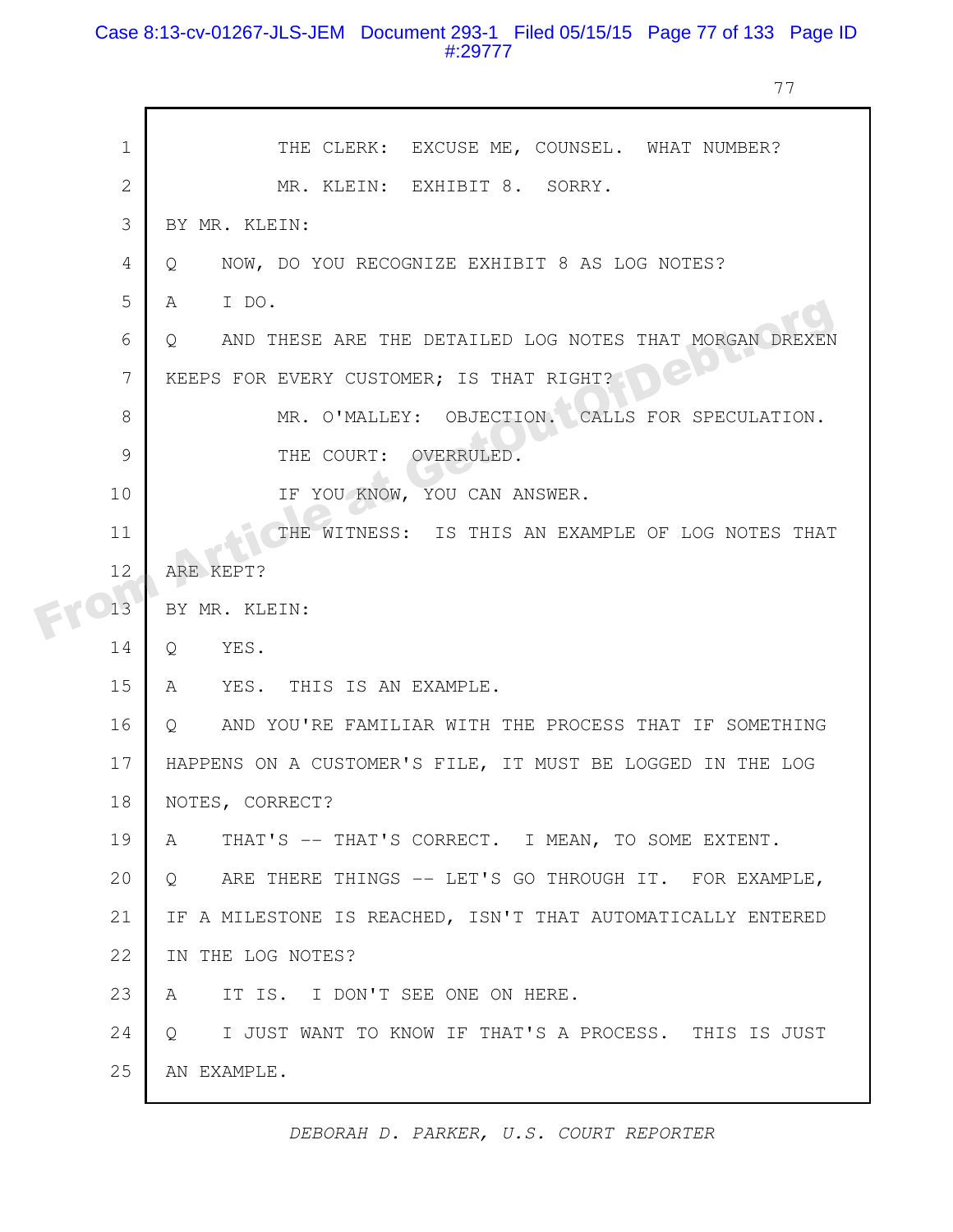THE CLERK: EXCUSE ME, COUNSEL. WHAT NUMBER?

MR. KLEIN: EXHIBIT 8. SORRY.

BY MR. KLEIN:

Q NOW, DO YOU RECOGNIZE EXHIBIT 8 AS LOG NOTES?

A I DO.

Q AND THESE ARE THE DETAILED LOG NOTES THAT MORGAN DREXEN KEEPS FOR EVERY CUSTOMER; IS THAT RIGHT?

MR. O'MALLEY: OBJECTION. CALLS FOR SPECULATION.

THE COURT: OVERRULED.

IF YOU KNOW, YOU CAN ANSWER.

THE WITNESS: IS THIS AN EXAMPLE OF LOG NOTES THAT ARE KEPT?

BY MR. KLEIN:

Q YES.

A YES. THIS IS AN EXAMPLE.

Q AND YOU'RE FAMILIAR WITH THE PROCESS THAT IF SOMETHING HAPPENS ON A CUSTOMER'S FILE, IT MUST BE LOGGED IN THE LOG NOTES, CORRECT?

A THAT'S -- THAT'S CORRECT. I MEAN, TO SOME EXTENT.

Q ARE THERE THINGS -- LET'S GO THROUGH IT. FOR EXAMPLE, IF A MILESTONE IS REACHED, ISN'T THAT AUTOMATICALLY ENTERED IN THE LOG NOTES?

A IT IS. I DON'T SEE ONE ON HERE.

Q I JUST WANT TO KNOW IF THAT'S A PROCESS. THIS IS JUST AN EXAMPLE.

*DEBORAH D. PARKER, U.S. COURT REPORTER*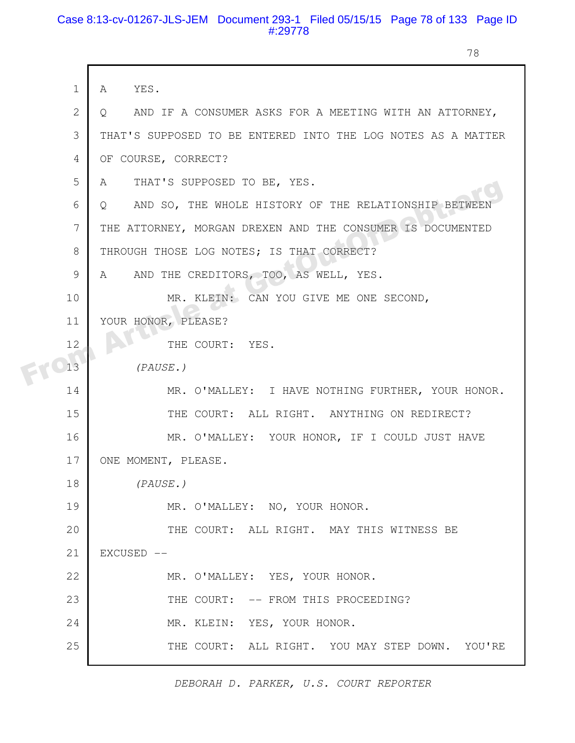1 A YES.

2 Q AND IF A CONSUMER ASKS FOR A MEETING WITH AN ATTORNEY,

3 THAT'S SUPPOSED TO BE ENTERED INTO THE LOG NOTES AS A MATTER

4 OF COURSE, CORRECT?

5 A THAT'S SUPPOSED TO BE, YES.

6 Q AND SO, THE WHOLE HISTORY OF THE RELATIONSHIP BETWEEN

7 THE ATTORNEY, MORGAN DREXEN AND THE CONSUMER IS DOCUMENTED

8 THROUGH THOSE LOG NOTES; IS THAT CORRECT?

9 A AND THE CREDITORS, TOO, AS WELL, YES.

10 MR. KLEIN: CAN YOU GIVE ME ONE SECOND,

11 YOUR HONOR, PLEASE?

12 THE COURT: YES.

13 *(PAUSE.)*

14 MR. O'MALLEY: I HAVE NOTHING FURTHER, YOUR HONOR.

15 THE COURT: ALL RIGHT. ANYTHING ON REDIRECT?

16 MR. O'MALLEY: YOUR HONOR, IF I COULD JUST HAVE

17 ONE MOMENT, PLEASE.

18 *(PAUSE.)*

19 MR. O'MALLEY: NO, YOUR HONOR.

20 THE COURT: ALL RIGHT. MAY THIS WITNESS BE

21 EXCUSED --

22 MR. O'MALLEY: YES, YOUR HONOR.

23 THE COURT: -- FROM THIS PROCEEDING?

24 MR. KLEIN: YES, YOUR HONOR.

25 THE COURT: ALL RIGHT. YOU MAY STEP DOWN. YOU'RE

*DEBORAH D. PARKER, U.S. COURT REPORTER*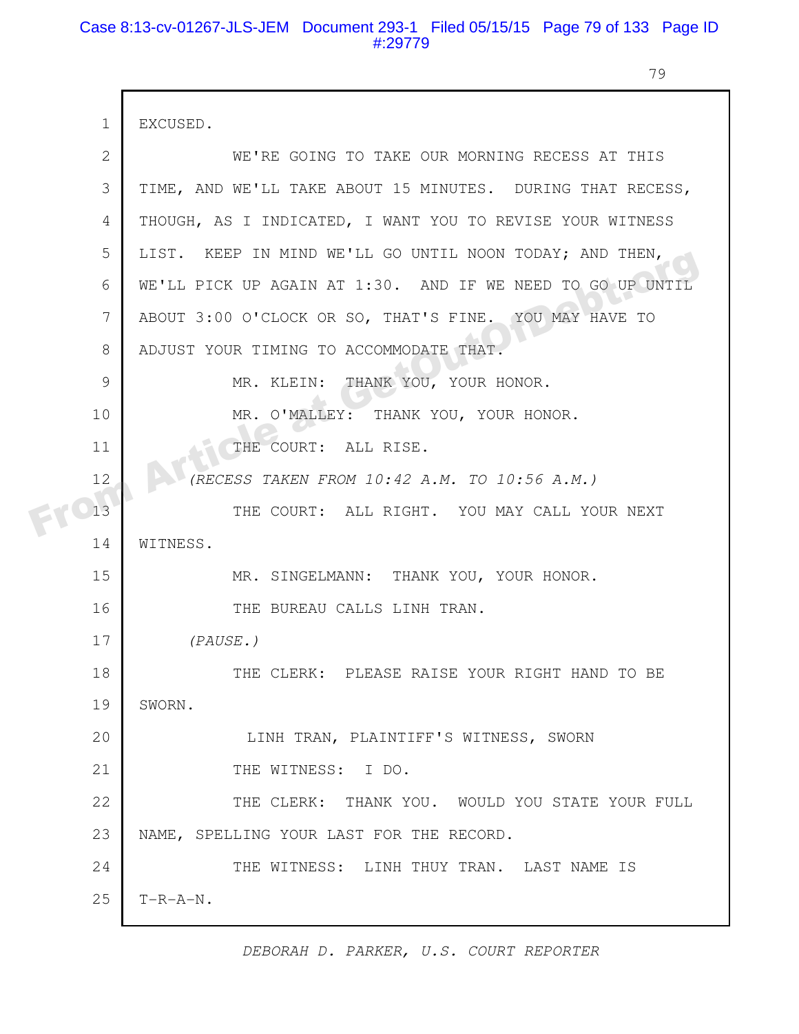EXCUSED.

WE'RE GOING TO TAKE OUR MORNING RECESS AT THIS TIME, AND WE'LL TAKE ABOUT 15 MINUTES. DURING THAT RECESS, THOUGH, AS I INDICATED, I WANT YOU TO REVISE YOUR WITNESS LIST. KEEP IN MIND WE'LL GO UNTIL NOON TODAY; AND THEN, WE'LL PICK UP AGAIN AT 1:30. AND IF WE NEED TO GO UP UNTIL ABOUT 3:00 O'CLOCK OR SO, THAT'S FINE. YOU MAY HAVE TO ADJUST YOUR TIMING TO ACCOMMODATE THAT.

MR. KLEIN: THANK YOU, YOUR HONOR.

MR. O'MALLEY: THANK YOU, YOUR HONOR.

THE COURT: ALL RISE.

*(RECESS TAKEN FROM 10:42 A.M. TO 10:56 A.M.)*

THE COURT: ALL RIGHT. YOU MAY CALL YOUR NEXT WITNESS.

MR. SINGELMANN: THANK YOU, YOUR HONOR.

THE BUREAU CALLS LINH TRAN.

*(PAUSE.)*

THE CLERK: PLEASE RAISE YOUR RIGHT HAND TO BE SWORN.

LINH TRAN, PLAINTIFF'S WITNESS, SWORN

THE WITNESS: I DO.

THE CLERK: THANK YOU. WOULD YOU STATE YOUR FULL NAME, SPELLING YOUR LAST FOR THE RECORD.

THE WITNESS: LINH THUY TRAN. LAST NAME IS T-R-A-N.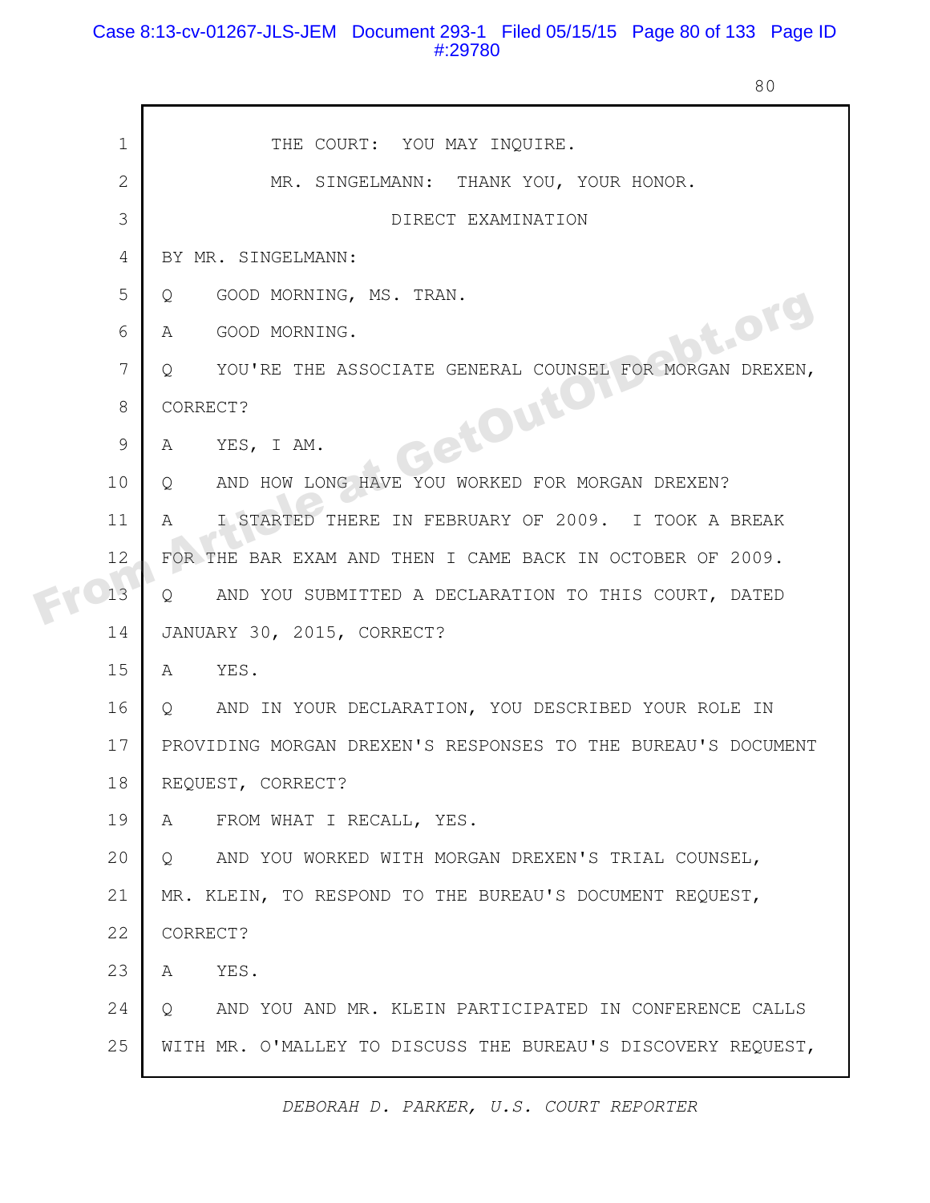THE COURT: YOU MAY INQUIRE.

MR. SINGELMANN: THANK YOU, YOUR HONOR.

DIRECT EXAMINATION

BY MR. SINGELMANN:

Q GOOD MORNING, MS. TRAN.

A GOOD MORNING.

Q YOU'RE THE ASSOCIATE GENERAL COUNSEL FOR MORGAN DREXEN, CORRECT?

A YES, I AM.

Q AND HOW LONG HAVE YOU WORKED FOR MORGAN DREXEN?

A I STARTED THERE IN FEBRUARY OF 2009. I TOOK A BREAK FOR THE BAR EXAM AND THEN I CAME BACK IN OCTOBER OF 2009.

Q AND YOU SUBMITTED A DECLARATION TO THIS COURT, DATED JANUARY 30, 2015, CORRECT?

A YES.

Q AND IN YOUR DECLARATION, YOU DESCRIBED YOUR ROLE IN PROVIDING MORGAN DREXEN'S RESPONSES TO THE BUREAU'S DOCUMENT REQUEST, CORRECT?

A FROM WHAT I RECALL, YES.

Q AND YOU WORKED WITH MORGAN DREXEN'S TRIAL COUNSEL, MR. KLEIN, TO RESPOND TO THE BUREAU'S DOCUMENT REQUEST, CORRECT?

A YES.

Q AND YOU AND MR. KLEIN PARTICIPATED IN CONFERENCE CALLS WITH MR. O'MALLEY TO DISCUSS THE BUREAU'S DISCOVERY REQUEST,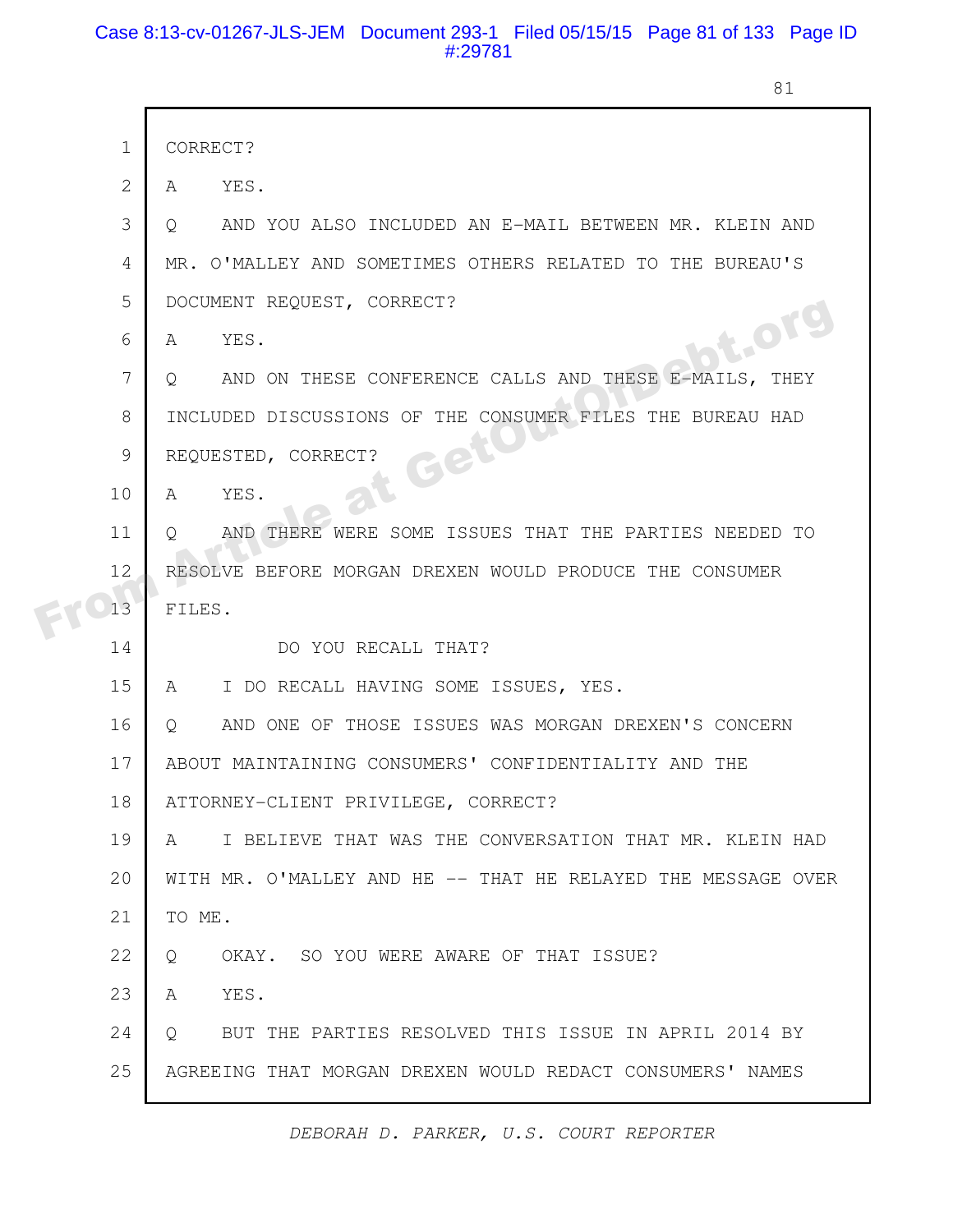CORRECT?

A YES.

Q AND YOU ALSO INCLUDED AN E-MAIL BETWEEN MR. KLEIN AND MR. O'MALLEY AND SOMETIMES OTHERS RELATED TO THE BUREAU'S DOCUMENT REQUEST, CORRECT?

A YES.

Q AND ON THESE CONFERENCE CALLS AND THESE E-MAILS, THEY INCLUDED DISCUSSIONS OF THE CONSUMER FILES THE BUREAU HAD REQUESTED, CORRECT?

A YES.

Q AND THERE WERE SOME ISSUES THAT THE PARTIES NEEDED TO RESOLVE BEFORE MORGAN DREXEN WOULD PRODUCE THE CONSUMER FILES.

DO YOU RECALL THAT?

A I DO RECALL HAVING SOME ISSUES, YES.

Q AND ONE OF THOSE ISSUES WAS MORGAN DREXEN'S CONCERN ABOUT MAINTAINING CONSUMERS' CONFIDENTIALITY AND THE ATTORNEY-CLIENT PRIVILEGE, CORRECT?

A I BELIEVE THAT WAS THE CONVERSATION THAT MR. KLEIN HAD WITH MR. O'MALLEY AND HE -- THAT HE RELAYED THE MESSAGE OVER TO ME.

Q OKAY. SO YOU WERE AWARE OF THAT ISSUE?

A YES.

Q BUT THE PARTIES RESOLVED THIS ISSUE IN APRIL 2014 BY AGREEING THAT MORGAN DREXEN WOULD REDACT CONSUMERS' NAMES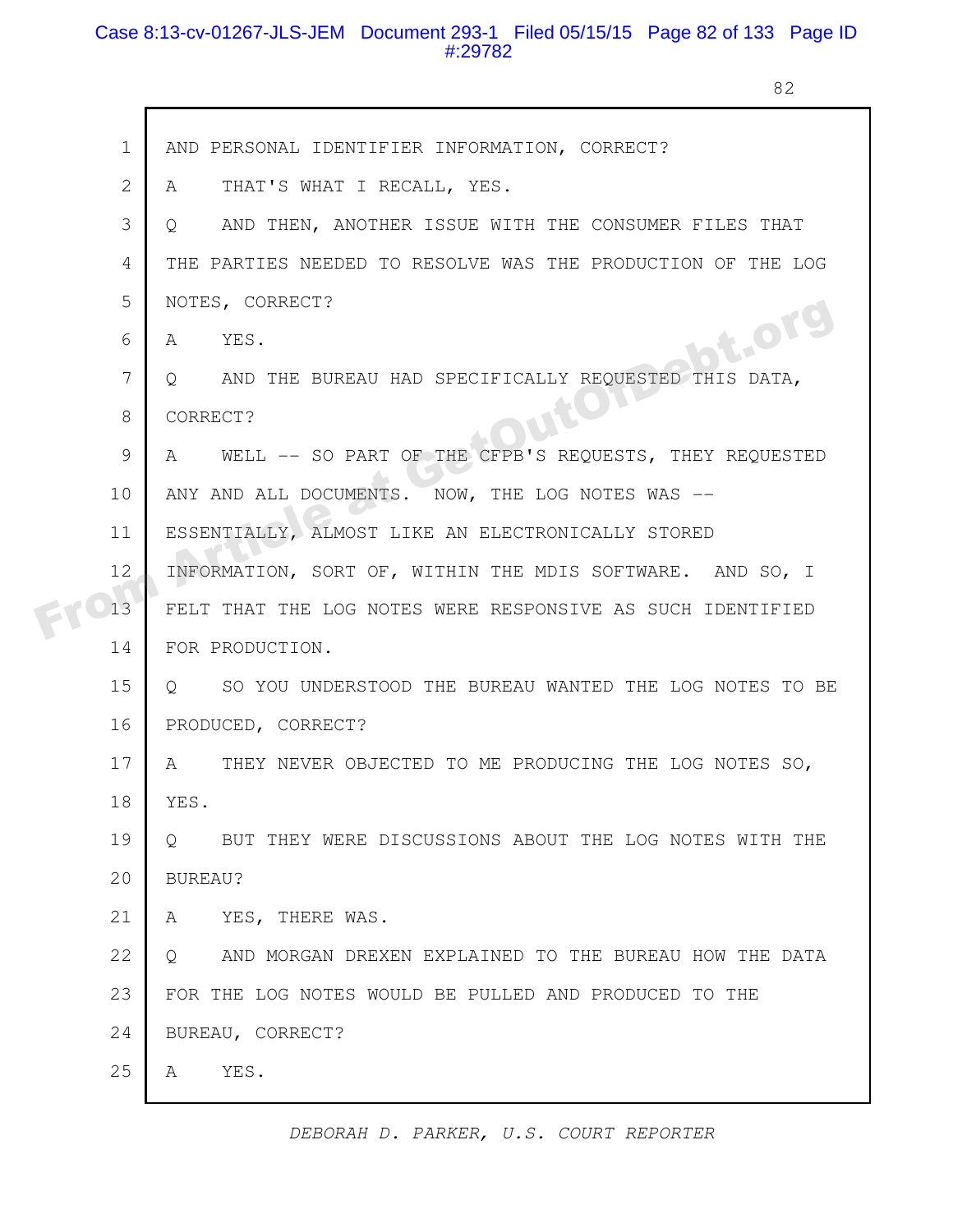1 AND PERSONAL IDENTIFIER INFORMATION, CORRECT?

2 A THAT'S WHAT I RECALL, YES.

3 Q AND THEN, ANOTHER ISSUE WITH THE CONSUMER FILES THAT

4 THE PARTIES NEEDED TO RESOLVE WAS THE PRODUCTION OF THE LOG

5 NOTES, CORRECT?

6 A YES.

7 Q AND THE BUREAU HAD SPECIFICALLY REQUESTED THIS DATA,

8 CORRECT?

9 A WELL -- SO PART OF THE CFPB'S REQUESTS, THEY REQUESTED

10 ANY AND ALL DOCUMENTS. NOW, THE LOG NOTES WAS --

11 ESSENTIALLY, ALMOST LIKE AN ELECTRONICALLY STORED

12 INFORMATION, SORT OF, WITHIN THE MDIS SOFTWARE. AND SO, I

13 FELT THAT THE LOG NOTES WERE RESPONSIVE AS SUCH IDENTIFIED

14 FOR PRODUCTION.

15 Q SO YOU UNDERSTOOD THE BUREAU WANTED THE LOG NOTES TO BE

16 PRODUCED, CORRECT?

17 A THEY NEVER OBJECTED TO ME PRODUCING THE LOG NOTES SO,

18 YES.

19 Q BUT THEY WERE DISCUSSIONS ABOUT THE LOG NOTES WITH THE

20 BUREAU?

21 A YES, THERE WAS.

22 Q AND MORGAN DREXEN EXPLAINED TO THE BUREAU HOW THE DATA

23 FOR THE LOG NOTES WOULD BE PULLED AND PRODUCED TO THE

24 BUREAU, CORRECT?

25 A YES.

*DEBORAH D. PARKER, U.S. COURT REPORTER*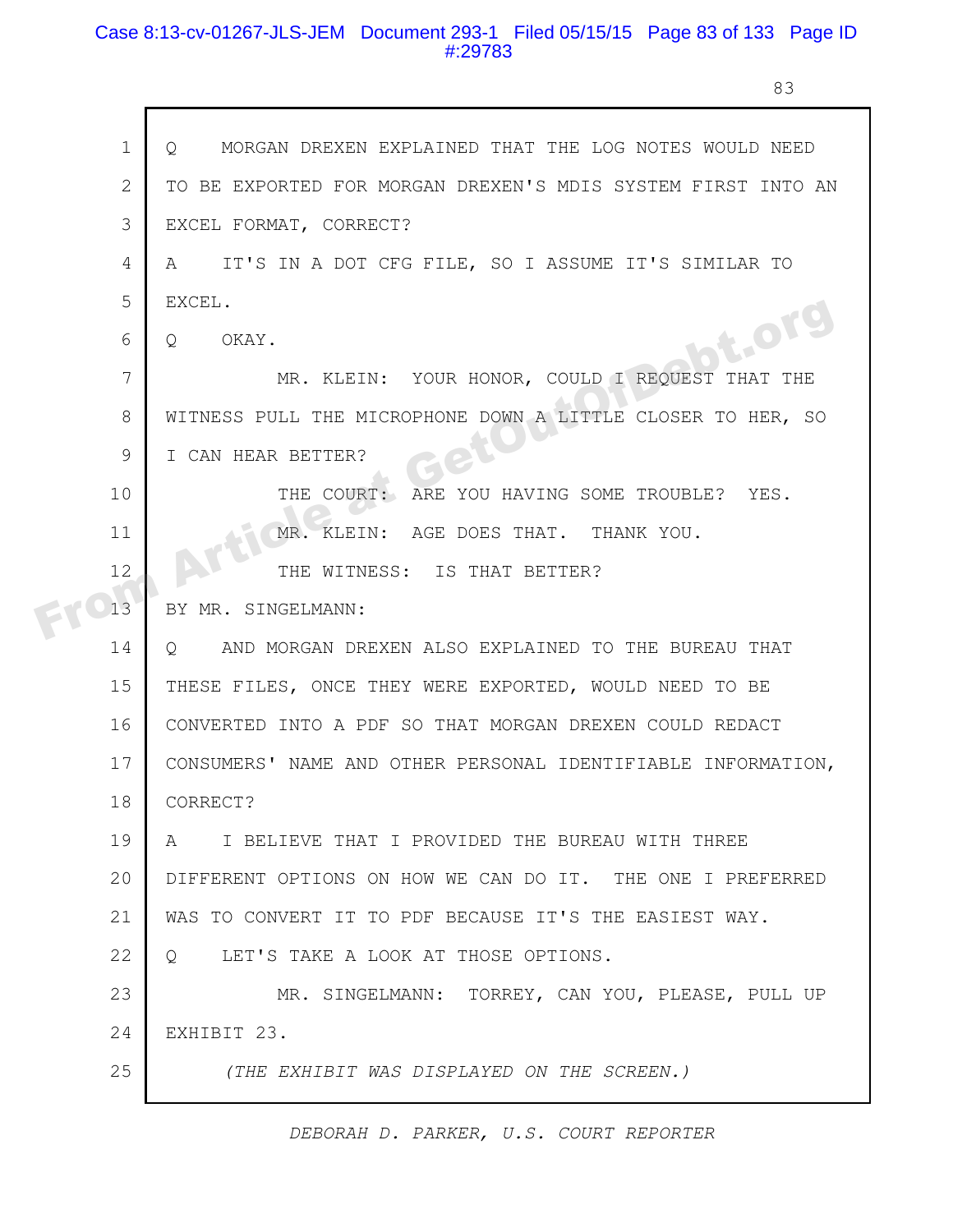Q MORGAN DREXEN EXPLAINED THAT THE LOG NOTES WOULD NEED TO BE EXPORTED FOR MORGAN DREXEN'S MDIS SYSTEM FIRST INTO AN EXCEL FORMAT, CORRECT?

A IT'S IN A DOT CFG FILE, SO I ASSUME IT'S SIMILAR TO EXCEL.

Q OKAY.

MR. KLEIN: YOUR HONOR, COULD I REQUEST THAT THE WITNESS PULL THE MICROPHONE DOWN A LITTLE CLOSER TO HER, SO I CAN HEAR BETTER?

THE COURT: ARE YOU HAVING SOME TROUBLE? YES.

MR. KLEIN: AGE DOES THAT. THANK YOU.

THE WITNESS: IS THAT BETTER?

BY MR. SINGELMANN:

Q AND MORGAN DREXEN ALSO EXPLAINED TO THE BUREAU THAT THESE FILES, ONCE THEY WERE EXPORTED, WOULD NEED TO BE CONVERTED INTO A PDF SO THAT MORGAN DREXEN COULD REDACT CONSUMERS' NAME AND OTHER PERSONAL IDENTIFIABLE INFORMATION, CORRECT?

A I BELIEVE THAT I PROVIDED THE BUREAU WITH THREE DIFFERENT OPTIONS ON HOW WE CAN DO IT. THE ONE I PREFERRED WAS TO CONVERT IT TO PDF BECAUSE IT'S THE EASIEST WAY.

Q LET'S TAKE A LOOK AT THOSE OPTIONS.

MR. SINGELMANN: TORREY, CAN YOU, PLEASE, PULL UP EXHIBIT 23.

*(THE EXHIBIT WAS DISPLAYED ON THE SCREEN.)*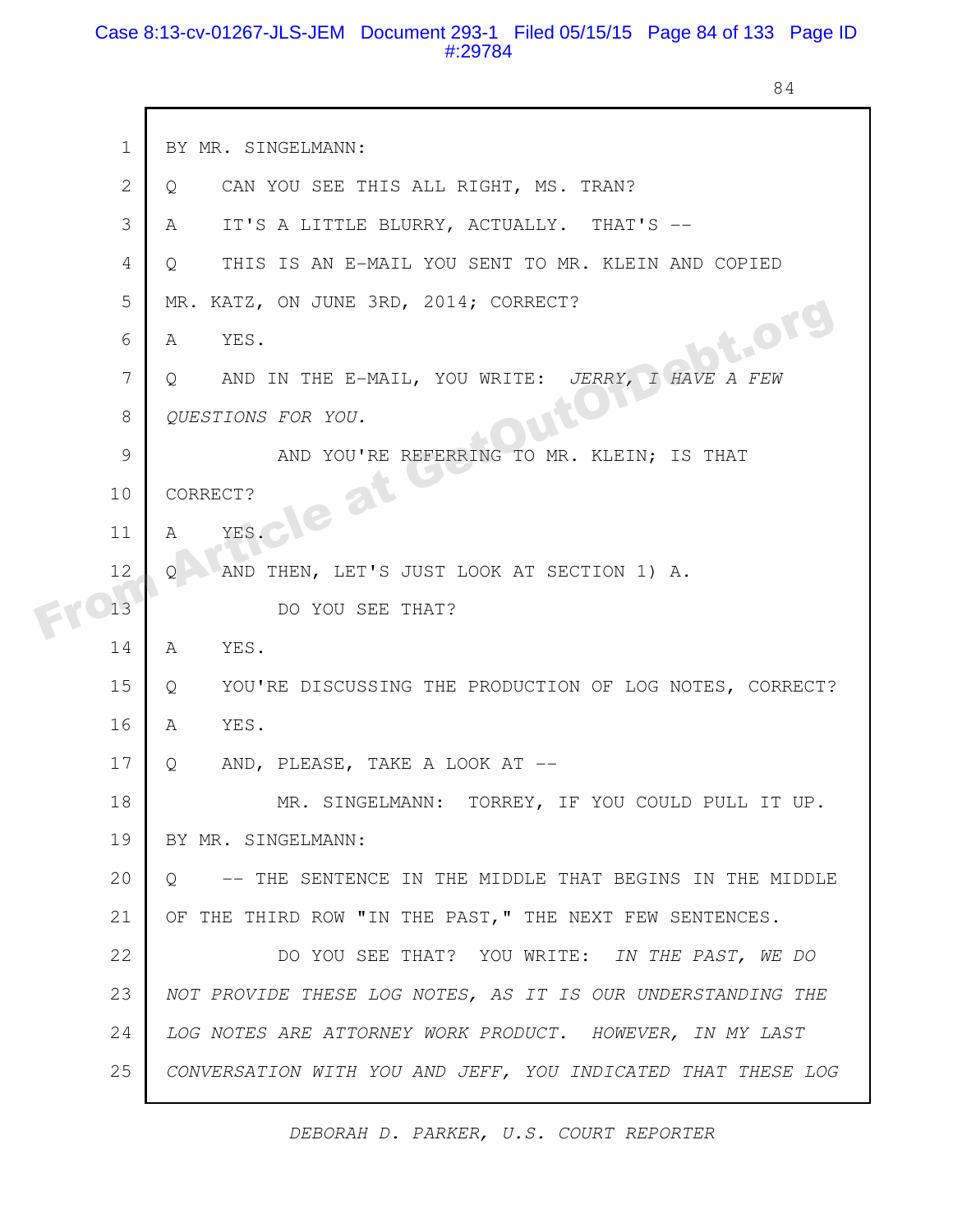1 BY MR. SINGELMANN:

2 Q CAN YOU SEE THIS ALL RIGHT, MS. TRAN?

3 A IT'S A LITTLE BLURRY, ACTUALLY. THAT'S --

4 Q THIS IS AN E-MAIL YOU SENT TO MR. KLEIN AND COPIED

5 MR. KATZ, ON JUNE 3RD, 2014; CORRECT?

6 A YES.

7 Q AND IN THE E-MAIL, YOU WRITE: *JERRY, I HAVE A FEW*

8 *QUESTIONS FOR YOU.*

9 AND YOU'RE REFERRING TO MR. KLEIN; IS THAT

10 CORRECT?

11 A YES.

12 Q AND THEN, LET'S JUST LOOK AT SECTION 1) A.

13 DO YOU SEE THAT?

14 A YES.

15 Q YOU'RE DISCUSSING THE PRODUCTION OF LOG NOTES, CORRECT?

16 A YES.

17 Q AND, PLEASE, TAKE A LOOK AT --

18 MR. SINGELMANN: TORREY, IF YOU COULD PULL IT UP.

19 BY MR. SINGELMANN:

20 Q -- THE SENTENCE IN THE MIDDLE THAT BEGINS IN THE MIDDLE

21 OF THE THIRD ROW "IN THE PAST," THE NEXT FEW SENTENCES.

22 DO YOU SEE THAT? YOU WRITE: *IN THE PAST, WE DO*

23 *NOT PROVIDE THESE LOG NOTES, AS IT IS OUR UNDERSTANDING THE*

24 *LOG NOTES ARE ATTORNEY WORK PRODUCT. HOWEVER, IN MY LAST*

25 *CONVERSATION WITH YOU AND JEFF, YOU INDICATED THAT THESE LOG*

*DEBORAH D. PARKER, U.S. COURT REPORTER*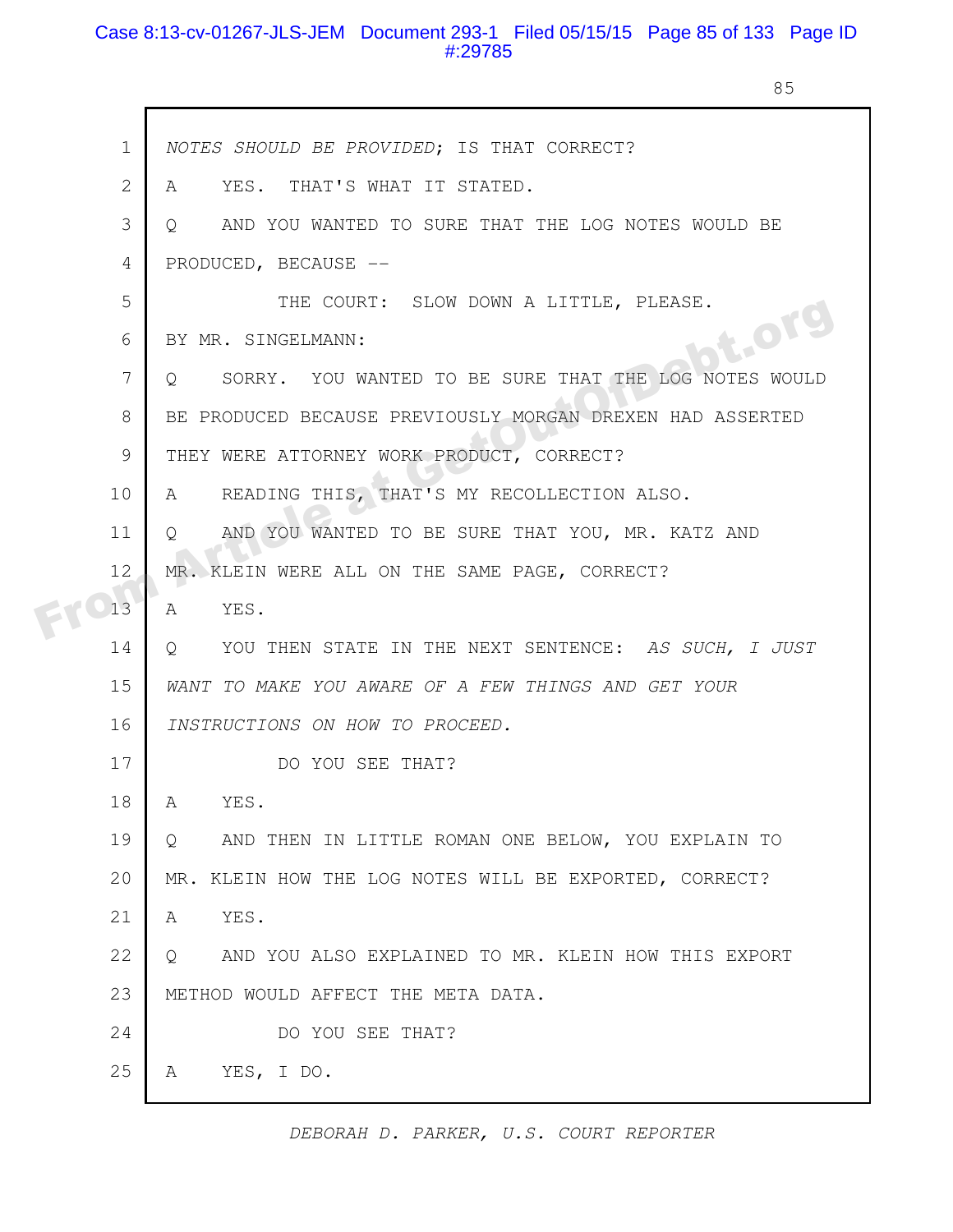1 *NOTES SHOULD BE PROVIDED*; IS THAT CORRECT?

2 A YES. THAT'S WHAT IT STATED.

3 Q AND YOU WANTED TO SURE THAT THE LOG NOTES WOULD BE

4 PRODUCED, BECAUSE --

5 THE COURT: SLOW DOWN A LITTLE, PLEASE.

6 BY MR. SINGELMANN:

7 Q SORRY. YOU WANTED TO BE SURE THAT THE LOG NOTES WOULD

8 BE PRODUCED BECAUSE PREVIOUSLY MORGAN DREXEN HAD ASSERTED

9 THEY WERE ATTORNEY WORK PRODUCT, CORRECT?

10 A READING THIS, THAT'S MY RECOLLECTION ALSO.

11 Q AND YOU WANTED TO BE SURE THAT YOU, MR. KATZ AND

12 MR. KLEIN WERE ALL ON THE SAME PAGE, CORRECT?

13 A YES.

14 Q YOU THEN STATE IN THE NEXT SENTENCE: *AS SUCH, I JUST*

15 *WANT TO MAKE YOU AWARE OF A FEW THINGS AND GET YOUR*

16 *INSTRUCTIONS ON HOW TO PROCEED.*

17 DO YOU SEE THAT?

18 A YES.

19 Q AND THEN IN LITTLE ROMAN ONE BELOW, YOU EXPLAIN TO

20 MR. KLEIN HOW THE LOG NOTES WILL BE EXPORTED, CORRECT?

21 A YES.

22 Q AND YOU ALSO EXPLAINED TO MR. KLEIN HOW THIS EXPORT

23 METHOD WOULD AFFECT THE META DATA.

24 DO YOU SEE THAT?

25 A YES, I DO.

*DEBORAH D. PARKER, U.S. COURT REPORTER*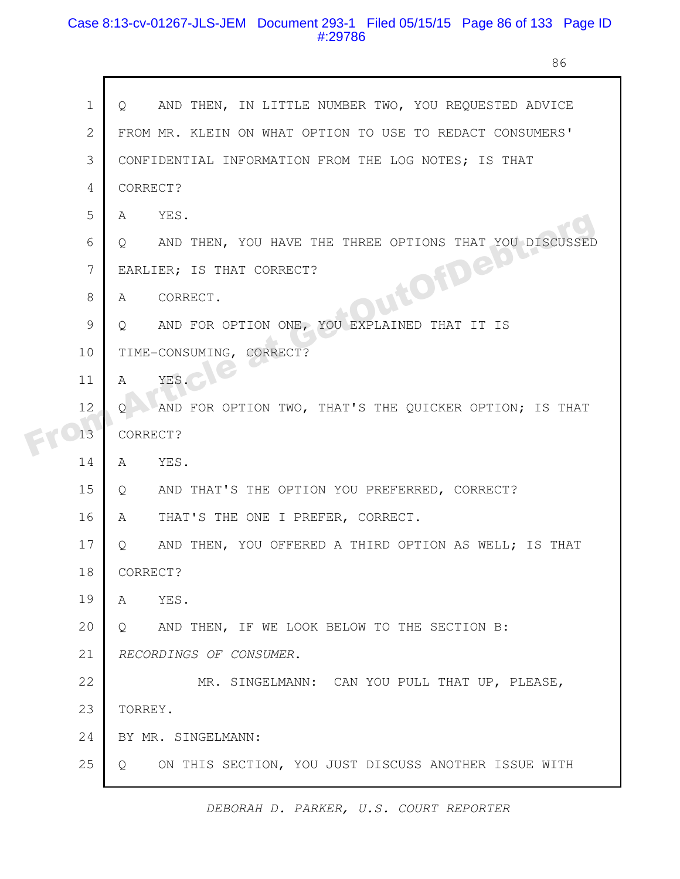Q AND THEN, IN LITTLE NUMBER TWO, YOU REQUESTED ADVICE FROM MR. KLEIN ON WHAT OPTION TO USE TO REDACT CONSUMERS' CONFIDENTIAL INFORMATION FROM THE LOG NOTES; IS THAT CORRECT?

A YES.

Q AND THEN, YOU HAVE THE THREE OPTIONS THAT YOU DISCUSSED EARLIER; IS THAT CORRECT?

A CORRECT.

Q AND FOR OPTION ONE, YOU EXPLAINED THAT IT IS TIME-CONSUMING, CORRECT?

A YES.

Q AND FOR OPTION TWO, THAT'S THE QUICKER OPTION; IS THAT CORRECT?

A YES.

Q AND THAT'S THE OPTION YOU PREFERRED, CORRECT?

A THAT'S THE ONE I PREFER, CORRECT.

Q AND THEN, YOU OFFERED A THIRD OPTION AS WELL; IS THAT CORRECT?

A YES.

Q AND THEN, IF WE LOOK BELOW TO THE SECTION B: *RECORDINGS OF CONSUMER.*

MR. SINGELMANN: CAN YOU PULL THAT UP, PLEASE, TORREY.

BY MR. SINGELMANN:

Q ON THIS SECTION, YOU JUST DISCUSS ANOTHER ISSUE WITH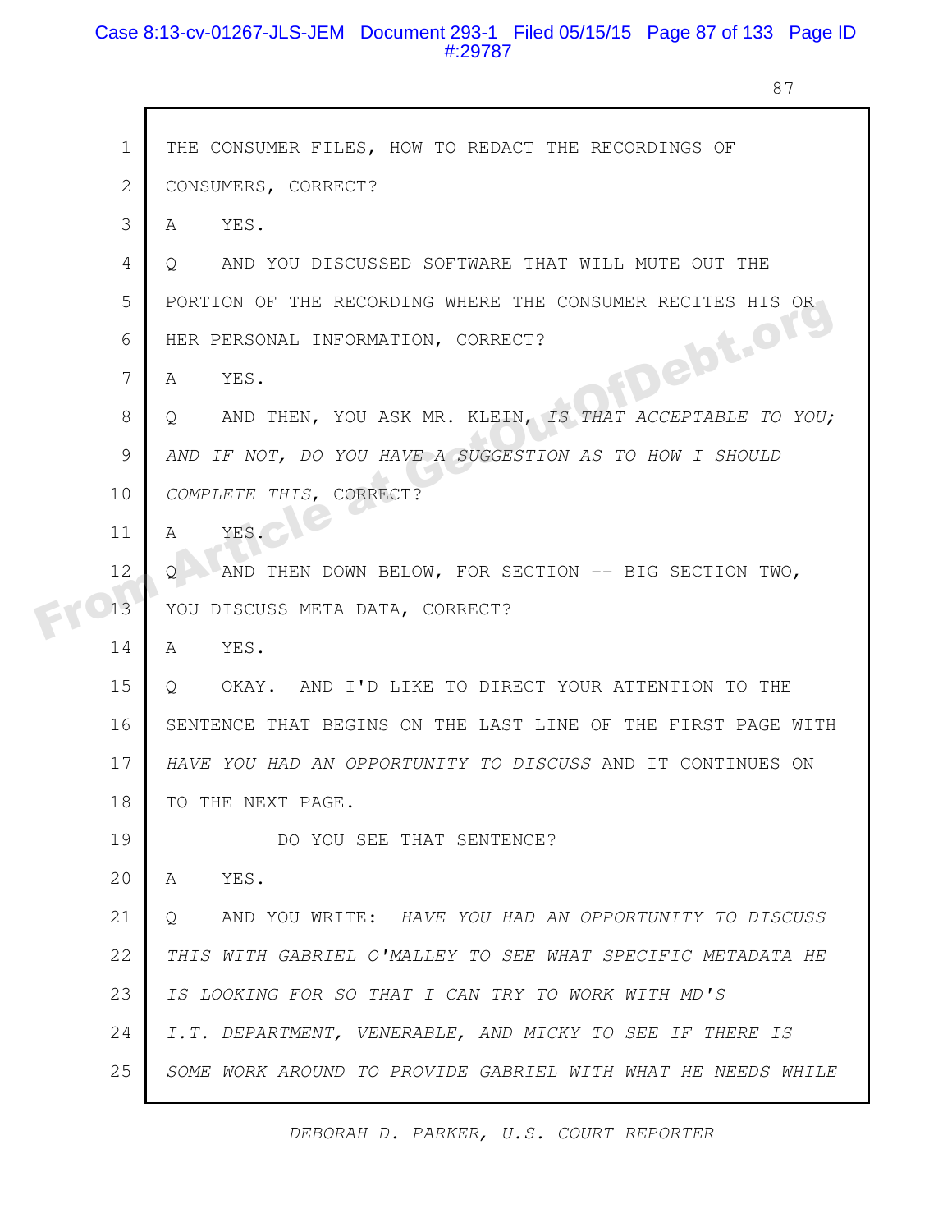THE CONSUMER FILES, HOW TO REDACT THE RECORDINGS OF CONSUMERS, CORRECT?

A YES.

Q AND YOU DISCUSSED SOFTWARE THAT WILL MUTE OUT THE PORTION OF THE RECORDING WHERE THE CONSUMER RECITES HIS OR HER PERSONAL INFORMATION, CORRECT?

A YES.

Q AND THEN, YOU ASK MR. KLEIN, *IS THAT ACCEPTABLE TO YOU; AND IF NOT, DO YOU HAVE A SUGGESTION AS TO HOW I SHOULD COMPLETE THIS*, CORRECT?

A YES.

Q AND THEN DOWN BELOW, FOR SECTION -- BIG SECTION TWO, YOU DISCUSS META DATA, CORRECT?

A YES.

Q OKAY. AND I'D LIKE TO DIRECT YOUR ATTENTION TO THE SENTENCE THAT BEGINS ON THE LAST LINE OF THE FIRST PAGE WITH *HAVE YOU HAD AN OPPORTUNITY TO DISCUSS* AND IT CONTINUES ON TO THE NEXT PAGE.

DO YOU SEE THAT SENTENCE?

A YES.

Q AND YOU WRITE: *HAVE YOU HAD AN OPPORTUNITY TO DISCUSS THIS WITH GABRIEL O'MALLEY TO SEE WHAT SPECIFIC METADATA HE IS LOOKING FOR SO THAT I CAN TRY TO WORK WITH MD'S I.T. DEPARTMENT, VENERABLE, AND MICKY TO SEE IF THERE IS SOME WORK AROUND TO PROVIDE GABRIEL WITH WHAT HE NEEDS WHILE*

DEBORAH D. PARKER, U.S. COURT REPORTER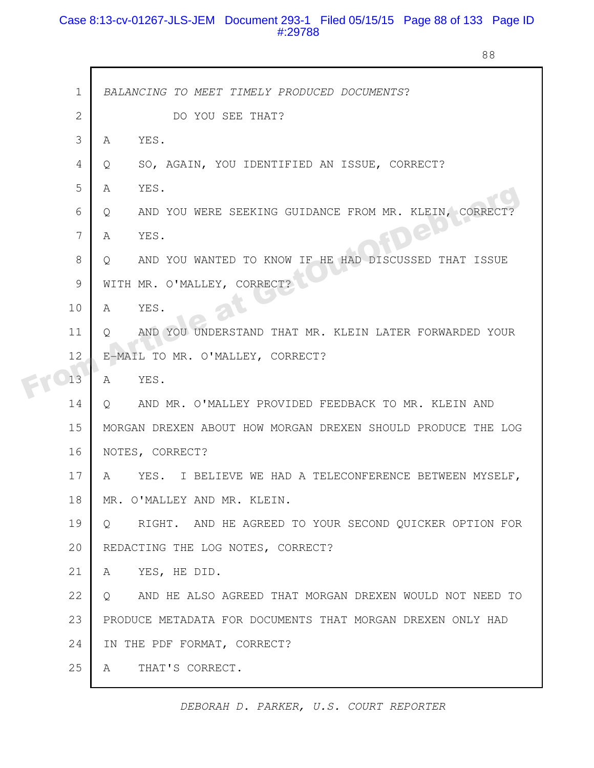1 *BALANCING TO MEET TIMELY PRODUCED DOCUMENTS*?

2 DO YOU SEE THAT?

3 A YES.

4 Q SO, AGAIN, YOU IDENTIFIED AN ISSUE, CORRECT?

5 A YES.

6 Q AND YOU WERE SEEKING GUIDANCE FROM MR. KLEIN, CORRECT?

7 A YES.

8 Q AND YOU WANTED TO KNOW IF HE HAD DISCUSSED THAT ISSUE

9 WITH MR. O'MALLEY, CORRECT?

10 A YES.

11 Q AND YOU UNDERSTAND THAT MR. KLEIN LATER FORWARDED YOUR

12 E-MAIL TO MR. O'MALLEY, CORRECT?

13 A YES.

14 Q AND MR. O'MALLEY PROVIDED FEEDBACK TO MR. KLEIN AND

15 MORGAN DREXEN ABOUT HOW MORGAN DREXEN SHOULD PRODUCE THE LOG

16 NOTES, CORRECT?

17 A YES. I BELIEVE WE HAD A TELECONFERENCE BETWEEN MYSELF,

18 MR. O'MALLEY AND MR. KLEIN.

19 Q RIGHT. AND HE AGREED TO YOUR SECOND QUICKER OPTION FOR

20 REDACTING THE LOG NOTES, CORRECT?

21 A YES, HE DID.

22 Q AND HE ALSO AGREED THAT MORGAN DREXEN WOULD NOT NEED TO

23 PRODUCE METADATA FOR DOCUMENTS THAT MORGAN DREXEN ONLY HAD

24 IN THE PDF FORMAT, CORRECT?

25 A THAT'S CORRECT.

*DEBORAH D. PARKER, U.S. COURT REPORTER*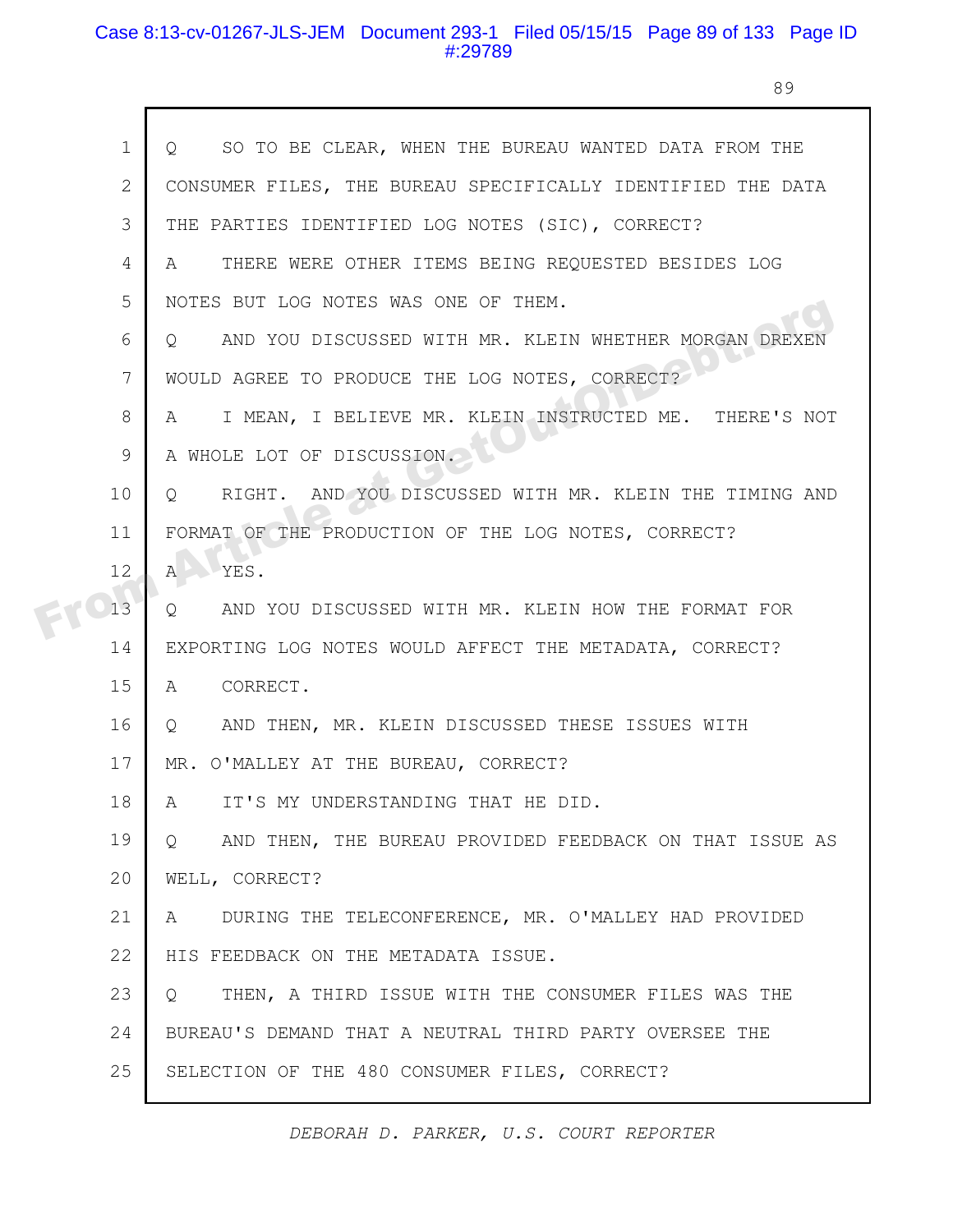1 Q SO TO BE CLEAR, WHEN THE BUREAU WANTED DATA FROM THE
2 CONSUMER FILES, THE BUREAU SPECIFICALLY IDENTIFIED THE DATA
3 THE PARTIES IDENTIFIED LOG NOTES (SIC), CORRECT?
4 A THERE WERE OTHER ITEMS BEING REQUESTED BESIDES LOG
5 NOTES BUT LOG NOTES WAS ONE OF THEM.
6 Q AND YOU DISCUSSED WITH MR. KLEIN WHETHER MORGAN DREXEN
7 WOULD AGREE TO PRODUCE THE LOG NOTES, CORRECT?
8 A I MEAN, I BELIEVE MR. KLEIN INSTRUCTED ME. THERE'S NOT
9 A WHOLE LOT OF DISCUSSION.
10 Q RIGHT. AND YOU DISCUSSED WITH MR. KLEIN THE TIMING AND
11 FORMAT OF THE PRODUCTION OF THE LOG NOTES, CORRECT?
12 A YES.
13 Q AND YOU DISCUSSED WITH MR. KLEIN HOW THE FORMAT FOR
14 EXPORTING LOG NOTES WOULD AFFECT THE METADATA, CORRECT?
15 A CORRECT.
16 Q AND THEN, MR. KLEIN DISCUSSED THESE ISSUES WITH
17 MR. O'MALLEY AT THE BUREAU, CORRECT?
18 A IT'S MY UNDERSTANDING THAT HE DID.
19 Q AND THEN, THE BUREAU PROVIDED FEEDBACK ON THAT ISSUE AS
20 WELL, CORRECT?
21 A DURING THE TELECONFERENCE, MR. O'MALLEY HAD PROVIDED
22 HIS FEEDBACK ON THE METADATA ISSUE.
23 Q THEN, A THIRD ISSUE WITH THE CONSUMER FILES WAS THE
24 BUREAU'S DEMAND THAT A NEUTRAL THIRD PARTY OVERSEE THE
25 SELECTION OF THE 480 CONSUMER FILES, CORRECT?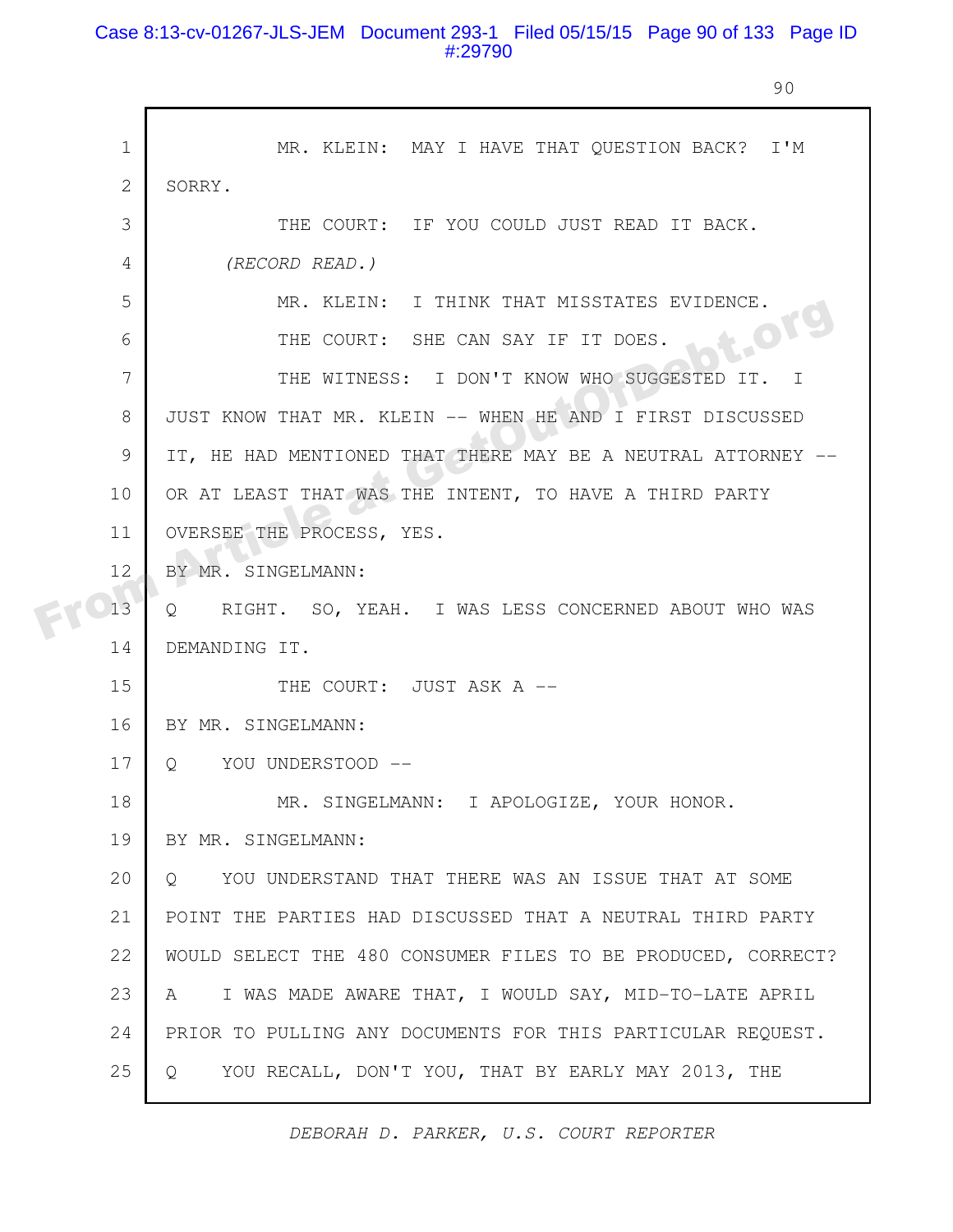MR. KLEIN: MAY I HAVE THAT QUESTION BACK? I'M SORRY.

THE COURT: IF YOU COULD JUST READ IT BACK.

*(RECORD READ.)*

MR. KLEIN: I THINK THAT MISSTATES EVIDENCE.

THE COURT: SHE CAN SAY IF IT DOES.

THE WITNESS: I DON'T KNOW WHO SUGGESTED IT. I JUST KNOW THAT MR. KLEIN -- WHEN HE AND I FIRST DISCUSSED IT, HE HAD MENTIONED THAT THERE MAY BE A NEUTRAL ATTORNEY -- OR AT LEAST THAT WAS THE INTENT, TO HAVE A THIRD PARTY OVERSEE THE PROCESS, YES.

BY MR. SINGELMANN:

Q RIGHT. SO, YEAH. I WAS LESS CONCERNED ABOUT WHO WAS DEMANDING IT.

THE COURT: JUST ASK A --

BY MR. SINGELMANN:

Q YOU UNDERSTOOD --

MR. SINGELMANN: I APOLOGIZE, YOUR HONOR.

BY MR. SINGELMANN:

Q YOU UNDERSTAND THAT THERE WAS AN ISSUE THAT AT SOME POINT THE PARTIES HAD DISCUSSED THAT A NEUTRAL THIRD PARTY WOULD SELECT THE 480 CONSUMER FILES TO BE PRODUCED, CORRECT?

A I WAS MADE AWARE THAT, I WOULD SAY, MID-TO-LATE APRIL PRIOR TO PULLING ANY DOCUMENTS FOR THIS PARTICULAR REQUEST.

Q YOU RECALL, DON'T YOU, THAT BY EARLY MAY 2013, THE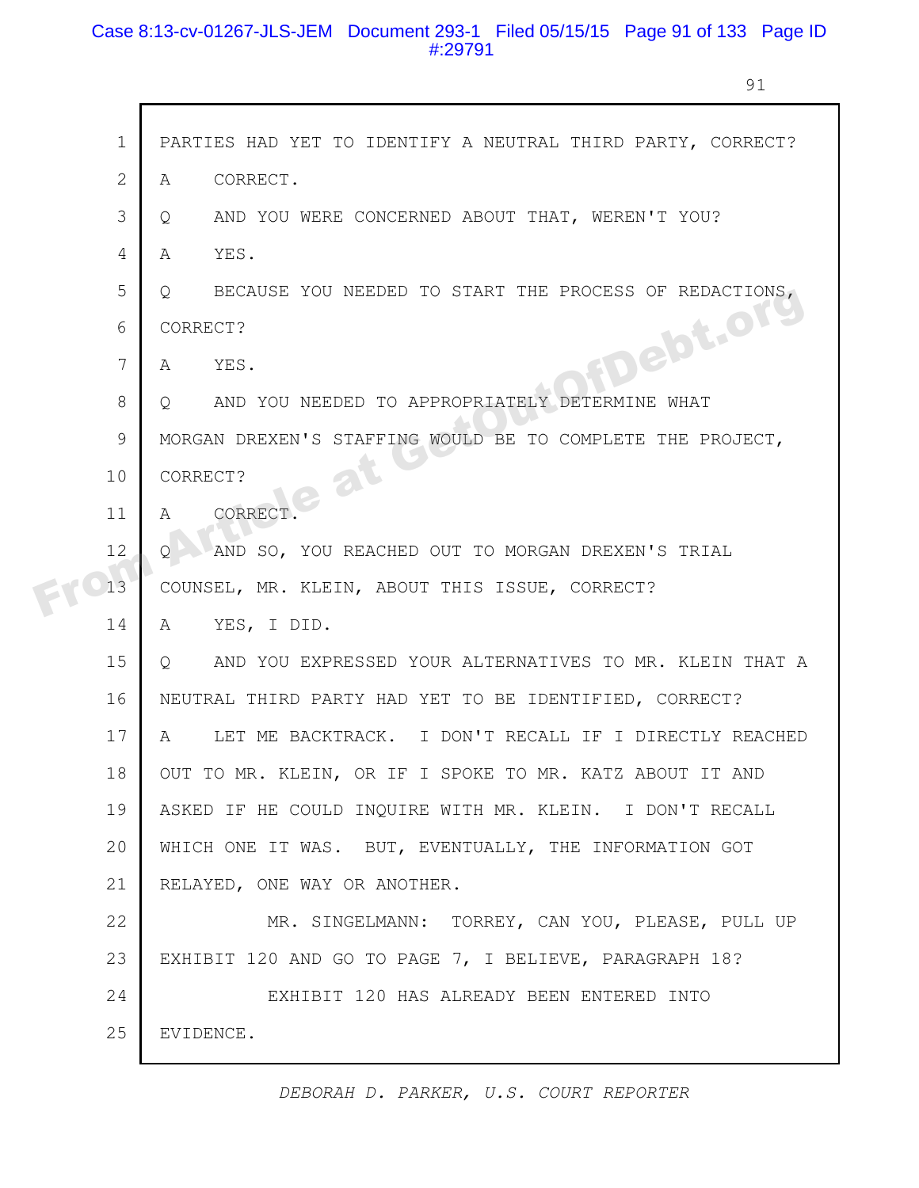1 PARTIES HAD YET TO IDENTIFY A NEUTRAL THIRD PARTY, CORRECT?

2 A CORRECT.

3 Q AND YOU WERE CONCERNED ABOUT THAT, WEREN'T YOU?

4 A YES.

5 Q BECAUSE YOU NEEDED TO START THE PROCESS OF REDACTIONS,

6 CORRECT?

7 A YES.

8 Q AND YOU NEEDED TO APPROPRIATELY DETERMINE WHAT

9 MORGAN DREXEN'S STAFFING WOULD BE TO COMPLETE THE PROJECT,

10 CORRECT?

11 A CORRECT.

12 Q AND SO, YOU REACHED OUT TO MORGAN DREXEN'S TRIAL

13 COUNSEL, MR. KLEIN, ABOUT THIS ISSUE, CORRECT?

14 A YES, I DID.

15 Q AND YOU EXPRESSED YOUR ALTERNATIVES TO MR. KLEIN THAT A

16 NEUTRAL THIRD PARTY HAD YET TO BE IDENTIFIED, CORRECT?

17 A LET ME BACKTRACK. I DON'T RECALL IF I DIRECTLY REACHED

18 OUT TO MR. KLEIN, OR IF I SPOKE TO MR. KATZ ABOUT IT AND

19 ASKED IF HE COULD INQUIRE WITH MR. KLEIN. I DON'T RECALL

20 WHICH ONE IT WAS. BUT, EVENTUALLY, THE INFORMATION GOT

21 RELAYED, ONE WAY OR ANOTHER.

22 MR. SINGELMANN: TORREY, CAN YOU, PLEASE, PULL UP

23 EXHIBIT 120 AND GO TO PAGE 7, I BELIEVE, PARAGRAPH 18?

24 EXHIBIT 120 HAS ALREADY BEEN ENTERED INTO

25 EVIDENCE.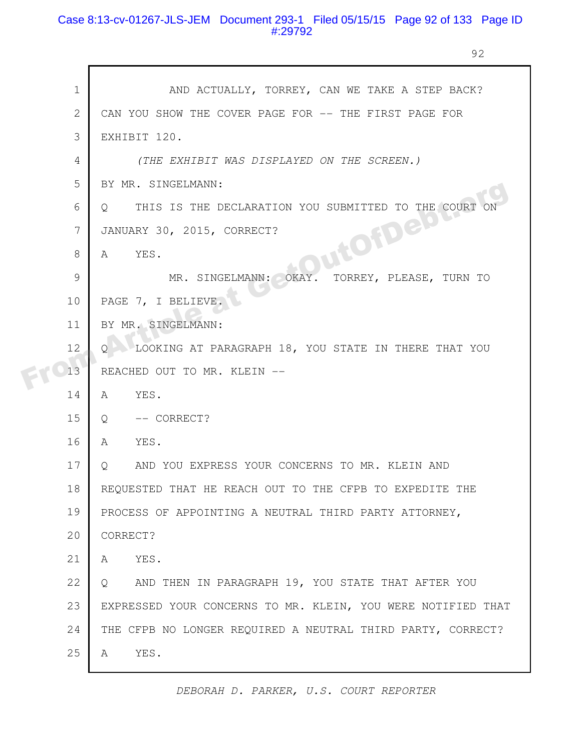1 AND ACTUALLY, TORREY, CAN WE TAKE A STEP BACK?
2 CAN YOU SHOW THE COVER PAGE FOR -- THE FIRST PAGE FOR
3 EXHIBIT 120.
4 *(THE EXHIBIT WAS DISPLAYED ON THE SCREEN.)*
5 BY MR. SINGELMANN:
6 Q THIS IS THE DECLARATION YOU SUBMITTED TO THE COURT ON
7 JANUARY 30, 2015, CORRECT?
8 A YES.
9 MR. SINGELMANN: OKAY. TORREY, PLEASE, TURN TO
10 PAGE 7, I BELIEVE.
11 BY MR. SINGELMANN:
12 Q LOOKING AT PARAGRAPH 18, YOU STATE IN THERE THAT YOU
13 REACHED OUT TO MR. KLEIN --
14 A YES.
15 Q -- CORRECT?
16 A YES.
17 Q AND YOU EXPRESS YOUR CONCERNS TO MR. KLEIN AND
18 REQUESTED THAT HE REACH OUT TO THE CFPB TO EXPEDITE THE
19 PROCESS OF APPOINTING A NEUTRAL THIRD PARTY ATTORNEY,
20 CORRECT?
21 A YES.
22 Q AND THEN IN PARAGRAPH 19, YOU STATE THAT AFTER YOU
23 EXPRESSED YOUR CONCERNS TO MR. KLEIN, YOU WERE NOTIFIED THAT
24 THE CFPB NO LONGER REQUIRED A NEUTRAL THIRD PARTY, CORRECT?
25 A YES.

*DEBORAH D. PARKER, U.S. COURT REPORTER*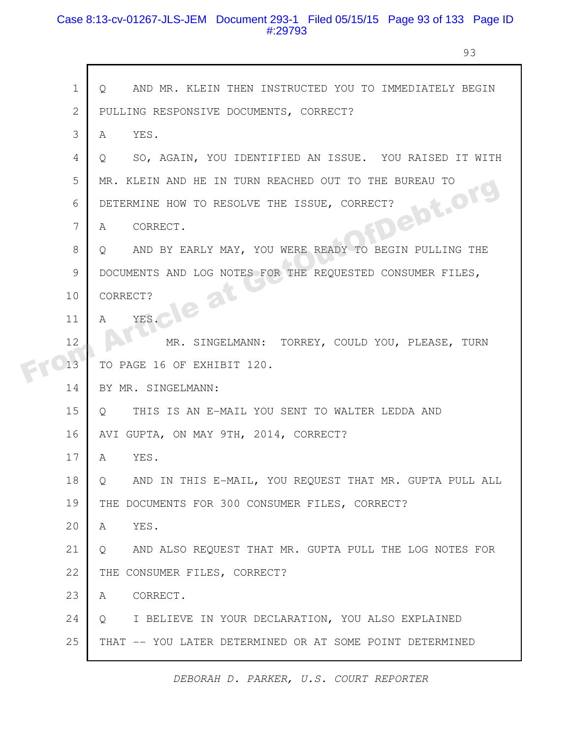1 Q AND MR. KLEIN THEN INSTRUCTED YOU TO IMMEDIATELY BEGIN
2 PULLING RESPONSIVE DOCUMENTS, CORRECT?
3 A YES.
4 Q SO, AGAIN, YOU IDENTIFIED AN ISSUE. YOU RAISED IT WITH
5 MR. KLEIN AND HE IN TURN REACHED OUT TO THE BUREAU TO
6 DETERMINE HOW TO RESOLVE THE ISSUE, CORRECT?
7 A CORRECT.
8 Q AND BY EARLY MAY, YOU WERE READY TO BEGIN PULLING THE
9 DOCUMENTS AND LOG NOTES FOR THE REQUESTED CONSUMER FILES,
10 CORRECT?
11 A YES.
12 MR. SINGELMANN: TORREY, COULD YOU, PLEASE, TURN
13 TO PAGE 16 OF EXHIBIT 120.
14 BY MR. SINGELMANN:
15 Q THIS IS AN E-MAIL YOU SENT TO WALTER LEDDA AND
16 AVI GUPTA, ON MAY 9TH, 2014, CORRECT?
17 A YES.
18 Q AND IN THIS E-MAIL, YOU REQUEST THAT MR. GUPTA PULL ALL
19 THE DOCUMENTS FOR 300 CONSUMER FILES, CORRECT?
20 A YES.
21 Q AND ALSO REQUEST THAT MR. GUPTA PULL THE LOG NOTES FOR
22 THE CONSUMER FILES, CORRECT?
23 A CORRECT.
24 Q I BELIEVE IN YOUR DECLARATION, YOU ALSO EXPLAINED
25 THAT -- YOU LATER DETERMINED OR AT SOME POINT DETERMINED

*DEBORAH D. PARKER, U.S. COURT REPORTER*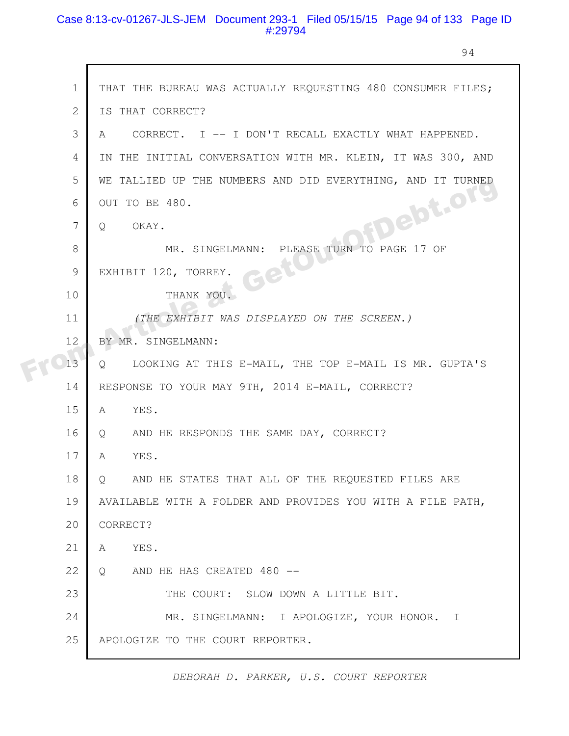1 THAT THE BUREAU WAS ACTUALLY REQUESTING 480 CONSUMER FILES;
2 IS THAT CORRECT?
3 A CORRECT. I -- I DON'T RECALL EXACTLY WHAT HAPPENED.
4 IN THE INITIAL CONVERSATION WITH MR. KLEIN, IT WAS 300, AND
5 WE TALLIED UP THE NUMBERS AND DID EVERYTHING, AND IT TURNED
6 OUT TO BE 480.
7 Q OKAY.
8 MR. SINGELMANN: PLEASE TURN TO PAGE 17 OF
9 EXHIBIT 120, TORREY.
10 THANK YOU.
11 *(THE EXHIBIT WAS DISPLAYED ON THE SCREEN.)*
12 BY MR. SINGELMANN:
13 Q LOOKING AT THIS E-MAIL, THE TOP E-MAIL IS MR. GUPTA'S
14 RESPONSE TO YOUR MAY 9TH, 2014 E-MAIL, CORRECT?
15 A YES.
16 Q AND HE RESPONDS THE SAME DAY, CORRECT?
17 A YES.
18 Q AND HE STATES THAT ALL OF THE REQUESTED FILES ARE
19 AVAILABLE WITH A FOLDER AND PROVIDES YOU WITH A FILE PATH,
20 CORRECT?
21 A YES.
22 Q AND HE HAS CREATED 480 --
23 THE COURT: SLOW DOWN A LITTLE BIT.
24 MR. SINGELMANN: I APOLOGIZE, YOUR HONOR. I
25 APOLOGIZE TO THE COURT REPORTER.

*DEBORAH D. PARKER, U.S. COURT REPORTER*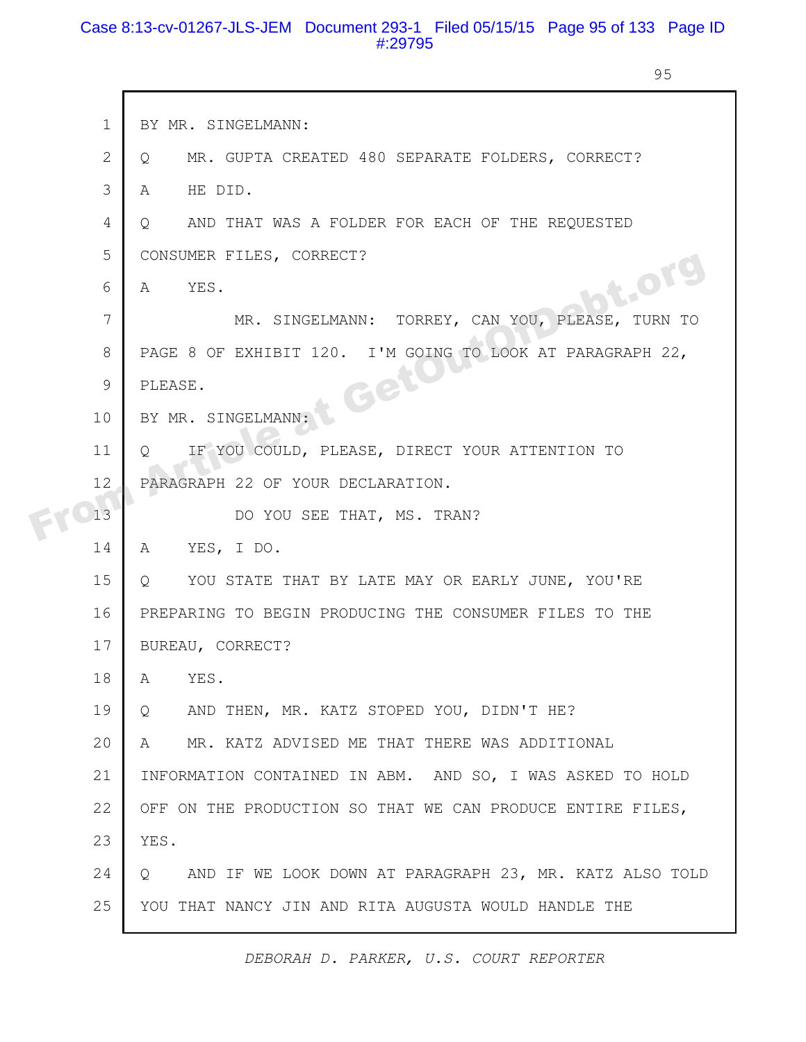BY MR. SINGELMANN:

Q MR. GUPTA CREATED 480 SEPARATE FOLDERS, CORRECT?

A HE DID.

Q AND THAT WAS A FOLDER FOR EACH OF THE REQUESTED CONSUMER FILES, CORRECT?

A YES.

MR. SINGELMANN: TORREY, CAN YOU, PLEASE, TURN TO PAGE 8 OF EXHIBIT 120. I'M GOING TO LOOK AT PARAGRAPH 22, PLEASE.

BY MR. SINGELMANN:

Q IF YOU COULD, PLEASE, DIRECT YOUR ATTENTION TO PARAGRAPH 22 OF YOUR DECLARATION.

DO YOU SEE THAT, MS. TRAN?

A YES, I DO.

Q YOU STATE THAT BY LATE MAY OR EARLY JUNE, YOU'RE PREPARING TO BEGIN PRODUCING THE CONSUMER FILES TO THE BUREAU, CORRECT?

A YES.

Q AND THEN, MR. KATZ STOPED YOU, DIDN'T HE?

A MR. KATZ ADVISED ME THAT THERE WAS ADDITIONAL INFORMATION CONTAINED IN ABM. AND SO, I WAS ASKED TO HOLD OFF ON THE PRODUCTION SO THAT WE CAN PRODUCE ENTIRE FILES, YES.

Q AND IF WE LOOK DOWN AT PARAGRAPH 23, MR. KATZ ALSO TOLD YOU THAT NANCY JIN AND RITA AUGUSTA WOULD HANDLE THE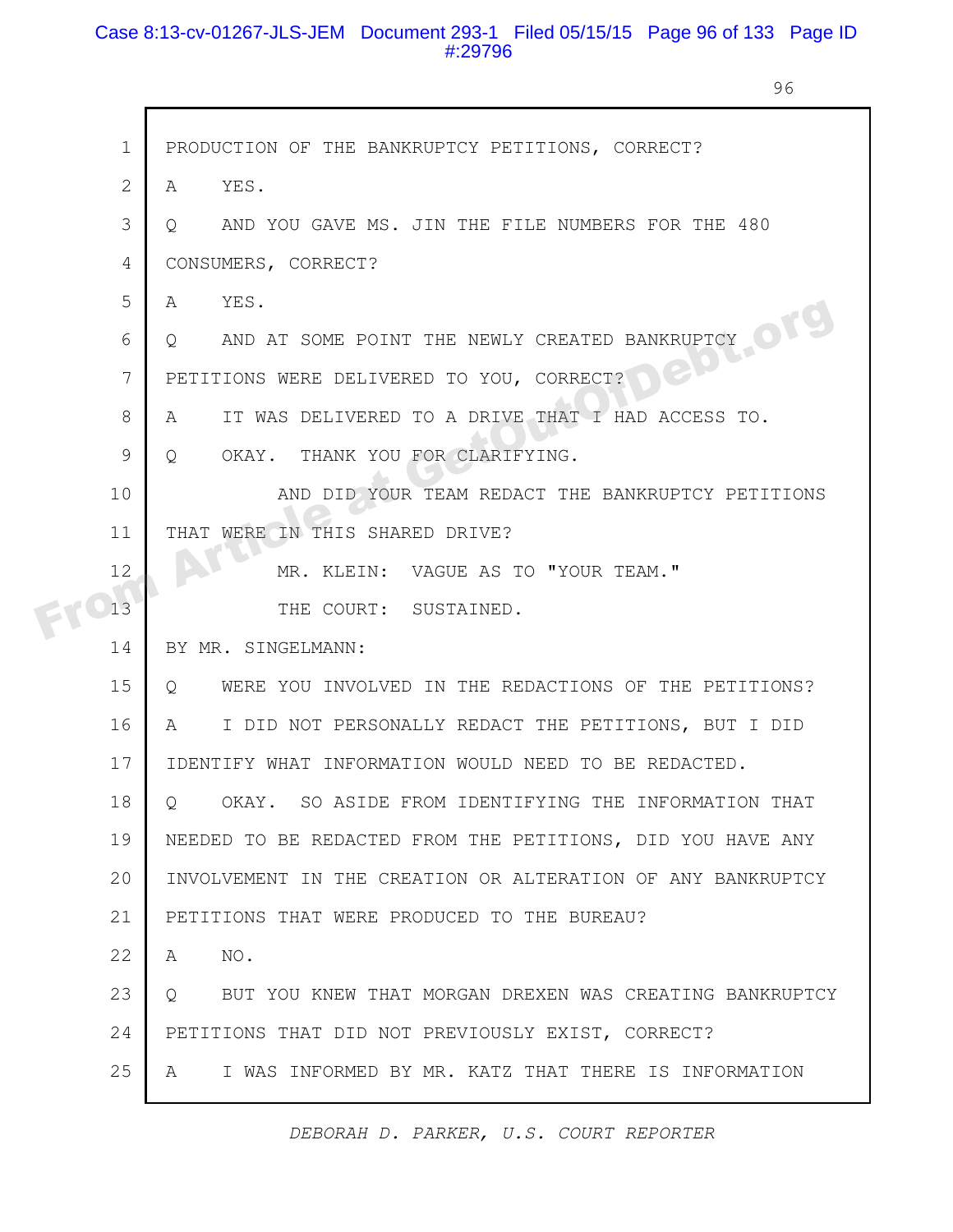PRODUCTION OF THE BANKRUPTCY PETITIONS, CORRECT?

A    YES.

Q    AND YOU GAVE MS. JIN THE FILE NUMBERS FOR THE 480 CONSUMERS, CORRECT?

A    YES.

Q    AND AT SOME POINT THE NEWLY CREATED BANKRUPTCY PETITIONS WERE DELIVERED TO YOU, CORRECT?

A    IT WAS DELIVERED TO A DRIVE THAT I HAD ACCESS TO.

Q    OKAY. THANK YOU FOR CLARIFYING.

AND DID YOUR TEAM REDACT THE BANKRUPTCY PETITIONS THAT WERE IN THIS SHARED DRIVE?

MR. KLEIN: VAGUE AS TO "YOUR TEAM."

THE COURT: SUSTAINED.

BY MR. SINGELMANN:

Q    WERE YOU INVOLVED IN THE REDACTIONS OF THE PETITIONS?

A    I DID NOT PERSONALLY REDACT THE PETITIONS, BUT I DID IDENTIFY WHAT INFORMATION WOULD NEED TO BE REDACTED.

Q    OKAY. SO ASIDE FROM IDENTIFYING THE INFORMATION THAT NEEDED TO BE REDACTED FROM THE PETITIONS, DID YOU HAVE ANY INVOLVEMENT IN THE CREATION OR ALTERATION OF ANY BANKRUPTCY PETITIONS THAT WERE PRODUCED TO THE BUREAU?

A    NO.

Q    BUT YOU KNEW THAT MORGAN DREXEN WAS CREATING BANKRUPTCY PETITIONS THAT DID NOT PREVIOUSLY EXIST, CORRECT?

A    I WAS INFORMED BY MR. KATZ THAT THERE IS INFORMATION

*DEBORAH D. PARKER, U.S. COURT REPORTER*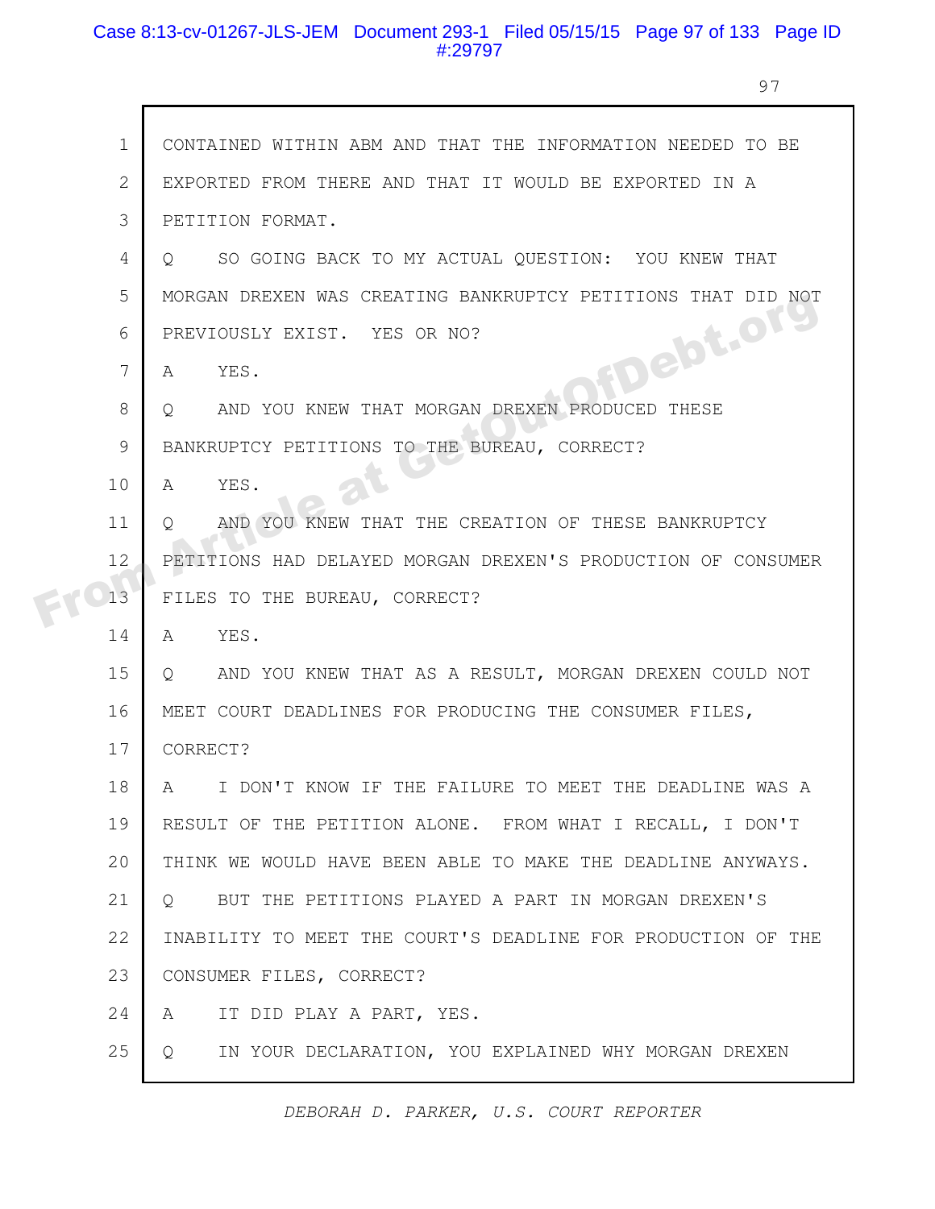1 CONTAINED WITHIN ABM AND THAT THE INFORMATION NEEDED TO BE

2 EXPORTED FROM THERE AND THAT IT WOULD BE EXPORTED IN A

3 PETITION FORMAT.

4 Q SO GOING BACK TO MY ACTUAL QUESTION: YOU KNEW THAT

5 MORGAN DREXEN WAS CREATING BANKRUPTCY PETITIONS THAT DID NOT

6 PREVIOUSLY EXIST. YES OR NO?

7 A YES.

8 Q AND YOU KNEW THAT MORGAN DREXEN PRODUCED THESE

9 BANKRUPTCY PETITIONS TO THE BUREAU, CORRECT?

10 A YES.

11 Q AND YOU KNEW THAT THE CREATION OF THESE BANKRUPTCY

12 PETITIONS HAD DELAYED MORGAN DREXEN'S PRODUCTION OF CONSUMER

13 FILES TO THE BUREAU, CORRECT?

14 A YES.

15 Q AND YOU KNEW THAT AS A RESULT, MORGAN DREXEN COULD NOT

16 MEET COURT DEADLINES FOR PRODUCING THE CONSUMER FILES,

17 CORRECT?

18 A I DON'T KNOW IF THE FAILURE TO MEET THE DEADLINE WAS A

19 RESULT OF THE PETITION ALONE. FROM WHAT I RECALL, I DON'T

20 THINK WE WOULD HAVE BEEN ABLE TO MAKE THE DEADLINE ANYWAYS.

21 Q BUT THE PETITIONS PLAYED A PART IN MORGAN DREXEN'S

22 INABILITY TO MEET THE COURT'S DEADLINE FOR PRODUCTION OF THE

23 CONSUMER FILES, CORRECT?

24 A IT DID PLAY A PART, YES.

25 Q IN YOUR DECLARATION, YOU EXPLAINED WHY MORGAN DREXEN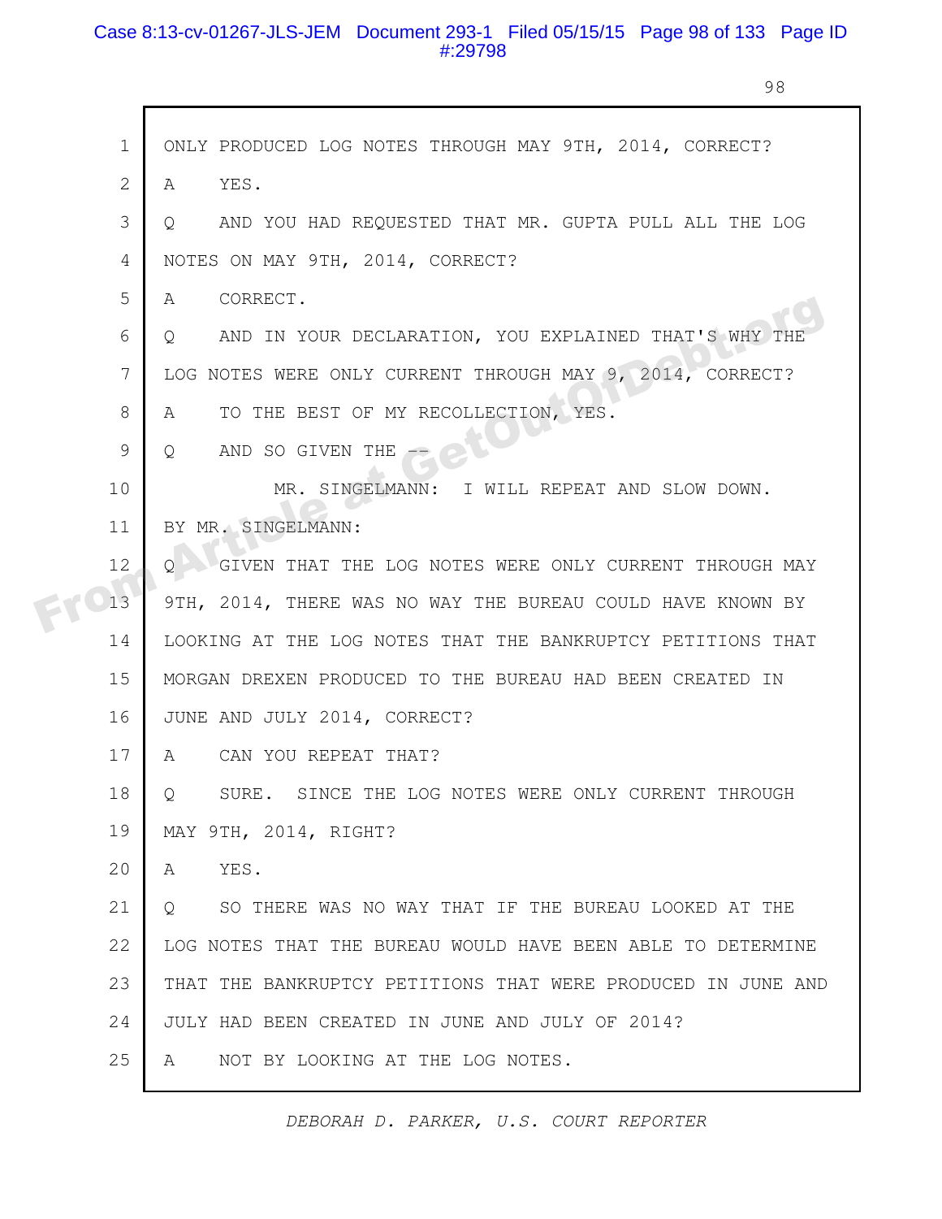1 ONLY PRODUCED LOG NOTES THROUGH MAY 9TH, 2014, CORRECT?

2 A YES.

3 Q AND YOU HAD REQUESTED THAT MR. GUPTA PULL ALL THE LOG

4 NOTES ON MAY 9TH, 2014, CORRECT?

5 A CORRECT.

6 Q AND IN YOUR DECLARATION, YOU EXPLAINED THAT'S WHY THE

7 LOG NOTES WERE ONLY CURRENT THROUGH MAY 9, 2014, CORRECT?

8 A TO THE BEST OF MY RECOLLECTION, YES.

9 Q AND SO GIVEN THE --

10 MR. SINGELMANN: I WILL REPEAT AND SLOW DOWN.

11 BY MR. SINGELMANN:

12 Q GIVEN THAT THE LOG NOTES WERE ONLY CURRENT THROUGH MAY

13 9TH, 2014, THERE WAS NO WAY THE BUREAU COULD HAVE KNOWN BY

14 LOOKING AT THE LOG NOTES THAT THE BANKRUPTCY PETITIONS THAT

15 MORGAN DREXEN PRODUCED TO THE BUREAU HAD BEEN CREATED IN

16 JUNE AND JULY 2014, CORRECT?

17 A CAN YOU REPEAT THAT?

18 Q SURE. SINCE THE LOG NOTES WERE ONLY CURRENT THROUGH

19 MAY 9TH, 2014, RIGHT?

20 A YES.

21 Q SO THERE WAS NO WAY THAT IF THE BUREAU LOOKED AT THE

22 LOG NOTES THAT THE BUREAU WOULD HAVE BEEN ABLE TO DETERMINE

23 THAT THE BANKRUPTCY PETITIONS THAT WERE PRODUCED IN JUNE AND

24 JULY HAD BEEN CREATED IN JUNE AND JULY OF 2014?

25 A NOT BY LOOKING AT THE LOG NOTES.

*DEBORAH D. PARKER, U.S. COURT REPORTER*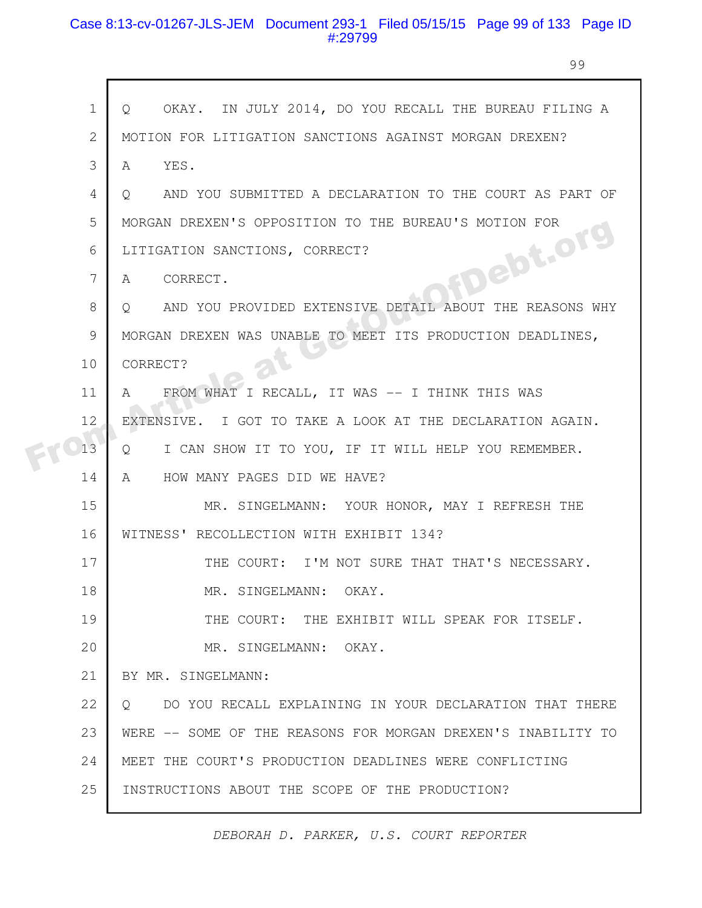Q OKAY. IN JULY 2014, DO YOU RECALL THE BUREAU FILING A MOTION FOR LITIGATION SANCTIONS AGAINST MORGAN DREXEN?

A YES.

Q AND YOU SUBMITTED A DECLARATION TO THE COURT AS PART OF MORGAN DREXEN'S OPPOSITION TO THE BUREAU'S MOTION FOR LITIGATION SANCTIONS, CORRECT?

A CORRECT.

Q AND YOU PROVIDED EXTENSIVE DETAIL ABOUT THE REASONS WHY MORGAN DREXEN WAS UNABLE TO MEET ITS PRODUCTION DEADLINES, CORRECT?

A FROM WHAT I RECALL, IT WAS -- I THINK THIS WAS EXTENSIVE. I GOT TO TAKE A LOOK AT THE DECLARATION AGAIN.

Q I CAN SHOW IT TO YOU, IF IT WILL HELP YOU REMEMBER.

A HOW MANY PAGES DID WE HAVE?

MR. SINGELMANN: YOUR HONOR, MAY I REFRESH THE WITNESS' RECOLLECTION WITH EXHIBIT 134?

THE COURT: I'M NOT SURE THAT THAT'S NECESSARY.

MR. SINGELMANN: OKAY.

THE COURT: THE EXHIBIT WILL SPEAK FOR ITSELF.

MR. SINGELMANN: OKAY.

BY MR. SINGELMANN:

Q DO YOU RECALL EXPLAINING IN YOUR DECLARATION THAT THERE WERE -- SOME OF THE REASONS FOR MORGAN DREXEN'S INABILITY TO MEET THE COURT'S PRODUCTION DEADLINES WERE CONFLICTING INSTRUCTIONS ABOUT THE SCOPE OF THE PRODUCTION?

*DEBORAH D. PARKER, U.S. COURT REPORTER*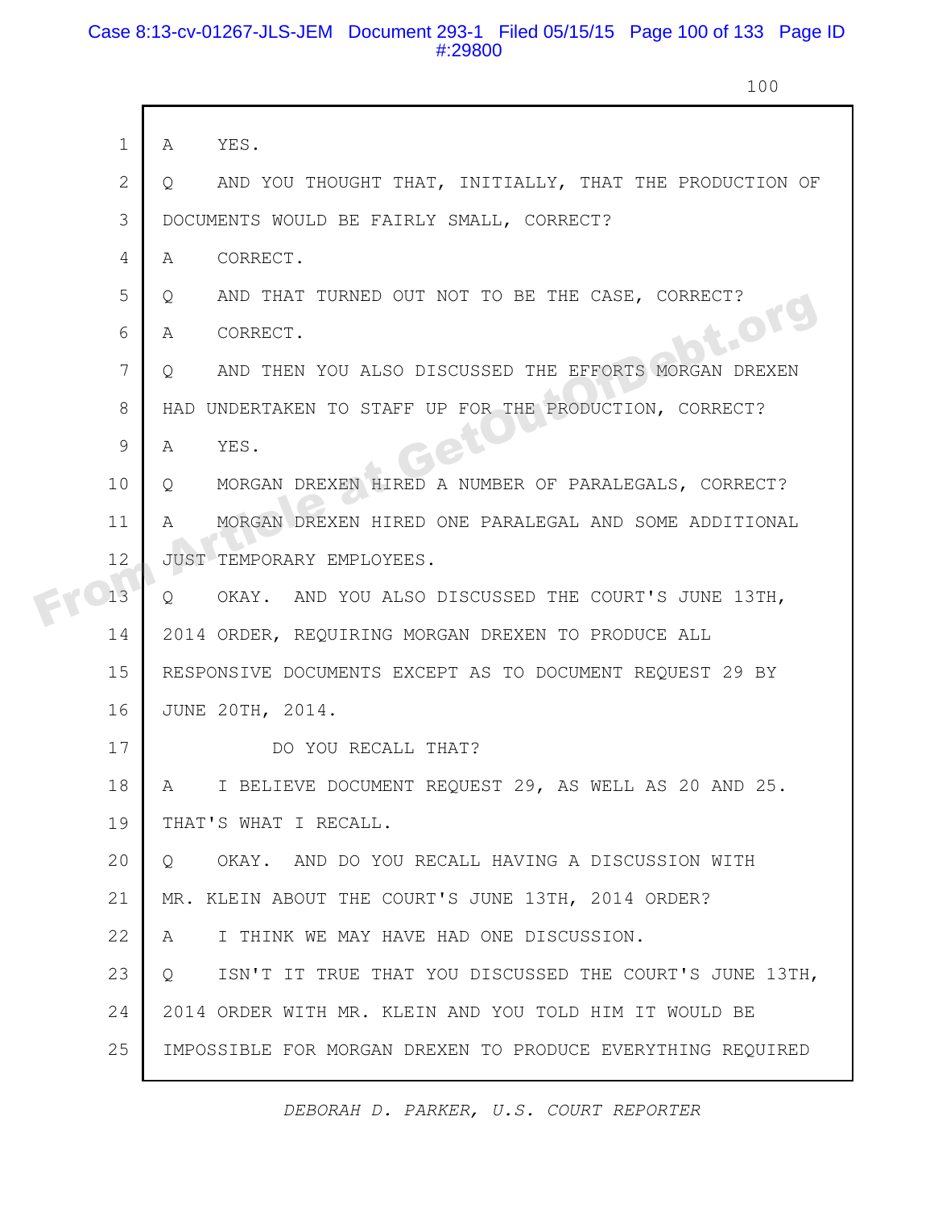1 A YES.

2 Q AND YOU THOUGHT THAT, INITIALLY, THAT THE PRODUCTION OF

3 DOCUMENTS WOULD BE FAIRLY SMALL, CORRECT?

4 A CORRECT.

5 Q AND THAT TURNED OUT NOT TO BE THE CASE, CORRECT?

6 A CORRECT.

7 Q AND THEN YOU ALSO DISCUSSED THE EFFORTS MORGAN DREXEN

8 HAD UNDERTAKEN TO STAFF UP FOR THE PRODUCTION, CORRECT?

9 A YES.

10 Q MORGAN DREXEN HIRED A NUMBER OF PARALEGALS, CORRECT?

11 A MORGAN DREXEN HIRED ONE PARALEGAL AND SOME ADDITIONAL

12 JUST TEMPORARY EMPLOYEES.

13 Q OKAY. AND YOU ALSO DISCUSSED THE COURT'S JUNE 13TH,

14 2014 ORDER, REQUIRING MORGAN DREXEN TO PRODUCE ALL

15 RESPONSIVE DOCUMENTS EXCEPT AS TO DOCUMENT REQUEST 29 BY

16 JUNE 20TH, 2014.

17 DO YOU RECALL THAT?

18 A I BELIEVE DOCUMENT REQUEST 29, AS WELL AS 20 AND 25.

19 THAT'S WHAT I RECALL.

20 Q OKAY. AND DO YOU RECALL HAVING A DISCUSSION WITH

21 MR. KLEIN ABOUT THE COURT'S JUNE 13TH, 2014 ORDER?

22 A I THINK WE MAY HAVE HAD ONE DISCUSSION.

23 Q ISN'T IT TRUE THAT YOU DISCUSSED THE COURT'S JUNE 13TH,

24 2014 ORDER WITH MR. KLEIN AND YOU TOLD HIM IT WOULD BE

25 IMPOSSIBLE FOR MORGAN DREXEN TO PRODUCE EVERYTHING REQUIRED

*DEBORAH D. PARKER, U.S. COURT REPORTER*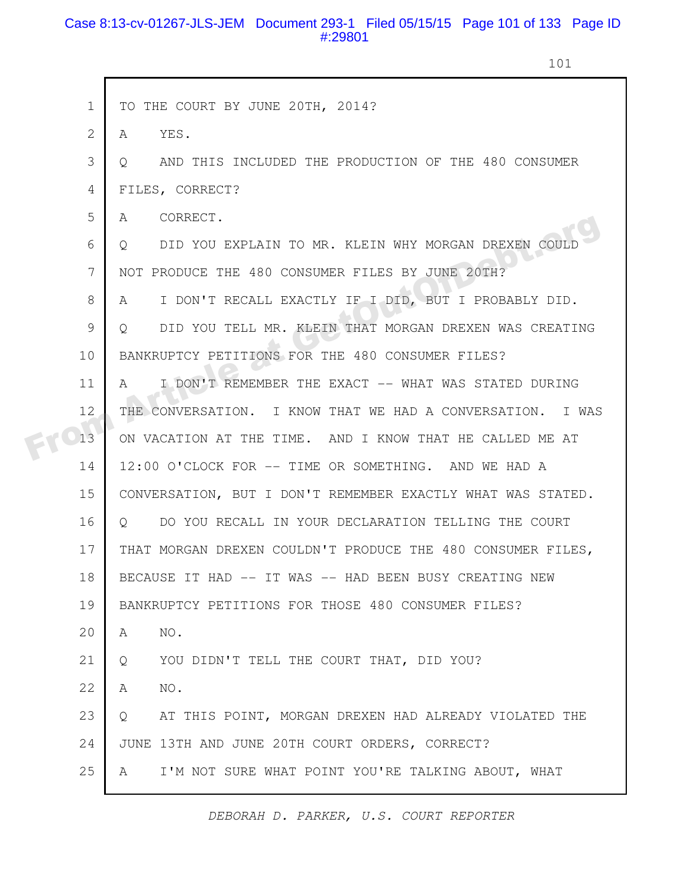1 TO THE COURT BY JUNE 20TH, 2014?

2 A YES.

3 Q AND THIS INCLUDED THE PRODUCTION OF THE 480 CONSUMER

4 FILES, CORRECT?

5 A CORRECT.

6 Q DID YOU EXPLAIN TO MR. KLEIN WHY MORGAN DREXEN COULD

7 NOT PRODUCE THE 480 CONSUMER FILES BY JUNE 20TH?

8 A I DON'T RECALL EXACTLY IF I DID, BUT I PROBABLY DID.

9 Q DID YOU TELL MR. KLEIN THAT MORGAN DREXEN WAS CREATING

10 BANKRUPTCY PETITIONS FOR THE 480 CONSUMER FILES?

11 A I DON'T REMEMBER THE EXACT -- WHAT WAS STATED DURING

12 THE CONVERSATION. I KNOW THAT WE HAD A CONVERSATION. I WAS

13 ON VACATION AT THE TIME. AND I KNOW THAT HE CALLED ME AT

14 12:00 O'CLOCK FOR -- TIME OR SOMETHING. AND WE HAD A

15 CONVERSATION, BUT I DON'T REMEMBER EXACTLY WHAT WAS STATED.

16 Q DO YOU RECALL IN YOUR DECLARATION TELLING THE COURT

17 THAT MORGAN DREXEN COULDN'T PRODUCE THE 480 CONSUMER FILES,

18 BECAUSE IT HAD -- IT WAS -- HAD BEEN BUSY CREATING NEW

19 BANKRUPTCY PETITIONS FOR THOSE 480 CONSUMER FILES?

20 A NO.

21 Q YOU DIDN'T TELL THE COURT THAT, DID YOU?

22 A NO.

23 Q AT THIS POINT, MORGAN DREXEN HAD ALREADY VIOLATED THE

24 JUNE 13TH AND JUNE 20TH COURT ORDERS, CORRECT?

25 A I'M NOT SURE WHAT POINT YOU'RE TALKING ABOUT, WHAT

*DEBORAH D. PARKER, U.S. COURT REPORTER*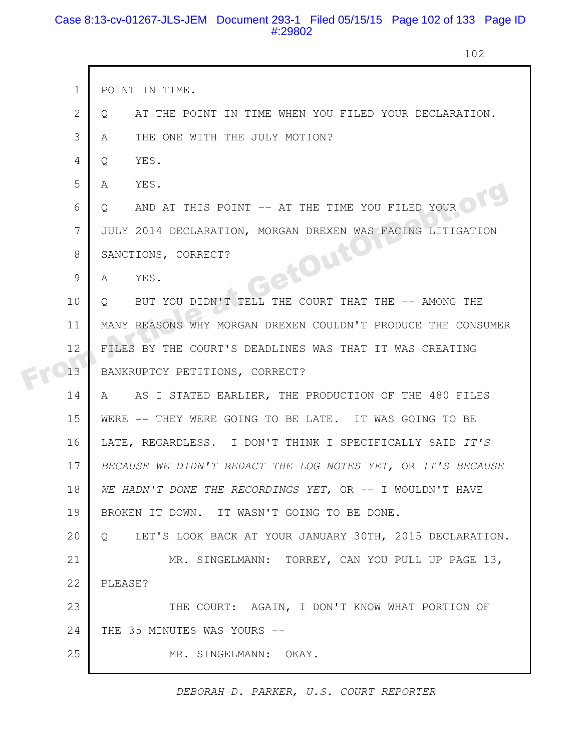1 POINT IN TIME.

2 Q AT THE POINT IN TIME WHEN YOU FILED YOUR DECLARATION.

3 A THE ONE WITH THE JULY MOTION?

4 Q YES.

5 A YES.

6 Q AND AT THIS POINT -- AT THE TIME YOU FILED YOUR

7 JULY 2014 DECLARATION, MORGAN DREXEN WAS FACING LITIGATION

8 SANCTIONS, CORRECT?

9 A YES.

10 Q BUT YOU DIDN'T TELL THE COURT THAT THE -- AMONG THE

11 MANY REASONS WHY MORGAN DREXEN COULDN'T PRODUCE THE CONSUMER

12 FILES BY THE COURT'S DEADLINES WAS THAT IT WAS CREATING

13 BANKRUPTCY PETITIONS, CORRECT?

14 A AS I STATED EARLIER, THE PRODUCTION OF THE 480 FILES

15 WERE -- THEY WERE GOING TO BE LATE. IT WAS GOING TO BE

16 LATE, REGARDLESS. I DON'T THINK I SPECIFICALLY SAID *IT'S*

17 *BECAUSE WE DIDN'T REDACT THE LOG NOTES YET,* OR *IT'S BECAUSE*

18 *WE HADN'T DONE THE RECORDINGS YET,* OR -- I WOULDN'T HAVE

19 BROKEN IT DOWN. IT WASN'T GOING TO BE DONE.

20 Q LET'S LOOK BACK AT YOUR JANUARY 30TH, 2015 DECLARATION.

21 MR. SINGELMANN: TORREY, CAN YOU PULL UP PAGE 13,

22 PLEASE?

23 THE COURT: AGAIN, I DON'T KNOW WHAT PORTION OF

24 THE 35 MINUTES WAS YOURS --

25 MR. SINGELMANN: OKAY.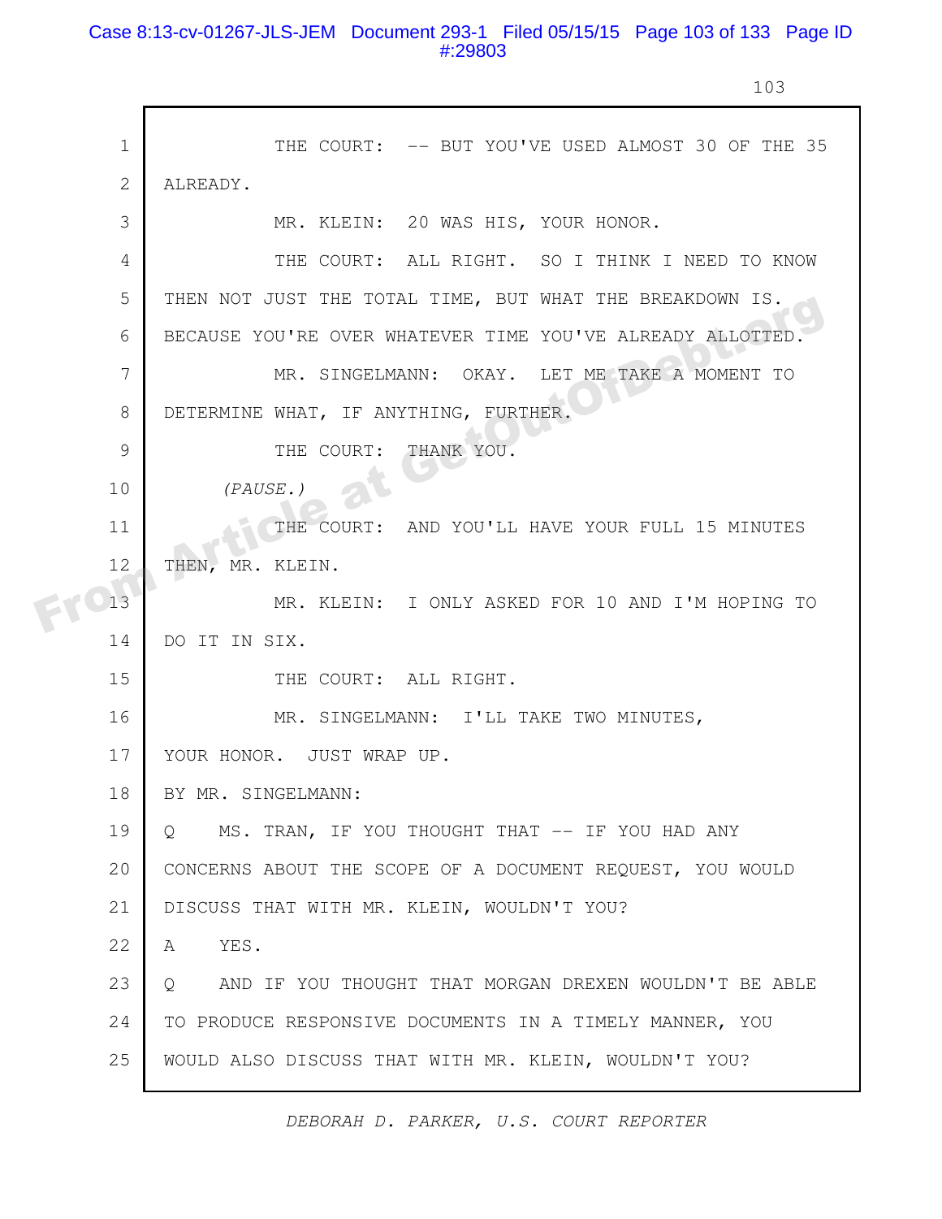THE COURT: -- BUT YOU'VE USED ALMOST 30 OF THE 35 ALREADY.

MR. KLEIN: 20 WAS HIS, YOUR HONOR.

THE COURT: ALL RIGHT. SO I THINK I NEED TO KNOW THEN NOT JUST THE TOTAL TIME, BUT WHAT THE BREAKDOWN IS. BECAUSE YOU'RE OVER WHATEVER TIME YOU'VE ALREADY ALLOTTED.

MR. SINGELMANN: OKAY. LET ME TAKE A MOMENT TO DETERMINE WHAT, IF ANYTHING, FURTHER.

THE COURT: THANK YOU.

*(PAUSE.)*

THE COURT: AND YOU'LL HAVE YOUR FULL 15 MINUTES THEN, MR. KLEIN.

MR. KLEIN: I ONLY ASKED FOR 10 AND I'M HOPING TO DO IT IN SIX.

THE COURT: ALL RIGHT.

MR. SINGELMANN: I'LL TAKE TWO MINUTES, YOUR HONOR. JUST WRAP UP.

BY MR. SINGELMANN:

Q MS. TRAN, IF YOU THOUGHT THAT -- IF YOU HAD ANY CONCERNS ABOUT THE SCOPE OF A DOCUMENT REQUEST, YOU WOULD DISCUSS THAT WITH MR. KLEIN, WOULDN'T YOU?

A YES.

Q AND IF YOU THOUGHT THAT MORGAN DREXEN WOULDN'T BE ABLE TO PRODUCE RESPONSIVE DOCUMENTS IN A TIMELY MANNER, YOU WOULD ALSO DISCUSS THAT WITH MR. KLEIN, WOULDN'T YOU?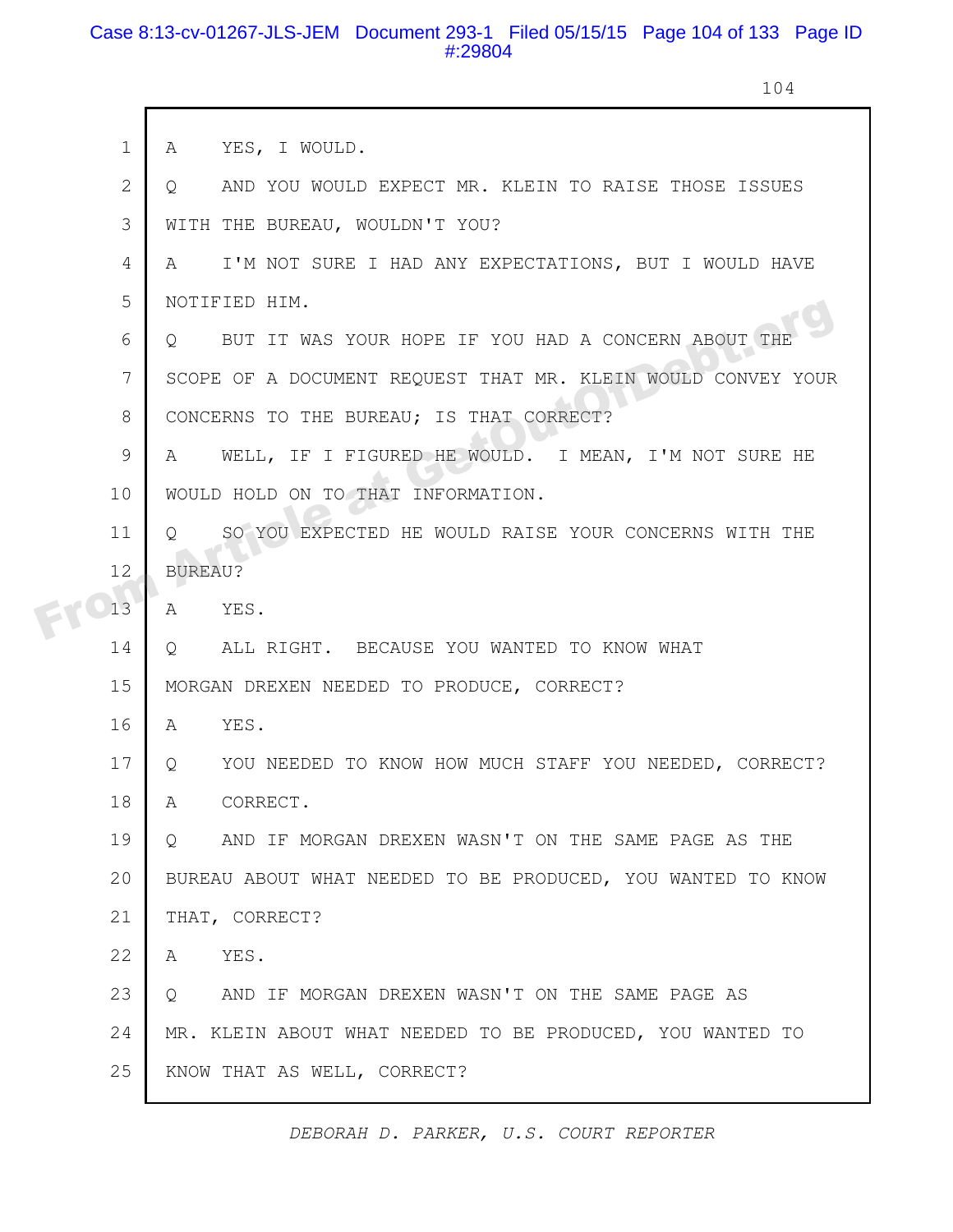1 A YES, I WOULD.

2 Q AND YOU WOULD EXPECT MR. KLEIN TO RAISE THOSE ISSUES

3 WITH THE BUREAU, WOULDN'T YOU?

4 A I'M NOT SURE I HAD ANY EXPECTATIONS, BUT I WOULD HAVE

5 NOTIFIED HIM.

6 Q BUT IT WAS YOUR HOPE IF YOU HAD A CONCERN ABOUT THE

7 SCOPE OF A DOCUMENT REQUEST THAT MR. KLEIN WOULD CONVEY YOUR

8 CONCERNS TO THE BUREAU; IS THAT CORRECT?

9 A WELL, IF I FIGURED HE WOULD. I MEAN, I'M NOT SURE HE

10 WOULD HOLD ON TO THAT INFORMATION.

11 Q SO YOU EXPECTED HE WOULD RAISE YOUR CONCERNS WITH THE

12 BUREAU?

13 A YES.

14 Q ALL RIGHT. BECAUSE YOU WANTED TO KNOW WHAT

15 MORGAN DREXEN NEEDED TO PRODUCE, CORRECT?

16 A YES.

17 Q YOU NEEDED TO KNOW HOW MUCH STAFF YOU NEEDED, CORRECT?

18 A CORRECT.

19 Q AND IF MORGAN DREXEN WASN'T ON THE SAME PAGE AS THE

20 BUREAU ABOUT WHAT NEEDED TO BE PRODUCED, YOU WANTED TO KNOW

21 THAT, CORRECT?

22 A YES.

23 Q AND IF MORGAN DREXEN WASN'T ON THE SAME PAGE AS

24 MR. KLEIN ABOUT WHAT NEEDED TO BE PRODUCED, YOU WANTED TO

25 KNOW THAT AS WELL, CORRECT?

*DEBORAH D. PARKER, U.S. COURT REPORTER*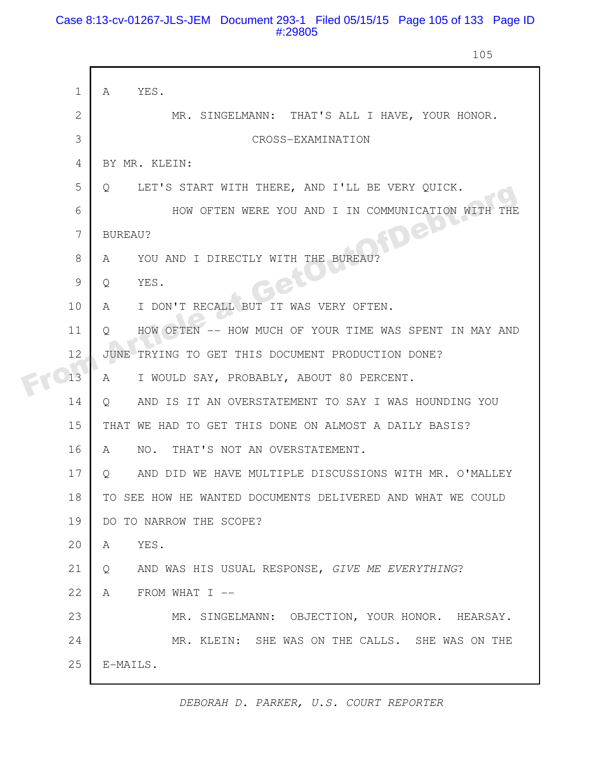A YES.

MR. SINGELMANN: THAT'S ALL I HAVE, YOUR HONOR.

CROSS-EXAMINATION

BY MR. KLEIN:

Q LET'S START WITH THERE, AND I'LL BE VERY QUICK.

HOW OFTEN WERE YOU AND I IN COMMUNICATION WITH THE BUREAU?

A YOU AND I DIRECTLY WITH THE BUREAU?

Q YES.

A I DON'T RECALL BUT IT WAS VERY OFTEN.

Q HOW OFTEN -- HOW MUCH OF YOUR TIME WAS SPENT IN MAY AND JUNE TRYING TO GET THIS DOCUMENT PRODUCTION DONE?

A I WOULD SAY, PROBABLY, ABOUT 80 PERCENT.

Q AND IS IT AN OVERSTATEMENT TO SAY I WAS HOUNDING YOU THAT WE HAD TO GET THIS DONE ON ALMOST A DAILY BASIS?

A NO. THAT'S NOT AN OVERSTATEMENT.

Q AND DID WE HAVE MULTIPLE DISCUSSIONS WITH MR. O'MALLEY TO SEE HOW HE WANTED DOCUMENTS DELIVERED AND WHAT WE COULD DO TO NARROW THE SCOPE?

A YES.

Q AND WAS HIS USUAL RESPONSE, *GIVE ME EVERYTHING*?

A FROM WHAT I --

MR. SINGELMANN: OBJECTION, YOUR HONOR. HEARSAY.

MR. KLEIN: SHE WAS ON THE CALLS. SHE WAS ON THE E-MAILS.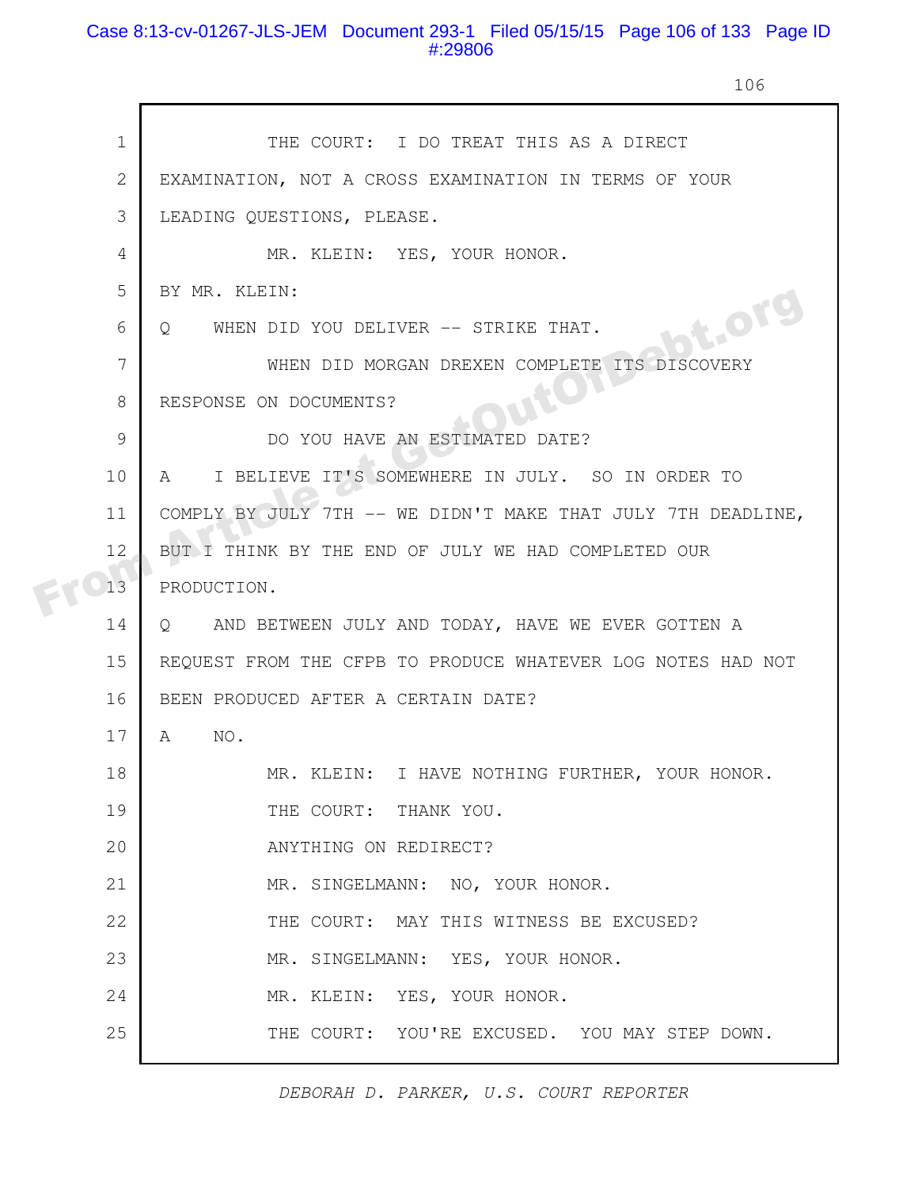THE COURT: I DO TREAT THIS AS A DIRECT EXAMINATION, NOT A CROSS EXAMINATION IN TERMS OF YOUR LEADING QUESTIONS, PLEASE.

MR. KLEIN: YES, YOUR HONOR.

BY MR. KLEIN:

Q WHEN DID YOU DELIVER -- STRIKE THAT.

WHEN DID MORGAN DREXEN COMPLETE ITS DISCOVERY RESPONSE ON DOCUMENTS?

DO YOU HAVE AN ESTIMATED DATE?

A I BELIEVE IT'S SOMEWHERE IN JULY. SO IN ORDER TO COMPLY BY JULY 7TH -- WE DIDN'T MAKE THAT JULY 7TH DEADLINE, BUT I THINK BY THE END OF JULY WE HAD COMPLETED OUR PRODUCTION.

Q AND BETWEEN JULY AND TODAY, HAVE WE EVER GOTTEN A REQUEST FROM THE CFPB TO PRODUCE WHATEVER LOG NOTES HAD NOT BEEN PRODUCED AFTER A CERTAIN DATE?

A NO.

MR. KLEIN: I HAVE NOTHING FURTHER, YOUR HONOR.

THE COURT: THANK YOU.

ANYTHING ON REDIRECT?

MR. SINGELMANN: NO, YOUR HONOR.

THE COURT: MAY THIS WITNESS BE EXCUSED?

MR. SINGELMANN: YES, YOUR HONOR.

MR. KLEIN: YES, YOUR HONOR.

THE COURT: YOU'RE EXCUSED. YOU MAY STEP DOWN.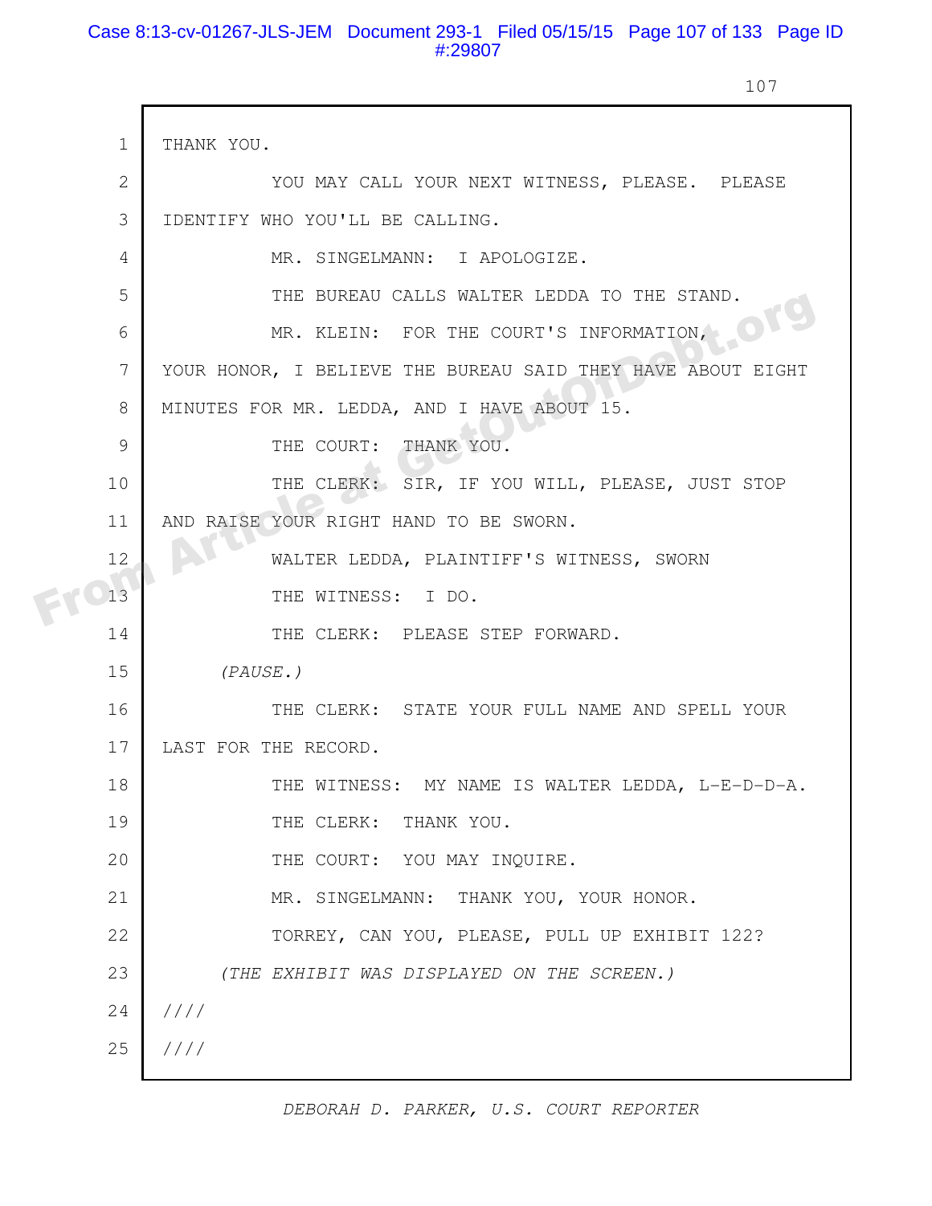THANK YOU.

YOU MAY CALL YOUR NEXT WITNESS, PLEASE. PLEASE IDENTIFY WHO YOU'LL BE CALLING.

MR. SINGELMANN: I APOLOGIZE.

THE BUREAU CALLS WALTER LEDDA TO THE STAND.

MR. KLEIN: FOR THE COURT'S INFORMATION, YOUR HONOR, I BELIEVE THE BUREAU SAID THEY HAVE ABOUT EIGHT MINUTES FOR MR. LEDDA, AND I HAVE ABOUT 15.

THE COURT: THANK YOU.

THE CLERK: SIR, IF YOU WILL, PLEASE, JUST STOP AND RAISE YOUR RIGHT HAND TO BE SWORN.

WALTER LEDDA, PLAINTIFF'S WITNESS, SWORN

THE WITNESS: I DO.

THE CLERK: PLEASE STEP FORWARD.

*(PAUSE.)*

THE CLERK: STATE YOUR FULL NAME AND SPELL YOUR LAST FOR THE RECORD.

THE WITNESS: MY NAME IS WALTER LEDDA, L-E-D-D-A.

THE CLERK: THANK YOU.

THE COURT: YOU MAY INQUIRE.

MR. SINGELMANN: THANK YOU, YOUR HONOR.

TORREY, CAN YOU, PLEASE, PULL UP EXHIBIT 122?

*(THE EXHIBIT WAS DISPLAYED ON THE SCREEN.)*

////

////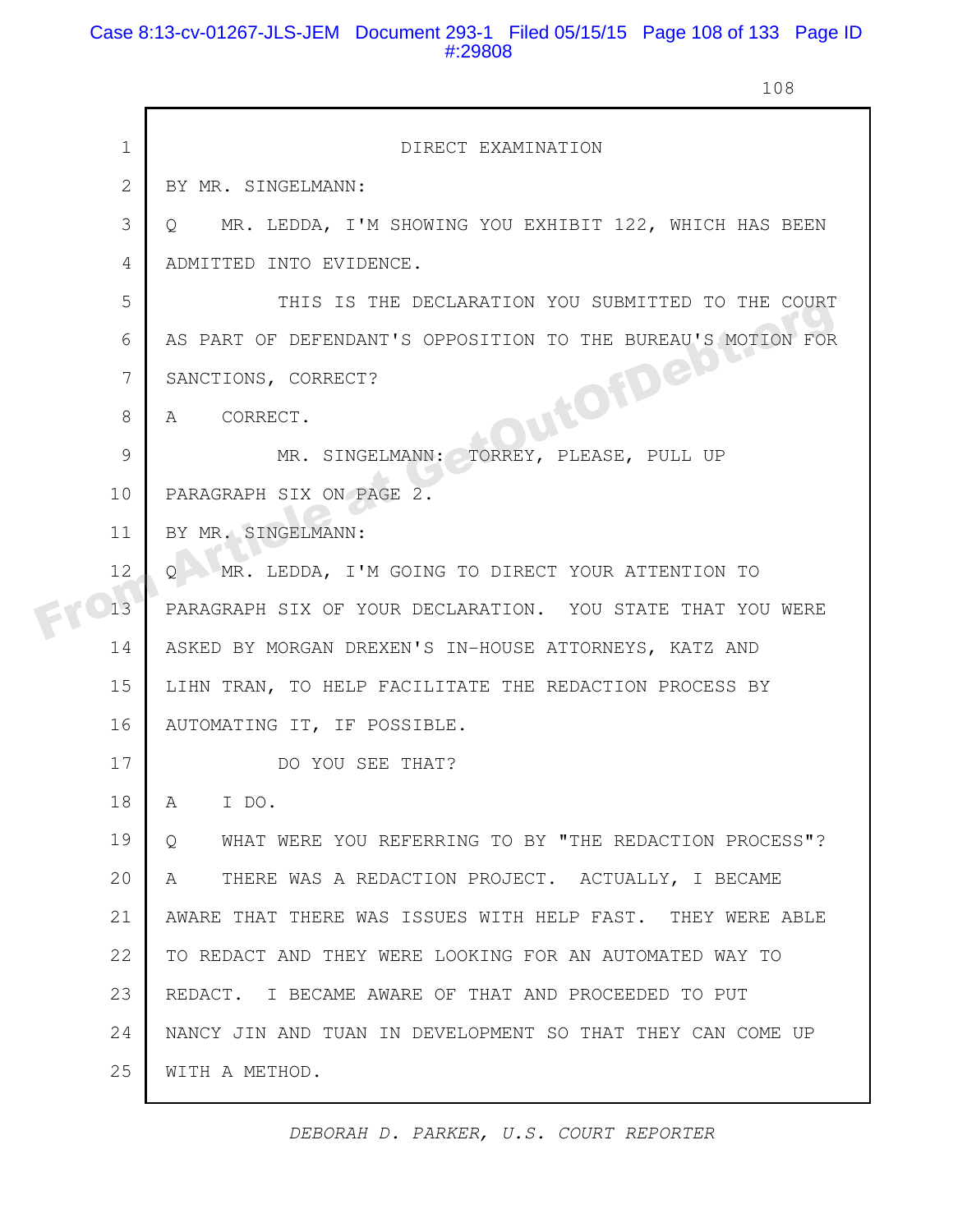DIRECT EXAMINATION

BY MR. SINGELMANN:

Q MR. LEDDA, I'M SHOWING YOU EXHIBIT 122, WHICH HAS BEEN ADMITTED INTO EVIDENCE.

THIS IS THE DECLARATION YOU SUBMITTED TO THE COURT AS PART OF DEFENDANT'S OPPOSITION TO THE BUREAU'S MOTION FOR SANCTIONS, CORRECT?

A CORRECT.

MR. SINGELMANN: TORREY, PLEASE, PULL UP PARAGRAPH SIX ON PAGE 2.

BY MR. SINGELMANN:

Q MR. LEDDA, I'M GOING TO DIRECT YOUR ATTENTION TO PARAGRAPH SIX OF YOUR DECLARATION. YOU STATE THAT YOU WERE ASKED BY MORGAN DREXEN'S IN-HOUSE ATTORNEYS, KATZ AND LIHN TRAN, TO HELP FACILITATE THE REDACTION PROCESS BY AUTOMATING IT, IF POSSIBLE.

DO YOU SEE THAT?

A I DO.

Q WHAT WERE YOU REFERRING TO BY "THE REDACTION PROCESS"?

A THERE WAS A REDACTION PROJECT. ACTUALLY, I BECAME AWARE THAT THERE WAS ISSUES WITH HELP FAST. THEY WERE ABLE TO REDACT AND THEY WERE LOOKING FOR AN AUTOMATED WAY TO REDACT. I BECAME AWARE OF THAT AND PROCEEDED TO PUT NANCY JIN AND TUAN IN DEVELOPMENT SO THAT THEY CAN COME UP WITH A METHOD.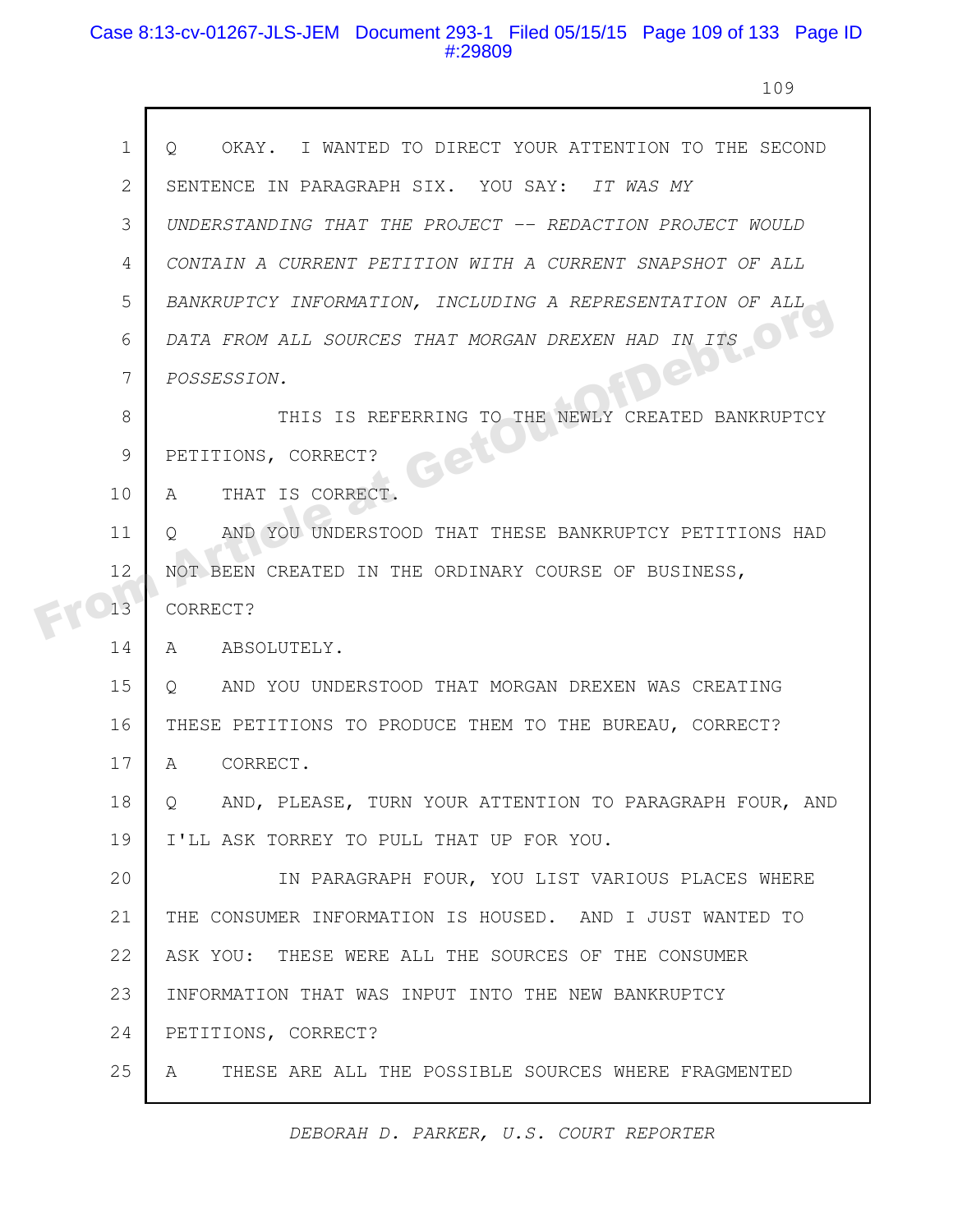Q OKAY. I WANTED TO DIRECT YOUR ATTENTION TO THE SECOND SENTENCE IN PARAGRAPH SIX. YOU SAY: *IT WAS MY UNDERSTANDING THAT THE PROJECT -- REDACTION PROJECT WOULD CONTAIN A CURRENT PETITION WITH A CURRENT SNAPSHOT OF ALL BANKRUPTCY INFORMATION, INCLUDING A REPRESENTATION OF ALL DATA FROM ALL SOURCES THAT MORGAN DREXEN HAD IN ITS POSSESSION.*

THIS IS REFERRING TO THE NEWLY CREATED BANKRUPTCY PETITIONS, CORRECT?

A THAT IS CORRECT.

Q AND YOU UNDERSTOOD THAT THESE BANKRUPTCY PETITIONS HAD NOT BEEN CREATED IN THE ORDINARY COURSE OF BUSINESS, CORRECT?

A ABSOLUTELY.

Q AND YOU UNDERSTOOD THAT MORGAN DREXEN WAS CREATING THESE PETITIONS TO PRODUCE THEM TO THE BUREAU, CORRECT?

A CORRECT.

Q AND, PLEASE, TURN YOUR ATTENTION TO PARAGRAPH FOUR, AND I'LL ASK TORREY TO PULL THAT UP FOR YOU.

IN PARAGRAPH FOUR, YOU LIST VARIOUS PLACES WHERE THE CONSUMER INFORMATION IS HOUSED. AND I JUST WANTED TO ASK YOU: THESE WERE ALL THE SOURCES OF THE CONSUMER INFORMATION THAT WAS INPUT INTO THE NEW BANKRUPTCY PETITIONS, CORRECT?

A THESE ARE ALL THE POSSIBLE SOURCES WHERE FRAGMENTED

*DEBORAH D. PARKER, U.S. COURT REPORTER*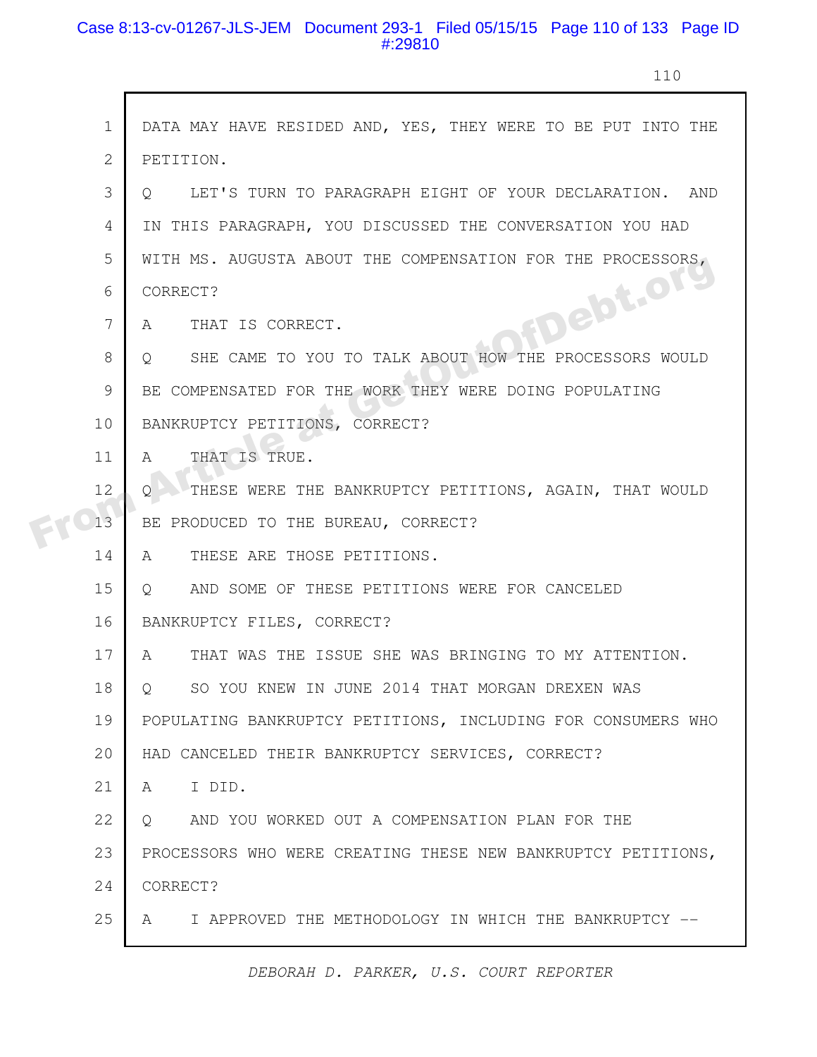1 DATA MAY HAVE RESIDED AND, YES, THEY WERE TO BE PUT INTO THE

2 PETITION.

3 Q LET'S TURN TO PARAGRAPH EIGHT OF YOUR DECLARATION. AND

4 IN THIS PARAGRAPH, YOU DISCUSSED THE CONVERSATION YOU HAD

5 WITH MS. AUGUSTA ABOUT THE COMPENSATION FOR THE PROCESSORS,

6 CORRECT?

7 A THAT IS CORRECT.

8 Q SHE CAME TO YOU TO TALK ABOUT HOW THE PROCESSORS WOULD

9 BE COMPENSATED FOR THE WORK THEY WERE DOING POPULATING

10 BANKRUPTCY PETITIONS, CORRECT?

11 A THAT IS TRUE.

12 Q THESE WERE THE BANKRUPTCY PETITIONS, AGAIN, THAT WOULD

13 BE PRODUCED TO THE BUREAU, CORRECT?

14 A THESE ARE THOSE PETITIONS.

15 Q AND SOME OF THESE PETITIONS WERE FOR CANCELED

16 BANKRUPTCY FILES, CORRECT?

17 A THAT WAS THE ISSUE SHE WAS BRINGING TO MY ATTENTION.

18 Q SO YOU KNEW IN JUNE 2014 THAT MORGAN DREXEN WAS

19 POPULATING BANKRUPTCY PETITIONS, INCLUDING FOR CONSUMERS WHO

20 HAD CANCELED THEIR BANKRUPTCY SERVICES, CORRECT?

21 A I DID.

22 Q AND YOU WORKED OUT A COMPENSATION PLAN FOR THE

23 PROCESSORS WHO WERE CREATING THESE NEW BANKRUPTCY PETITIONS,

24 CORRECT?

25 A I APPROVED THE METHODOLOGY IN WHICH THE BANKRUPTCY --

*DEBORAH D. PARKER, U.S. COURT REPORTER*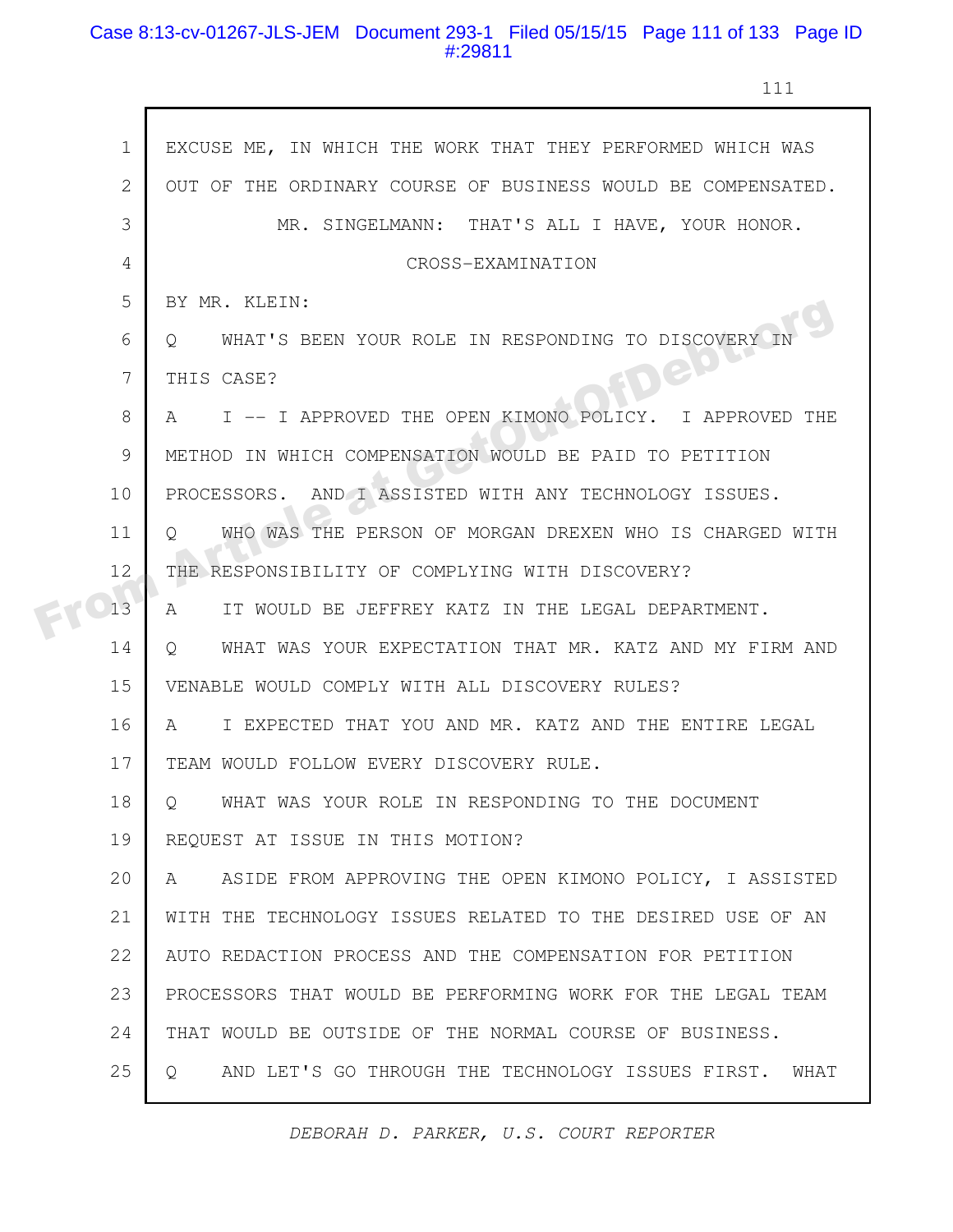EXCUSE ME, IN WHICH THE WORK THAT THEY PERFORMED WHICH WAS OUT OF THE ORDINARY COURSE OF BUSINESS WOULD BE COMPENSATED.

MR. SINGELMANN: THAT'S ALL I HAVE, YOUR HONOR.

CROSS-EXAMINATION

BY MR. KLEIN:

Q WHAT'S BEEN YOUR ROLE IN RESPONDING TO DISCOVERY IN THIS CASE?

A I -- I APPROVED THE OPEN KIMONO POLICY. I APPROVED THE METHOD IN WHICH COMPENSATION WOULD BE PAID TO PETITION PROCESSORS. AND I ASSISTED WITH ANY TECHNOLOGY ISSUES.

Q WHO WAS THE PERSON OF MORGAN DREXEN WHO IS CHARGED WITH THE RESPONSIBILITY OF COMPLYING WITH DISCOVERY?

A IT WOULD BE JEFFREY KATZ IN THE LEGAL DEPARTMENT.

Q WHAT WAS YOUR EXPECTATION THAT MR. KATZ AND MY FIRM AND VENABLE WOULD COMPLY WITH ALL DISCOVERY RULES?

A I EXPECTED THAT YOU AND MR. KATZ AND THE ENTIRE LEGAL TEAM WOULD FOLLOW EVERY DISCOVERY RULE.

Q WHAT WAS YOUR ROLE IN RESPONDING TO THE DOCUMENT REQUEST AT ISSUE IN THIS MOTION?

A ASIDE FROM APPROVING THE OPEN KIMONO POLICY, I ASSISTED WITH THE TECHNOLOGY ISSUES RELATED TO THE DESIRED USE OF AN AUTO REDACTION PROCESS AND THE COMPENSATION FOR PETITION PROCESSORS THAT WOULD BE PERFORMING WORK FOR THE LEGAL TEAM THAT WOULD BE OUTSIDE OF THE NORMAL COURSE OF BUSINESS.

Q AND LET'S GO THROUGH THE TECHNOLOGY ISSUES FIRST. WHAT

*DEBORAH D. PARKER, U.S. COURT REPORTER*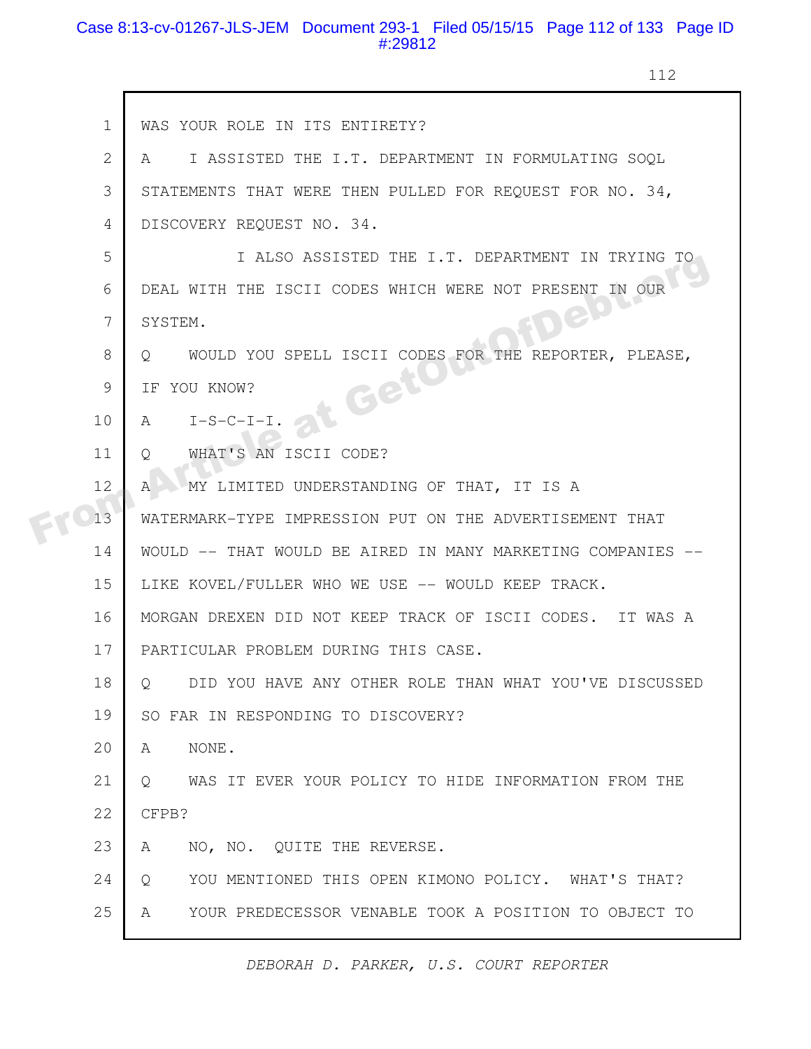1 WAS YOUR ROLE IN ITS ENTIRETY?

2 A I ASSISTED THE I.T. DEPARTMENT IN FORMULATING SOQL

3 STATEMENTS THAT WERE THEN PULLED FOR REQUEST FOR NO. 34,

4 DISCOVERY REQUEST NO. 34.

5 I ALSO ASSISTED THE I.T. DEPARTMENT IN TRYING TO

6 DEAL WITH THE ISCII CODES WHICH WERE NOT PRESENT IN OUR

7 SYSTEM.

8 Q WOULD YOU SPELL ISCII CODES FOR THE REPORTER, PLEASE,

9 IF YOU KNOW?

10 A I-S-C-I-I.

11 Q WHAT'S AN ISCII CODE?

12 A MY LIMITED UNDERSTANDING OF THAT, IT IS A

13 WATERMARK-TYPE IMPRESSION PUT ON THE ADVERTISEMENT THAT

14 WOULD -- THAT WOULD BE AIRED IN MANY MARKETING COMPANIES --

15 LIKE KOVEL/FULLER WHO WE USE -- WOULD KEEP TRACK.

16 MORGAN DREXEN DID NOT KEEP TRACK OF ISCII CODES. IT WAS A

17 PARTICULAR PROBLEM DURING THIS CASE.

18 Q DID YOU HAVE ANY OTHER ROLE THAN WHAT YOU'VE DISCUSSED

19 SO FAR IN RESPONDING TO DISCOVERY?

20 A NONE.

21 Q WAS IT EVER YOUR POLICY TO HIDE INFORMATION FROM THE

22 CFPB?

23 A NO, NO. QUITE THE REVERSE.

24 Q YOU MENTIONED THIS OPEN KIMONO POLICY. WHAT'S THAT?

25 A YOUR PREDECESSOR VENABLE TOOK A POSITION TO OBJECT TO

*DEBORAH D. PARKER, U.S. COURT REPORTER*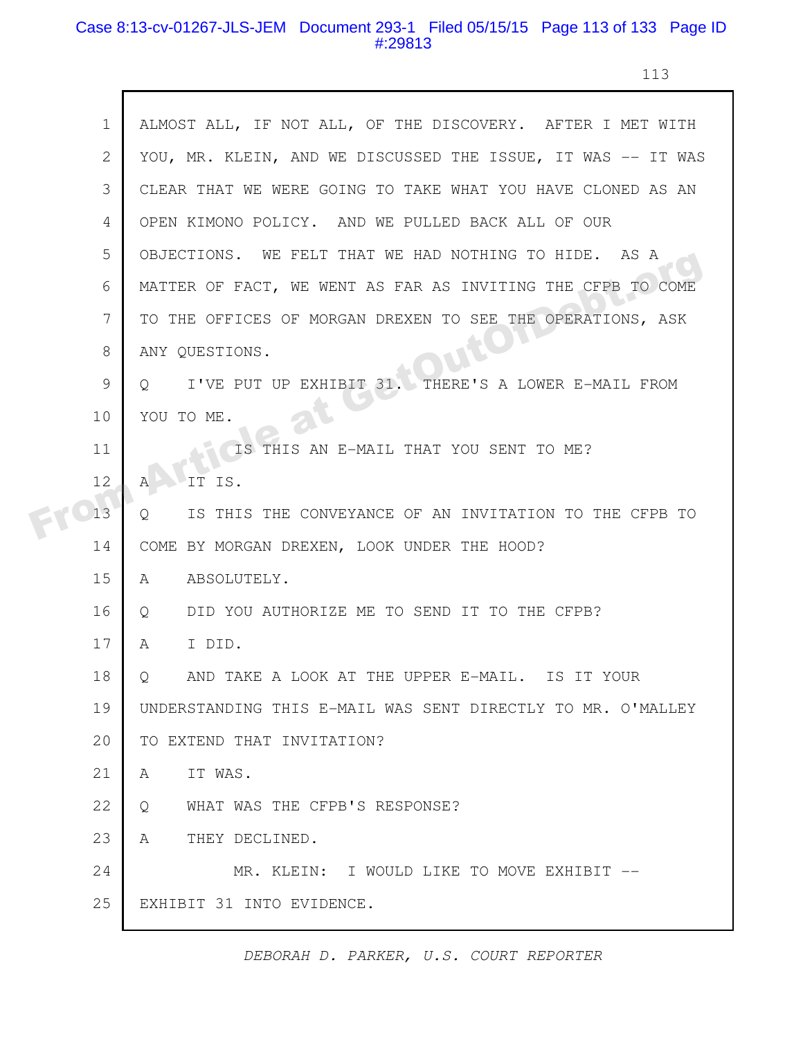1 ALMOST ALL, IF NOT ALL, OF THE DISCOVERY. AFTER I MET WITH

2 YOU, MR. KLEIN, AND WE DISCUSSED THE ISSUE, IT WAS -- IT WAS

3 CLEAR THAT WE WERE GOING TO TAKE WHAT YOU HAVE CLONED AS AN

4 OPEN KIMONO POLICY. AND WE PULLED BACK ALL OF OUR

5 OBJECTIONS. WE FELT THAT WE HAD NOTHING TO HIDE. AS A

6 MATTER OF FACT, WE WENT AS FAR AS INVITING THE CFPB TO COME

7 TO THE OFFICES OF MORGAN DREXEN TO SEE THE OPERATIONS, ASK

8 ANY QUESTIONS.

9 Q I'VE PUT UP EXHIBIT 31. THERE'S A LOWER E-MAIL FROM

10 YOU TO ME.

11 IS THIS AN E-MAIL THAT YOU SENT TO ME?

12 A IT IS.

13 Q IS THIS THE CONVEYANCE OF AN INVITATION TO THE CFPB TO

14 COME BY MORGAN DREXEN, LOOK UNDER THE HOOD?

15 A ABSOLUTELY.

16 Q DID YOU AUTHORIZE ME TO SEND IT TO THE CFPB?

17 A I DID.

18 Q AND TAKE A LOOK AT THE UPPER E-MAIL. IS IT YOUR

19 UNDERSTANDING THIS E-MAIL WAS SENT DIRECTLY TO MR. O'MALLEY

20 TO EXTEND THAT INVITATION?

21 A IT WAS.

22 Q WHAT WAS THE CFPB'S RESPONSE?

23 A THEY DECLINED.

24 MR. KLEIN: I WOULD LIKE TO MOVE EXHIBIT --

25 EXHIBIT 31 INTO EVIDENCE.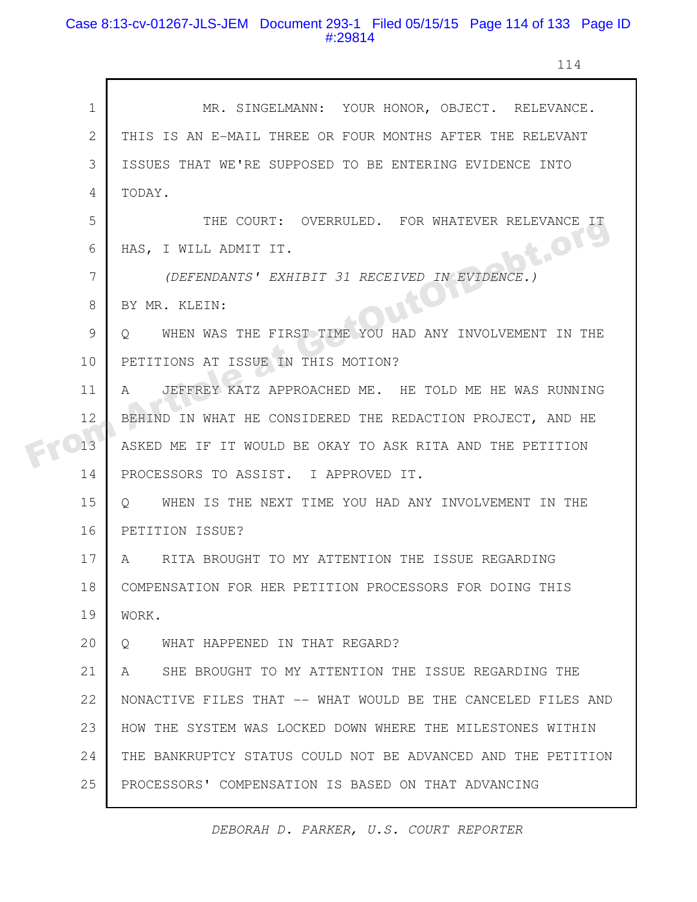MR. SINGELMANN: YOUR HONOR, OBJECT. RELEVANCE. THIS IS AN E-MAIL THREE OR FOUR MONTHS AFTER THE RELEVANT ISSUES THAT WE'RE SUPPOSED TO BE ENTERING EVIDENCE INTO TODAY.

THE COURT: OVERRULED. FOR WHATEVER RELEVANCE IT HAS, I WILL ADMIT IT.

*(DEFENDANTS' EXHIBIT 31 RECEIVED IN EVIDENCE.)*

BY MR. KLEIN:

Q WHEN WAS THE FIRST TIME YOU HAD ANY INVOLVEMENT IN THE PETITIONS AT ISSUE IN THIS MOTION?

A JEFFREY KATZ APPROACHED ME. HE TOLD ME HE WAS RUNNING BEHIND IN WHAT HE CONSIDERED THE REDACTION PROJECT, AND HE ASKED ME IF IT WOULD BE OKAY TO ASK RITA AND THE PETITION PROCESSORS TO ASSIST. I APPROVED IT.

Q WHEN IS THE NEXT TIME YOU HAD ANY INVOLVEMENT IN THE PETITION ISSUE?

A RITA BROUGHT TO MY ATTENTION THE ISSUE REGARDING COMPENSATION FOR HER PETITION PROCESSORS FOR DOING THIS WORK.

Q WHAT HAPPENED IN THAT REGARD?

A SHE BROUGHT TO MY ATTENTION THE ISSUE REGARDING THE NONACTIVE FILES THAT -- WHAT WOULD BE THE CANCELED FILES AND HOW THE SYSTEM WAS LOCKED DOWN WHERE THE MILESTONES WITHIN THE BANKRUPTCY STATUS COULD NOT BE ADVANCED AND THE PETITION PROCESSORS' COMPENSATION IS BASED ON THAT ADVANCING

*DEBORAH D. PARKER, U.S. COURT REPORTER*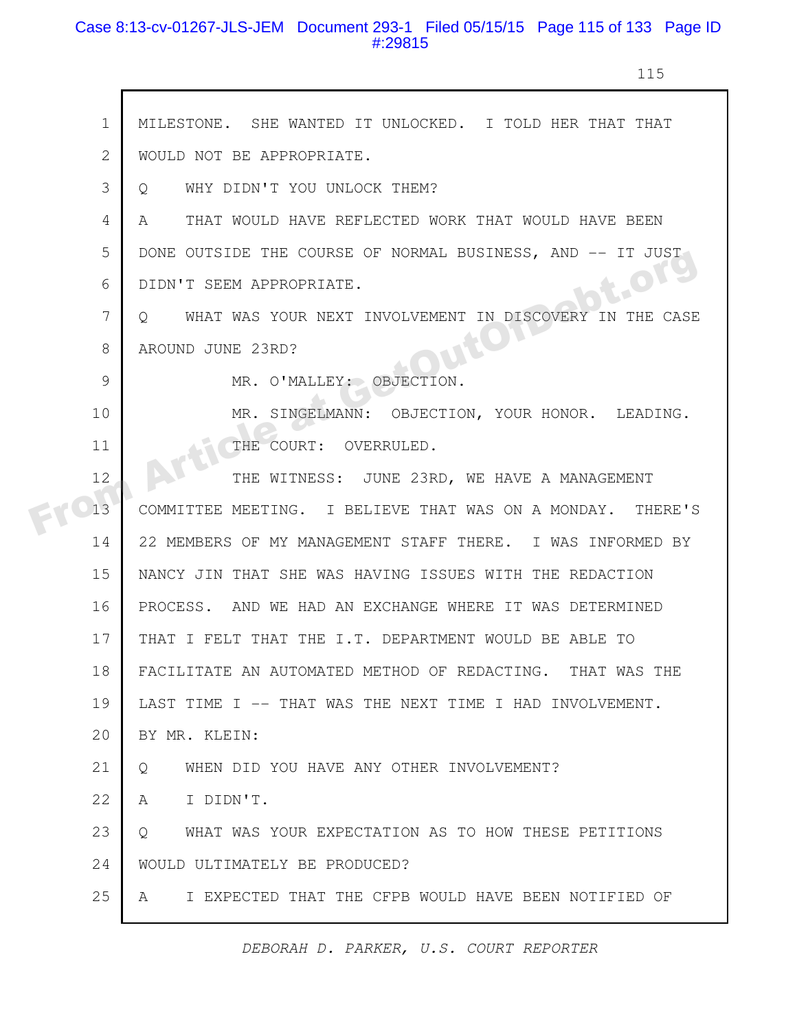MILESTONE. SHE WANTED IT UNLOCKED. I TOLD HER THAT THAT WOULD NOT BE APPROPRIATE.

Q WHY DIDN'T YOU UNLOCK THEM?

A THAT WOULD HAVE REFLECTED WORK THAT WOULD HAVE BEEN DONE OUTSIDE THE COURSE OF NORMAL BUSINESS, AND -- IT JUST DIDN'T SEEM APPROPRIATE.

Q WHAT WAS YOUR NEXT INVOLVEMENT IN DISCOVERY IN THE CASE AROUND JUNE 23RD?

MR. O'MALLEY: OBJECTION.

MR. SINGELMANN: OBJECTION, YOUR HONOR. LEADING.

THE COURT: OVERRULED.

THE WITNESS: JUNE 23RD, WE HAVE A MANAGEMENT COMMITTEE MEETING. I BELIEVE THAT WAS ON A MONDAY. THERE'S 22 MEMBERS OF MY MANAGEMENT STAFF THERE. I WAS INFORMED BY NANCY JIN THAT SHE WAS HAVING ISSUES WITH THE REDACTION PROCESS. AND WE HAD AN EXCHANGE WHERE IT WAS DETERMINED THAT I FELT THAT THE I.T. DEPARTMENT WOULD BE ABLE TO FACILITATE AN AUTOMATED METHOD OF REDACTING. THAT WAS THE LAST TIME I -- THAT WAS THE NEXT TIME I HAD INVOLVEMENT.

BY MR. KLEIN:

Q WHEN DID YOU HAVE ANY OTHER INVOLVEMENT?

A I DIDN'T.

Q WHAT WAS YOUR EXPECTATION AS TO HOW THESE PETITIONS WOULD ULTIMATELY BE PRODUCED?

A I EXPECTED THAT THE CFPB WOULD HAVE BEEN NOTIFIED OF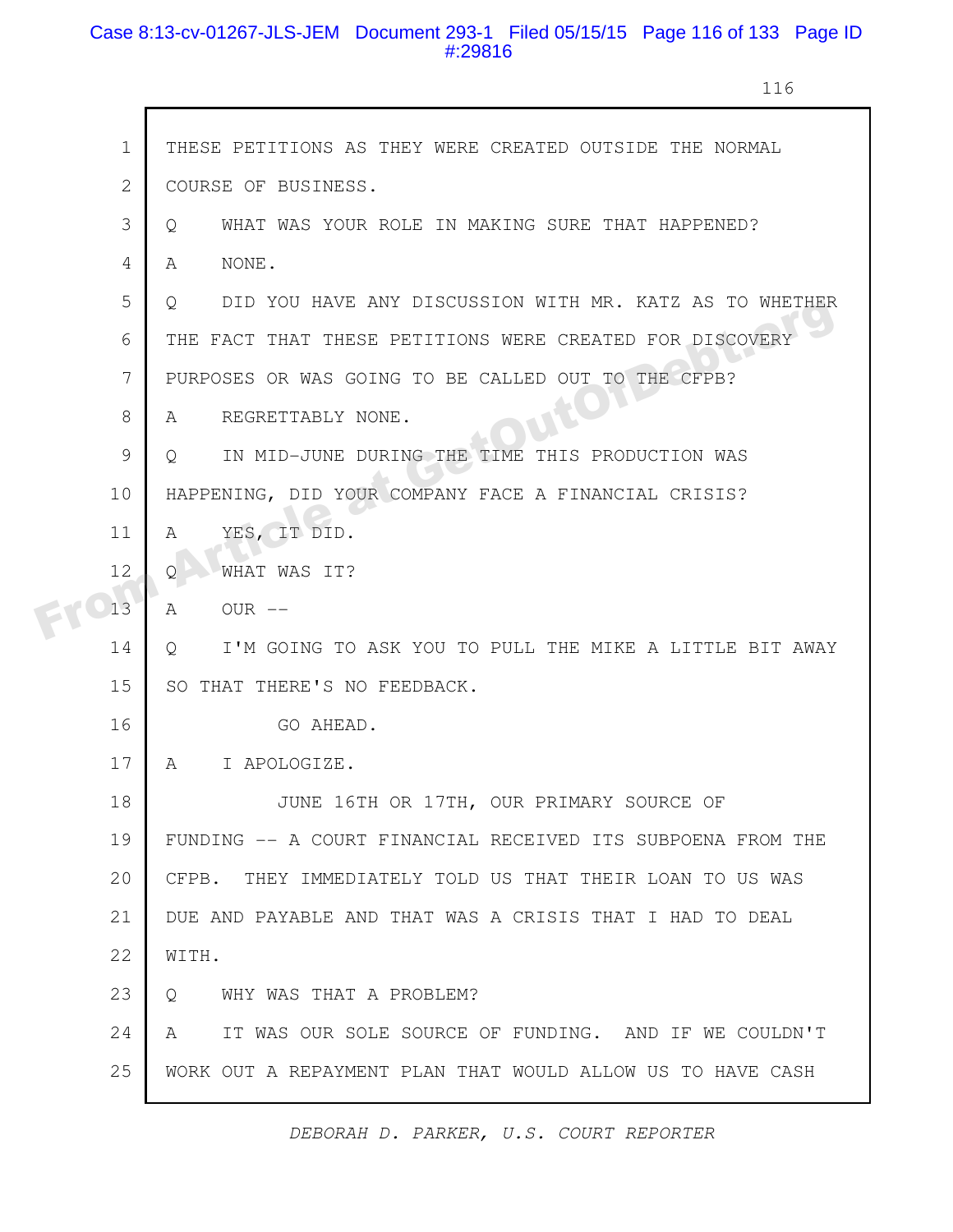THESE PETITIONS AS THEY WERE CREATED OUTSIDE THE NORMAL COURSE OF BUSINESS.

Q WHAT WAS YOUR ROLE IN MAKING SURE THAT HAPPENED?

A NONE.

Q DID YOU HAVE ANY DISCUSSION WITH MR. KATZ AS TO WHETHER THE FACT THAT THESE PETITIONS WERE CREATED FOR DISCOVERY PURPOSES OR WAS GOING TO BE CALLED OUT TO THE CFPB?

A REGRETTABLY NONE.

Q IN MID-JUNE DURING THE TIME THIS PRODUCTION WAS HAPPENING, DID YOUR COMPANY FACE A FINANCIAL CRISIS?

A YES, IT DID.

Q WHAT WAS IT?

A OUR --

Q I'M GOING TO ASK YOU TO PULL THE MIKE A LITTLE BIT AWAY SO THAT THERE'S NO FEEDBACK.

GO AHEAD.

A I APOLOGIZE.

JUNE 16TH OR 17TH, OUR PRIMARY SOURCE OF FUNDING -- A COURT FINANCIAL RECEIVED ITS SUBPOENA FROM THE CFPB. THEY IMMEDIATELY TOLD US THAT THEIR LOAN TO US WAS DUE AND PAYABLE AND THAT WAS A CRISIS THAT I HAD TO DEAL WITH.

Q WHY WAS THAT A PROBLEM?

A IT WAS OUR SOLE SOURCE OF FUNDING. AND IF WE COULDN'T WORK OUT A REPAYMENT PLAN THAT WOULD ALLOW US TO HAVE CASH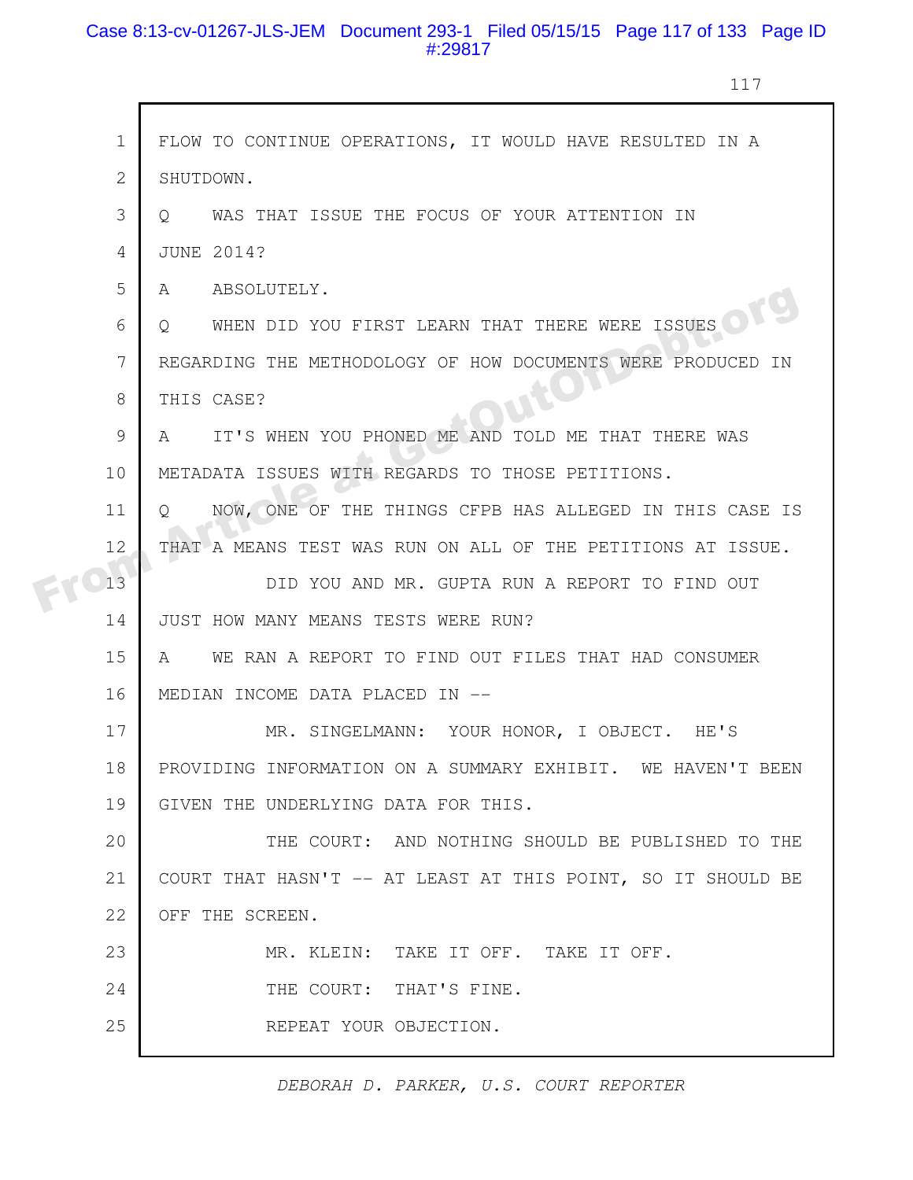1 FLOW TO CONTINUE OPERATIONS, IT WOULD HAVE RESULTED IN A
2 SHUTDOWN.
3 Q WAS THAT ISSUE THE FOCUS OF YOUR ATTENTION IN
4 JUNE 2014?
5 A ABSOLUTELY.
6 Q WHEN DID YOU FIRST LEARN THAT THERE WERE ISSUES
7 REGARDING THE METHODOLOGY OF HOW DOCUMENTS WERE PRODUCED IN
8 THIS CASE?
9 A IT'S WHEN YOU PHONED ME AND TOLD ME THAT THERE WAS
10 METADATA ISSUES WITH REGARDS TO THOSE PETITIONS.
11 Q NOW, ONE OF THE THINGS CFPB HAS ALLEGED IN THIS CASE IS
12 THAT A MEANS TEST WAS RUN ON ALL OF THE PETITIONS AT ISSUE.
13 DID YOU AND MR. GUPTA RUN A REPORT TO FIND OUT
14 JUST HOW MANY MEANS TESTS WERE RUN?
15 A WE RAN A REPORT TO FIND OUT FILES THAT HAD CONSUMER
16 MEDIAN INCOME DATA PLACED IN --
17 MR. SINGELMANN: YOUR HONOR, I OBJECT. HE'S
18 PROVIDING INFORMATION ON A SUMMARY EXHIBIT. WE HAVEN'T BEEN
19 GIVEN THE UNDERLYING DATA FOR THIS.
20 THE COURT: AND NOTHING SHOULD BE PUBLISHED TO THE
21 COURT THAT HASN'T -- AT LEAST AT THIS POINT, SO IT SHOULD BE
22 OFF THE SCREEN.
23 MR. KLEIN: TAKE IT OFF. TAKE IT OFF.
24 THE COURT: THAT'S FINE.
25 REPEAT YOUR OBJECTION.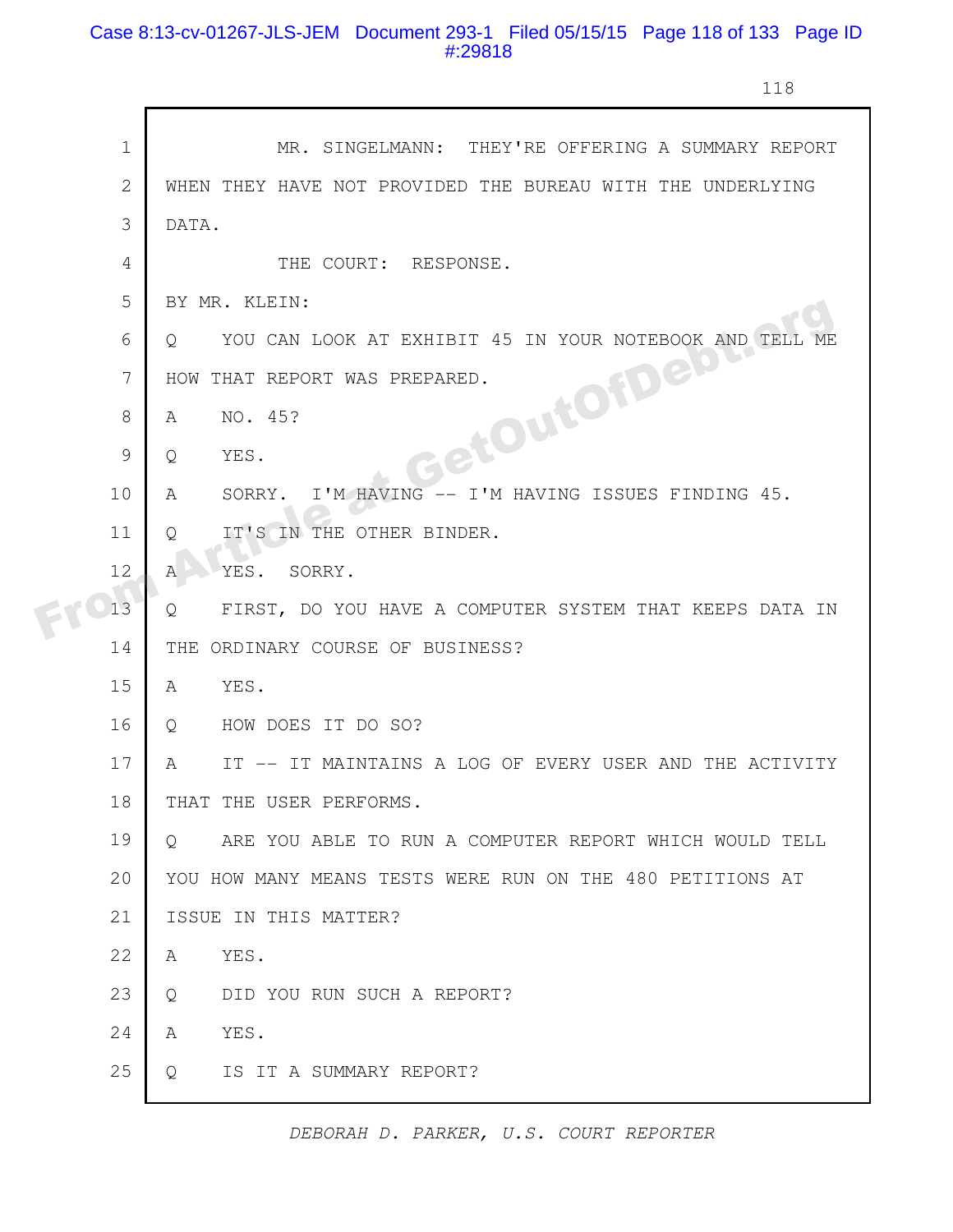1 MR. SINGELMANN: THEY'RE OFFERING A SUMMARY REPORT
2 WHEN THEY HAVE NOT PROVIDED THE BUREAU WITH THE UNDERLYING
3 DATA.
4 THE COURT: RESPONSE.
5 BY MR. KLEIN:
6 Q YOU CAN LOOK AT EXHIBIT 45 IN YOUR NOTEBOOK AND TELL ME
7 HOW THAT REPORT WAS PREPARED.
8 A NO. 45?
9 Q YES.
10 A SORRY. I'M HAVING -- I'M HAVING ISSUES FINDING 45.
11 Q IT'S IN THE OTHER BINDER.
12 A YES. SORRY.
13 Q FIRST, DO YOU HAVE A COMPUTER SYSTEM THAT KEEPS DATA IN
14 THE ORDINARY COURSE OF BUSINESS?
15 A YES.
16 Q HOW DOES IT DO SO?
17 A IT -- IT MAINTAINS A LOG OF EVERY USER AND THE ACTIVITY
18 THAT THE USER PERFORMS.
19 Q ARE YOU ABLE TO RUN A COMPUTER REPORT WHICH WOULD TELL
20 YOU HOW MANY MEANS TESTS WERE RUN ON THE 480 PETITIONS AT
21 ISSUE IN THIS MATTER?
22 A YES.
23 Q DID YOU RUN SUCH A REPORT?
24 A YES.
25 Q IS IT A SUMMARY REPORT?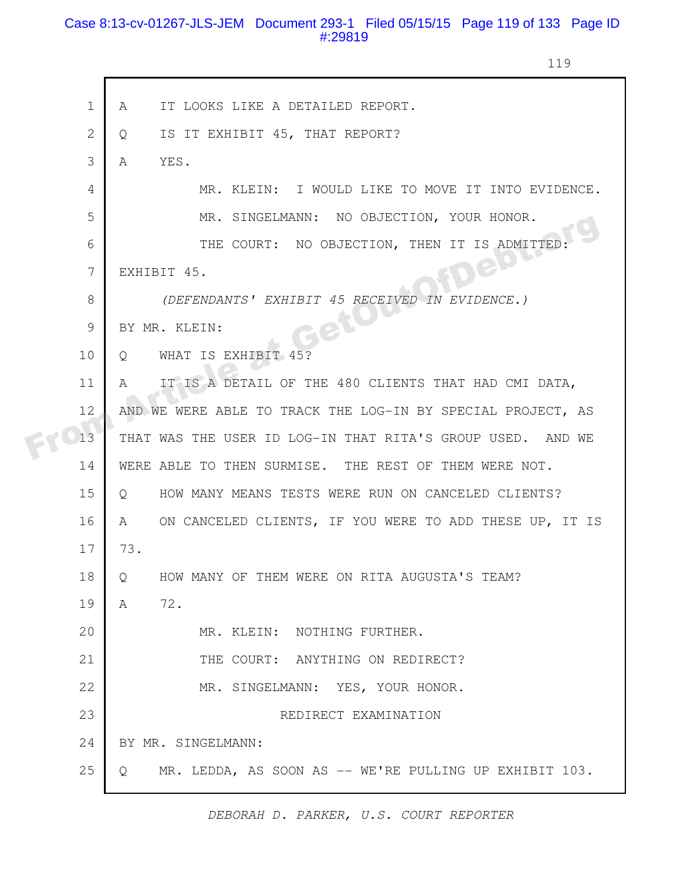A IT LOOKS LIKE A DETAILED REPORT.

Q IS IT EXHIBIT 45, THAT REPORT?

A YES.

MR. KLEIN: I WOULD LIKE TO MOVE IT INTO EVIDENCE.

MR. SINGELMANN: NO OBJECTION, YOUR HONOR.

THE COURT: NO OBJECTION, THEN IT IS ADMITTED: EXHIBIT 45.

*(DEFENDANTS' EXHIBIT 45 RECEIVED IN EVIDENCE.)*

BY MR. KLEIN:

Q WHAT IS EXHIBIT 45?

A IT IS A DETAIL OF THE 480 CLIENTS THAT HAD CMI DATA, AND WE WERE ABLE TO TRACK THE LOG-IN BY SPECIAL PROJECT, AS THAT WAS THE USER ID LOG-IN THAT RITA'S GROUP USED. AND WE WERE ABLE TO THEN SURMISE. THE REST OF THEM WERE NOT.

Q HOW MANY MEANS TESTS WERE RUN ON CANCELED CLIENTS?

A ON CANCELED CLIENTS, IF YOU WERE TO ADD THESE UP, IT IS 73.

Q HOW MANY OF THEM WERE ON RITA AUGUSTA'S TEAM?

A 72.

MR. KLEIN: NOTHING FURTHER.

THE COURT: ANYTHING ON REDIRECT?

MR. SINGELMANN: YES, YOUR HONOR.

REDIRECT EXAMINATION

BY MR. SINGELMANN:

Q MR. LEDDA, AS SOON AS -- WE'RE PULLING UP EXHIBIT 103.

*DEBORAH D. PARKER, U.S. COURT REPORTER*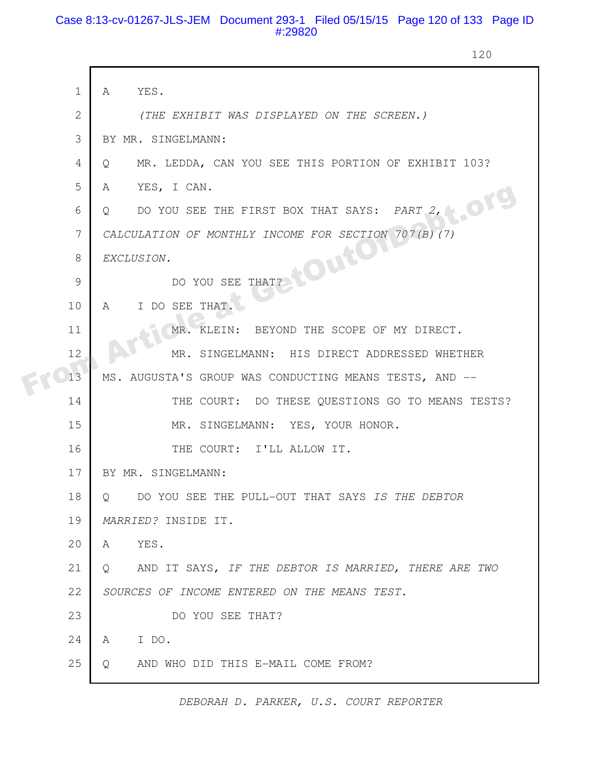1 A YES.

2 *(THE EXHIBIT WAS DISPLAYED ON THE SCREEN.)*

3 BY MR. SINGELMANN:

4 Q MR. LEDDA, CAN YOU SEE THIS PORTION OF EXHIBIT 103?

5 A YES, I CAN.

6 Q DO YOU SEE THE FIRST BOX THAT SAYS: *PART 2,*

7 *CALCULATION OF MONTHLY INCOME FOR SECTION 707(B)(7)*

8 *EXCLUSION.*

9 DO YOU SEE THAT?

10 A I DO SEE THAT.

11 MR. KLEIN: BEYOND THE SCOPE OF MY DIRECT.

12 MR. SINGELMANN: HIS DIRECT ADDRESSED WHETHER

13 MS. AUGUSTA'S GROUP WAS CONDUCTING MEANS TESTS, AND --

14 THE COURT: DO THESE QUESTIONS GO TO MEANS TESTS?

15 MR. SINGELMANN: YES, YOUR HONOR.

16 THE COURT: I'LL ALLOW IT.

17 BY MR. SINGELMANN:

18 Q DO YOU SEE THE PULL-OUT THAT SAYS *IS THE DEBTOR*

19 *MARRIED?* INSIDE IT.

20 A YES.

21 Q AND IT SAYS, *IF THE DEBTOR IS MARRIED, THERE ARE TWO*

22 *SOURCES OF INCOME ENTERED ON THE MEANS TEST.*

23 DO YOU SEE THAT?

24 A I DO.

25 Q AND WHO DID THIS E-MAIL COME FROM?

*DEBORAH D. PARKER, U.S. COURT REPORTER*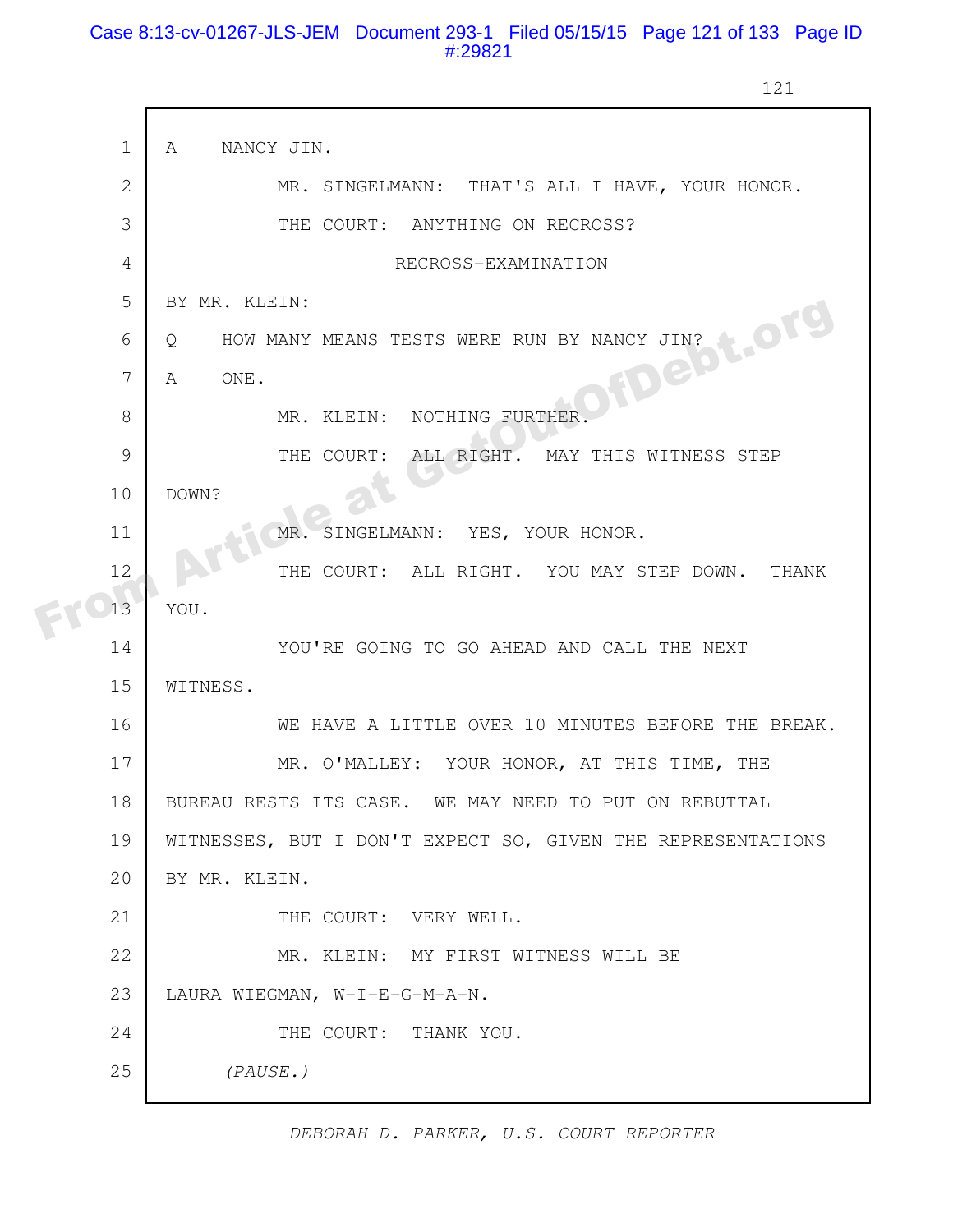1 A NANCY JIN.

2 MR. SINGELMANN: THAT'S ALL I HAVE, YOUR HONOR.

3 THE COURT: ANYTHING ON RECROSS?

4 RECROSS-EXAMINATION

5 BY MR. KLEIN:

6 Q HOW MANY MEANS TESTS WERE RUN BY NANCY JIN?

7 A ONE.

8 MR. KLEIN: NOTHING FURTHER.

9 THE COURT: ALL RIGHT. MAY THIS WITNESS STEP

10 DOWN?

11 MR. SINGELMANN: YES, YOUR HONOR.

12 THE COURT: ALL RIGHT. YOU MAY STEP DOWN. THANK

13 YOU.

14 YOU'RE GOING TO GO AHEAD AND CALL THE NEXT

15 WITNESS.

16 WE HAVE A LITTLE OVER 10 MINUTES BEFORE THE BREAK.

17 MR. O'MALLEY: YOUR HONOR, AT THIS TIME, THE

18 BUREAU RESTS ITS CASE. WE MAY NEED TO PUT ON REBUTTAL

19 WITNESSES, BUT I DON'T EXPECT SO, GIVEN THE REPRESENTATIONS

20 BY MR. KLEIN.

21 THE COURT: VERY WELL.

22 MR. KLEIN: MY FIRST WITNESS WILL BE

23 LAURA WIEGMAN, W-I-E-G-M-A-N.

24 THE COURT: THANK YOU.

25 *(PAUSE.)*

*DEBORAH D. PARKER, U.S. COURT REPORTER*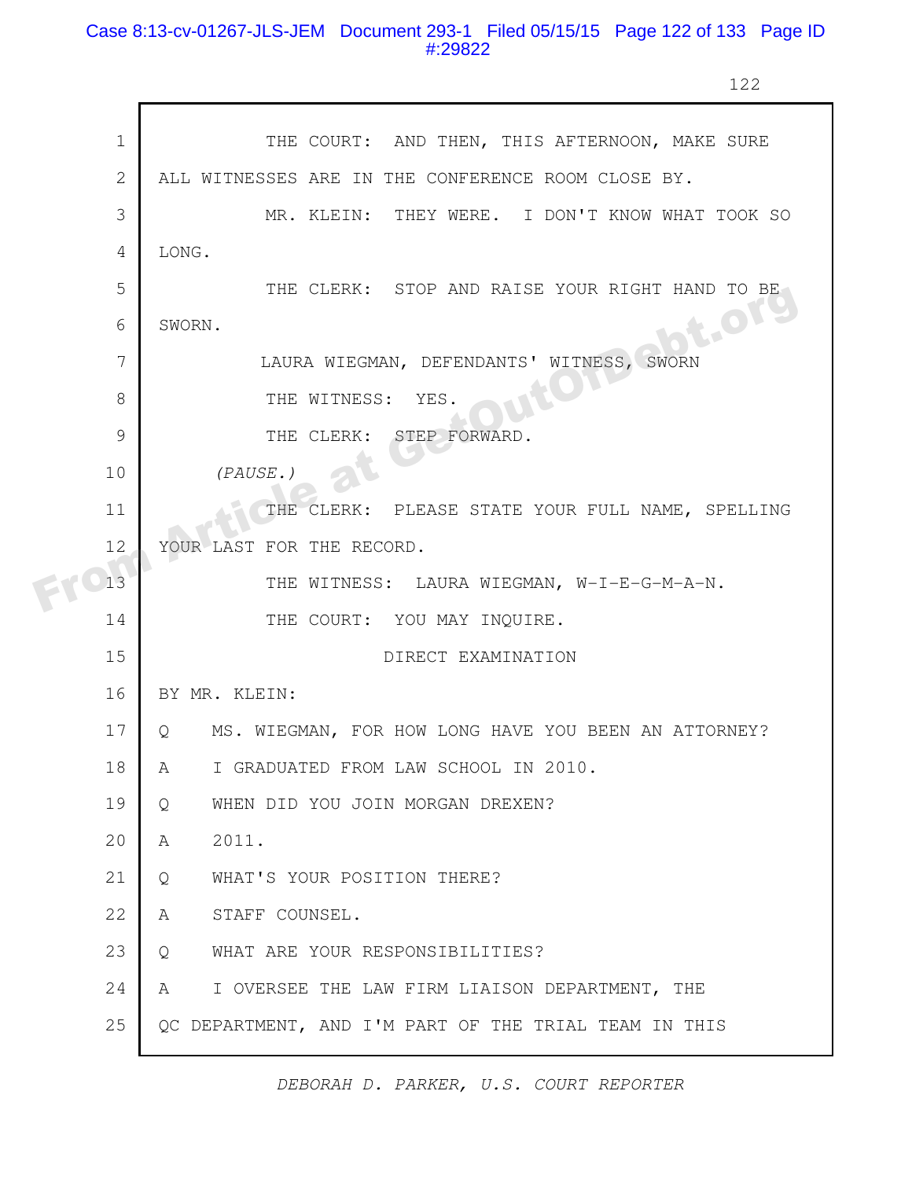THE COURT: AND THEN, THIS AFTERNOON, MAKE SURE ALL WITNESSES ARE IN THE CONFERENCE ROOM CLOSE BY.

MR. KLEIN: THEY WERE. I DON'T KNOW WHAT TOOK SO LONG.

THE CLERK: STOP AND RAISE YOUR RIGHT HAND TO BE SWORN.

LAURA WIEGMAN, DEFENDANTS' WITNESS, SWORN

THE WITNESS: YES.

THE CLERK: STEP FORWARD.

*(PAUSE.)*

THE CLERK: PLEASE STATE YOUR FULL NAME, SPELLING YOUR LAST FOR THE RECORD.

THE WITNESS: LAURA WIEGMAN, W-I-E-G-M-A-N.

THE COURT: YOU MAY INQUIRE.

DIRECT EXAMINATION

BY MR. KLEIN:

Q MS. WIEGMAN, FOR HOW LONG HAVE YOU BEEN AN ATTORNEY?

A I GRADUATED FROM LAW SCHOOL IN 2010.

Q WHEN DID YOU JOIN MORGAN DREXEN?

A 2011.

Q WHAT'S YOUR POSITION THERE?

A STAFF COUNSEL.

Q WHAT ARE YOUR RESPONSIBILITIES?

A I OVERSEE THE LAW FIRM LIAISON DEPARTMENT, THE QC DEPARTMENT, AND I'M PART OF THE TRIAL TEAM IN THIS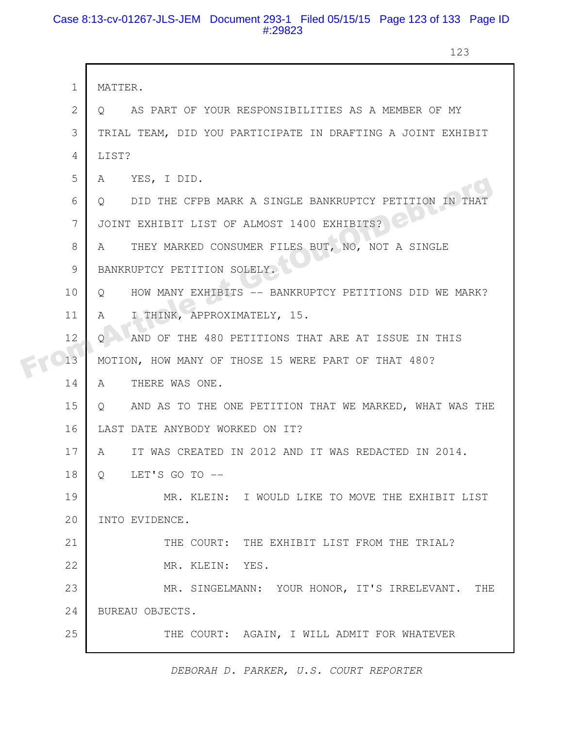1 MATTER.

2 Q AS PART OF YOUR RESPONSIBILITIES AS A MEMBER OF MY

3 TRIAL TEAM, DID YOU PARTICIPATE IN DRAFTING A JOINT EXHIBIT

4 LIST?

5 A YES, I DID.

6 Q DID THE CFPB MARK A SINGLE BANKRUPTCY PETITION IN THAT

7 JOINT EXHIBIT LIST OF ALMOST 1400 EXHIBITS?

8 A THEY MARKED CONSUMER FILES BUT, NO, NOT A SINGLE

9 BANKRUPTCY PETITION SOLELY.

10 Q HOW MANY EXHIBITS -- BANKRUPTCY PETITIONS DID WE MARK?

11 A I THINK, APPROXIMATELY, 15.

12 Q AND OF THE 480 PETITIONS THAT ARE AT ISSUE IN THIS

13 MOTION, HOW MANY OF THOSE 15 WERE PART OF THAT 480?

14 A THERE WAS ONE.

15 Q AND AS TO THE ONE PETITION THAT WE MARKED, WHAT WAS THE

16 LAST DATE ANYBODY WORKED ON IT?

17 A IT WAS CREATED IN 2012 AND IT WAS REDACTED IN 2014.

18 Q LET'S GO TO --

19 MR. KLEIN: I WOULD LIKE TO MOVE THE EXHIBIT LIST

20 INTO EVIDENCE.

21 THE COURT: THE EXHIBIT LIST FROM THE TRIAL?

22 MR. KLEIN: YES.

23 MR. SINGELMANN: YOUR HONOR, IT'S IRRELEVANT. THE

24 BUREAU OBJECTS.

25 THE COURT: AGAIN, I WILL ADMIT FOR WHATEVER

*DEBORAH D. PARKER, U.S. COURT REPORTER*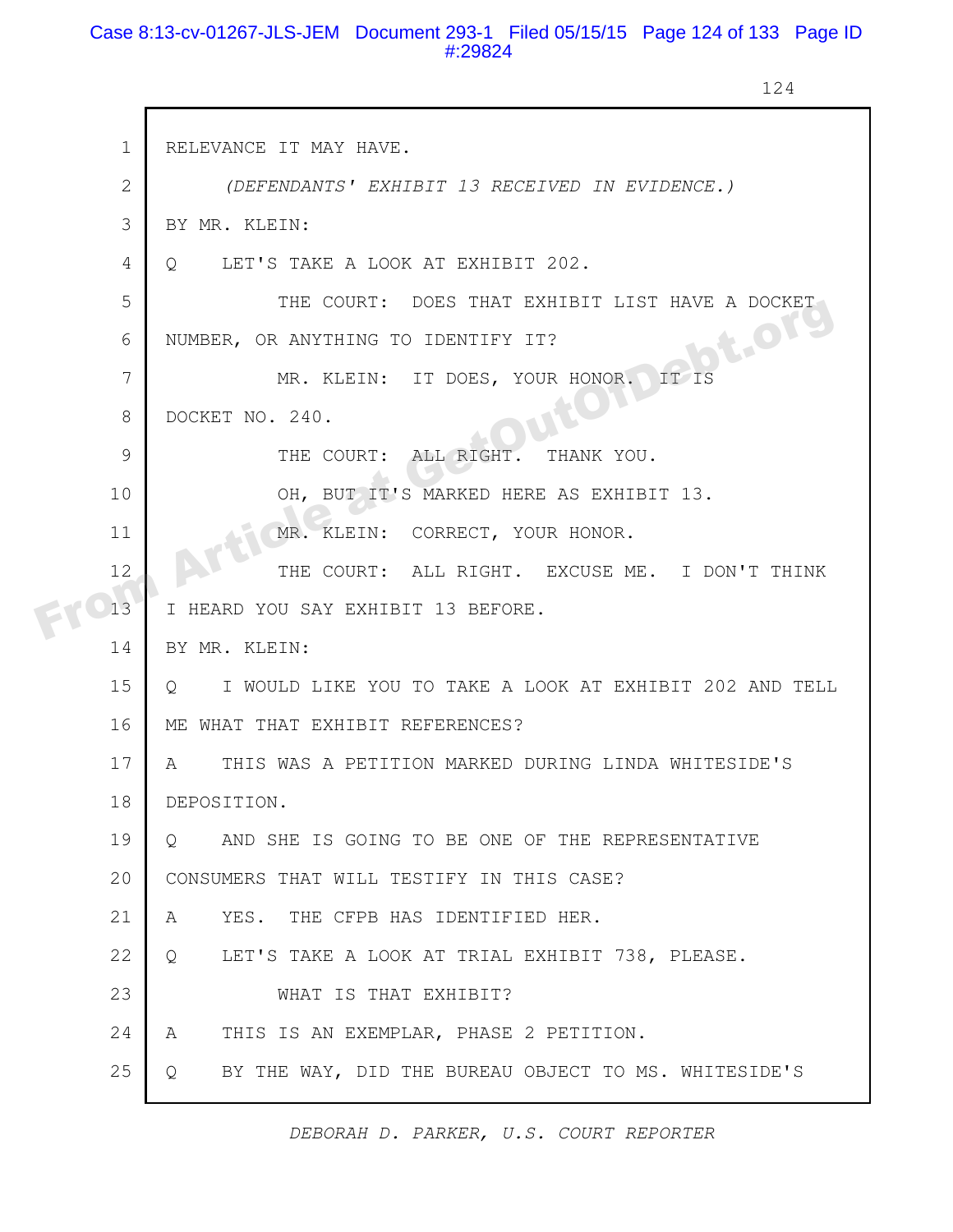1 RELEVANCE IT MAY HAVE.

2 *(DEFENDANTS' EXHIBIT 13 RECEIVED IN EVIDENCE.)*

3 BY MR. KLEIN:

4 Q LET'S TAKE A LOOK AT EXHIBIT 202.

5 THE COURT: DOES THAT EXHIBIT LIST HAVE A DOCKET

6 NUMBER, OR ANYTHING TO IDENTIFY IT?

7 MR. KLEIN: IT DOES, YOUR HONOR. IT IS

8 DOCKET NO. 240.

9 THE COURT: ALL RIGHT. THANK YOU.

10 OH, BUT IT'S MARKED HERE AS EXHIBIT 13.

11 MR. KLEIN: CORRECT, YOUR HONOR.

12 THE COURT: ALL RIGHT. EXCUSE ME. I DON'T THINK

13 I HEARD YOU SAY EXHIBIT 13 BEFORE.

14 BY MR. KLEIN:

15 Q I WOULD LIKE YOU TO TAKE A LOOK AT EXHIBIT 202 AND TELL

16 ME WHAT THAT EXHIBIT REFERENCES?

17 A THIS WAS A PETITION MARKED DURING LINDA WHITESIDE'S

18 DEPOSITION.

19 Q AND SHE IS GOING TO BE ONE OF THE REPRESENTATIVE

20 CONSUMERS THAT WILL TESTIFY IN THIS CASE?

21 A YES. THE CFPB HAS IDENTIFIED HER.

22 Q LET'S TAKE A LOOK AT TRIAL EXHIBIT 738, PLEASE.

23 WHAT IS THAT EXHIBIT?

24 A THIS IS AN EXEMPLAR, PHASE 2 PETITION.

25 Q BY THE WAY, DID THE BUREAU OBJECT TO MS. WHITESIDE'S

*DEBORAH D. PARKER, U.S. COURT REPORTER*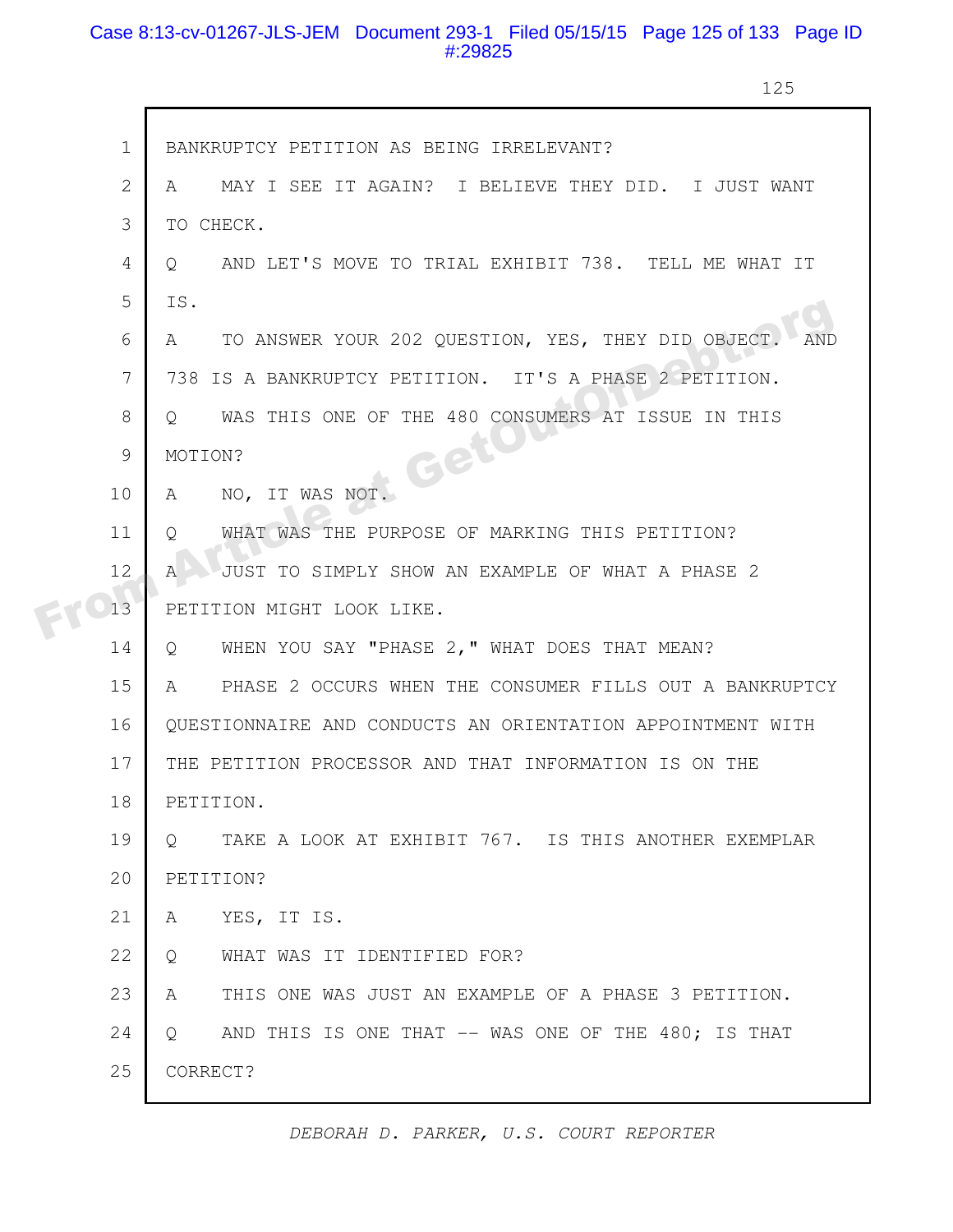1 BANKRUPTCY PETITION AS BEING IRRELEVANT?

2 A MAY I SEE IT AGAIN? I BELIEVE THEY DID. I JUST WANT

3 TO CHECK.

4 Q AND LET'S MOVE TO TRIAL EXHIBIT 738. TELL ME WHAT IT

5 IS.

6 A TO ANSWER YOUR 202 QUESTION, YES, THEY DID OBJECT. AND

7 738 IS A BANKRUPTCY PETITION. IT'S A PHASE 2 PETITION.

8 Q WAS THIS ONE OF THE 480 CONSUMERS AT ISSUE IN THIS

9 MOTION?

10 A NO, IT WAS NOT.

11 Q WHAT WAS THE PURPOSE OF MARKING THIS PETITION?

12 A JUST TO SIMPLY SHOW AN EXAMPLE OF WHAT A PHASE 2

13 PETITION MIGHT LOOK LIKE.

14 Q WHEN YOU SAY "PHASE 2," WHAT DOES THAT MEAN?

15 A PHASE 2 OCCURS WHEN THE CONSUMER FILLS OUT A BANKRUPTCY

16 QUESTIONNAIRE AND CONDUCTS AN ORIENTATION APPOINTMENT WITH

17 THE PETITION PROCESSOR AND THAT INFORMATION IS ON THE

18 PETITION.

19 Q TAKE A LOOK AT EXHIBIT 767. IS THIS ANOTHER EXEMPLAR

20 PETITION?

21 A YES, IT IS.

22 Q WHAT WAS IT IDENTIFIED FOR?

23 A THIS ONE WAS JUST AN EXAMPLE OF A PHASE 3 PETITION.

24 Q AND THIS IS ONE THAT -- WAS ONE OF THE 480; IS THAT

25 CORRECT?

*DEBORAH D. PARKER, U.S. COURT REPORTER*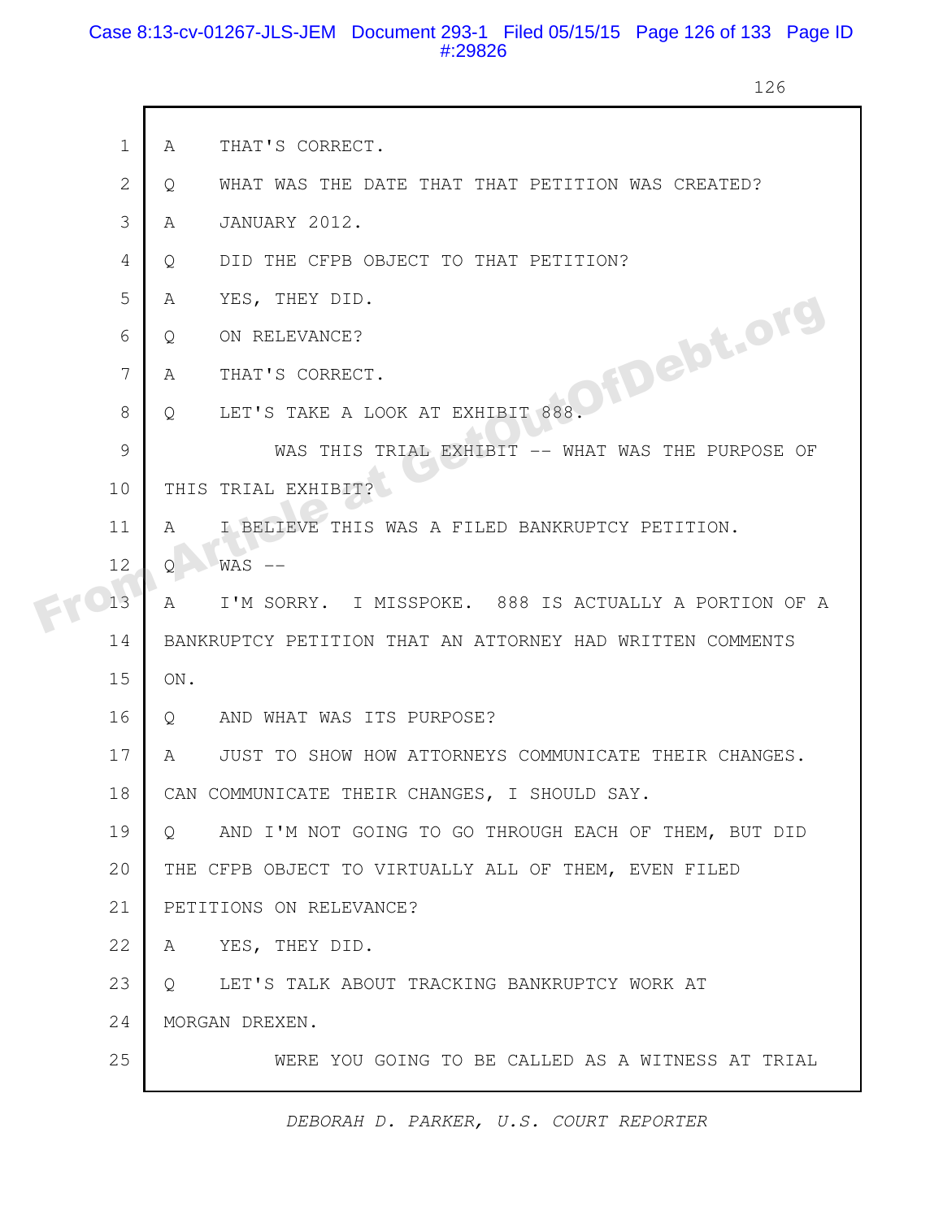1 A THAT'S CORRECT.

2 Q WHAT WAS THE DATE THAT THAT PETITION WAS CREATED?

3 A JANUARY 2012.

4 Q DID THE CFPB OBJECT TO THAT PETITION?

5 A YES, THEY DID.

6 Q ON RELEVANCE?

7 A THAT'S CORRECT.

8 Q LET'S TAKE A LOOK AT EXHIBIT 888.

9 WAS THIS TRIAL EXHIBIT -- WHAT WAS THE PURPOSE OF

10 THIS TRIAL EXHIBIT?

11 A I BELIEVE THIS WAS A FILED BANKRUPTCY PETITION.

12 Q WAS --

13 A I'M SORRY. I MISSPOKE. 888 IS ACTUALLY A PORTION OF A

14 BANKRUPTCY PETITION THAT AN ATTORNEY HAD WRITTEN COMMENTS

15 ON.

16 Q AND WHAT WAS ITS PURPOSE?

17 A JUST TO SHOW HOW ATTORNEYS COMMUNICATE THEIR CHANGES.

18 CAN COMMUNICATE THEIR CHANGES, I SHOULD SAY.

19 Q AND I'M NOT GOING TO GO THROUGH EACH OF THEM, BUT DID

20 THE CFPB OBJECT TO VIRTUALLY ALL OF THEM, EVEN FILED

21 PETITIONS ON RELEVANCE?

22 A YES, THEY DID.

23 Q LET'S TALK ABOUT TRACKING BANKRUPTCY WORK AT

24 MORGAN DREXEN.

25 WERE YOU GOING TO BE CALLED AS A WITNESS AT TRIAL

*DEBORAH D. PARKER, U.S. COURT REPORTER*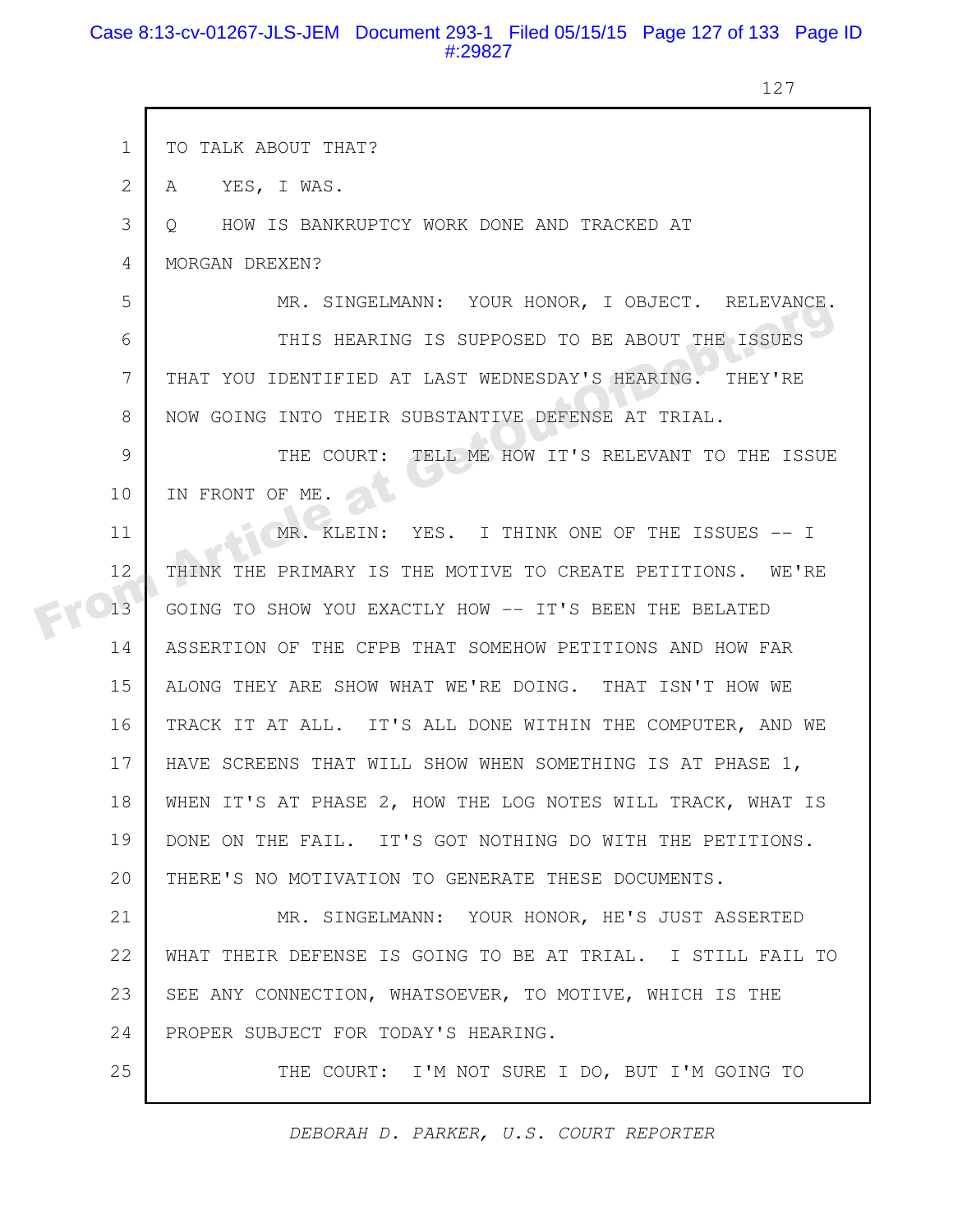1 TO TALK ABOUT THAT?

2 A YES, I WAS.

3 Q HOW IS BANKRUPTCY WORK DONE AND TRACKED AT

4 MORGAN DREXEN?

5 MR. SINGELMANN: YOUR HONOR, I OBJECT. RELEVANCE.

6 THIS HEARING IS SUPPOSED TO BE ABOUT THE ISSUES

7 THAT YOU IDENTIFIED AT LAST WEDNESDAY'S HEARING. THEY'RE

8 NOW GOING INTO THEIR SUBSTANTIVE DEFENSE AT TRIAL.

9 THE COURT: TELL ME HOW IT'S RELEVANT TO THE ISSUE

10 IN FRONT OF ME.

11 MR. KLEIN: YES. I THINK ONE OF THE ISSUES -- I

12 THINK THE PRIMARY IS THE MOTIVE TO CREATE PETITIONS. WE'RE

13 GOING TO SHOW YOU EXACTLY HOW -- IT'S BEEN THE BELATED

14 ASSERTION OF THE CFPB THAT SOMEHOW PETITIONS AND HOW FAR

15 ALONG THEY ARE SHOW WHAT WE'RE DOING. THAT ISN'T HOW WE

16 TRACK IT AT ALL. IT'S ALL DONE WITHIN THE COMPUTER, AND WE

17 HAVE SCREENS THAT WILL SHOW WHEN SOMETHING IS AT PHASE 1,

18 WHEN IT'S AT PHASE 2, HOW THE LOG NOTES WILL TRACK, WHAT IS

19 DONE ON THE FAIL. IT'S GOT NOTHING DO WITH THE PETITIONS.

20 THERE'S NO MOTIVATION TO GENERATE THESE DOCUMENTS.

21 MR. SINGELMANN: YOUR HONOR, HE'S JUST ASSERTED

22 WHAT THEIR DEFENSE IS GOING TO BE AT TRIAL. I STILL FAIL TO

23 SEE ANY CONNECTION, WHATSOEVER, TO MOTIVE, WHICH IS THE

24 PROPER SUBJECT FOR TODAY'S HEARING.

25 THE COURT: I'M NOT SURE I DO, BUT I'M GOING TO

*DEBORAH D. PARKER, U.S. COURT REPORTER*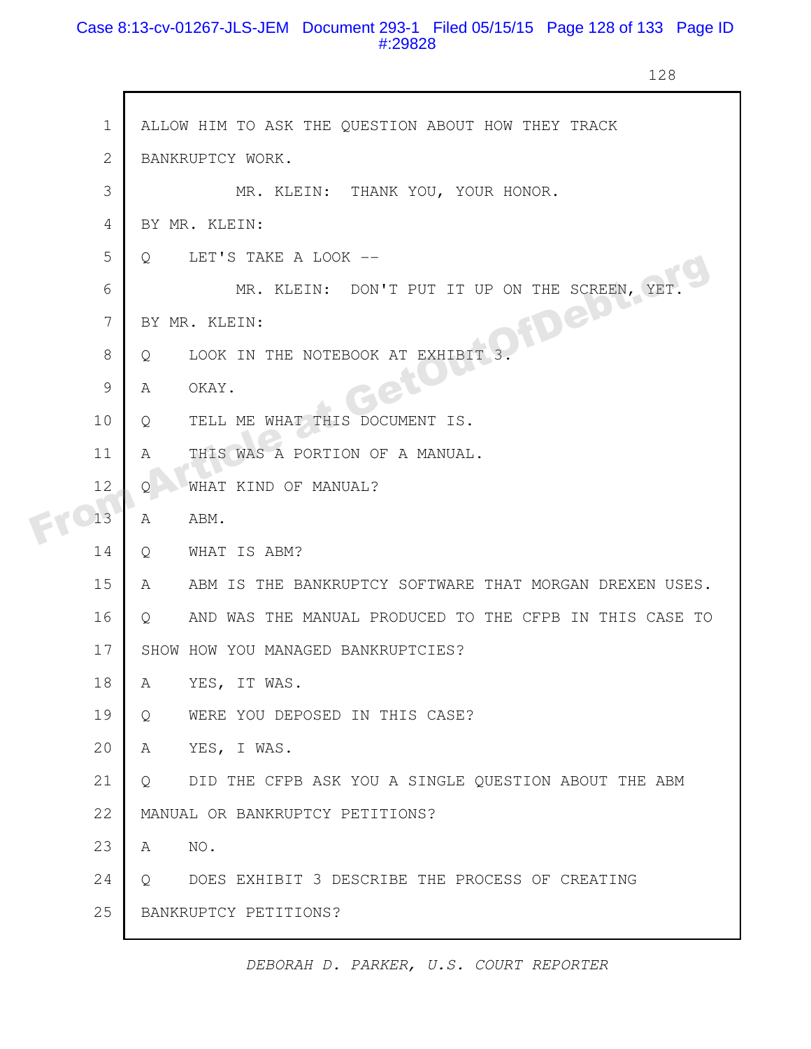1 ALLOW HIM TO ASK THE QUESTION ABOUT HOW THEY TRACK
2 BANKRUPTCY WORK.
3 MR. KLEIN: THANK YOU, YOUR HONOR.
4 BY MR. KLEIN:
5 Q LET'S TAKE A LOOK --
6 MR. KLEIN: DON'T PUT IT UP ON THE SCREEN, YET.
7 BY MR. KLEIN:
8 Q LOOK IN THE NOTEBOOK AT EXHIBIT 3.
9 A OKAY.
10 Q TELL ME WHAT THIS DOCUMENT IS.
11 A THIS WAS A PORTION OF A MANUAL.
12 Q WHAT KIND OF MANUAL?
13 A ABM.
14 Q WHAT IS ABM?
15 A ABM IS THE BANKRUPTCY SOFTWARE THAT MORGAN DREXEN USES.
16 Q AND WAS THE MANUAL PRODUCED TO THE CFPB IN THIS CASE TO
17 SHOW HOW YOU MANAGED BANKRUPTCIES?
18 A YES, IT WAS.
19 Q WERE YOU DEPOSED IN THIS CASE?
20 A YES, I WAS.
21 Q DID THE CFPB ASK YOU A SINGLE QUESTION ABOUT THE ABM
22 MANUAL OR BANKRUPTCY PETITIONS?
23 A NO.
24 Q DOES EXHIBIT 3 DESCRIBE THE PROCESS OF CREATING
25 BANKRUPTCY PETITIONS?

*DEBORAH D. PARKER, U.S. COURT REPORTER*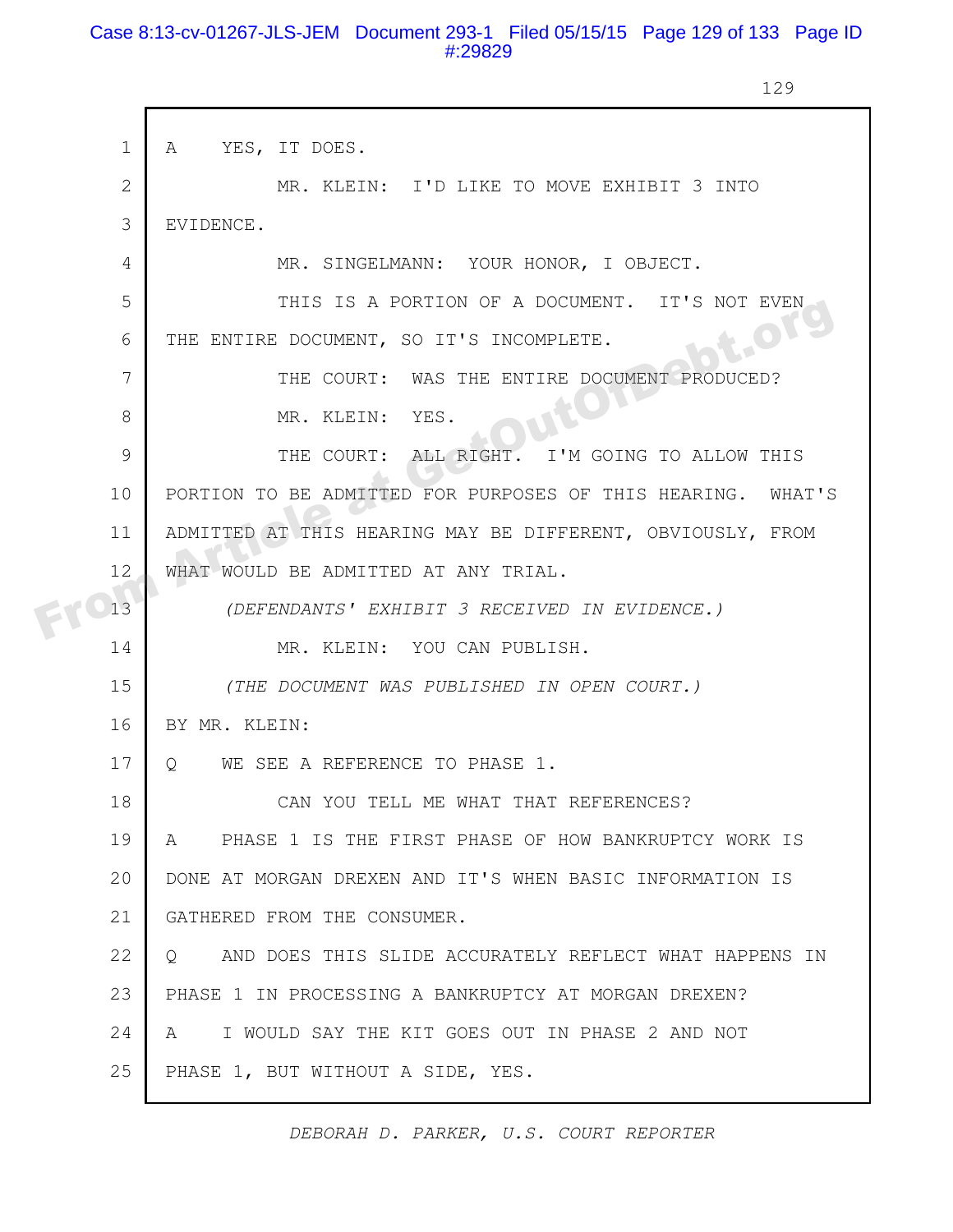A YES, IT DOES.

MR. KLEIN: I'D LIKE TO MOVE EXHIBIT 3 INTO EVIDENCE.

MR. SINGELMANN: YOUR HONOR, I OBJECT.

THIS IS A PORTION OF A DOCUMENT. IT'S NOT EVEN THE ENTIRE DOCUMENT, SO IT'S INCOMPLETE.

THE COURT: WAS THE ENTIRE DOCUMENT PRODUCED?

MR. KLEIN: YES.

THE COURT: ALL RIGHT. I'M GOING TO ALLOW THIS PORTION TO BE ADMITTED FOR PURPOSES OF THIS HEARING. WHAT'S ADMITTED AT THIS HEARING MAY BE DIFFERENT, OBVIOUSLY, FROM WHAT WOULD BE ADMITTED AT ANY TRIAL.

*(DEFENDANTS' EXHIBIT 3 RECEIVED IN EVIDENCE.)*

MR. KLEIN: YOU CAN PUBLISH.

*(THE DOCUMENT WAS PUBLISHED IN OPEN COURT.)*

BY MR. KLEIN:

Q WE SEE A REFERENCE TO PHASE 1.

CAN YOU TELL ME WHAT THAT REFERENCES?

A PHASE 1 IS THE FIRST PHASE OF HOW BANKRUPTCY WORK IS DONE AT MORGAN DREXEN AND IT'S WHEN BASIC INFORMATION IS GATHERED FROM THE CONSUMER.

Q AND DOES THIS SLIDE ACCURATELY REFLECT WHAT HAPPENS IN PHASE 1 IN PROCESSING A BANKRUPTCY AT MORGAN DREXEN?

A I WOULD SAY THE KIT GOES OUT IN PHASE 2 AND NOT PHASE 1, BUT WITHOUT A SIDE, YES.

*DEBORAH D. PARKER, U.S. COURT REPORTER*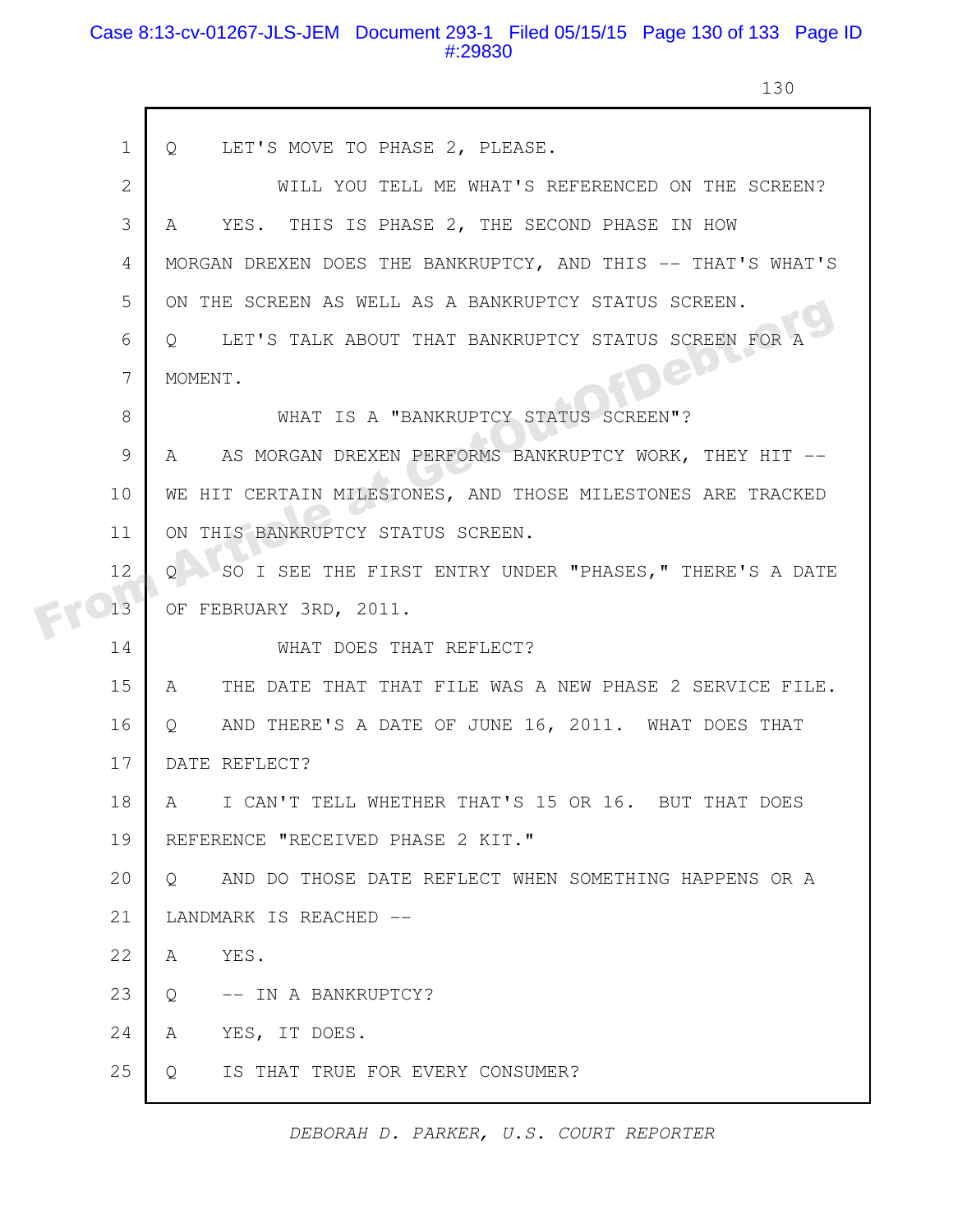1 Q LET'S MOVE TO PHASE 2, PLEASE.

2 WILL YOU TELL ME WHAT'S REFERENCED ON THE SCREEN?

3 A YES. THIS IS PHASE 2, THE SECOND PHASE IN HOW

4 MORGAN DREXEN DOES THE BANKRUPTCY, AND THIS -- THAT'S WHAT'S

5 ON THE SCREEN AS WELL AS A BANKRUPTCY STATUS SCREEN.

6 Q LET'S TALK ABOUT THAT BANKRUPTCY STATUS SCREEN FOR A

7 MOMENT.

8 WHAT IS A "BANKRUPTCY STATUS SCREEN"?

9 A AS MORGAN DREXEN PERFORMS BANKRUPTCY WORK, THEY HIT --

10 WE HIT CERTAIN MILESTONES, AND THOSE MILESTONES ARE TRACKED

11 ON THIS BANKRUPTCY STATUS SCREEN.

12 Q SO I SEE THE FIRST ENTRY UNDER "PHASES," THERE'S A DATE

13 OF FEBRUARY 3RD, 2011.

14 WHAT DOES THAT REFLECT?

15 A THE DATE THAT THAT FILE WAS A NEW PHASE 2 SERVICE FILE.

16 Q AND THERE'S A DATE OF JUNE 16, 2011. WHAT DOES THAT

17 DATE REFLECT?

18 A I CAN'T TELL WHETHER THAT'S 15 OR 16. BUT THAT DOES

19 REFERENCE "RECEIVED PHASE 2 KIT."

20 Q AND DO THOSE DATE REFLECT WHEN SOMETHING HAPPENS OR A

21 LANDMARK IS REACHED --

22 A YES.

23 Q -- IN A BANKRUPTCY?

24 A YES, IT DOES.

25 Q IS THAT TRUE FOR EVERY CONSUMER?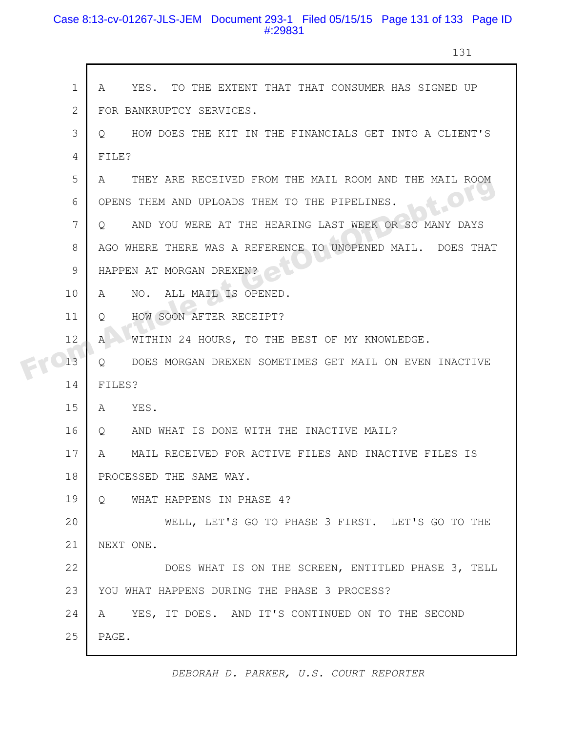A YES. TO THE EXTENT THAT THAT CONSUMER HAS SIGNED UP FOR BANKRUPTCY SERVICES.

Q HOW DOES THE KIT IN THE FINANCIALS GET INTO A CLIENT'S FILE?

A THEY ARE RECEIVED FROM THE MAIL ROOM AND THE MAIL ROOM OPENS THEM AND UPLOADS THEM TO THE PIPELINES.

Q AND YOU WERE AT THE HEARING LAST WEEK OR SO MANY DAYS AGO WHERE THERE WAS A REFERENCE TO UNOPENED MAIL. DOES THAT HAPPEN AT MORGAN DREXEN?

A NO. ALL MAIL IS OPENED.

Q HOW SOON AFTER RECEIPT?

A WITHIN 24 HOURS, TO THE BEST OF MY KNOWLEDGE.

Q DOES MORGAN DREXEN SOMETIMES GET MAIL ON EVEN INACTIVE FILES?

A YES.

Q AND WHAT IS DONE WITH THE INACTIVE MAIL?

A MAIL RECEIVED FOR ACTIVE FILES AND INACTIVE FILES IS PROCESSED THE SAME WAY.

Q WHAT HAPPENS IN PHASE 4?

WELL, LET'S GO TO PHASE 3 FIRST. LET'S GO TO THE NEXT ONE.

DOES WHAT IS ON THE SCREEN, ENTITLED PHASE 3, TELL YOU WHAT HAPPENS DURING THE PHASE 3 PROCESS?

A YES, IT DOES. AND IT'S CONTINUED ON TO THE SECOND PAGE.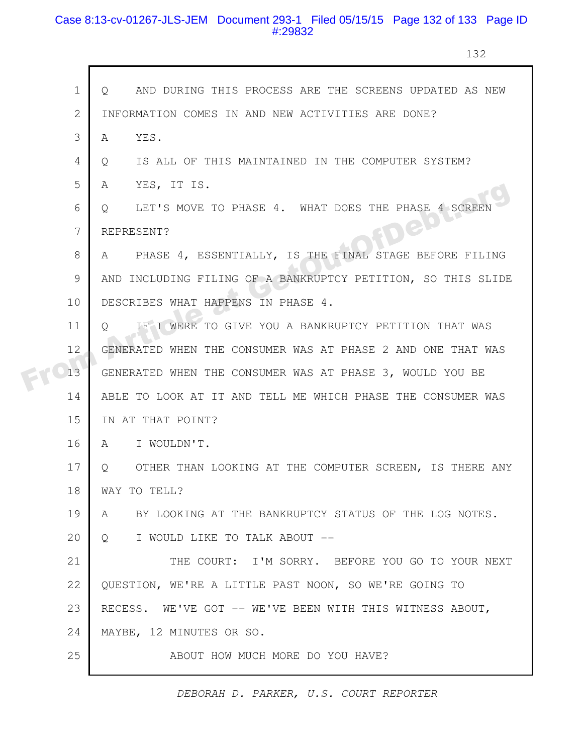1 Q AND DURING THIS PROCESS ARE THE SCREENS UPDATED AS NEW
2 INFORMATION COMES IN AND NEW ACTIVITIES ARE DONE?
3 A YES.
4 Q IS ALL OF THIS MAINTAINED IN THE COMPUTER SYSTEM?
5 A YES, IT IS.
6 Q LET'S MOVE TO PHASE 4. WHAT DOES THE PHASE 4 SCREEN
7 REPRESENT?
8 A PHASE 4, ESSENTIALLY, IS THE FINAL STAGE BEFORE FILING
9 AND INCLUDING FILING OF A BANKRUPTCY PETITION, SO THIS SLIDE
10 DESCRIBES WHAT HAPPENS IN PHASE 4.
11 Q IF I WERE TO GIVE YOU A BANKRUPTCY PETITION THAT WAS
12 GENERATED WHEN THE CONSUMER WAS AT PHASE 2 AND ONE THAT WAS
13 GENERATED WHEN THE CONSUMER WAS AT PHASE 3, WOULD YOU BE
14 ABLE TO LOOK AT IT AND TELL ME WHICH PHASE THE CONSUMER WAS
15 IN AT THAT POINT?
16 A I WOULDN'T.
17 Q OTHER THAN LOOKING AT THE COMPUTER SCREEN, IS THERE ANY
18 WAY TO TELL?
19 A BY LOOKING AT THE BANKRUPTCY STATUS OF THE LOG NOTES.
20 Q I WOULD LIKE TO TALK ABOUT --
21 THE COURT: I'M SORRY. BEFORE YOU GO TO YOUR NEXT
22 QUESTION, WE'RE A LITTLE PAST NOON, SO WE'RE GOING TO
23 RECESS. WE'VE GOT -- WE'VE BEEN WITH THIS WITNESS ABOUT,
24 MAYBE, 12 MINUTES OR SO.
25 ABOUT HOW MUCH MORE DO YOU HAVE?

*DEBORAH D. PARKER, U.S. COURT REPORTER*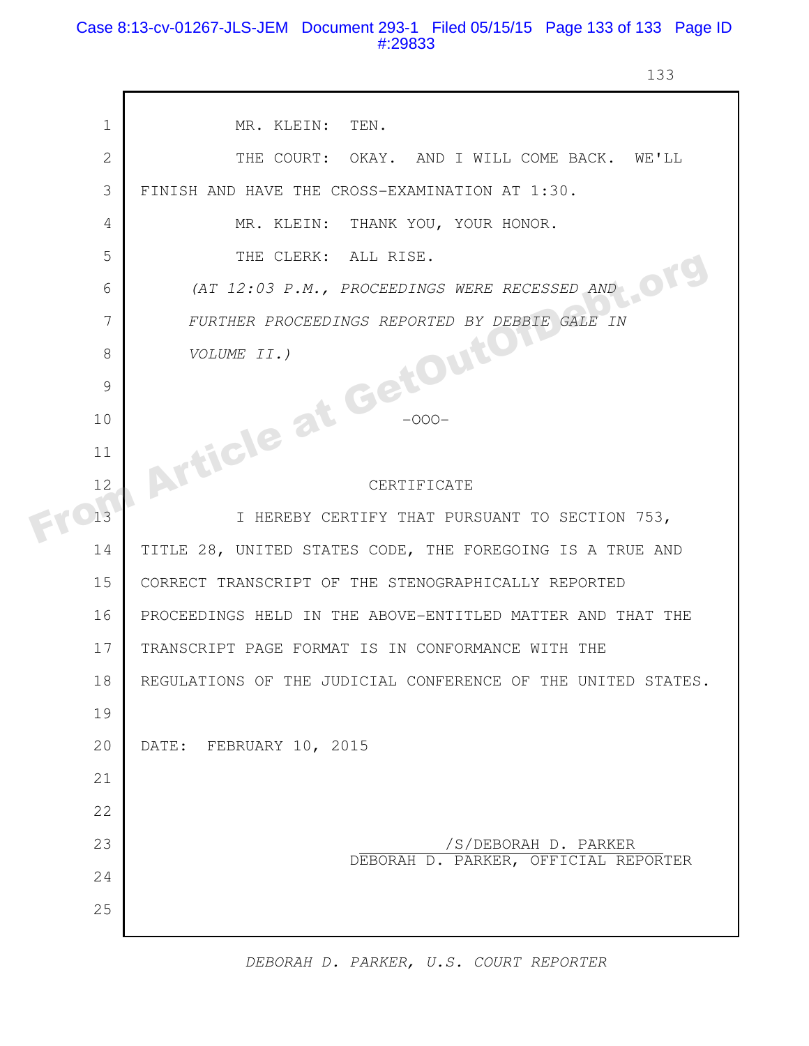MR. KLEIN: TEN.

THE COURT: OKAY. AND I WILL COME BACK. WE'LL FINISH AND HAVE THE CROSS-EXAMINATION AT 1:30.

MR. KLEIN: THANK YOU, YOUR HONOR.

THE CLERK: ALL RISE.

*(AT 12:03 P.M., PROCEEDINGS WERE RECESSED AND FURTHER PROCEEDINGS REPORTED BY DEBBIE GALE IN VOLUME II.)*

-OOO-

CERTIFICATE

I HEREBY CERTIFY THAT PURSUANT TO SECTION 753, TITLE 28, UNITED STATES CODE, THE FOREGOING IS A TRUE AND CORRECT TRANSCRIPT OF THE STENOGRAPHICALLY REPORTED PROCEEDINGS HELD IN THE ABOVE-ENTITLED MATTER AND THAT THE TRANSCRIPT PAGE FORMAT IS IN CONFORMANCE WITH THE REGULATIONS OF THE JUDICIAL CONFERENCE OF THE UNITED STATES.

DATE: FEBRUARY 10, 2015

/S/DEBORAH D. PARKER
DEBORAH D. PARKER, OFFICIAL REPORTER